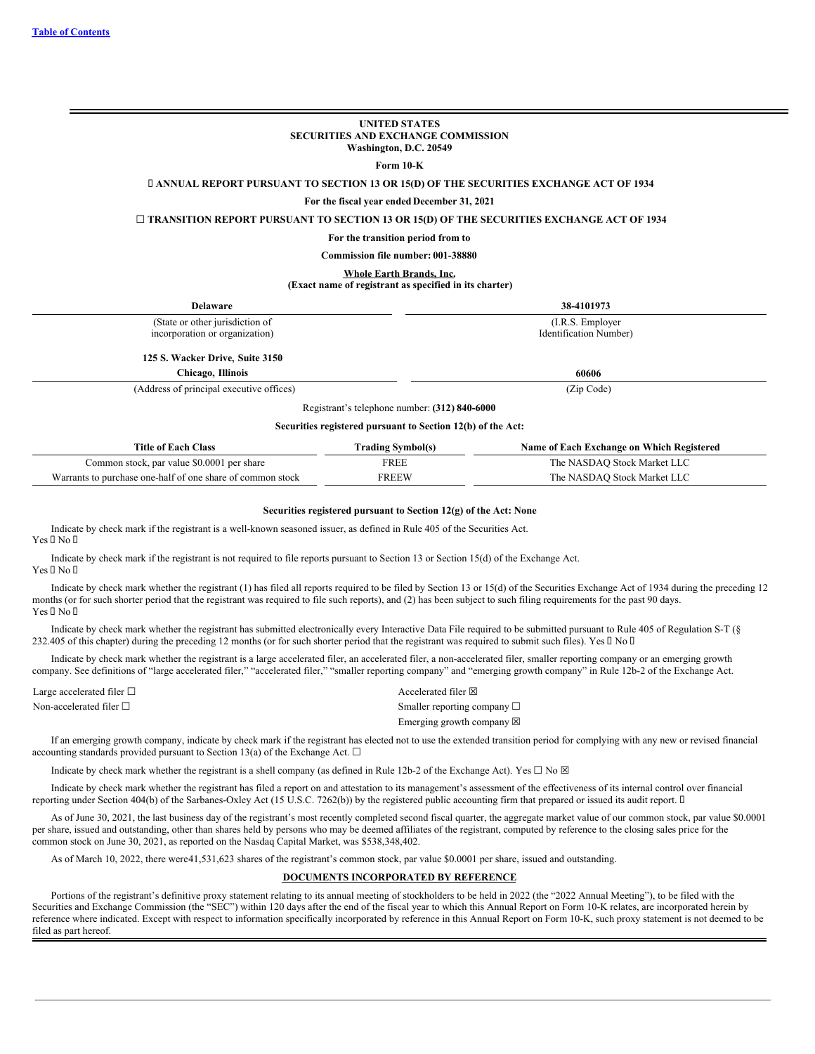[Table of Contents](#)

**UNITED STATES**
**SECURITIES AND EXCHANGE COMMISSION**
**Washington, D.C. 20549**

**Form 10-K**

**☒ ANNUAL REPORT PURSUANT TO SECTION 13 OR 15(D) OF THE SECURITIES EXCHANGE ACT OF 1934**

**For the fiscal year ended December 31, 2021**

**☐ TRANSITION REPORT PURSUANT TO SECTION 13 OR 15(D) OF THE SECURITIES EXCHANGE ACT OF 1934**

**For the transition period from to**

**Commission file number: 001-38880**

**Whole Earth Brands, Inc.**
**(Exact name of registrant as specified in its charter)**

| **Delaware** | **38-4101973** |
|---|---|
| (State or other jurisdiction of incorporation or organization) | (I.R.S. Employer Identification Number) |
| **125 S. Wacker Drive, Suite 3150** **Chicago, Illinois** | **60606** |
| (Address of principal executive offices) | (Zip Code) |

Registrant's telephone number: **(312) 840-6000**

**Securities registered pursuant to Section 12(b) of the Act:**

| Title of Each Class | Trading Symbol(s) | Name of Each Exchange on Which Registered |
|---|---|---|
| Common stock, par value $0.0001 per share | FREE | The NASDAQ Stock Market LLC |
| Warrants to purchase one-half of one share of common stock | FREEW | The NASDAQ Stock Market LLC |

**Securities registered pursuant to Section 12(g) of the Act: None**

Indicate by check mark if the registrant is a well-known seasoned issuer, as defined in Rule 405 of the Securities Act.
Yes ☐ No ☒

Indicate by check mark if the registrant is not required to file reports pursuant to Section 13 or Section 15(d) of the Exchange Act.
Yes ☐ No ☒

Indicate by check mark whether the registrant (1) has filed all reports required to be filed by Section 13 or 15(d) of the Securities Exchange Act of 1934 during the preceding 12 months (or for such shorter period that the registrant was required to file such reports), and (2) has been subject to such filing requirements for the past 90 days.
Yes ☒ No ☐

Indicate by check mark whether the registrant has submitted electronically every Interactive Data File required to be submitted pursuant to Rule 405 of Regulation S-T (§ 232.405 of this chapter) during the preceding 12 months (or for such shorter period that the registrant was required to submit such files). Yes ☒ No ☐

Indicate by check mark whether the registrant is a large accelerated filer, an accelerated filer, a non-accelerated filer, smaller reporting company or an emerging growth company. See definitions of "large accelerated filer," "accelerated filer," "smaller reporting company" and "emerging growth company" in Rule 12b-2 of the Exchange Act.

| | |
|---|---|
| Large accelerated filer ☐ | Accelerated filer ☒ |
| Non-accelerated filer ☐ | Smaller reporting company ☐ |
| | Emerging growth company ☒ |

If an emerging growth company, indicate by check mark if the registrant has elected not to use the extended transition period for complying with any new or revised financial accounting standards provided pursuant to Section 13(a) of the Exchange Act. ☐

Indicate by check mark whether the registrant is a shell company (as defined in Rule 12b-2 of the Exchange Act). Yes ☐ No ☒

Indicate by check mark whether the registrant has filed a report on and attestation to its management's assessment of the effectiveness of its internal control over financial reporting under Section 404(b) of the Sarbanes-Oxley Act (15 U.S.C. 7262(b)) by the registered public accounting firm that prepared or issued its audit report. ☒

As of June 30, 2021, the last business day of the registrant's most recently completed second fiscal quarter, the aggregate market value of our common stock, par value $0.0001 per share, issued and outstanding, other than shares held by persons who may be deemed affiliates of the registrant, computed by reference to the closing sales price for the common stock on June 30, 2021, as reported on the Nasdaq Capital Market, was $538,348,402.

As of March 10, 2022, there were41,531,623 shares of the registrant's common stock, par value $0.0001 per share, issued and outstanding.

**DOCUMENTS INCORPORATED BY REFERENCE**

Portions of the registrant's definitive proxy statement relating to its annual meeting of stockholders to be held in 2022 (the "2022 Annual Meeting"), to be filed with the Securities and Exchange Commission (the "SEC") within 120 days after the end of the fiscal year to which this Annual Report on Form 10-K relates, are incorporated herein by reference where indicated. Except with respect to information specifically incorporated by reference in this Annual Report on Form 10-K, such proxy statement is not deemed to be filed as part hereof.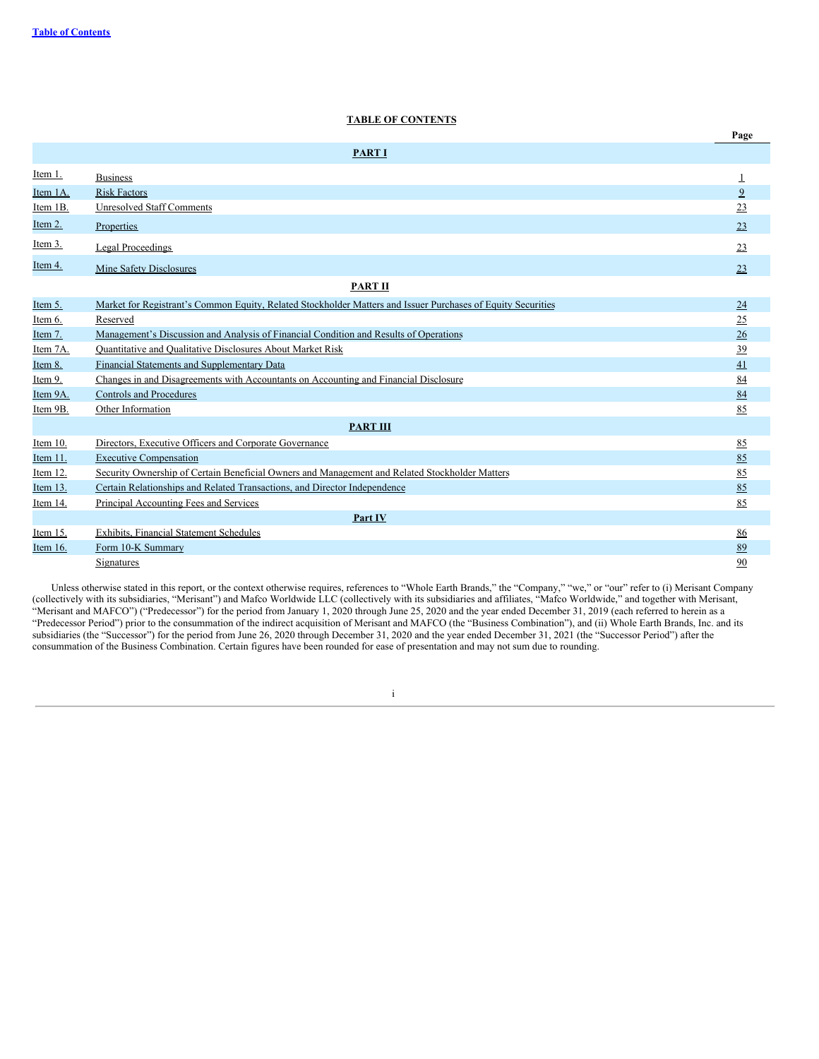Table of Contents

**TABLE OF CONTENTS**

| | | Page |
|---|---|---|
| | **PART I** | |
| Item 1. | Business | 1 |
| Item 1A. | Risk Factors | 9 |
| Item 1B. | Unresolved Staff Comments | 23 |
| Item 2. | Properties | 23 |
| Item 3. | Legal Proceedings | 23 |
| Item 4. | Mine Safety Disclosures | 23 |
| | **PART II** | |
| Item 5. | Market for Registrant's Common Equity, Related Stockholder Matters and Issuer Purchases of Equity Securities | 24 |
| Item 6. | Reserved | 25 |
| Item 7. | Management's Discussion and Analysis of Financial Condition and Results of Operations | 26 |
| Item 7A. | Quantitative and Qualitative Disclosures About Market Risk | 39 |
| Item 8. | Financial Statements and Supplementary Data | 41 |
| Item 9. | Changes in and Disagreements with Accountants on Accounting and Financial Disclosure | 84 |
| Item 9A. | Controls and Procedures | 84 |
| Item 9B. | Other Information | 85 |
| | **PART III** | |
| Item 10. | Directors, Executive Officers and Corporate Governance | 85 |
| Item 11. | Executive Compensation | 85 |
| Item 12. | Security Ownership of Certain Beneficial Owners and Management and Related Stockholder Matters | 85 |
| Item 13. | Certain Relationships and Related Transactions, and Director Independence | 85 |
| Item 14. | Principal Accounting Fees and Services | 85 |
| | **Part IV** | |
| Item 15. | Exhibits, Financial Statement Schedules | 86 |
| Item 16. | Form 10-K Summary | 89 |
| | Signatures | 90 |

Unless otherwise stated in this report, or the context otherwise requires, references to "Whole Earth Brands," the "Company," "we," or "our" refer to (i) Merisant Company (collectively with its subsidiaries, "Merisant") and Mafco Worldwide LLC (collectively with its subsidiaries and affiliates, "Mafco Worldwide," and together with Merisant, "Merisant and MAFCO") ("Predecessor") for the period from January 1, 2020 through June 25, 2020 and the year ended December 31, 2019 (each referred to herein as a "Predecessor Period") prior to the consummation of the indirect acquisition of Merisant and MAFCO (the "Business Combination"), and (ii) Whole Earth Brands, Inc. and its subsidiaries (the "Successor") for the period from June 26, 2020 through December 31, 2020 and the year ended December 31, 2021 (the "Successor Period") after the consummation of the Business Combination. Certain figures have been rounded for ease of presentation and may not sum due to rounding.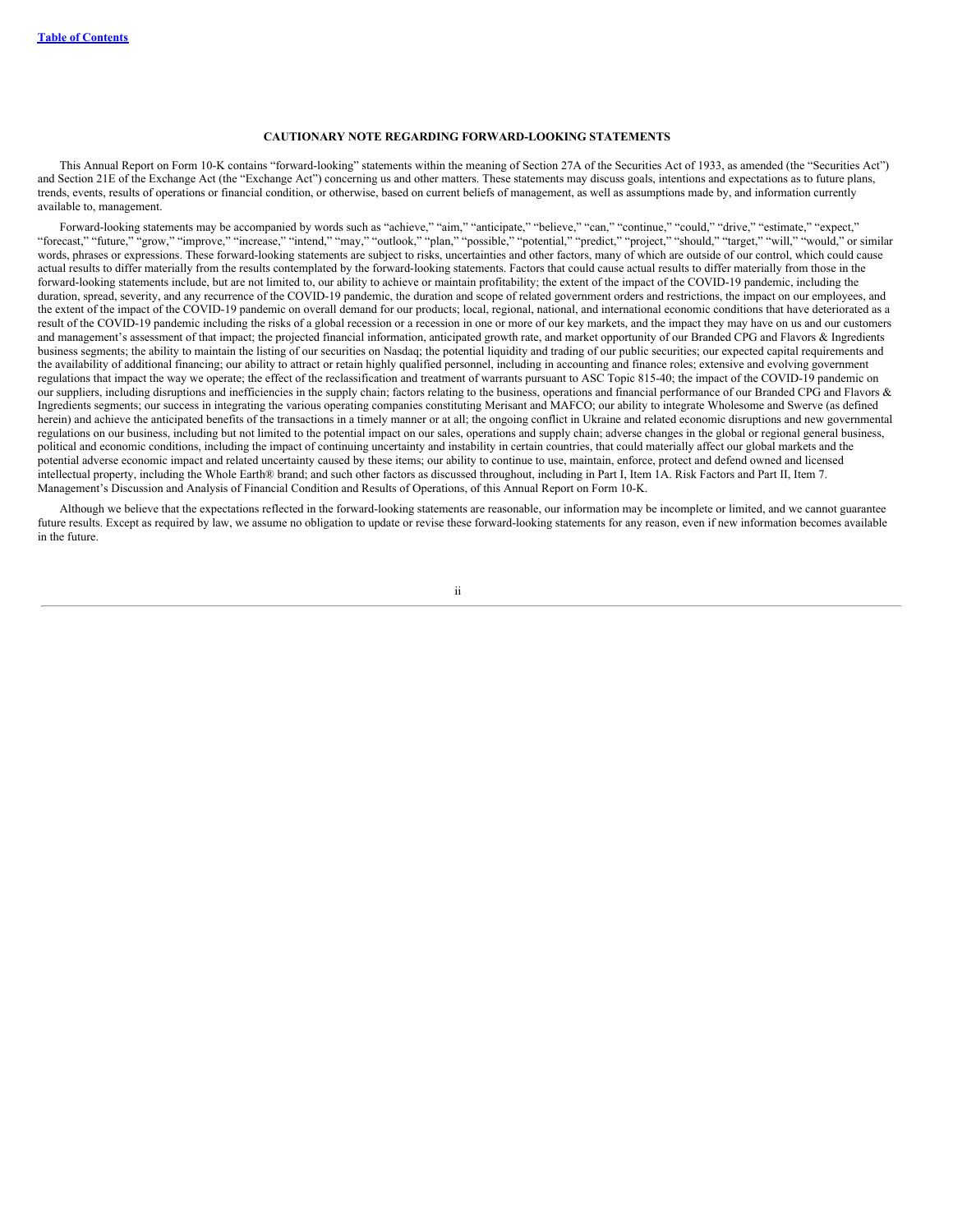## CAUTIONARY NOTE REGARDING FORWARD-LOOKING STATEMENTS

This Annual Report on Form 10-K contains “forward-looking” statements within the meaning of Section 27A of the Securities Act of 1933, as amended (the “Securities Act”) and Section 21E of the Exchange Act (the “Exchange Act”) concerning us and other matters. These statements may discuss goals, intentions and expectations as to future plans, trends, events, results of operations or financial condition, or otherwise, based on current beliefs of management, as well as assumptions made by, and information currently available to, management.

Forward-looking statements may be accompanied by words such as “achieve,” “aim,” “anticipate,” “believe,” “can,” “continue,” “could,” “drive,” “estimate,” “expect,” “forecast,” “future,” “grow,” “improve,” “increase,” “intend,” “may,” “outlook,” “plan,” “possible,” “potential,” “predict,” “project,” “should,” “target,” “will,” “would,” or similar words, phrases or expressions. These forward-looking statements are subject to risks, uncertainties and other factors, many of which are outside of our control, which could cause actual results to differ materially from the results contemplated by the forward-looking statements. Factors that could cause actual results to differ materially from those in the forward-looking statements include, but are not limited to, our ability to achieve or maintain profitability; the extent of the impact of the COVID-19 pandemic, including the duration, spread, severity, and any recurrence of the COVID-19 pandemic, the duration and scope of related government orders and restrictions, the impact on our employees, and the extent of the impact of the COVID-19 pandemic on overall demand for our products; local, regional, national, and international economic conditions that have deteriorated as a result of the COVID-19 pandemic including the risks of a global recession or a recession in one or more of our key markets, and the impact they may have on us and our customers and management’s assessment of that impact; the projected financial information, anticipated growth rate, and market opportunity of our Branded CPG and Flavors & Ingredients business segments; the ability to maintain the listing of our securities on Nasdaq; the potential liquidity and trading of our public securities; our expected capital requirements and the availability of additional financing; our ability to attract or retain highly qualified personnel, including in accounting and finance roles; extensive and evolving government regulations that impact the way we operate; the effect of the reclassification and treatment of warrants pursuant to ASC Topic 815-40; the impact of the COVID-19 pandemic on our suppliers, including disruptions and inefficiencies in the supply chain; factors relating to the business, operations and financial performance of our Branded CPG and Flavors & Ingredients segments; our success in integrating the various operating companies constituting Merisant and MAFCO; our ability to integrate Wholesome and Swerve (as defined herein) and achieve the anticipated benefits of the transactions in a timely manner or at all; the ongoing conflict in Ukraine and related economic disruptions and new governmental regulations on our business, including but not limited to the potential impact on our sales, operations and supply chain; adverse changes in the global or regional general business, political and economic conditions, including the impact of continuing uncertainty and instability in certain countries, that could materially affect our global markets and the potential adverse economic impact and related uncertainty caused by these items; our ability to continue to use, maintain, enforce, protect and defend owned and licensed intellectual property, including the Whole Earth® brand; and such other factors as discussed throughout, including in Part I, Item 1A. Risk Factors and Part II, Item 7. Management’s Discussion and Analysis of Financial Condition and Results of Operations, of this Annual Report on Form 10-K.

Although we believe that the expectations reflected in the forward-looking statements are reasonable, our information may be incomplete or limited, and we cannot guarantee future results. Except as required by law, we assume no obligation to update or revise these forward-looking statements for any reason, even if new information becomes available in the future.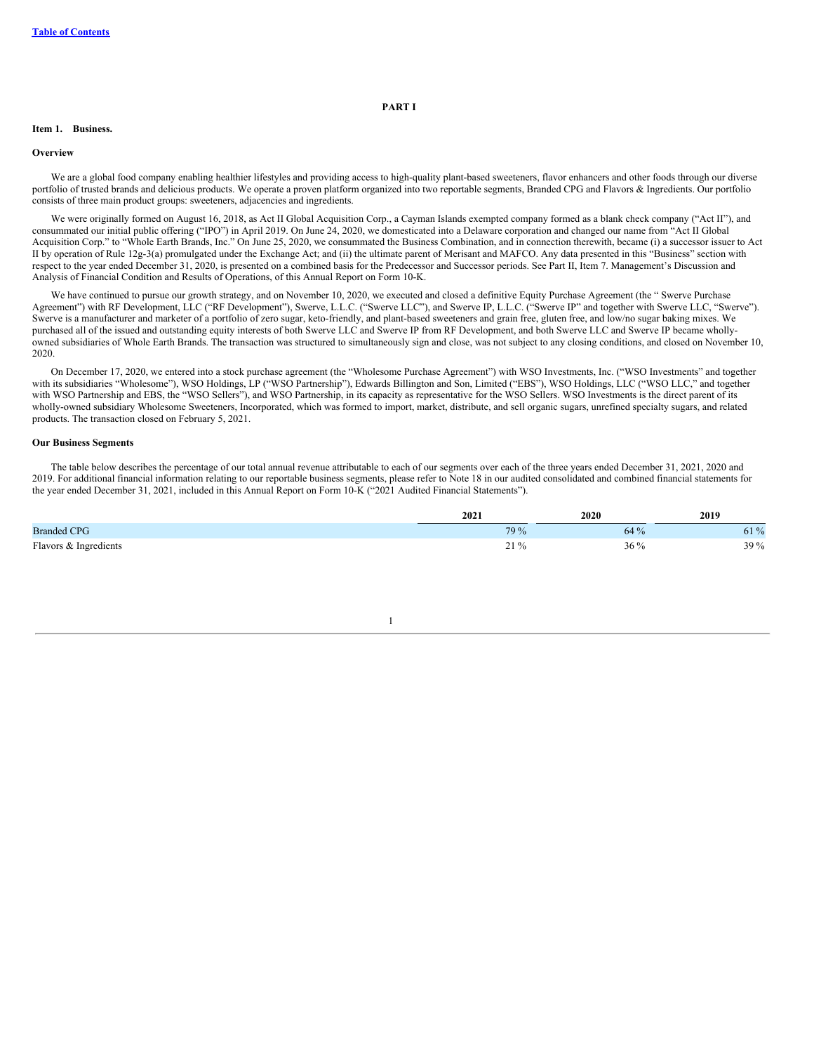[Table of Contents](#)

# PART I

## Item 1. Business.

### Overview

We are a global food company enabling healthier lifestyles and providing access to high-quality plant-based sweeteners, flavor enhancers and other foods through our diverse portfolio of trusted brands and delicious products. We operate a proven platform organized into two reportable segments, Branded CPG and Flavors & Ingredients. Our portfolio consists of three main product groups: sweeteners, adjacencies and ingredients.

We were originally formed on August 16, 2018, as Act II Global Acquisition Corp., a Cayman Islands exempted company formed as a blank check company ("Act II"), and consummated our initial public offering ("IPO") in April 2019. On June 24, 2020, we domesticated into a Delaware corporation and changed our name from "Act II Global Acquisition Corp." to "Whole Earth Brands, Inc." On June 25, 2020, we consummated the Business Combination, and in connection therewith, became (i) a successor issuer to Act II by operation of Rule 12g-3(a) promulgated under the Exchange Act; and (ii) the ultimate parent of Merisant and MAFCO. Any data presented in this "Business" section with respect to the year ended December 31, 2020, is presented on a combined basis for the Predecessor and Successor periods. See Part II, Item 7. Management's Discussion and Analysis of Financial Condition and Results of Operations, of this Annual Report on Form 10-K.

We have continued to pursue our growth strategy, and on November 10, 2020, we executed and closed a definitive Equity Purchase Agreement (the " Swerve Purchase Agreement") with RF Development, LLC ("RF Development"), Swerve, L.L.C. ("Swerve LLC"), and Swerve IP, L.L.C. ("Swerve IP" and together with Swerve LLC, "Swerve"). Swerve is a manufacturer and marketer of a portfolio of zero sugar, keto-friendly, and plant-based sweeteners and grain free, gluten free, and low/no sugar baking mixes. We purchased all of the issued and outstanding equity interests of both Swerve LLC and Swerve IP from RF Development, and both Swerve LLC and Swerve IP became wholly-owned subsidiaries of Whole Earth Brands. The transaction was structured to simultaneously sign and close, was not subject to any closing conditions, and closed on November 10, 2020.

On December 17, 2020, we entered into a stock purchase agreement (the "Wholesome Purchase Agreement") with WSO Investments, Inc. ("WSO Investments" and together with its subsidiaries "Wholesome"), WSO Holdings, LP ("WSO Partnership"), Edwards Billington and Son, Limited ("EBS"), WSO Holdings, LLC ("WSO LLC," and together with WSO Partnership and EBS, the "WSO Sellers"), and WSO Partnership, in its capacity as representative for the WSO Sellers. WSO Investments is the direct parent of its wholly-owned subsidiary Wholesome Sweeteners, Incorporated, which was formed to import, market, distribute, and sell organic sugars, unrefined specialty sugars, and related products. The transaction closed on February 5, 2021.

### Our Business Segments

The table below describes the percentage of our total annual revenue attributable to each of our segments over each of the three years ended December 31, 2021, 2020 and 2019. For additional financial information relating to our reportable business segments, please refer to Note 18 in our audited consolidated and combined financial statements for the year ended December 31, 2021, included in this Annual Report on Form 10-K ("2021 Audited Financial Statements").

| | 2021 | 2020 | 2019 |
|---|---|---|---|
| Branded CPG | 79 % | 64 % | 61 % |
| Flavors & Ingredients | 21 % | 36 % | 39 % |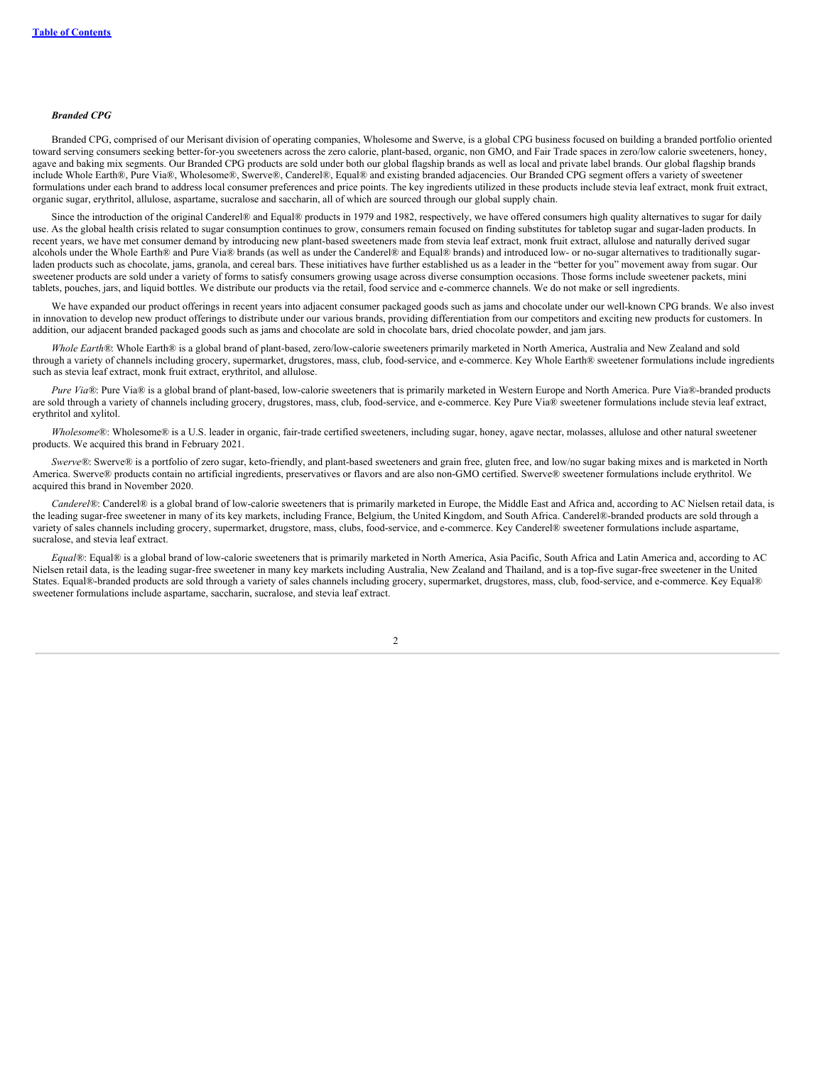### *Branded CPG*

Branded CPG, comprised of our Merisant division of operating companies, Wholesome and Swerve, is a global CPG business focused on building a branded portfolio oriented toward serving consumers seeking better-for-you sweeteners across the zero calorie, plant-based, organic, non GMO, and Fair Trade spaces in zero/low calorie sweeteners, honey, agave and baking mix segments. Our Branded CPG products are sold under both our global flagship brands as well as local and private label brands. Our global flagship brands include Whole Earth®, Pure Via®, Wholesome®, Swerve®, Canderel®, Equal® and existing branded adjacencies. Our Branded CPG segment offers a variety of sweetener formulations under each brand to address local consumer preferences and price points. The key ingredients utilized in these products include stevia leaf extract, monk fruit extract, organic sugar, erythritol, allulose, aspartame, sucralose and saccharin, all of which are sourced through our global supply chain.

Since the introduction of the original Canderel® and Equal® products in 1979 and 1982, respectively, we have offered consumers high quality alternatives to sugar for daily use. As the global health crisis related to sugar consumption continues to grow, consumers remain focused on finding substitutes for tabletop sugar and sugar-laden products. In recent years, we have met consumer demand by introducing new plant-based sweeteners made from stevia leaf extract, monk fruit extract, allulose and naturally derived sugar alcohols under the Whole Earth® and Pure Via® brands (as well as under the Canderel® and Equal® brands) and introduced low- or no-sugar alternatives to traditionally sugar-laden products such as chocolate, jams, granola, and cereal bars. These initiatives have further established us as a leader in the "better for you" movement away from sugar. Our sweetener products are sold under a variety of forms to satisfy consumers growing usage across diverse consumption occasions. Those forms include sweetener packets, mini tablets, pouches, jars, and liquid bottles. We distribute our products via the retail, food service and e-commerce channels. We do not make or sell ingredients.

We have expanded our product offerings in recent years into adjacent consumer packaged goods such as jams and chocolate under our well-known CPG brands. We also invest in innovation to develop new product offerings to distribute under our various brands, providing differentiation from our competitors and exciting new products for customers. In addition, our adjacent branded packaged goods such as jams and chocolate are sold in chocolate bars, dried chocolate powder, and jam jars.

*Whole Earth®*: Whole Earth® is a global brand of plant-based, zero/low-calorie sweeteners primarily marketed in North America, Australia and New Zealand and sold through a variety of channels including grocery, supermarket, drugstores, mass, club, food-service, and e-commerce. Key Whole Earth® sweetener formulations include ingredients such as stevia leaf extract, monk fruit extract, erythritol, and allulose.

*Pure Via®*: Pure Via® is a global brand of plant-based, low-calorie sweeteners that is primarily marketed in Western Europe and North America. Pure Via®-branded products are sold through a variety of channels including grocery, drugstores, mass, club, food-service, and e-commerce. Key Pure Via® sweetener formulations include stevia leaf extract, erythritol and xylitol.

*Wholesome®*: Wholesome® is a U.S. leader in organic, fair-trade certified sweeteners, including sugar, honey, agave nectar, molasses, allulose and other natural sweetener products. We acquired this brand in February 2021.

*Swerve®*: Swerve® is a portfolio of zero sugar, keto-friendly, and plant-based sweeteners and grain free, gluten free, and low/no sugar baking mixes and is marketed in North America. Swerve® products contain no artificial ingredients, preservatives or flavors and are also non-GMO certified. Swerve® sweetener formulations include erythritol. We acquired this brand in November 2020.

*Canderel®*: Canderel® is a global brand of low-calorie sweeteners that is primarily marketed in Europe, the Middle East and Africa and, according to AC Nielsen retail data, is the leading sugar-free sweetener in many of its key markets, including France, Belgium, the United Kingdom, and South Africa. Canderel®-branded products are sold through a variety of sales channels including grocery, supermarket, drugstore, mass, clubs, food-service, and e-commerce. Key Canderel® sweetener formulations include aspartame, sucralose, and stevia leaf extract.

*Equal®*: Equal® is a global brand of low-calorie sweeteners that is primarily marketed in North America, Asia Pacific, South Africa and Latin America and, according to AC Nielsen retail data, is the leading sugar-free sweetener in many key markets including Australia, New Zealand and Thailand, and is a top-five sugar-free sweetener in the United States. Equal®-branded products are sold through a variety of sales channels including grocery, supermarket, drugstores, mass, club, food-service, and e-commerce. Key Equal® sweetener formulations include aspartame, saccharin, sucralose, and stevia leaf extract.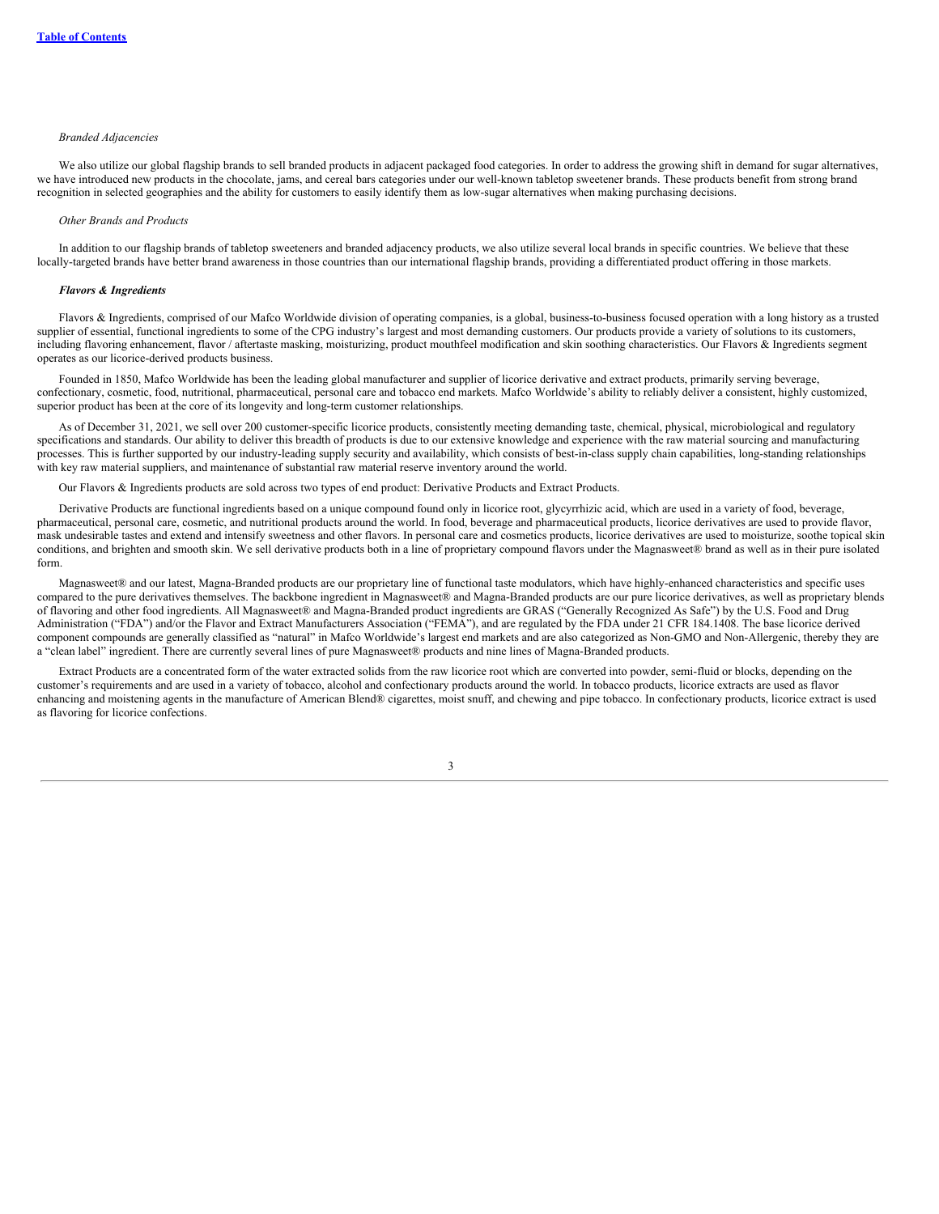*Branded Adjacencies*

We also utilize our global flagship brands to sell branded products in adjacent packaged food categories. In order to address the growing shift in demand for sugar alternatives, we have introduced new products in the chocolate, jams, and cereal bars categories under our well-known tabletop sweetener brands. These products benefit from strong brand recognition in selected geographies and the ability for customers to easily identify them as low-sugar alternatives when making purchasing decisions.

*Other Brands and Products*

In addition to our flagship brands of tabletop sweeteners and branded adjacency products, we also utilize several local brands in specific countries. We believe that these locally-targeted brands have better brand awareness in those countries than our international flagship brands, providing a differentiated product offering in those markets.

***Flavors & Ingredients***

Flavors & Ingredients, comprised of our Mafco Worldwide division of operating companies, is a global, business-to-business focused operation with a long history as a trusted supplier of essential, functional ingredients to some of the CPG industry's largest and most demanding customers. Our products provide a variety of solutions to its customers, including flavoring enhancement, flavor / aftertaste masking, moisturizing, product mouthfeel modification and skin soothing characteristics. Our Flavors & Ingredients segment operates as our licorice-derived products business.

Founded in 1850, Mafco Worldwide has been the leading global manufacturer and supplier of licorice derivative and extract products, primarily serving beverage, confectionary, cosmetic, food, nutritional, pharmaceutical, personal care and tobacco end markets. Mafco Worldwide's ability to reliably deliver a consistent, highly customized, superior product has been at the core of its longevity and long-term customer relationships.

As of December 31, 2021, we sell over 200 customer-specific licorice products, consistently meeting demanding taste, chemical, physical, microbiological and regulatory specifications and standards. Our ability to deliver this breadth of products is due to our extensive knowledge and experience with the raw material sourcing and manufacturing processes. This is further supported by our industry-leading supply security and availability, which consists of best-in-class supply chain capabilities, long-standing relationships with key raw material suppliers, and maintenance of substantial raw material reserve inventory around the world.

Our Flavors & Ingredients products are sold across two types of end product: Derivative Products and Extract Products.

Derivative Products are functional ingredients based on a unique compound found only in licorice root, glycyrrhizic acid, which are used in a variety of food, beverage, pharmaceutical, personal care, cosmetic, and nutritional products around the world. In food, beverage and pharmaceutical products, licorice derivatives are used to provide flavor, mask undesirable tastes and extend and intensify sweetness and other flavors. In personal care and cosmetics products, licorice derivatives are used to moisturize, soothe topical skin conditions, and brighten and smooth skin. We sell derivative products both in a line of proprietary compound flavors under the Magnasweet® brand as well as in their pure isolated form.

Magnasweet® and our latest, Magna-Branded products are our proprietary line of functional taste modulators, which have highly-enhanced characteristics and specific uses compared to the pure derivatives themselves. The backbone ingredient in Magnasweet® and Magna-Branded products are our pure licorice derivatives, as well as proprietary blends of flavoring and other food ingredients. All Magnasweet® and Magna-Branded product ingredients are GRAS ("Generally Recognized As Safe") by the U.S. Food and Drug Administration ("FDA") and/or the Flavor and Extract Manufacturers Association ("FEMA"), and are regulated by the FDA under 21 CFR 184.1408. The base licorice derived component compounds are generally classified as "natural" in Mafco Worldwide's largest end markets and are also categorized as Non-GMO and Non-Allergenic, thereby they are a "clean label" ingredient. There are currently several lines of pure Magnasweet® products and nine lines of Magna-Branded products.

Extract Products are a concentrated form of the water extracted solids from the raw licorice root which are converted into powder, semi-fluid or blocks, depending on the customer's requirements and are used in a variety of tobacco, alcohol and confectionary products around the world. In tobacco products, licorice extracts are used as flavor enhancing and moistening agents in the manufacture of American Blend® cigarettes, moist snuff, and chewing and pipe tobacco. In confectionary products, licorice extract is used as flavoring for licorice confections.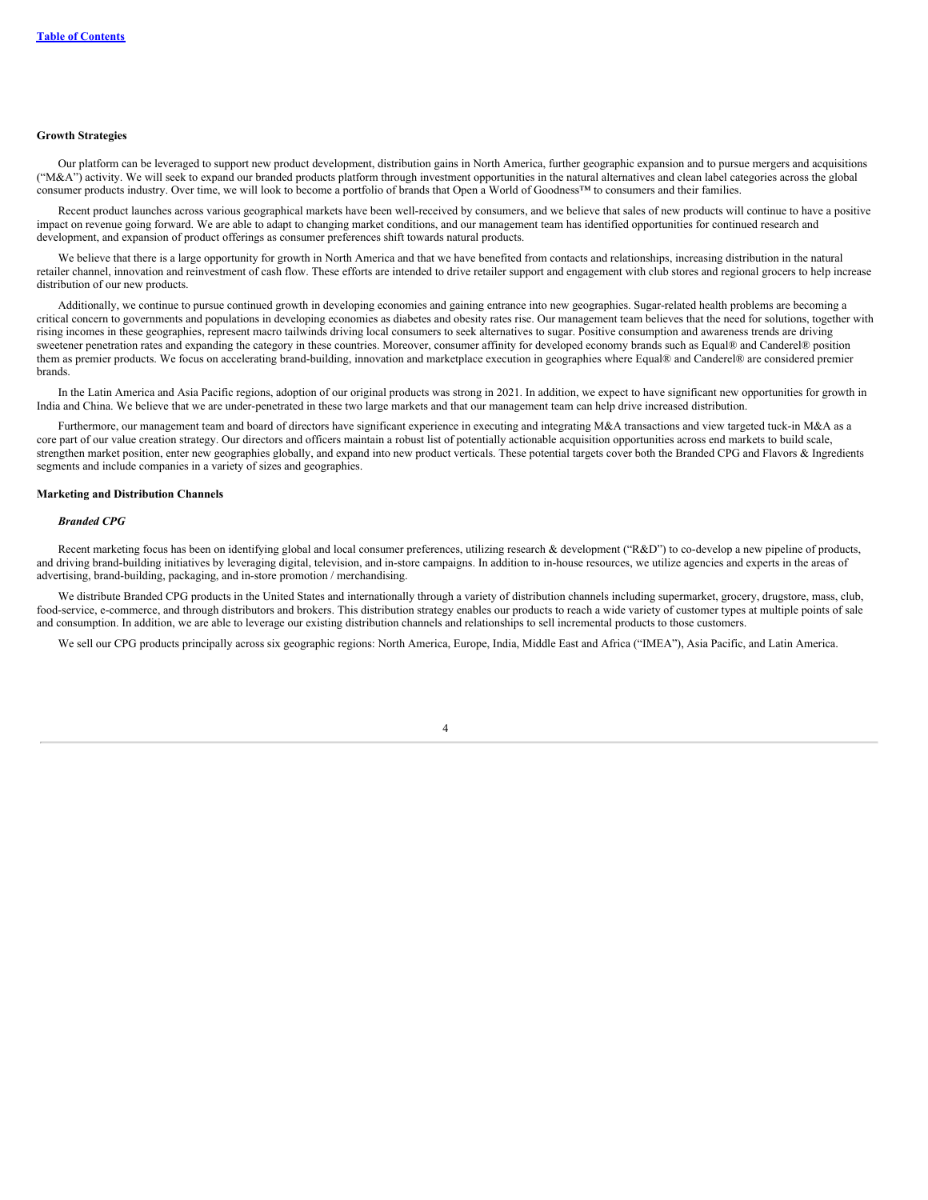**Growth Strategies**

Our platform can be leveraged to support new product development, distribution gains in North America, further geographic expansion and to pursue mergers and acquisitions ("M&A") activity. We will seek to expand our branded products platform through investment opportunities in the natural alternatives and clean label categories across the global consumer products industry. Over time, we will look to become a portfolio of brands that Open a World of Goodness™ to consumers and their families.

Recent product launches across various geographical markets have been well-received by consumers, and we believe that sales of new products will continue to have a positive impact on revenue going forward. We are able to adapt to changing market conditions, and our management team has identified opportunities for continued research and development, and expansion of product offerings as consumer preferences shift towards natural products.

We believe that there is a large opportunity for growth in North America and that we have benefited from contacts and relationships, increasing distribution in the natural retailer channel, innovation and reinvestment of cash flow. These efforts are intended to drive retailer support and engagement with club stores and regional grocers to help increase distribution of our new products.

Additionally, we continue to pursue continued growth in developing economies and gaining entrance into new geographies. Sugar-related health problems are becoming a critical concern to governments and populations in developing economies as diabetes and obesity rates rise. Our management team believes that the need for solutions, together with rising incomes in these geographies, represent macro tailwinds driving local consumers to seek alternatives to sugar. Positive consumption and awareness trends are driving sweetener penetration rates and expanding the category in these countries. Moreover, consumer affinity for developed economy brands such as Equal® and Canderel® position them as premier products. We focus on accelerating brand-building, innovation and marketplace execution in geographies where Equal® and Canderel® are considered premier brands.

In the Latin America and Asia Pacific regions, adoption of our original products was strong in 2021. In addition, we expect to have significant new opportunities for growth in India and China. We believe that we are under-penetrated in these two large markets and that our management team can help drive increased distribution.

Furthermore, our management team and board of directors have significant experience in executing and integrating M&A transactions and view targeted tuck-in M&A as a core part of our value creation strategy. Our directors and officers maintain a robust list of potentially actionable acquisition opportunities across end markets to build scale, strengthen market position, enter new geographies globally, and expand into new product verticals. These potential targets cover both the Branded CPG and Flavors & Ingredients segments and include companies in a variety of sizes and geographies.

**Marketing and Distribution Channels**

***Branded CPG***

Recent marketing focus has been on identifying global and local consumer preferences, utilizing research & development ("R&D") to co-develop a new pipeline of products, and driving brand-building initiatives by leveraging digital, television, and in-store campaigns. In addition to in-house resources, we utilize agencies and experts in the areas of advertising, brand-building, packaging, and in-store promotion / merchandising.

We distribute Branded CPG products in the United States and internationally through a variety of distribution channels including supermarket, grocery, drugstore, mass, club, food-service, e-commerce, and through distributors and brokers. This distribution strategy enables our products to reach a wide variety of customer types at multiple points of sale and consumption. In addition, we are able to leverage our existing distribution channels and relationships to sell incremental products to those customers.

We sell our CPG products principally across six geographic regions: North America, Europe, India, Middle East and Africa ("IMEA"), Asia Pacific, and Latin America.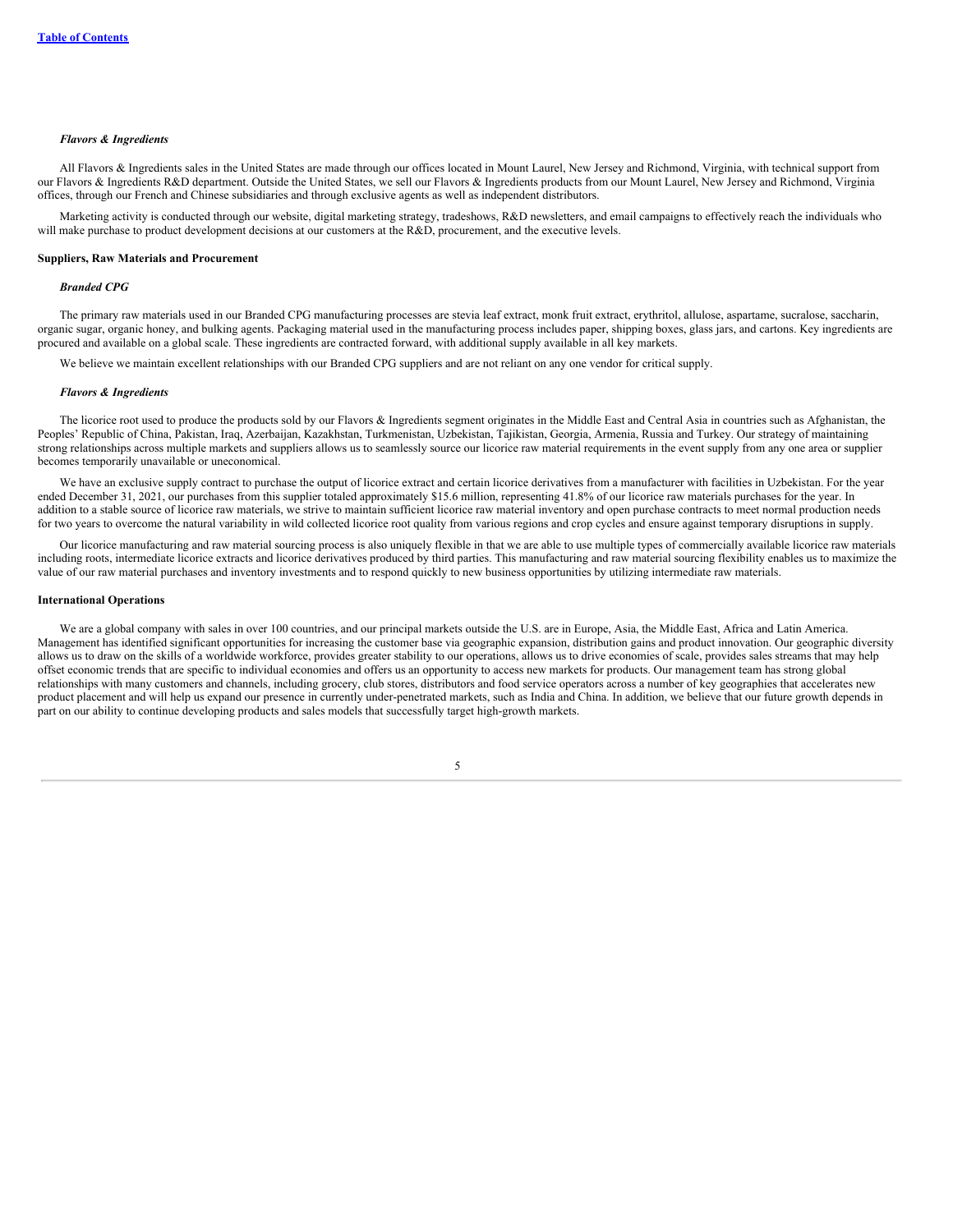*Flavors & Ingredients*

All Flavors & Ingredients sales in the United States are made through our offices located in Mount Laurel, New Jersey and Richmond, Virginia, with technical support from our Flavors & Ingredients R&D department. Outside the United States, we sell our Flavors & Ingredients products from our Mount Laurel, New Jersey and Richmond, Virginia offices, through our French and Chinese subsidiaries and through exclusive agents as well as independent distributors.

Marketing activity is conducted through our website, digital marketing strategy, tradeshows, R&D newsletters, and email campaigns to effectively reach the individuals who will make purchase to product development decisions at our customers at the R&D, procurement, and the executive levels.

**Suppliers, Raw Materials and Procurement**

*Branded CPG*

The primary raw materials used in our Branded CPG manufacturing processes are stevia leaf extract, monk fruit extract, erythritol, allulose, aspartame, sucralose, saccharin, organic sugar, organic honey, and bulking agents. Packaging material used in the manufacturing process includes paper, shipping boxes, glass jars, and cartons. Key ingredients are procured and available on a global scale. These ingredients are contracted forward, with additional supply available in all key markets.

We believe we maintain excellent relationships with our Branded CPG suppliers and are not reliant on any one vendor for critical supply.

*Flavors & Ingredients*

The licorice root used to produce the products sold by our Flavors & Ingredients segment originates in the Middle East and Central Asia in countries such as Afghanistan, the Peoples' Republic of China, Pakistan, Iraq, Azerbaijan, Kazakhstan, Turkmenistan, Uzbekistan, Tajikistan, Georgia, Armenia, Russia and Turkey. Our strategy of maintaining strong relationships across multiple markets and suppliers allows us to seamlessly source our licorice raw material requirements in the event supply from any one area or supplier becomes temporarily unavailable or uneconomical.

We have an exclusive supply contract to purchase the output of licorice extract and certain licorice derivatives from a manufacturer with facilities in Uzbekistan. For the year ended December 31, 2021, our purchases from this supplier totaled approximately $15.6 million, representing 41.8% of our licorice raw materials purchases for the year. In addition to a stable source of licorice raw materials, we strive to maintain sufficient licorice raw material inventory and open purchase contracts to meet normal production needs for two years to overcome the natural variability in wild collected licorice root quality from various regions and crop cycles and ensure against temporary disruptions in supply.

Our licorice manufacturing and raw material sourcing process is also uniquely flexible in that we are able to use multiple types of commercially available licorice raw materials including roots, intermediate licorice extracts and licorice derivatives produced by third parties. This manufacturing and raw material sourcing flexibility enables us to maximize the value of our raw material purchases and inventory investments and to respond quickly to new business opportunities by utilizing intermediate raw materials.

**International Operations**

We are a global company with sales in over 100 countries, and our principal markets outside the U.S. are in Europe, Asia, the Middle East, Africa and Latin America. Management has identified significant opportunities for increasing the customer base via geographic expansion, distribution gains and product innovation. Our geographic diversity allows us to draw on the skills of a worldwide workforce, provides greater stability to our operations, allows us to drive economies of scale, provides sales streams that may help offset economic trends that are specific to individual economies and offers us an opportunity to access new markets for products. Our management team has strong global relationships with many customers and channels, including grocery, club stores, distributors and food service operators across a number of key geographies that accelerates new product placement and will help us expand our presence in currently under-penetrated markets, such as India and China. In addition, we believe that our future growth depends in part on our ability to continue developing products and sales models that successfully target high-growth markets.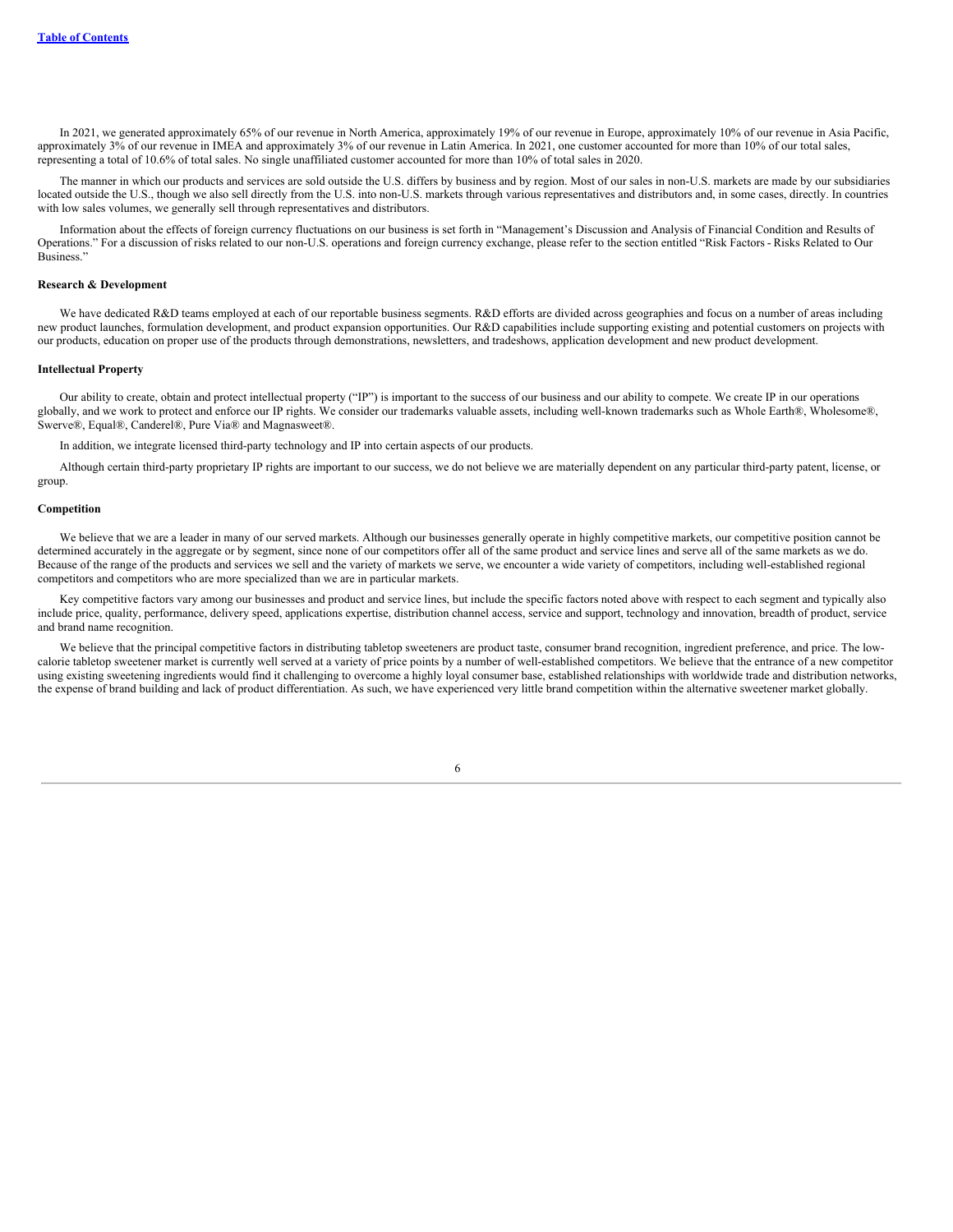In 2021, we generated approximately 65% of our revenue in North America, approximately 19% of our revenue in Europe, approximately 10% of our revenue in Asia Pacific, approximately 3% of our revenue in IMEA and approximately 3% of our revenue in Latin America. In 2021, one customer accounted for more than 10% of our total sales, representing a total of 10.6% of total sales. No single unaffiliated customer accounted for more than 10% of total sales in 2020.

The manner in which our products and services are sold outside the U.S. differs by business and by region. Most of our sales in non-U.S. markets are made by our subsidiaries located outside the U.S., though we also sell directly from the U.S. into non-U.S. markets through various representatives and distributors and, in some cases, directly. In countries with low sales volumes, we generally sell through representatives and distributors.

Information about the effects of foreign currency fluctuations on our business is set forth in "Management's Discussion and Analysis of Financial Condition and Results of Operations." For a discussion of risks related to our non-U.S. operations and foreign currency exchange, please refer to the section entitled "Risk Factors - Risks Related to Our Business."

**Research & Development**

We have dedicated R&D teams employed at each of our reportable business segments. R&D efforts are divided across geographies and focus on a number of areas including new product launches, formulation development, and product expansion opportunities. Our R&D capabilities include supporting existing and potential customers on projects with our products, education on proper use of the products through demonstrations, newsletters, and tradeshows, application development and new product development.

**Intellectual Property**

Our ability to create, obtain and protect intellectual property ("IP") is important to the success of our business and our ability to compete. We create IP in our operations globally, and we work to protect and enforce our IP rights. We consider our trademarks valuable assets, including well-known trademarks such as Whole Earth®, Wholesome®, Swerve®, Equal®, Canderel®, Pure Via® and Magnasweet®.

In addition, we integrate licensed third-party technology and IP into certain aspects of our products.

Although certain third-party proprietary IP rights are important to our success, we do not believe we are materially dependent on any particular third-party patent, license, or group.

**Competition**

We believe that we are a leader in many of our served markets. Although our businesses generally operate in highly competitive markets, our competitive position cannot be determined accurately in the aggregate or by segment, since none of our competitors offer all of the same product and service lines and serve all of the same markets as we do. Because of the range of the products and services we sell and the variety of markets we serve, we encounter a wide variety of competitors, including well-established regional competitors and competitors who are more specialized than we are in particular markets.

Key competitive factors vary among our businesses and product and service lines, but include the specific factors noted above with respect to each segment and typically also include price, quality, performance, delivery speed, applications expertise, distribution channel access, service and support, technology and innovation, breadth of product, service and brand name recognition.

We believe that the principal competitive factors in distributing tabletop sweeteners are product taste, consumer brand recognition, ingredient preference, and price. The low-calorie tabletop sweetener market is currently well served at a variety of price points by a number of well-established competitors. We believe that the entrance of a new competitor using existing sweetening ingredients would find it challenging to overcome a highly loyal consumer base, established relationships with worldwide trade and distribution networks, the expense of brand building and lack of product differentiation. As such, we have experienced very little brand competition within the alternative sweetener market globally.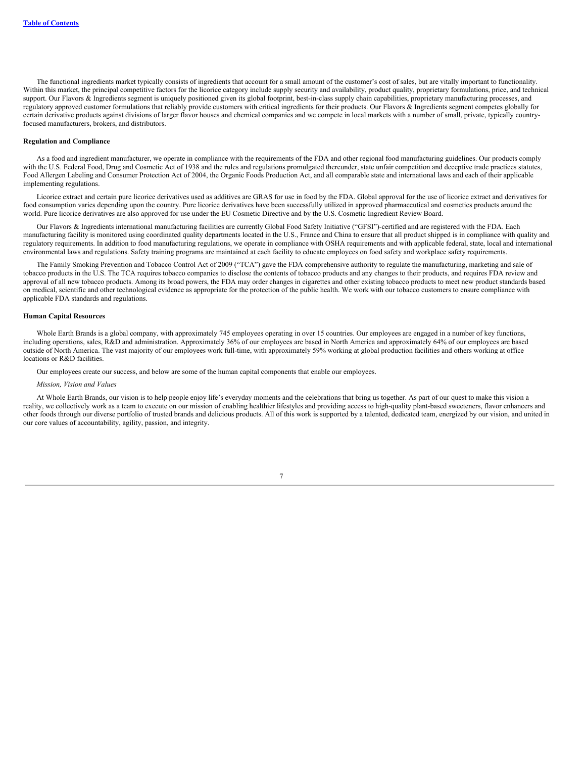The functional ingredients market typically consists of ingredients that account for a small amount of the customer's cost of sales, but are vitally important to functionality. Within this market, the principal competitive factors for the licorice category include supply security and availability, product quality, proprietary formulations, price, and technical support. Our Flavors & Ingredients segment is uniquely positioned given its global footprint, best-in-class supply chain capabilities, proprietary manufacturing processes, and regulatory approved customer formulations that reliably provide customers with critical ingredients for their products. Our Flavors & Ingredients segment competes globally for certain derivative products against divisions of larger flavor houses and chemical companies and we compete in local markets with a number of small, private, typically country-focused manufacturers, brokers, and distributors.

**Regulation and Compliance**

As a food and ingredient manufacturer, we operate in compliance with the requirements of the FDA and other regional food manufacturing guidelines. Our products comply with the U.S. Federal Food, Drug and Cosmetic Act of 1938 and the rules and regulations promulgated thereunder, state unfair competition and deceptive trade practices statutes, Food Allergen Labeling and Consumer Protection Act of 2004, the Organic Foods Production Act, and all comparable state and international laws and each of their applicable implementing regulations.

Licorice extract and certain pure licorice derivatives used as additives are GRAS for use in food by the FDA. Global approval for the use of licorice extract and derivatives for food consumption varies depending upon the country. Pure licorice derivatives have been successfully utilized in approved pharmaceutical and cosmetics products around the world. Pure licorice derivatives are also approved for use under the EU Cosmetic Directive and by the U.S. Cosmetic Ingredient Review Board.

Our Flavors & Ingredients international manufacturing facilities are currently Global Food Safety Initiative ("GFSI")-certified and are registered with the FDA. Each manufacturing facility is monitored using coordinated quality departments located in the U.S., France and China to ensure that all product shipped is in compliance with quality and regulatory requirements. In addition to food manufacturing regulations, we operate in compliance with OSHA requirements and with applicable federal, state, local and international environmental laws and regulations. Safety training programs are maintained at each facility to educate employees on food safety and workplace safety requirements.

The Family Smoking Prevention and Tobacco Control Act of 2009 ("TCA") gave the FDA comprehensive authority to regulate the manufacturing, marketing and sale of tobacco products in the U.S. The TCA requires tobacco companies to disclose the contents of tobacco products and any changes to their products, and requires FDA review and approval of all new tobacco products. Among its broad powers, the FDA may order changes in cigarettes and other existing tobacco products to meet new product standards based on medical, scientific and other technological evidence as appropriate for the protection of the public health. We work with our tobacco customers to ensure compliance with applicable FDA standards and regulations.

**Human Capital Resources**

Whole Earth Brands is a global company, with approximately 745 employees operating in over 15 countries. Our employees are engaged in a number of key functions, including operations, sales, R&D and administration. Approximately 36% of our employees are based in North America and approximately 64% of our employees are based outside of North America. The vast majority of our employees work full-time, with approximately 59% working at global production facilities and others working at office locations or R&D facilities.

Our employees create our success, and below are some of the human capital components that enable our employees.

*Mission, Vision and Values*

At Whole Earth Brands, our vision is to help people enjoy life's everyday moments and the celebrations that bring us together. As part of our quest to make this vision a reality, we collectively work as a team to execute on our mission of enabling healthier lifestyles and providing access to high-quality plant-based sweeteners, flavor enhancers and other foods through our diverse portfolio of trusted brands and delicious products. All of this work is supported by a talented, dedicated team, energized by our vision, and united in our core values of accountability, agility, passion, and integrity.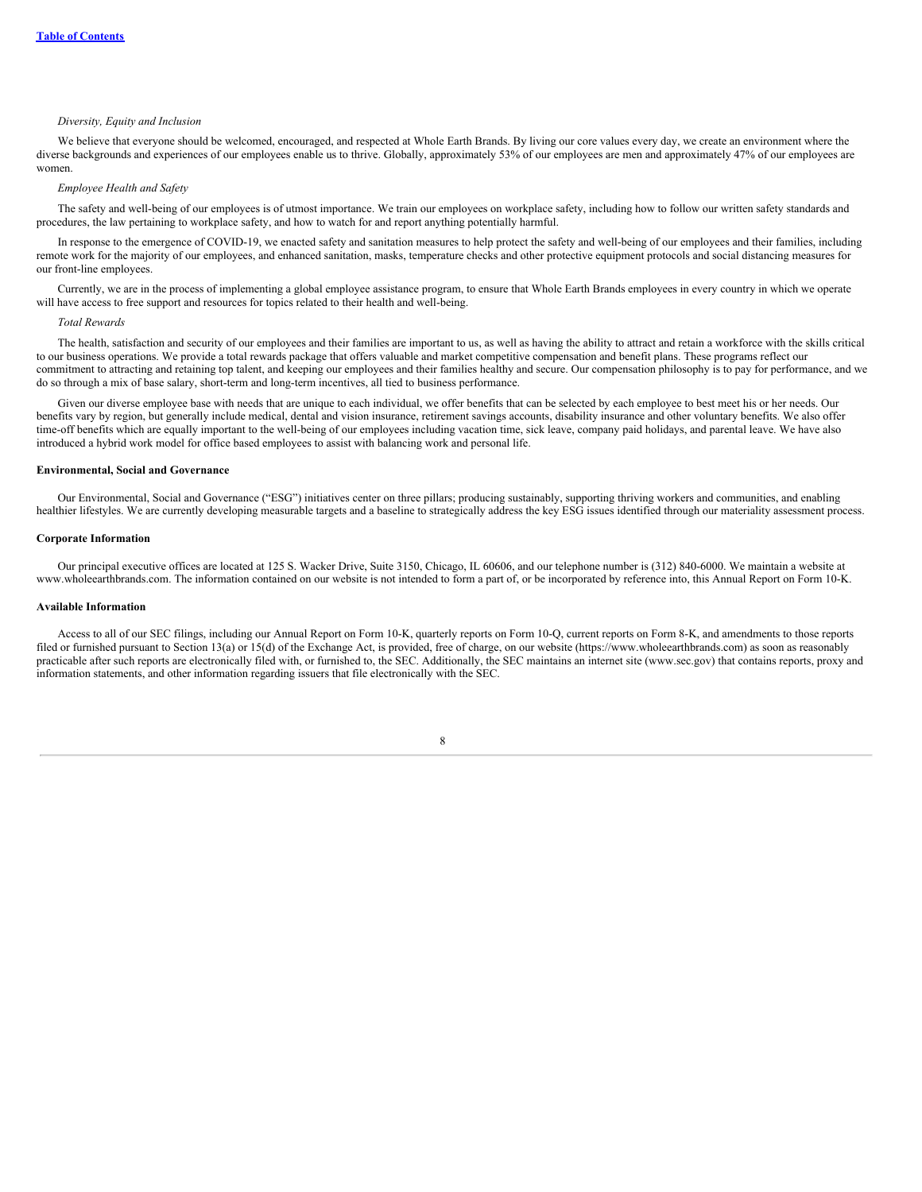*Diversity, Equity and Inclusion*

We believe that everyone should be welcomed, encouraged, and respected at Whole Earth Brands. By living our core values every day, we create an environment where the diverse backgrounds and experiences of our employees enable us to thrive. Globally, approximately 53% of our employees are men and approximately 47% of our employees are women.

*Employee Health and Safety*

The safety and well-being of our employees is of utmost importance. We train our employees on workplace safety, including how to follow our written safety standards and procedures, the law pertaining to workplace safety, and how to watch for and report anything potentially harmful.

In response to the emergence of COVID-19, we enacted safety and sanitation measures to help protect the safety and well-being of our employees and their families, including remote work for the majority of our employees, and enhanced sanitation, masks, temperature checks and other protective equipment protocols and social distancing measures for our front-line employees.

Currently, we are in the process of implementing a global employee assistance program, to ensure that Whole Earth Brands employees in every country in which we operate will have access to free support and resources for topics related to their health and well-being.

*Total Rewards*

The health, satisfaction and security of our employees and their families are important to us, as well as having the ability to attract and retain a workforce with the skills critical to our business operations. We provide a total rewards package that offers valuable and market competitive compensation and benefit plans. These programs reflect our commitment to attracting and retaining top talent, and keeping our employees and their families healthy and secure. Our compensation philosophy is to pay for performance, and we do so through a mix of base salary, short-term and long-term incentives, all tied to business performance.

Given our diverse employee base with needs that are unique to each individual, we offer benefits that can be selected by each employee to best meet his or her needs. Our benefits vary by region, but generally include medical, dental and vision insurance, retirement savings accounts, disability insurance and other voluntary benefits. We also offer time-off benefits which are equally important to the well-being of our employees including vacation time, sick leave, company paid holidays, and parental leave. We have also introduced a hybrid work model for office based employees to assist with balancing work and personal life.

**Environmental, Social and Governance**

Our Environmental, Social and Governance ("ESG") initiatives center on three pillars; producing sustainably, supporting thriving workers and communities, and enabling healthier lifestyles. We are currently developing measurable targets and a baseline to strategically address the key ESG issues identified through our materiality assessment process.

**Corporate Information**

Our principal executive offices are located at 125 S. Wacker Drive, Suite 3150, Chicago, IL 60606, and our telephone number is (312) 840-6000. We maintain a website at www.wholeearthbrands.com. The information contained on our website is not intended to form a part of, or be incorporated by reference into, this Annual Report on Form 10-K.

**Available Information**

Access to all of our SEC filings, including our Annual Report on Form 10-K, quarterly reports on Form 10-Q, current reports on Form 8-K, and amendments to those reports filed or furnished pursuant to Section 13(a) or 15(d) of the Exchange Act, is provided, free of charge, on our website (https://www.wholeearthbrands.com) as soon as reasonably practicable after such reports are electronically filed with, or furnished to, the SEC. Additionally, the SEC maintains an internet site (www.sec.gov) that contains reports, proxy and information statements, and other information regarding issuers that file electronically with the SEC.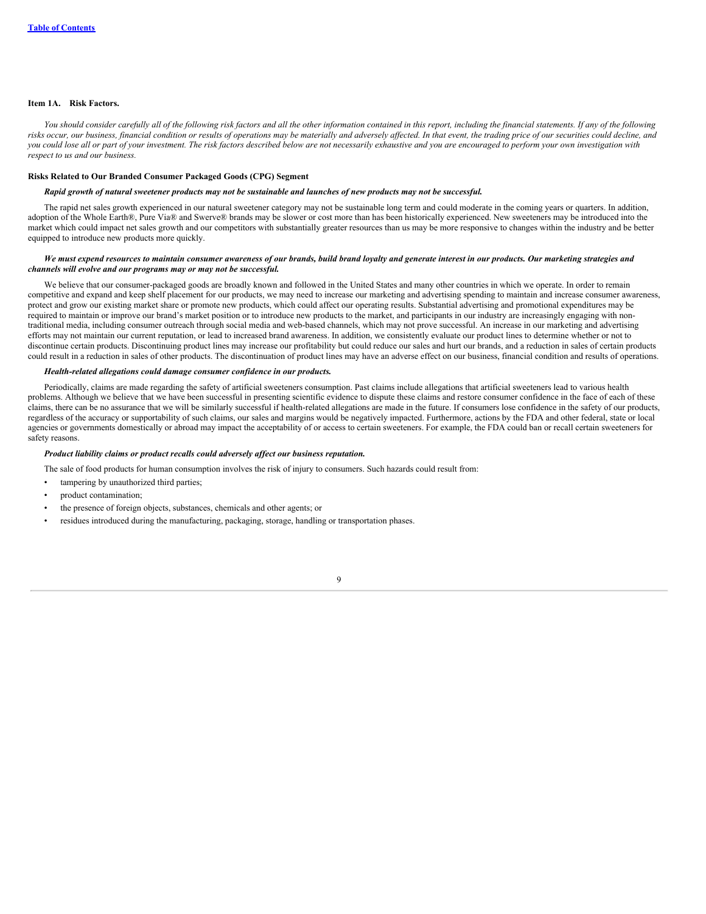## Item 1A. Risk Factors.

*You should consider carefully all of the following risk factors and all the other information contained in this report, including the financial statements. If any of the following risks occur, our business, financial condition or results of operations may be materially and adversely affected. In that event, the trading price of our securities could decline, and you could lose all or part of your investment. The risk factors described below are not necessarily exhaustive and you are encouraged to perform your own investigation with respect to us and our business.*

### Risks Related to Our Branded Consumer Packaged Goods (CPG) Segment

***Rapid growth of natural sweetener products may not be sustainable and launches of new products may not be successful.***

The rapid net sales growth experienced in our natural sweetener category may not be sustainable long term and could moderate in the coming years or quarters. In addition, adoption of the Whole Earth®, Pure Via® and Swerve® brands may be slower or cost more than has been historically experienced. New sweeteners may be introduced into the market which could impact net sales growth and our competitors with substantially greater resources than us may be more responsive to changes within the industry and be better equipped to introduce new products more quickly.

***We must expend resources to maintain consumer awareness of our brands, build brand loyalty and generate interest in our products. Our marketing strategies and channels will evolve and our programs may or may not be successful.***

We believe that our consumer-packaged goods are broadly known and followed in the United States and many other countries in which we operate. In order to remain competitive and expand and keep shelf placement for our products, we may need to increase our marketing and advertising spending to maintain and increase consumer awareness, protect and grow our existing market share or promote new products, which could affect our operating results. Substantial advertising and promotional expenditures may be required to maintain or improve our brand's market position or to introduce new products to the market, and participants in our industry are increasingly engaging with non-traditional media, including consumer outreach through social media and web-based channels, which may not prove successful. An increase in our marketing and advertising efforts may not maintain our current reputation, or lead to increased brand awareness. In addition, we consistently evaluate our product lines to determine whether or not to discontinue certain products. Discontinuing product lines may increase our profitability but could reduce our sales and hurt our brands, and a reduction in sales of certain products could result in a reduction in sales of other products. The discontinuation of product lines may have an adverse effect on our business, financial condition and results of operations.

***Health-related allegations could damage consumer confidence in our products.***

Periodically, claims are made regarding the safety of artificial sweeteners consumption. Past claims include allegations that artificial sweeteners lead to various health problems. Although we believe that we have been successful in presenting scientific evidence to dispute these claims and restore consumer confidence in the face of each of these claims, there can be no assurance that we will be similarly successful if health-related allegations are made in the future. If consumers lose confidence in the safety of our products, regardless of the accuracy or supportability of such claims, our sales and margins would be negatively impacted. Furthermore, actions by the FDA and other federal, state or local agencies or governments domestically or abroad may impact the acceptability of or access to certain sweeteners. For example, the FDA could ban or recall certain sweeteners for safety reasons.

***Product liability claims or product recalls could adversely affect our business reputation.***

The sale of food products for human consumption involves the risk of injury to consumers. Such hazards could result from:

- tampering by unauthorized third parties;
- product contamination;
- the presence of foreign objects, substances, chemicals and other agents; or
- residues introduced during the manufacturing, packaging, storage, handling or transportation phases.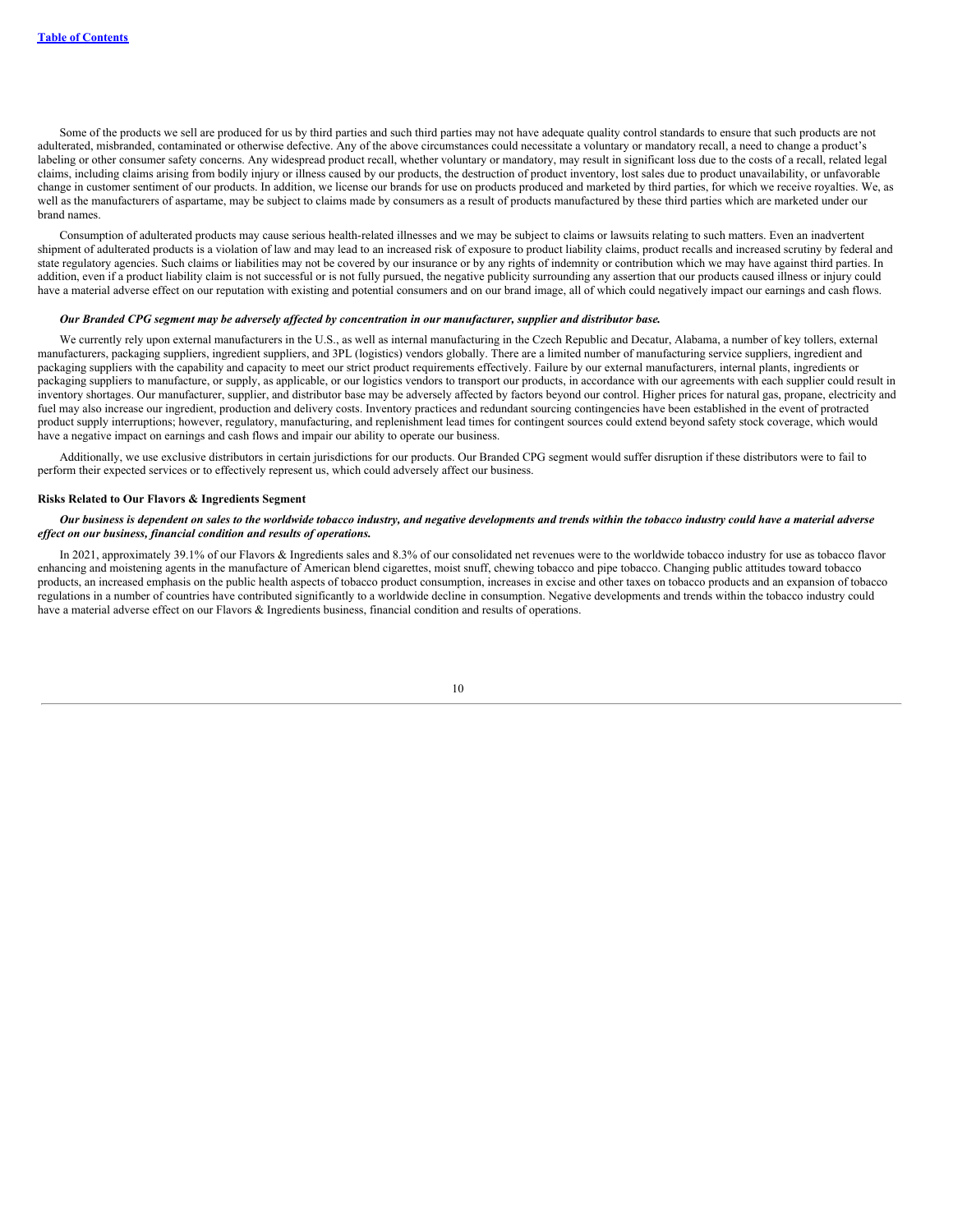Some of the products we sell are produced for us by third parties and such third parties may not have adequate quality control standards to ensure that such products are not adulterated, misbranded, contaminated or otherwise defective. Any of the above circumstances could necessitate a voluntary or mandatory recall, a need to change a product's labeling or other consumer safety concerns. Any widespread product recall, whether voluntary or mandatory, may result in significant loss due to the costs of a recall, related legal claims, including claims arising from bodily injury or illness caused by our products, the destruction of product inventory, lost sales due to product unavailability, or unfavorable change in customer sentiment of our products. In addition, we license our brands for use on products produced and marketed by third parties, for which we receive royalties. We, as well as the manufacturers of aspartame, may be subject to claims made by consumers as a result of products manufactured by these third parties which are marketed under our brand names.

Consumption of adulterated products may cause serious health-related illnesses and we may be subject to claims or lawsuits relating to such matters. Even an inadvertent shipment of adulterated products is a violation of law and may lead to an increased risk of exposure to product liability claims, product recalls and increased scrutiny by federal and state regulatory agencies. Such claims or liabilities may not be covered by our insurance or by any rights of indemnity or contribution which we may have against third parties. In addition, even if a product liability claim is not successful or is not fully pursued, the negative publicity surrounding any assertion that our products caused illness or injury could have a material adverse effect on our reputation with existing and potential consumers and on our brand image, all of which could negatively impact our earnings and cash flows.

***Our Branded CPG segment may be adversely affected by concentration in our manufacturer, supplier and distributor base.***

We currently rely upon external manufacturers in the U.S., as well as internal manufacturing in the Czech Republic and Decatur, Alabama, a number of key tollers, external manufacturers, packaging suppliers, ingredient suppliers, and 3PL (logistics) vendors globally. There are a limited number of manufacturing service suppliers, ingredient and packaging suppliers with the capability and capacity to meet our strict product requirements effectively. Failure by our external manufacturers, internal plants, ingredients or packaging suppliers to manufacture, or supply, as applicable, or our logistics vendors to transport our products, in accordance with our agreements with each supplier could result in inventory shortages. Our manufacturer, supplier, and distributor base may be adversely affected by factors beyond our control. Higher prices for natural gas, propane, electricity and fuel may also increase our ingredient, production and delivery costs. Inventory practices and redundant sourcing contingencies have been established in the event of protracted product supply interruptions; however, regulatory, manufacturing, and replenishment lead times for contingent sources could extend beyond safety stock coverage, which would have a negative impact on earnings and cash flows and impair our ability to operate our business.

Additionally, we use exclusive distributors in certain jurisdictions for our products. Our Branded CPG segment would suffer disruption if these distributors were to fail to perform their expected services or to effectively represent us, which could adversely affect our business.

**Risks Related to Our Flavors & Ingredients Segment**

***Our business is dependent on sales to the worldwide tobacco industry, and negative developments and trends within the tobacco industry could have a material adverse effect on our business, financial condition and results of operations.***

In 2021, approximately 39.1% of our Flavors & Ingredients sales and 8.3% of our consolidated net revenues were to the worldwide tobacco industry for use as tobacco flavor enhancing and moistening agents in the manufacture of American blend cigarettes, moist snuff, chewing tobacco and pipe tobacco. Changing public attitudes toward tobacco products, an increased emphasis on the public health aspects of tobacco product consumption, increases in excise and other taxes on tobacco products and an expansion of tobacco regulations in a number of countries have contributed significantly to a worldwide decline in consumption. Negative developments and trends within the tobacco industry could have a material adverse effect on our Flavors & Ingredients business, financial condition and results of operations.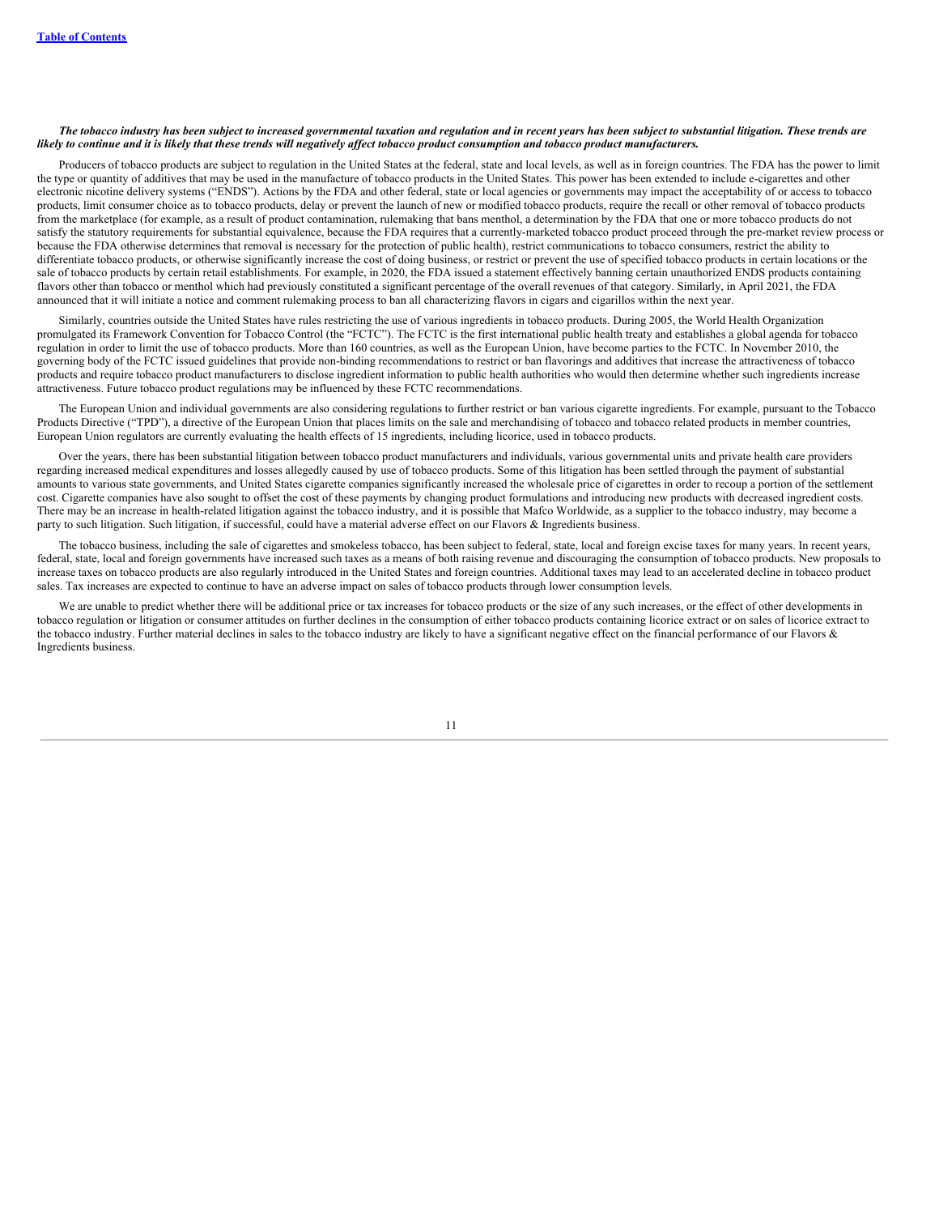***The tobacco industry has been subject to increased governmental taxation and regulation and in recent years has been subject to substantial litigation. These trends are likely to continue and it is likely that these trends will negatively affect tobacco product consumption and tobacco product manufacturers.***

Producers of tobacco products are subject to regulation in the United States at the federal, state and local levels, as well as in foreign countries. The FDA has the power to limit the type or quantity of additives that may be used in the manufacture of tobacco products in the United States. This power has been extended to include e-cigarettes and other electronic nicotine delivery systems ("ENDS"). Actions by the FDA and other federal, state or local agencies or governments may impact the acceptability of or access to tobacco products, limit consumer choice as to tobacco products, delay or prevent the launch of new or modified tobacco products, require the recall or other removal of tobacco products from the marketplace (for example, as a result of product contamination, rulemaking that bans menthol, a determination by the FDA that one or more tobacco products do not satisfy the statutory requirements for substantial equivalence, because the FDA requires that a currently-marketed tobacco product proceed through the pre-market review process or because the FDA otherwise determines that removal is necessary for the protection of public health), restrict communications to tobacco consumers, restrict the ability to differentiate tobacco products, or otherwise significantly increase the cost of doing business, or restrict or prevent the use of specified tobacco products in certain locations or the sale of tobacco products by certain retail establishments. For example, in 2020, the FDA issued a statement effectively banning certain unauthorized ENDS products containing flavors other than tobacco or menthol which had previously constituted a significant percentage of the overall revenues of that category. Similarly, in April 2021, the FDA announced that it will initiate a notice and comment rulemaking process to ban all characterizing flavors in cigars and cigarillos within the next year.

Similarly, countries outside the United States have rules restricting the use of various ingredients in tobacco products. During 2005, the World Health Organization promulgated its Framework Convention for Tobacco Control (the "FCTC"). The FCTC is the first international public health treaty and establishes a global agenda for tobacco regulation in order to limit the use of tobacco products. More than 160 countries, as well as the European Union, have become parties to the FCTC. In November 2010, the governing body of the FCTC issued guidelines that provide non-binding recommendations to restrict or ban flavorings and additives that increase the attractiveness of tobacco products and require tobacco product manufacturers to disclose ingredient information to public health authorities who would then determine whether such ingredients increase attractiveness. Future tobacco product regulations may be influenced by these FCTC recommendations.

The European Union and individual governments are also considering regulations to further restrict or ban various cigarette ingredients. For example, pursuant to the Tobacco Products Directive ("TPD"), a directive of the European Union that places limits on the sale and merchandising of tobacco and tobacco related products in member countries, European Union regulators are currently evaluating the health effects of 15 ingredients, including licorice, used in tobacco products.

Over the years, there has been substantial litigation between tobacco product manufacturers and individuals, various governmental units and private health care providers regarding increased medical expenditures and losses allegedly caused by use of tobacco products. Some of this litigation has been settled through the payment of substantial amounts to various state governments, and United States cigarette companies significantly increased the wholesale price of cigarettes in order to recoup a portion of the settlement cost. Cigarette companies have also sought to offset the cost of these payments by changing product formulations and introducing new products with decreased ingredient costs. There may be an increase in health-related litigation against the tobacco industry, and it is possible that Mafco Worldwide, as a supplier to the tobacco industry, may become a party to such litigation. Such litigation, if successful, could have a material adverse effect on our Flavors & Ingredients business.

The tobacco business, including the sale of cigarettes and smokeless tobacco, has been subject to federal, state, local and foreign excise taxes for many years. In recent years, federal, state, local and foreign governments have increased such taxes as a means of both raising revenue and discouraging the consumption of tobacco products. New proposals to increase taxes on tobacco products are also regularly introduced in the United States and foreign countries. Additional taxes may lead to an accelerated decline in tobacco product sales. Tax increases are expected to continue to have an adverse impact on sales of tobacco products through lower consumption levels.

We are unable to predict whether there will be additional price or tax increases for tobacco products or the size of any such increases, or the effect of other developments in tobacco regulation or litigation or consumer attitudes on further declines in the consumption of either tobacco products containing licorice extract or on sales of licorice extract to the tobacco industry. Further material declines in sales to the tobacco industry are likely to have a significant negative effect on the financial performance of our Flavors & Ingredients business.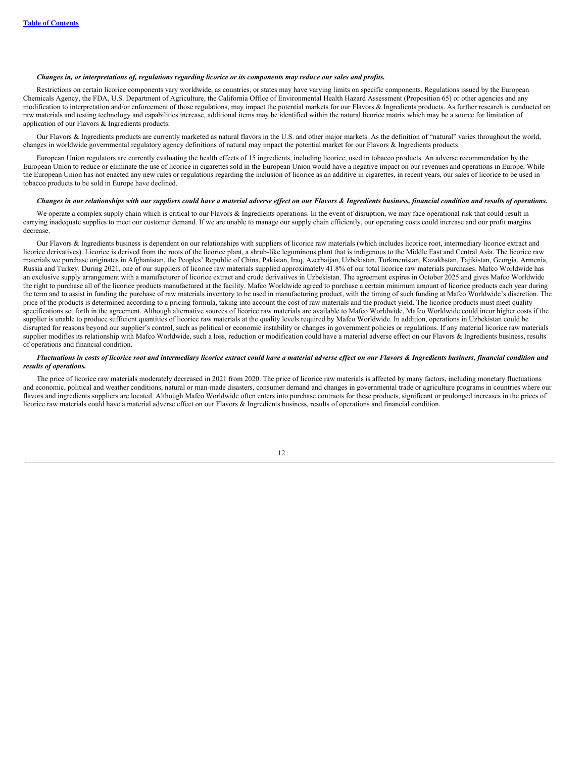*Changes in, or interpretations of, regulations regarding licorice or its components may reduce our sales and profits.*

Restrictions on certain licorice components vary worldwide, as countries, or states may have varying limits on specific components. Regulations issued by the European Chemicals Agency, the FDA, U.S. Department of Agriculture, the California Office of Environmental Health Hazard Assessment (Proposition 65) or other agencies and any modification to interpretation and/or enforcement of those regulations, may impact the potential markets for our Flavors & Ingredients products. As further research is conducted on raw materials and testing technology and capabilities increase, additional items may be identified within the natural licorice matrix which may be a source for limitation of application of our Flavors & Ingredients products.

Our Flavors & Ingredients products are currently marketed as natural flavors in the U.S. and other major markets. As the definition of "natural" varies throughout the world, changes in worldwide governmental regulatory agency definitions of natural may impact the potential market for our Flavors & Ingredients products.

European Union regulators are currently evaluating the health effects of 15 ingredients, including licorice, used in tobacco products. An adverse recommendation by the European Union to reduce or eliminate the use of licorice in cigarettes sold in the European Union would have a negative impact on our revenues and operations in Europe. While the European Union has not enacted any new rules or regulations regarding the inclusion of licorice as an additive in cigarettes, in recent years, our sales of licorice to be used in tobacco products to be sold in Europe have declined.

*Changes in our relationships with our suppliers could have a material adverse effect on our Flavors & Ingredients business, financial condition and results of operations.*

We operate a complex supply chain which is critical to our Flavors & Ingredients operations. In the event of disruption, we may face operational risk that could result in carrying inadequate supplies to meet our customer demand. If we are unable to manage our supply chain efficiently, our operating costs could increase and our profit margins decrease.

Our Flavors & Ingredients business is dependent on our relationships with suppliers of licorice raw materials (which includes licorice root, intermediary licorice extract and licorice derivatives). Licorice is derived from the roots of the licorice plant, a shrub-like leguminous plant that is indigenous to the Middle East and Central Asia. The licorice raw materials we purchase originates in Afghanistan, the Peoples' Republic of China, Pakistan, Iraq, Azerbaijan, Uzbekistan, Turkmenistan, Kazakhstan, Tajikistan, Georgia, Armenia, Russia and Turkey. During 2021, one of our suppliers of licorice raw materials supplied approximately 41.8% of our total licorice raw materials purchases. Mafco Worldwide has an exclusive supply arrangement with a manufacturer of licorice extract and crude derivatives in Uzbekistan. The agreement expires in October 2025 and gives Mafco Worldwide the right to purchase all of the licorice products manufactured at the facility. Mafco Worldwide agreed to purchase a certain minimum amount of licorice products each year during the term and to assist in funding the purchase of raw materials inventory to be used in manufacturing product, with the timing of such funding at Mafco Worldwide's discretion. The price of the products is determined according to a pricing formula, taking into account the cost of raw materials and the product yield. The licorice products must meet quality specifications set forth in the agreement. Although alternative sources of licorice raw materials are available to Mafco Worldwide, Mafco Worldwide could incur higher costs if the supplier is unable to produce sufficient quantities of licorice raw materials at the quality levels required by Mafco Worldwide. In addition, operations in Uzbekistan could be disrupted for reasons beyond our supplier's control, such as political or economic instability or changes in government policies or regulations. If any material licorice raw materials supplier modifies its relationship with Mafco Worldwide, such a loss, reduction or modification could have a material adverse effect on our Flavors & Ingredients business, results of operations and financial condition.

*Fluctuations in costs of licorice root and intermediary licorice extract could have a material adverse effect on our Flavors & Ingredients business, financial condition and results of operations.*

The price of licorice raw materials moderately decreased in 2021 from 2020. The price of licorice raw materials is affected by many factors, including monetary fluctuations and economic, political and weather conditions, natural or man-made disasters, consumer demand and changes in governmental trade or agriculture programs in countries where our flavors and ingredients suppliers are located. Although Mafco Worldwide often enters into purchase contracts for these products, significant or prolonged increases in the prices of licorice raw materials could have a material adverse effect on our Flavors & Ingredients business, results of operations and financial condition.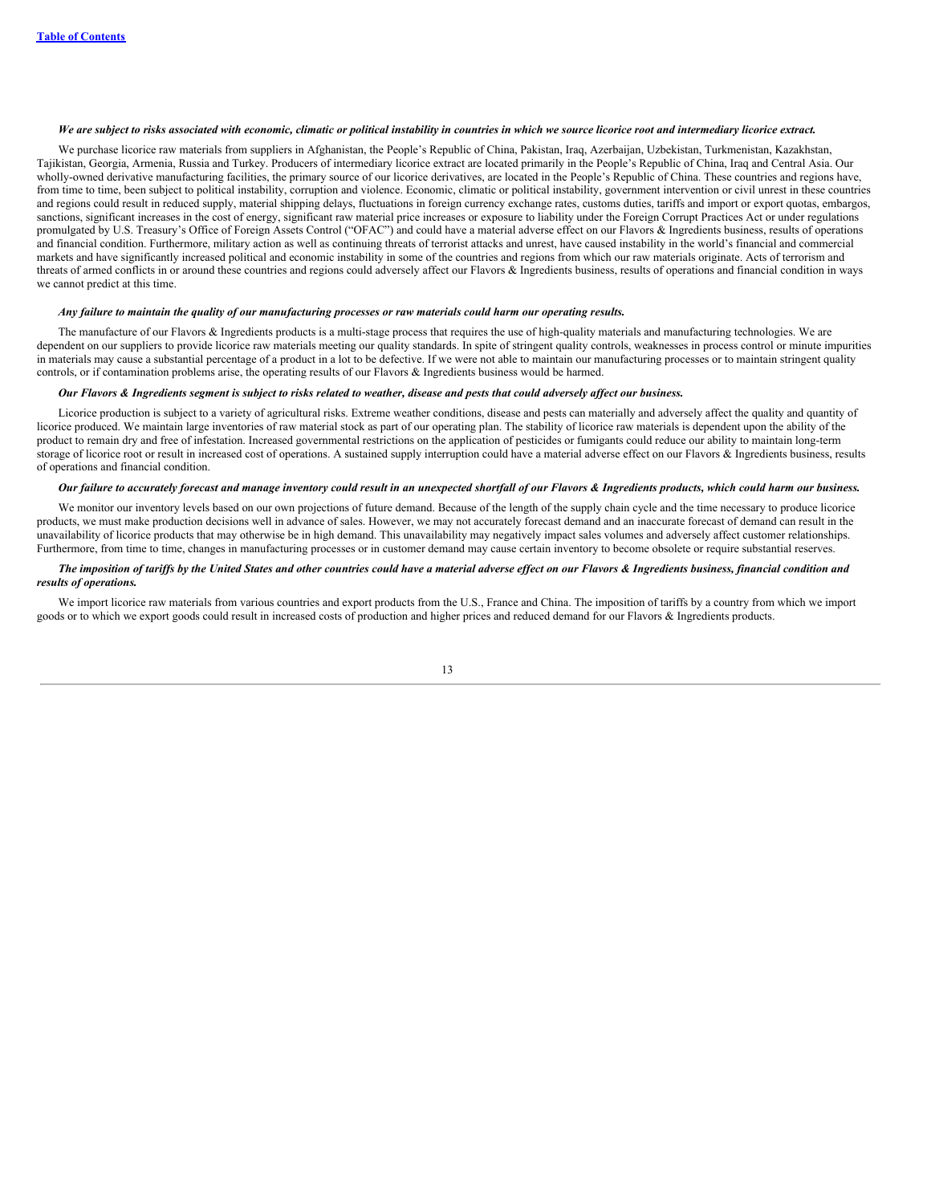***We are subject to risks associated with economic, climatic or political instability in countries in which we source licorice root and intermediary licorice extract.***

We purchase licorice raw materials from suppliers in Afghanistan, the People's Republic of China, Pakistan, Iraq, Azerbaijan, Uzbekistan, Turkmenistan, Kazakhstan, Tajikistan, Georgia, Armenia, Russia and Turkey. Producers of intermediary licorice extract are located primarily in the People's Republic of China, Iraq and Central Asia. Our wholly-owned derivative manufacturing facilities, the primary source of our licorice derivatives, are located in the People's Republic of China. These countries and regions have, from time to time, been subject to political instability, corruption and violence. Economic, climatic or political instability, government intervention or civil unrest in these countries and regions could result in reduced supply, material shipping delays, fluctuations in foreign currency exchange rates, customs duties, tariffs and import or export quotas, embargos, sanctions, significant increases in the cost of energy, significant raw material price increases or exposure to liability under the Foreign Corrupt Practices Act or under regulations promulgated by U.S. Treasury's Office of Foreign Assets Control ("OFAC") and could have a material adverse effect on our Flavors & Ingredients business, results of operations and financial condition. Furthermore, military action as well as continuing threats of terrorist attacks and unrest, have caused instability in the world's financial and commercial markets and have significantly increased political and economic instability in some of the countries and regions from which our raw materials originate. Acts of terrorism and threats of armed conflicts in or around these countries and regions could adversely affect our Flavors & Ingredients business, results of operations and financial condition in ways we cannot predict at this time.

***Any failure to maintain the quality of our manufacturing processes or raw materials could harm our operating results.***

The manufacture of our Flavors & Ingredients products is a multi-stage process that requires the use of high-quality materials and manufacturing technologies. We are dependent on our suppliers to provide licorice raw materials meeting our quality standards. In spite of stringent quality controls, weaknesses in process control or minute impurities in materials may cause a substantial percentage of a product in a lot to be defective. If we were not able to maintain our manufacturing processes or to maintain stringent quality controls, or if contamination problems arise, the operating results of our Flavors & Ingredients business would be harmed.

***Our Flavors & Ingredients segment is subject to risks related to weather, disease and pests that could adversely affect our business.***

Licorice production is subject to a variety of agricultural risks. Extreme weather conditions, disease and pests can materially and adversely affect the quality and quantity of licorice produced. We maintain large inventories of raw material stock as part of our operating plan. The stability of licorice raw materials is dependent upon the ability of the product to remain dry and free of infestation. Increased governmental restrictions on the application of pesticides or fumigants could reduce our ability to maintain long-term storage of licorice root or result in increased cost of operations. A sustained supply interruption could have a material adverse effect on our Flavors & Ingredients business, results of operations and financial condition.

***Our failure to accurately forecast and manage inventory could result in an unexpected shortfall of our Flavors & Ingredients products, which could harm our business.***

We monitor our inventory levels based on our own projections of future demand. Because of the length of the supply chain cycle and the time necessary to produce licorice products, we must make production decisions well in advance of sales. However, we may not accurately forecast demand and an inaccurate forecast of demand can result in the unavailability of licorice products that may otherwise be in high demand. This unavailability may negatively impact sales volumes and adversely affect customer relationships. Furthermore, from time to time, changes in manufacturing processes or in customer demand may cause certain inventory to become obsolete or require substantial reserves.

***The imposition of tariffs by the United States and other countries could have a material adverse effect on our Flavors & Ingredients business, financial condition and results of operations.***

We import licorice raw materials from various countries and export products from the U.S., France and China. The imposition of tariffs by a country from which we import goods or to which we export goods could result in increased costs of production and higher prices and reduced demand for our Flavors & Ingredients products.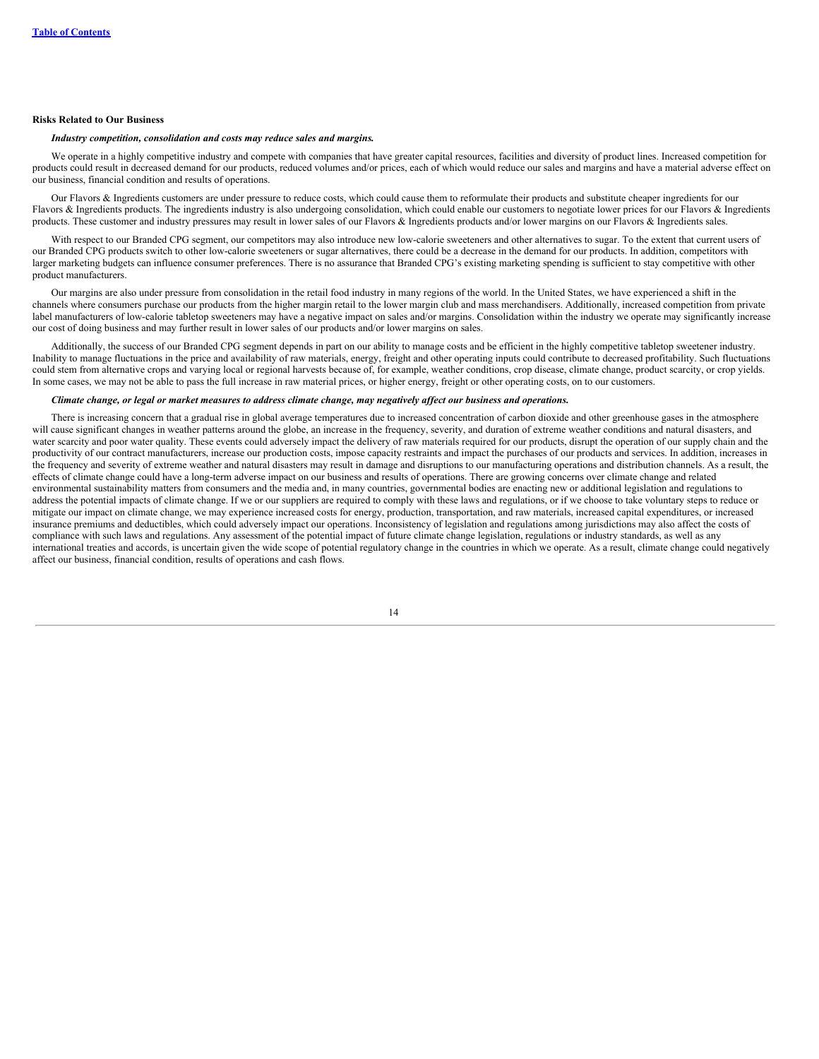### Risks Related to Our Business

***Industry competition, consolidation and costs may reduce sales and margins.***

We operate in a highly competitive industry and compete with companies that have greater capital resources, facilities and diversity of product lines. Increased competition for products could result in decreased demand for our products, reduced volumes and/or prices, each of which would reduce our sales and margins and have a material adverse effect on our business, financial condition and results of operations.

Our Flavors & Ingredients customers are under pressure to reduce costs, which could cause them to reformulate their products and substitute cheaper ingredients for our Flavors & Ingredients products. The ingredients industry is also undergoing consolidation, which could enable our customers to negotiate lower prices for our Flavors & Ingredients products. These customer and industry pressures may result in lower sales of our Flavors & Ingredients products and/or lower margins on our Flavors & Ingredients sales.

With respect to our Branded CPG segment, our competitors may also introduce new low-calorie sweeteners and other alternatives to sugar. To the extent that current users of our Branded CPG products switch to other low-calorie sweeteners or sugar alternatives, there could be a decrease in the demand for our products. In addition, competitors with larger marketing budgets can influence consumer preferences. There is no assurance that Branded CPG's existing marketing spending is sufficient to stay competitive with other product manufacturers.

Our margins are also under pressure from consolidation in the retail food industry in many regions of the world. In the United States, we have experienced a shift in the channels where consumers purchase our products from the higher margin retail to the lower margin club and mass merchandisers. Additionally, increased competition from private label manufacturers of low-calorie tabletop sweeteners may have a negative impact on sales and/or margins. Consolidation within the industry we operate may significantly increase our cost of doing business and may further result in lower sales of our products and/or lower margins on sales.

Additionally, the success of our Branded CPG segment depends in part on our ability to manage costs and be efficient in the highly competitive tabletop sweetener industry. Inability to manage fluctuations in the price and availability of raw materials, energy, freight and other operating inputs could contribute to decreased profitability. Such fluctuations could stem from alternative crops and varying local or regional harvests because of, for example, weather conditions, crop disease, climate change, product scarcity, or crop yields. In some cases, we may not be able to pass the full increase in raw material prices, or higher energy, freight or other operating costs, on to our customers.

***Climate change, or legal or market measures to address climate change, may negatively affect our business and operations.***

There is increasing concern that a gradual rise in global average temperatures due to increased concentration of carbon dioxide and other greenhouse gases in the atmosphere will cause significant changes in weather patterns around the globe, an increase in the frequency, severity, and duration of extreme weather conditions and natural disasters, and water scarcity and poor water quality. These events could adversely impact the delivery of raw materials required for our products, disrupt the operation of our supply chain and the productivity of our contract manufacturers, increase our production costs, impose capacity restraints and impact the purchases of our products and services. In addition, increases in the frequency and severity of extreme weather and natural disasters may result in damage and disruptions to our manufacturing operations and distribution channels. As a result, the effects of climate change could have a long-term adverse impact on our business and results of operations. There are growing concerns over climate change and related environmental sustainability matters from consumers and the media and, in many countries, governmental bodies are enacting new or additional legislation and regulations to address the potential impacts of climate change. If we or our suppliers are required to comply with these laws and regulations, or if we choose to take voluntary steps to reduce or mitigate our impact on climate change, we may experience increased costs for energy, production, transportation, and raw materials, increased capital expenditures, or increased insurance premiums and deductibles, which could adversely impact our operations. Inconsistency of legislation and regulations among jurisdictions may also affect the costs of compliance with such laws and regulations. Any assessment of the potential impact of future climate change legislation, regulations or industry standards, as well as any international treaties and accords, is uncertain given the wide scope of potential regulatory change in the countries in which we operate. As a result, climate change could negatively affect our business, financial condition, results of operations and cash flows.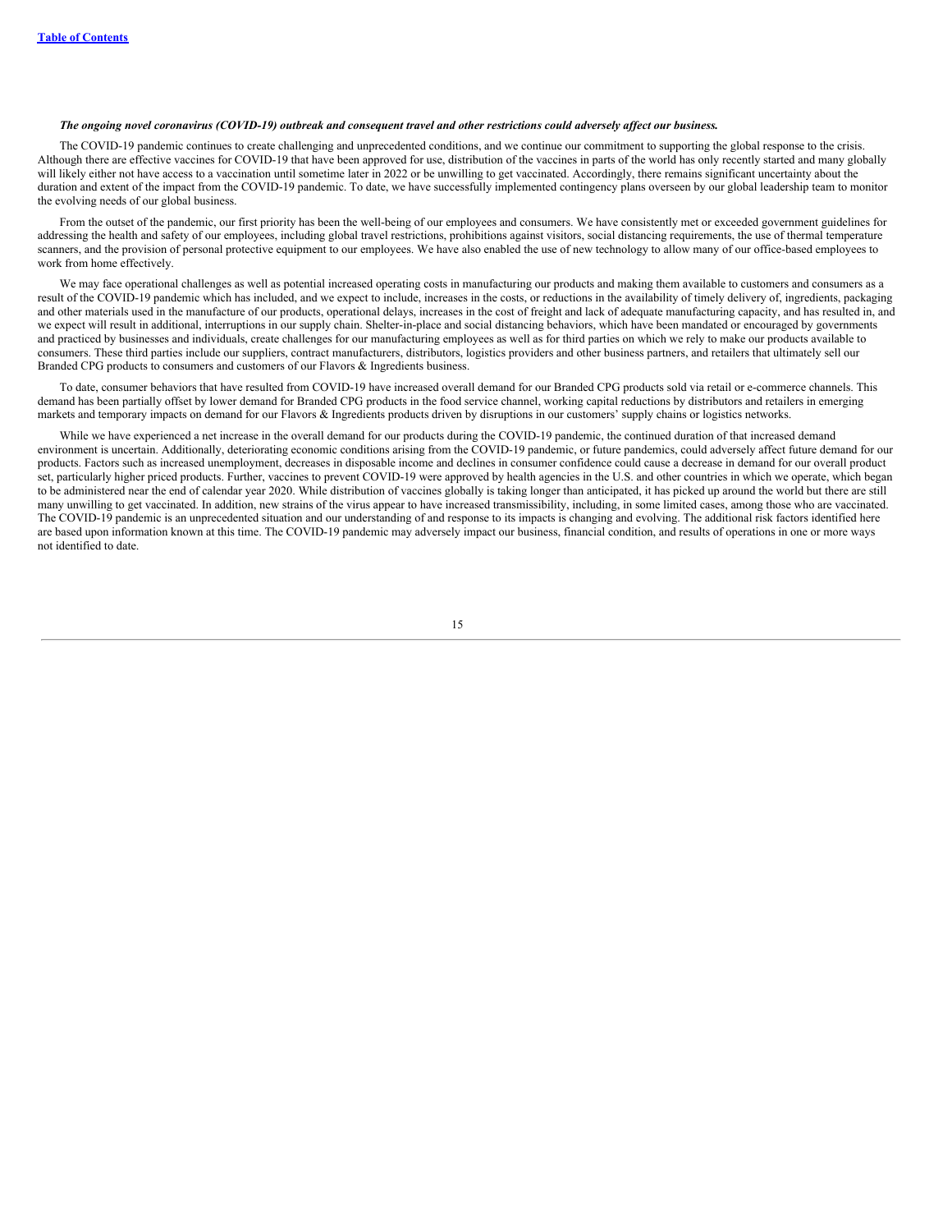***The ongoing novel coronavirus (COVID-19) outbreak and consequent travel and other restrictions could adversely affect our business.***

The COVID-19 pandemic continues to create challenging and unprecedented conditions, and we continue our commitment to supporting the global response to the crisis. Although there are effective vaccines for COVID-19 that have been approved for use, distribution of the vaccines in parts of the world has only recently started and many globally will likely either not have access to a vaccination until sometime later in 2022 or be unwilling to get vaccinated. Accordingly, there remains significant uncertainty about the duration and extent of the impact from the COVID-19 pandemic. To date, we have successfully implemented contingency plans overseen by our global leadership team to monitor the evolving needs of our global business.

From the outset of the pandemic, our first priority has been the well-being of our employees and consumers. We have consistently met or exceeded government guidelines for addressing the health and safety of our employees, including global travel restrictions, prohibitions against visitors, social distancing requirements, the use of thermal temperature scanners, and the provision of personal protective equipment to our employees. We have also enabled the use of new technology to allow many of our office-based employees to work from home effectively.

We may face operational challenges as well as potential increased operating costs in manufacturing our products and making them available to customers and consumers as a result of the COVID-19 pandemic which has included, and we expect to include, increases in the costs, or reductions in the availability of timely delivery of, ingredients, packaging and other materials used in the manufacture of our products, operational delays, increases in the cost of freight and lack of adequate manufacturing capacity, and has resulted in, and we expect will result in additional, interruptions in our supply chain. Shelter-in-place and social distancing behaviors, which have been mandated or encouraged by governments and practiced by businesses and individuals, create challenges for our manufacturing employees as well as for third parties on which we rely to make our products available to consumers. These third parties include our suppliers, contract manufacturers, distributors, logistics providers and other business partners, and retailers that ultimately sell our Branded CPG products to consumers and customers of our Flavors & Ingredients business.

To date, consumer behaviors that have resulted from COVID-19 have increased overall demand for our Branded CPG products sold via retail or e-commerce channels. This demand has been partially offset by lower demand for Branded CPG products in the food service channel, working capital reductions by distributors and retailers in emerging markets and temporary impacts on demand for our Flavors & Ingredients products driven by disruptions in our customers' supply chains or logistics networks.

While we have experienced a net increase in the overall demand for our products during the COVID-19 pandemic, the continued duration of that increased demand environment is uncertain. Additionally, deteriorating economic conditions arising from the COVID-19 pandemic, or future pandemics, could adversely affect future demand for our products. Factors such as increased unemployment, decreases in disposable income and declines in consumer confidence could cause a decrease in demand for our overall product set, particularly higher priced products. Further, vaccines to prevent COVID-19 were approved by health agencies in the U.S. and other countries in which we operate, which began to be administered near the end of calendar year 2020. While distribution of vaccines globally is taking longer than anticipated, it has picked up around the world but there are still many unwilling to get vaccinated. In addition, new strains of the virus appear to have increased transmissibility, including, in some limited cases, among those who are vaccinated. The COVID-19 pandemic is an unprecedented situation and our understanding of and response to its impacts is changing and evolving. The additional risk factors identified here are based upon information known at this time. The COVID-19 pandemic may adversely impact our business, financial condition, and results of operations in one or more ways not identified to date.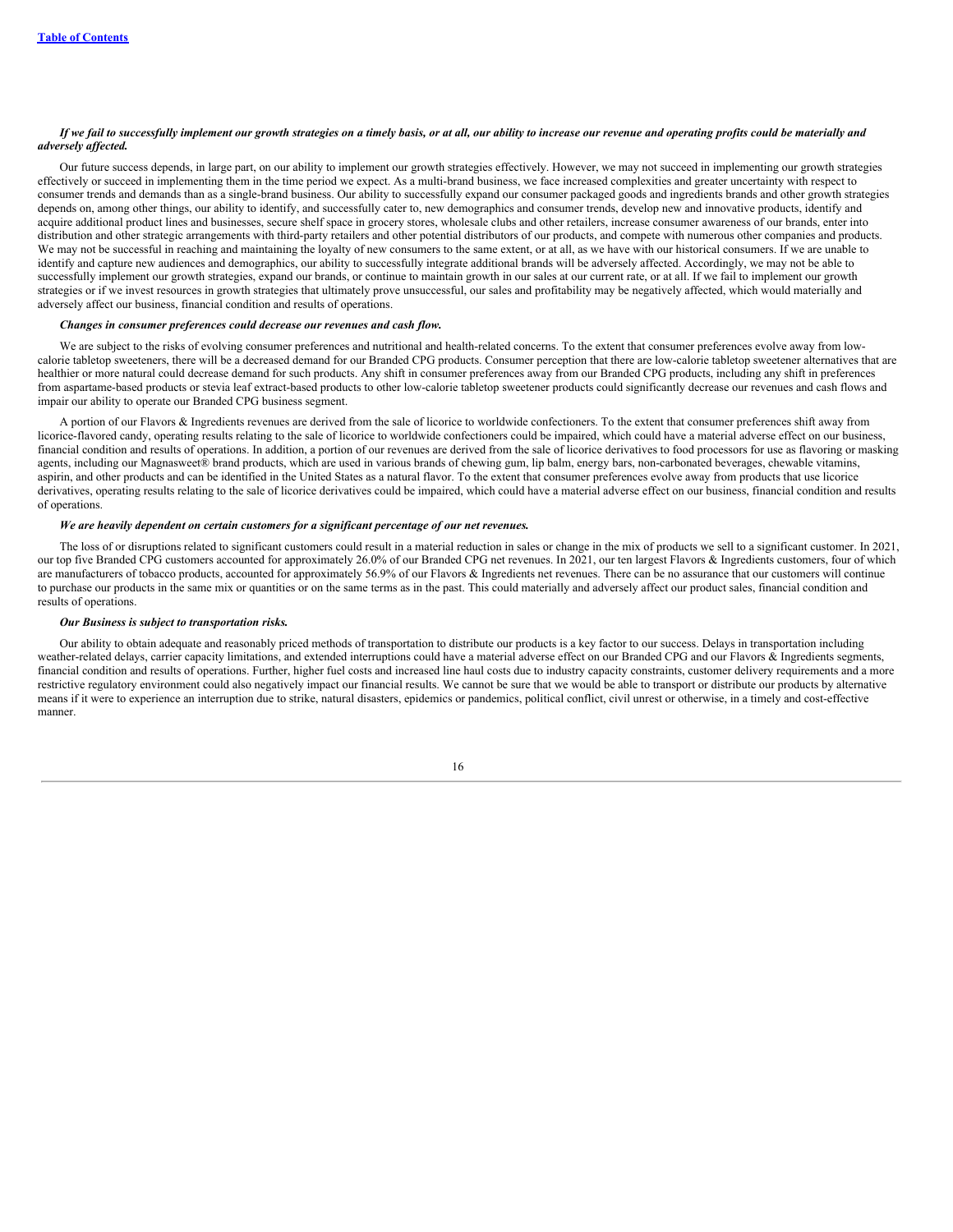***If we fail to successfully implement our growth strategies on a timely basis, or at all, our ability to increase our revenue and operating profits could be materially and adversely affected.***

Our future success depends, in large part, on our ability to implement our growth strategies effectively. However, we may not succeed in implementing our growth strategies effectively or succeed in implementing them in the time period we expect. As a multi-brand business, we face increased complexities and greater uncertainty with respect to consumer trends and demands than as a single-brand business. Our ability to successfully expand our consumer packaged goods and ingredients brands and other growth strategies depends on, among other things, our ability to identify, and successfully cater to, new demographics and consumer trends, develop new and innovative products, identify and acquire additional product lines and businesses, secure shelf space in grocery stores, wholesale clubs and other retailers, increase consumer awareness of our brands, enter into distribution and other strategic arrangements with third-party retailers and other potential distributors of our products, and compete with numerous other companies and products. We may not be successful in reaching and maintaining the loyalty of new consumers to the same extent, or at all, as we have with our historical consumers. If we are unable to identify and capture new audiences and demographics, our ability to successfully integrate additional brands will be adversely affected. Accordingly, we may not be able to successfully implement our growth strategies, expand our brands, or continue to maintain growth in our sales at our current rate, or at all. If we fail to implement our growth strategies or if we invest resources in growth strategies that ultimately prove unsuccessful, our sales and profitability may be negatively affected, which would materially and adversely affect our business, financial condition and results of operations.

***Changes in consumer preferences could decrease our revenues and cash flow.***

We are subject to the risks of evolving consumer preferences and nutritional and health-related concerns. To the extent that consumer preferences evolve away from low-calorie tabletop sweeteners, there will be a decreased demand for our Branded CPG products. Consumer perception that there are low-calorie tabletop sweetener alternatives that are healthier or more natural could decrease demand for such products. Any shift in consumer preferences away from our Branded CPG products, including any shift in preferences from aspartame-based products or stevia leaf extract-based products to other low-calorie tabletop sweetener products could significantly decrease our revenues and cash flows and impair our ability to operate our Branded CPG business segment.

A portion of our Flavors & Ingredients revenues are derived from the sale of licorice to worldwide confectioners. To the extent that consumer preferences shift away from licorice-flavored candy, operating results relating to the sale of licorice to worldwide confectioners could be impaired, which could have a material adverse effect on our business, financial condition and results of operations. In addition, a portion of our revenues are derived from the sale of licorice derivatives to food processors for use as flavoring or masking agents, including our Magnasweet® brand products, which are used in various brands of chewing gum, lip balm, energy bars, non-carbonated beverages, chewable vitamins, aspirin, and other products and can be identified in the United States as a natural flavor. To the extent that consumer preferences evolve away from products that use licorice derivatives, operating results relating to the sale of licorice derivatives could be impaired, which could have a material adverse effect on our business, financial condition and results of operations.

***We are heavily dependent on certain customers for a significant percentage of our net revenues.***

The loss of or disruptions related to significant customers could result in a material reduction in sales or change in the mix of products we sell to a significant customer. In 2021, our top five Branded CPG customers accounted for approximately 26.0% of our Branded CPG net revenues. In 2021, our ten largest Flavors & Ingredients customers, four of which are manufacturers of tobacco products, accounted for approximately 56.9% of our Flavors & Ingredients net revenues. There can be no assurance that our customers will continue to purchase our products in the same mix or quantities or on the same terms as in the past. This could materially and adversely affect our product sales, financial condition and results of operations.

***Our Business is subject to transportation risks.***

Our ability to obtain adequate and reasonably priced methods of transportation to distribute our products is a key factor to our success. Delays in transportation including weather-related delays, carrier capacity limitations, and extended interruptions could have a material adverse effect on our Branded CPG and our Flavors & Ingredients segments, financial condition and results of operations. Further, higher fuel costs and increased line haul costs due to industry capacity constraints, customer delivery requirements and a more restrictive regulatory environment could also negatively impact our financial results. We cannot be sure that we would be able to transport or distribute our products by alternative means if it were to experience an interruption due to strike, natural disasters, epidemics or pandemics, political conflict, civil unrest or otherwise, in a timely and cost-effective manner.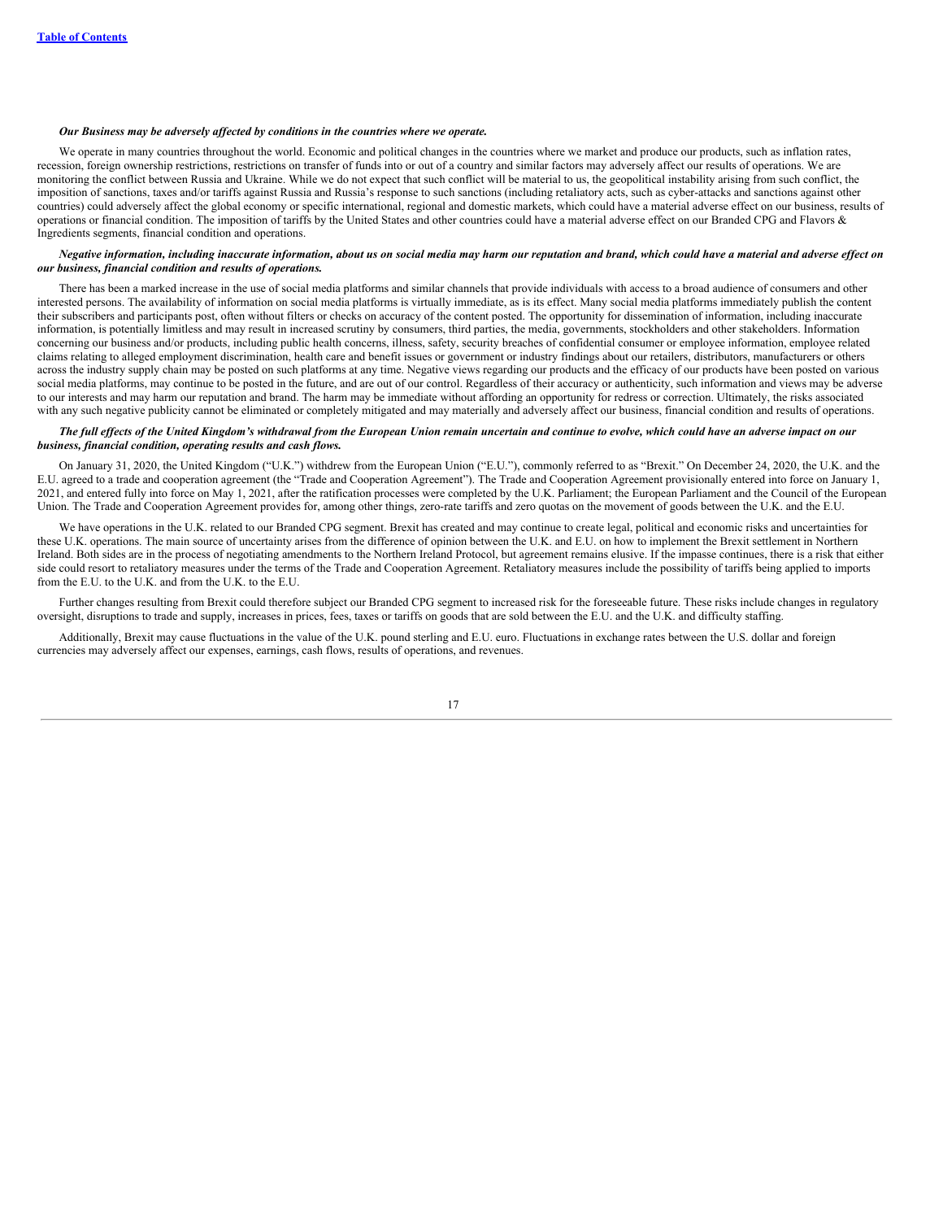***Our Business may be adversely affected by conditions in the countries where we operate.***

We operate in many countries throughout the world. Economic and political changes in the countries where we market and produce our products, such as inflation rates, recession, foreign ownership restrictions, restrictions on transfer of funds into or out of a country and similar factors may adversely affect our results of operations. We are monitoring the conflict between Russia and Ukraine. While we do not expect that such conflict will be material to us, the geopolitical instability arising from such conflict, the imposition of sanctions, taxes and/or tariffs against Russia and Russia's response to such sanctions (including retaliatory acts, such as cyber-attacks and sanctions against other countries) could adversely affect the global economy or specific international, regional and domestic markets, which could have a material adverse effect on our business, results of operations or financial condition. The imposition of tariffs by the United States and other countries could have a material adverse effect on our Branded CPG and Flavors & Ingredients segments, financial condition and operations.

***Negative information, including inaccurate information, about us on social media may harm our reputation and brand, which could have a material and adverse effect on our business, financial condition and results of operations.***

There has been a marked increase in the use of social media platforms and similar channels that provide individuals with access to a broad audience of consumers and other interested persons. The availability of information on social media platforms is virtually immediate, as is its effect. Many social media platforms immediately publish the content their subscribers and participants post, often without filters or checks on accuracy of the content posted. The opportunity for dissemination of information, including inaccurate information, is potentially limitless and may result in increased scrutiny by consumers, third parties, the media, governments, stockholders and other stakeholders. Information concerning our business and/or products, including public health concerns, illness, safety, security breaches of confidential consumer or employee information, employee related claims relating to alleged employment discrimination, health care and benefit issues or government or industry findings about our retailers, distributors, manufacturers or others across the industry supply chain may be posted on such platforms at any time. Negative views regarding our products and the efficacy of our products have been posted on various social media platforms, may continue to be posted in the future, and are out of our control. Regardless of their accuracy or authenticity, such information and views may be adverse to our interests and may harm our reputation and brand. The harm may be immediate without affording an opportunity for redress or correction. Ultimately, the risks associated with any such negative publicity cannot be eliminated or completely mitigated and may materially and adversely affect our business, financial condition and results of operations.

***The full effects of the United Kingdom's withdrawal from the European Union remain uncertain and continue to evolve, which could have an adverse impact on our business, financial condition, operating results and cash flows.***

On January 31, 2020, the United Kingdom ("U.K.") withdrew from the European Union ("E.U."), commonly referred to as "Brexit." On December 24, 2020, the U.K. and the E.U. agreed to a trade and cooperation agreement (the "Trade and Cooperation Agreement"). The Trade and Cooperation Agreement provisionally entered into force on January 1, 2021, and entered fully into force on May 1, 2021, after the ratification processes were completed by the U.K. Parliament; the European Parliament and the Council of the European Union. The Trade and Cooperation Agreement provides for, among other things, zero-rate tariffs and zero quotas on the movement of goods between the U.K. and the E.U.

We have operations in the U.K. related to our Branded CPG segment. Brexit has created and may continue to create legal, political and economic risks and uncertainties for these U.K. operations. The main source of uncertainty arises from the difference of opinion between the U.K. and E.U. on how to implement the Brexit settlement in Northern Ireland. Both sides are in the process of negotiating amendments to the Northern Ireland Protocol, but agreement remains elusive. If the impasse continues, there is a risk that either side could resort to retaliatory measures under the terms of the Trade and Cooperation Agreement. Retaliatory measures include the possibility of tariffs being applied to imports from the E.U. to the U.K. and from the U.K. to the E.U.

Further changes resulting from Brexit could therefore subject our Branded CPG segment to increased risk for the foreseeable future. These risks include changes in regulatory oversight, disruptions to trade and supply, increases in prices, fees, taxes or tariffs on goods that are sold between the E.U. and the U.K. and difficulty staffing.

Additionally, Brexit may cause fluctuations in the value of the U.K. pound sterling and E.U. euro. Fluctuations in exchange rates between the U.S. dollar and foreign currencies may adversely affect our expenses, earnings, cash flows, results of operations, and revenues.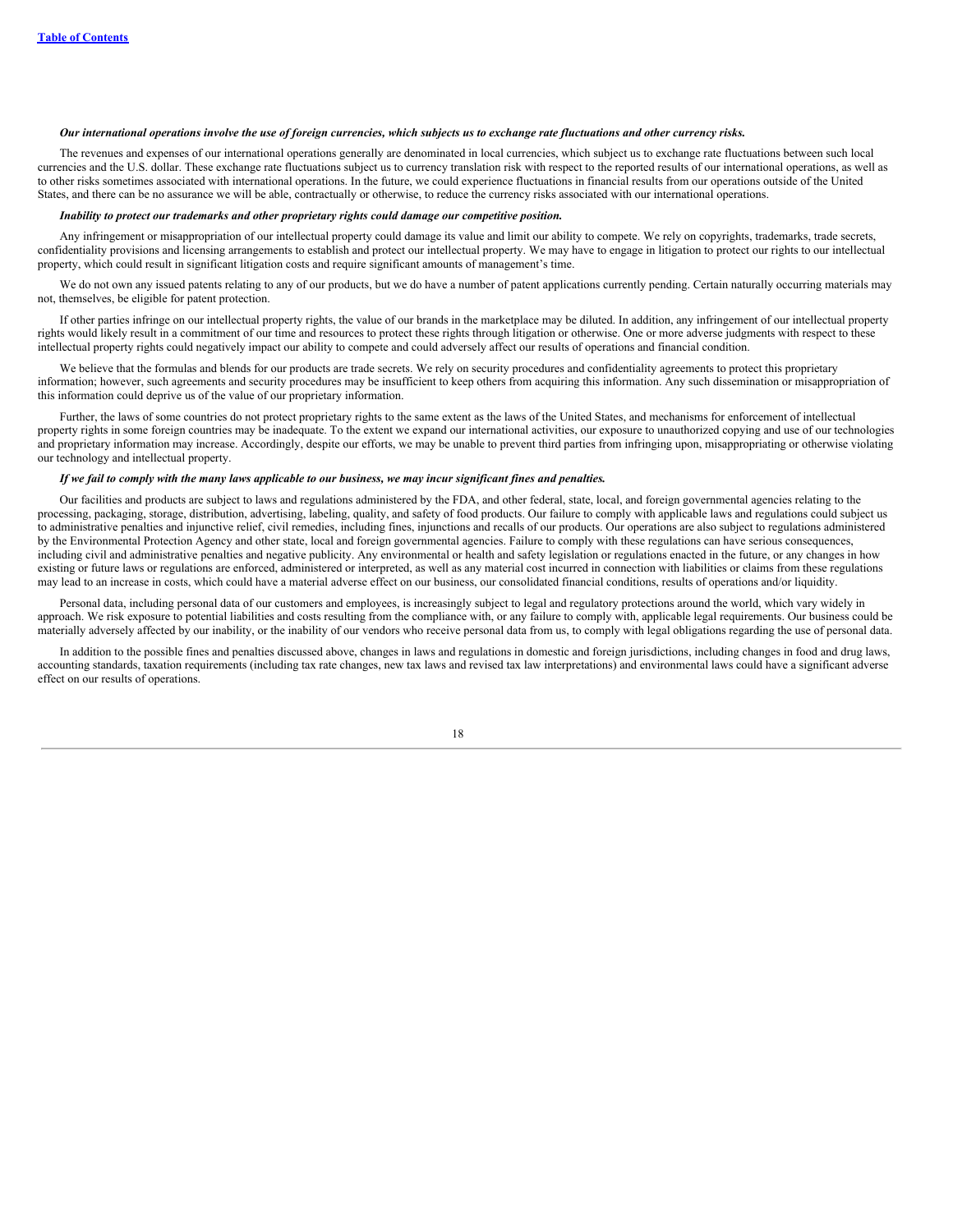*Our international operations involve the use of foreign currencies, which subjects us to exchange rate fluctuations and other currency risks.*

The revenues and expenses of our international operations generally are denominated in local currencies, which subject us to exchange rate fluctuations between such local currencies and the U.S. dollar. These exchange rate fluctuations subject us to currency translation risk with respect to the reported results of our international operations, as well as to other risks sometimes associated with international operations. In the future, we could experience fluctuations in financial results from our operations outside of the United States, and there can be no assurance we will be able, contractually or otherwise, to reduce the currency risks associated with our international operations.

*Inability to protect our trademarks and other proprietary rights could damage our competitive position.*

Any infringement or misappropriation of our intellectual property could damage its value and limit our ability to compete. We rely on copyrights, trademarks, trade secrets, confidentiality provisions and licensing arrangements to establish and protect our intellectual property. We may have to engage in litigation to protect our rights to our intellectual property, which could result in significant litigation costs and require significant amounts of management's time.

We do not own any issued patents relating to any of our products, but we do have a number of patent applications currently pending. Certain naturally occurring materials may not, themselves, be eligible for patent protection.

If other parties infringe on our intellectual property rights, the value of our brands in the marketplace may be diluted. In addition, any infringement of our intellectual property rights would likely result in a commitment of our time and resources to protect these rights through litigation or otherwise. One or more adverse judgments with respect to these intellectual property rights could negatively impact our ability to compete and could adversely affect our results of operations and financial condition.

We believe that the formulas and blends for our products are trade secrets. We rely on security procedures and confidentiality agreements to protect this proprietary information; however, such agreements and security procedures may be insufficient to keep others from acquiring this information. Any such dissemination or misappropriation of this information could deprive us of the value of our proprietary information.

Further, the laws of some countries do not protect proprietary rights to the same extent as the laws of the United States, and mechanisms for enforcement of intellectual property rights in some foreign countries may be inadequate. To the extent we expand our international activities, our exposure to unauthorized copying and use of our technologies and proprietary information may increase. Accordingly, despite our efforts, we may be unable to prevent third parties from infringing upon, misappropriating or otherwise violating our technology and intellectual property.

*If we fail to comply with the many laws applicable to our business, we may incur significant fines and penalties.*

Our facilities and products are subject to laws and regulations administered by the FDA, and other federal, state, local, and foreign governmental agencies relating to the processing, packaging, storage, distribution, advertising, labeling, quality, and safety of food products. Our failure to comply with applicable laws and regulations could subject us to administrative penalties and injunctive relief, civil remedies, including fines, injunctions and recalls of our products. Our operations are also subject to regulations administered by the Environmental Protection Agency and other state, local and foreign governmental agencies. Failure to comply with these regulations can have serious consequences, including civil and administrative penalties and negative publicity. Any environmental or health and safety legislation or regulations enacted in the future, or any changes in how existing or future laws or regulations are enforced, administered or interpreted, as well as any material cost incurred in connection with liabilities or claims from these regulations may lead to an increase in costs, which could have a material adverse effect on our business, our consolidated financial conditions, results of operations and/or liquidity.

Personal data, including personal data of our customers and employees, is increasingly subject to legal and regulatory protections around the world, which vary widely in approach. We risk exposure to potential liabilities and costs resulting from the compliance with, or any failure to comply with, applicable legal requirements. Our business could be materially adversely affected by our inability, or the inability of our vendors who receive personal data from us, to comply with legal obligations regarding the use of personal data.

In addition to the possible fines and penalties discussed above, changes in laws and regulations in domestic and foreign jurisdictions, including changes in food and drug laws, accounting standards, taxation requirements (including tax rate changes, new tax laws and revised tax law interpretations) and environmental laws could have a significant adverse effect on our results of operations.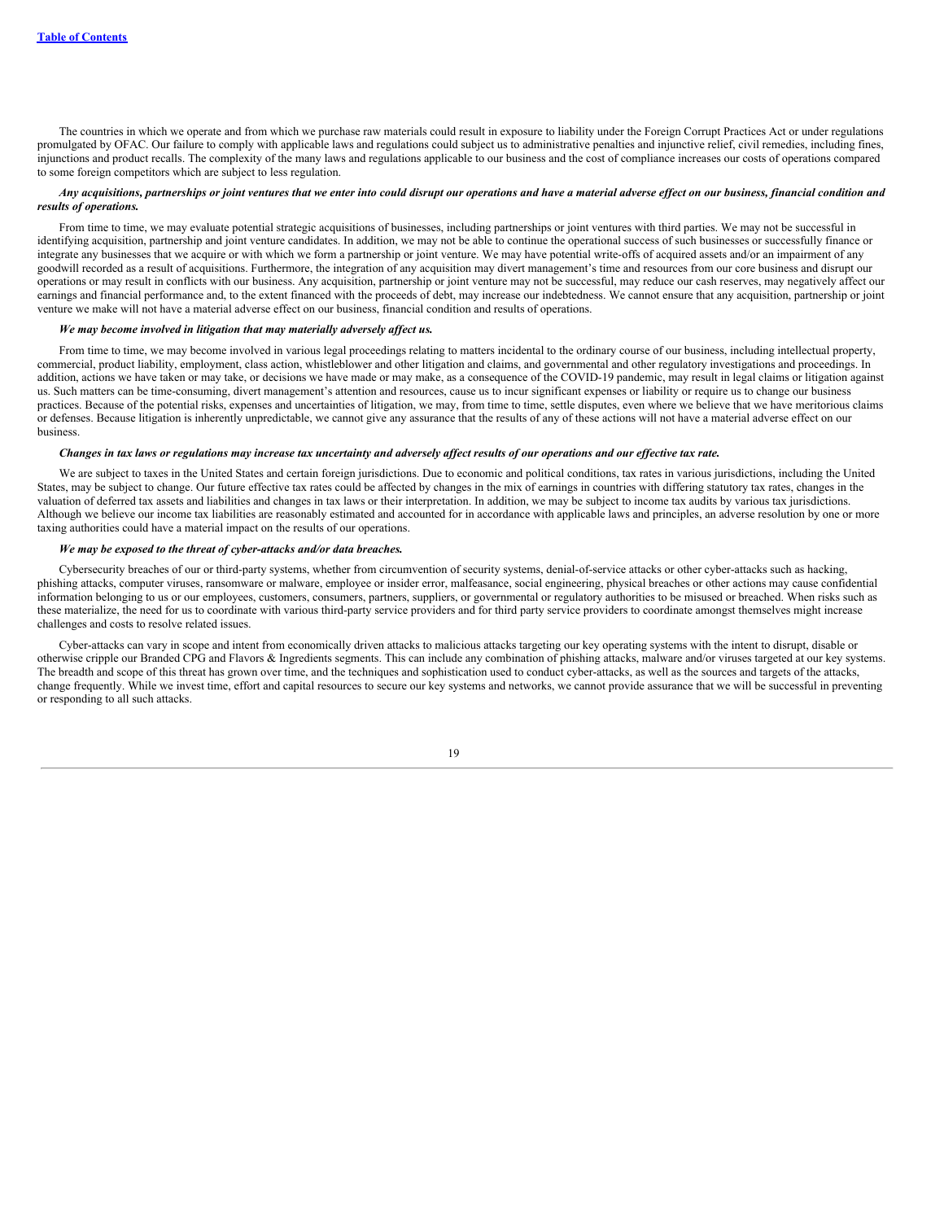The countries in which we operate and from which we purchase raw materials could result in exposure to liability under the Foreign Corrupt Practices Act or under regulations promulgated by OFAC. Our failure to comply with applicable laws and regulations could subject us to administrative penalties and injunctive relief, civil remedies, including fines, injunctions and product recalls. The complexity of the many laws and regulations applicable to our business and the cost of compliance increases our costs of operations compared to some foreign competitors which are subject to less regulation.

***Any acquisitions, partnerships or joint ventures that we enter into could disrupt our operations and have a material adverse effect on our business, financial condition and results of operations.***

From time to time, we may evaluate potential strategic acquisitions of businesses, including partnerships or joint ventures with third parties. We may not be successful in identifying acquisition, partnership and joint venture candidates. In addition, we may not be able to continue the operational success of such businesses or successfully finance or integrate any businesses that we acquire or with which we form a partnership or joint venture. We may have potential write-offs of acquired assets and/or an impairment of any goodwill recorded as a result of acquisitions. Furthermore, the integration of any acquisition may divert management's time and resources from our core business and disrupt our operations or may result in conflicts with our business. Any acquisition, partnership or joint venture may not be successful, may reduce our cash reserves, may negatively affect our earnings and financial performance and, to the extent financed with the proceeds of debt, may increase our indebtedness. We cannot ensure that any acquisition, partnership or joint venture we make will not have a material adverse effect on our business, financial condition and results of operations.

***We may become involved in litigation that may materially adversely affect us.***

From time to time, we may become involved in various legal proceedings relating to matters incidental to the ordinary course of our business, including intellectual property, commercial, product liability, employment, class action, whistleblower and other litigation and claims, and governmental and other regulatory investigations and proceedings. In addition, actions we have taken or may take, or decisions we have made or may make, as a consequence of the COVID-19 pandemic, may result in legal claims or litigation against us. Such matters can be time-consuming, divert management's attention and resources, cause us to incur significant expenses or liability or require us to change our business practices. Because of the potential risks, expenses and uncertainties of litigation, we may, from time to time, settle disputes, even where we believe that we have meritorious claims or defenses. Because litigation is inherently unpredictable, we cannot give any assurance that the results of any of these actions will not have a material adverse effect on our business.

***Changes in tax laws or regulations may increase tax uncertainty and adversely affect results of our operations and our effective tax rate.***

We are subject to taxes in the United States and certain foreign jurisdictions. Due to economic and political conditions, tax rates in various jurisdictions, including the United States, may be subject to change. Our future effective tax rates could be affected by changes in the mix of earnings in countries with differing statutory tax rates, changes in the valuation of deferred tax assets and liabilities and changes in tax laws or their interpretation. In addition, we may be subject to income tax audits by various tax jurisdictions. Although we believe our income tax liabilities are reasonably estimated and accounted for in accordance with applicable laws and principles, an adverse resolution by one or more taxing authorities could have a material impact on the results of our operations.

***We may be exposed to the threat of cyber-attacks and/or data breaches.***

Cybersecurity breaches of our or third-party systems, whether from circumvention of security systems, denial-of-service attacks or other cyber-attacks such as hacking, phishing attacks, computer viruses, ransomware or malware, employee or insider error, malfeasance, social engineering, physical breaches or other actions may cause confidential information belonging to us or our employees, customers, consumers, partners, suppliers, or governmental or regulatory authorities to be misused or breached. When risks such as these materialize, the need for us to coordinate with various third-party service providers and for third party service providers to coordinate amongst themselves might increase challenges and costs to resolve related issues.

Cyber-attacks can vary in scope and intent from economically driven attacks to malicious attacks targeting our key operating systems with the intent to disrupt, disable or otherwise cripple our Branded CPG and Flavors & Ingredients segments. This can include any combination of phishing attacks, malware and/or viruses targeted at our key systems. The breadth and scope of this threat has grown over time, and the techniques and sophistication used to conduct cyber-attacks, as well as the sources and targets of the attacks, change frequently. While we invest time, effort and capital resources to secure our key systems and networks, we cannot provide assurance that we will be successful in preventing or responding to all such attacks.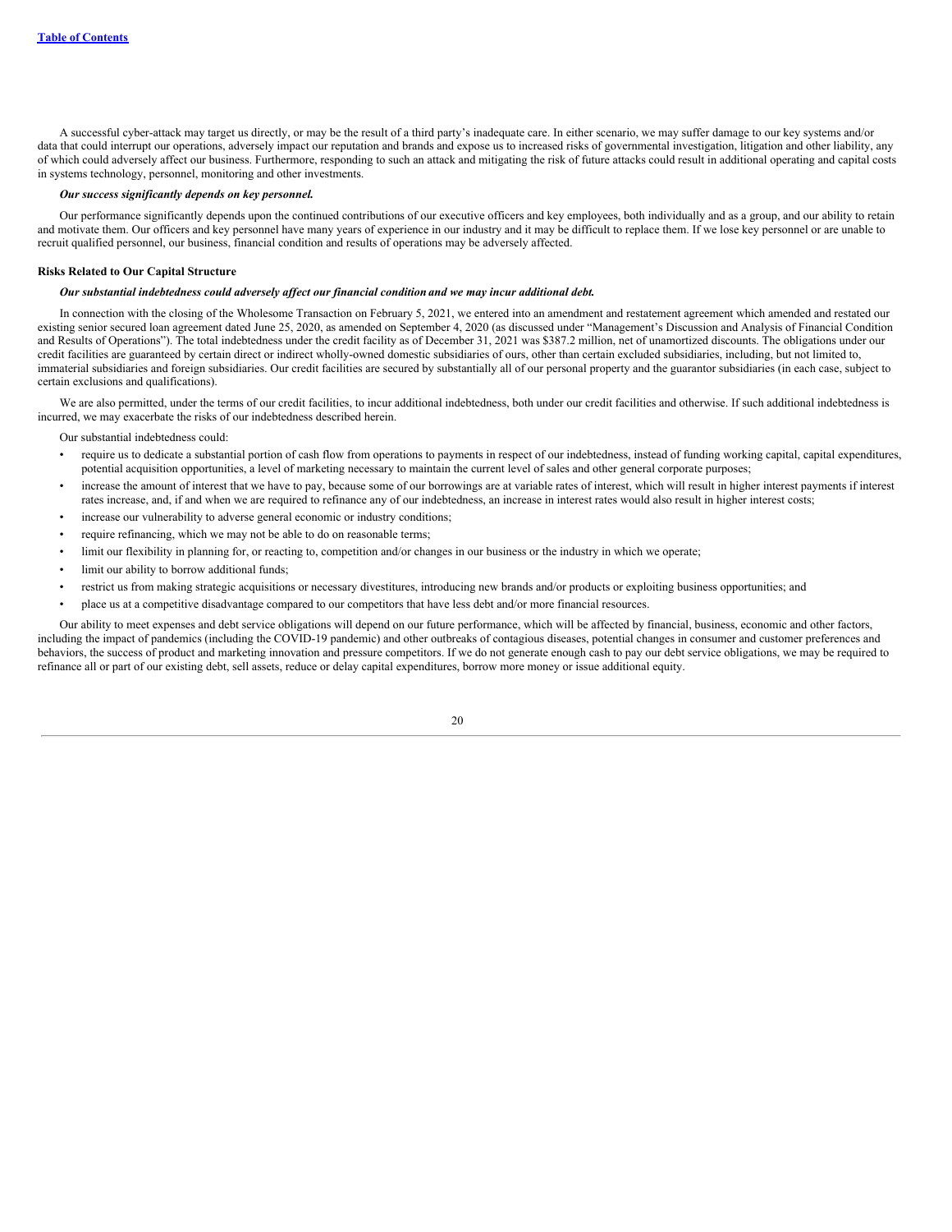A successful cyber-attack may target us directly, or may be the result of a third party's inadequate care. In either scenario, we may suffer damage to our key systems and/or data that could interrupt our operations, adversely impact our reputation and brands and expose us to increased risks of governmental investigation, litigation and other liability, any of which could adversely affect our business. Furthermore, responding to such an attack and mitigating the risk of future attacks could result in additional operating and capital costs in systems technology, personnel, monitoring and other investments.

***Our success significantly depends on key personnel.***

Our performance significantly depends upon the continued contributions of our executive officers and key employees, both individually and as a group, and our ability to retain and motivate them. Our officers and key personnel have many years of experience in our industry and it may be difficult to replace them. If we lose key personnel or are unable to recruit qualified personnel, our business, financial condition and results of operations may be adversely affected.

**Risks Related to Our Capital Structure**

***Our substantial indebtedness could adversely affect our financial condition and we may incur additional debt.***

In connection with the closing of the Wholesome Transaction on February 5, 2021, we entered into an amendment and restatement agreement which amended and restated our existing senior secured loan agreement dated June 25, 2020, as amended on September 4, 2020 (as discussed under "Management's Discussion and Analysis of Financial Condition and Results of Operations"). The total indebtedness under the credit facility as of December 31, 2021 was $387.2 million, net of unamortized discounts. The obligations under our credit facilities are guaranteed by certain direct or indirect wholly-owned domestic subsidiaries of ours, other than certain excluded subsidiaries, including, but not limited to, immaterial subsidiaries and foreign subsidiaries. Our credit facilities are secured by substantially all of our personal property and the guarantor subsidiaries (in each case, subject to certain exclusions and qualifications).

We are also permitted, under the terms of our credit facilities, to incur additional indebtedness, both under our credit facilities and otherwise. If such additional indebtedness is incurred, we may exacerbate the risks of our indebtedness described herein.

Our substantial indebtedness could:

- require us to dedicate a substantial portion of cash flow from operations to payments in respect of our indebtedness, instead of funding working capital, capital expenditures, potential acquisition opportunities, a level of marketing necessary to maintain the current level of sales and other general corporate purposes;
- increase the amount of interest that we have to pay, because some of our borrowings are at variable rates of interest, which will result in higher interest payments if interest rates increase, and, if and when we are required to refinance any of our indebtedness, an increase in interest rates would also result in higher interest costs;
- increase our vulnerability to adverse general economic or industry conditions;
- require refinancing, which we may not be able to do on reasonable terms;
- limit our flexibility in planning for, or reacting to, competition and/or changes in our business or the industry in which we operate;
- limit our ability to borrow additional funds;
- restrict us from making strategic acquisitions or necessary divestitures, introducing new brands and/or products or exploiting business opportunities; and
- place us at a competitive disadvantage compared to our competitors that have less debt and/or more financial resources.

Our ability to meet expenses and debt service obligations will depend on our future performance, which will be affected by financial, business, economic and other factors, including the impact of pandemics (including the COVID-19 pandemic) and other outbreaks of contagious diseases, potential changes in consumer and customer preferences and behaviors, the success of product and marketing innovation and pressure competitors. If we do not generate enough cash to pay our debt service obligations, we may be required to refinance all or part of our existing debt, sell assets, reduce or delay capital expenditures, borrow more money or issue additional equity.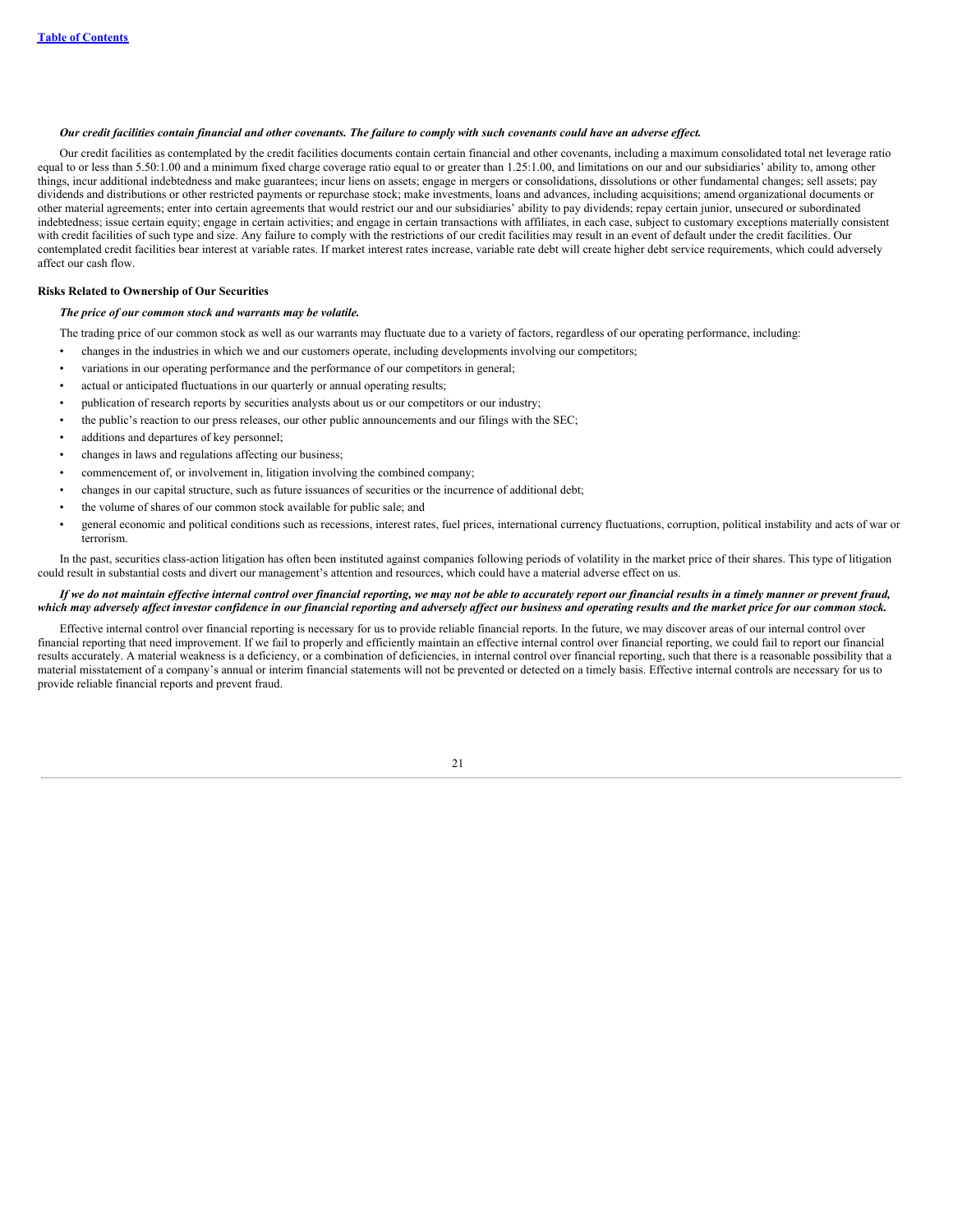***Our credit facilities contain financial and other covenants. The failure to comply with such covenants could have an adverse effect.***

Our credit facilities as contemplated by the credit facilities documents contain certain financial and other covenants, including a maximum consolidated total net leverage ratio equal to or less than 5.50:1.00 and a minimum fixed charge coverage ratio equal to or greater than 1.25:1.00, and limitations on our and our subsidiaries' ability to, among other things, incur additional indebtedness and make guarantees; incur liens on assets; engage in mergers or consolidations, dissolutions or other fundamental changes; sell assets; pay dividends and distributions or other restricted payments or repurchase stock; make investments, loans and advances, including acquisitions; amend organizational documents or other material agreements; enter into certain agreements that would restrict our and our subsidiaries' ability to pay dividends; repay certain junior, unsecured or subordinated indebtedness; issue certain equity; engage in certain activities; and engage in certain transactions with affiliates, in each case, subject to customary exceptions materially consistent with credit facilities of such type and size. Any failure to comply with the restrictions of our credit facilities may result in an event of default under the credit facilities. Our contemplated credit facilities bear interest at variable rates. If market interest rates increase, variable rate debt will create higher debt service requirements, which could adversely affect our cash flow.

**Risks Related to Ownership of Our Securities**

***The price of our common stock and warrants may be volatile.***

The trading price of our common stock as well as our warrants may fluctuate due to a variety of factors, regardless of our operating performance, including:

- changes in the industries in which we and our customers operate, including developments involving our competitors;
- variations in our operating performance and the performance of our competitors in general;
- actual or anticipated fluctuations in our quarterly or annual operating results;
- publication of research reports by securities analysts about us or our competitors or our industry;
- the public's reaction to our press releases, our other public announcements and our filings with the SEC;
- additions and departures of key personnel;
- changes in laws and regulations affecting our business;
- commencement of, or involvement in, litigation involving the combined company;
- changes in our capital structure, such as future issuances of securities or the incurrence of additional debt;
- the volume of shares of our common stock available for public sale; and
- general economic and political conditions such as recessions, interest rates, fuel prices, international currency fluctuations, corruption, political instability and acts of war or terrorism.

In the past, securities class-action litigation has often been instituted against companies following periods of volatility in the market price of their shares. This type of litigation could result in substantial costs and divert our management's attention and resources, which could have a material adverse effect on us.

***If we do not maintain effective internal control over financial reporting, we may not be able to accurately report our financial results in a timely manner or prevent fraud, which may adversely affect investor confidence in our financial reporting and adversely affect our business and operating results and the market price for our common stock.***

Effective internal control over financial reporting is necessary for us to provide reliable financial reports. In the future, we may discover areas of our internal control over financial reporting that need improvement. If we fail to properly and efficiently maintain an effective internal control over financial reporting, we could fail to report our financial results accurately. A material weakness is a deficiency, or a combination of deficiencies, in internal control over financial reporting, such that there is a reasonable possibility that a material misstatement of a company's annual or interim financial statements will not be prevented or detected on a timely basis. Effective internal controls are necessary for us to provide reliable financial reports and prevent fraud.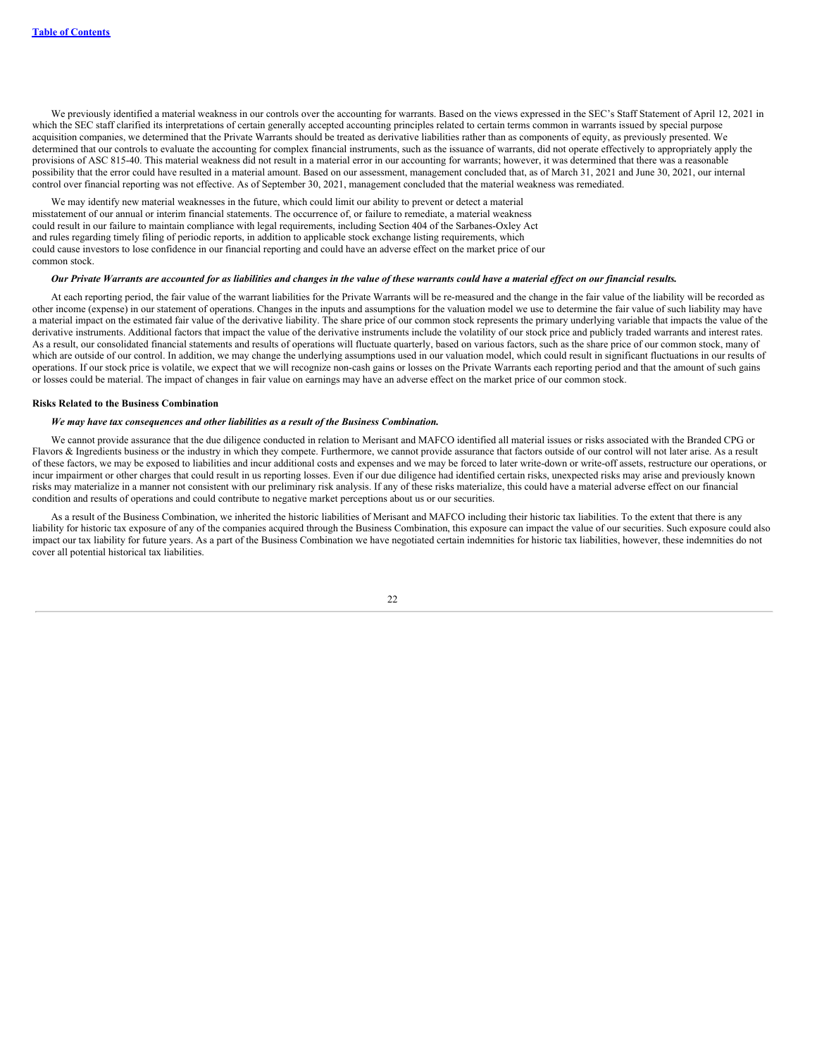We previously identified a material weakness in our controls over the accounting for warrants. Based on the views expressed in the SEC's Staff Statement of April 12, 2021 in which the SEC staff clarified its interpretations of certain generally accepted accounting principles related to certain terms common in warrants issued by special purpose acquisition companies, we determined that the Private Warrants should be treated as derivative liabilities rather than as components of equity, as previously presented. We determined that our controls to evaluate the accounting for complex financial instruments, such as the issuance of warrants, did not operate effectively to appropriately apply the provisions of ASC 815-40. This material weakness did not result in a material error in our accounting for warrants; however, it was determined that there was a reasonable possibility that the error could have resulted in a material amount. Based on our assessment, management concluded that, as of March 31, 2021 and June 30, 2021, our internal control over financial reporting was not effective. As of September 30, 2021, management concluded that the material weakness was remediated.

We may identify new material weaknesses in the future, which could limit our ability to prevent or detect a material misstatement of our annual or interim financial statements. The occurrence of, or failure to remediate, a material weakness could result in our failure to maintain compliance with legal requirements, including Section 404 of the Sarbanes-Oxley Act and rules regarding timely filing of periodic reports, in addition to applicable stock exchange listing requirements, which could cause investors to lose confidence in our financial reporting and could have an adverse effect on the market price of our common stock.

***Our Private Warrants are accounted for as liabilities and changes in the value of these warrants could have a material effect on our financial results.***

At each reporting period, the fair value of the warrant liabilities for the Private Warrants will be re-measured and the change in the fair value of the liability will be recorded as other income (expense) in our statement of operations. Changes in the inputs and assumptions for the valuation model we use to determine the fair value of such liability may have a material impact on the estimated fair value of the derivative liability. The share price of our common stock represents the primary underlying variable that impacts the value of the derivative instruments. Additional factors that impact the value of the derivative instruments include the volatility of our stock price and publicly traded warrants and interest rates. As a result, our consolidated financial statements and results of operations will fluctuate quarterly, based on various factors, such as the share price of our common stock, many of which are outside of our control. In addition, we may change the underlying assumptions used in our valuation model, which could result in significant fluctuations in our results of operations. If our stock price is volatile, we expect that we will recognize non-cash gains or losses on the Private Warrants each reporting period and that the amount of such gains or losses could be material. The impact of changes in fair value on earnings may have an adverse effect on the market price of our common stock.

**Risks Related to the Business Combination**

***We may have tax consequences and other liabilities as a result of the Business Combination.***

We cannot provide assurance that the due diligence conducted in relation to Merisant and MAFCO identified all material issues or risks associated with the Branded CPG or Flavors & Ingredients business or the industry in which they compete. Furthermore, we cannot provide assurance that factors outside of our control will not later arise. As a result of these factors, we may be exposed to liabilities and incur additional costs and expenses and we may be forced to later write-down or write-off assets, restructure our operations, or incur impairment or other charges that could result in us reporting losses. Even if our due diligence had identified certain risks, unexpected risks may arise and previously known risks may materialize in a manner not consistent with our preliminary risk analysis. If any of these risks materialize, this could have a material adverse effect on our financial condition and results of operations and could contribute to negative market perceptions about us or our securities.

As a result of the Business Combination, we inherited the historic liabilities of Merisant and MAFCO including their historic tax liabilities. To the extent that there is any liability for historic tax exposure of any of the companies acquired through the Business Combination, this exposure can impact the value of our securities. Such exposure could also impact our tax liability for future years. As a part of the Business Combination we have negotiated certain indemnities for historic tax liabilities, however, these indemnities do not cover all potential historical tax liabilities.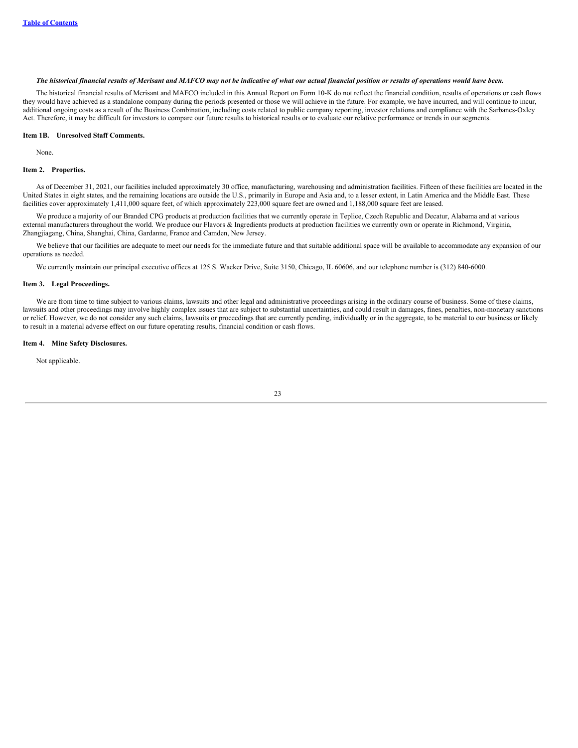***The historical financial results of Merisant and MAFCO may not be indicative of what our actual financial position or results of operations would have been.***

The historical financial results of Merisant and MAFCO included in this Annual Report on Form 10-K do not reflect the financial condition, results of operations or cash flows they would have achieved as a standalone company during the periods presented or those we will achieve in the future. For example, we have incurred, and will continue to incur, additional ongoing costs as a result of the Business Combination, including costs related to public company reporting, investor relations and compliance with the Sarbanes-Oxley Act. Therefore, it may be difficult for investors to compare our future results to historical results or to evaluate our relative performance or trends in our segments.

## Item 1B. Unresolved Staff Comments.

None.

## Item 2. Properties.

As of December 31, 2021, our facilities included approximately 30 office, manufacturing, warehousing and administration facilities. Fifteen of these facilities are located in the United States in eight states, and the remaining locations are outside the U.S., primarily in Europe and Asia and, to a lesser extent, in Latin America and the Middle East. These facilities cover approximately 1,411,000 square feet, of which approximately 223,000 square feet are owned and 1,188,000 square feet are leased.

We produce a majority of our Branded CPG products at production facilities that we currently operate in Teplice, Czech Republic and Decatur, Alabama and at various external manufacturers throughout the world. We produce our Flavors & Ingredients products at production facilities we currently own or operate in Richmond, Virginia, Zhangjiagang, China, Shanghai, China, Gardanne, France and Camden, New Jersey.

We believe that our facilities are adequate to meet our needs for the immediate future and that suitable additional space will be available to accommodate any expansion of our operations as needed.

We currently maintain our principal executive offices at 125 S. Wacker Drive, Suite 3150, Chicago, IL 60606, and our telephone number is (312) 840-6000.

## Item 3. Legal Proceedings.

We are from time to time subject to various claims, lawsuits and other legal and administrative proceedings arising in the ordinary course of business. Some of these claims, lawsuits and other proceedings may involve highly complex issues that are subject to substantial uncertainties, and could result in damages, fines, penalties, non-monetary sanctions or relief. However, we do not consider any such claims, lawsuits or proceedings that are currently pending, individually or in the aggregate, to be material to our business or likely to result in a material adverse effect on our future operating results, financial condition or cash flows.

## Item 4. Mine Safety Disclosures.

Not applicable.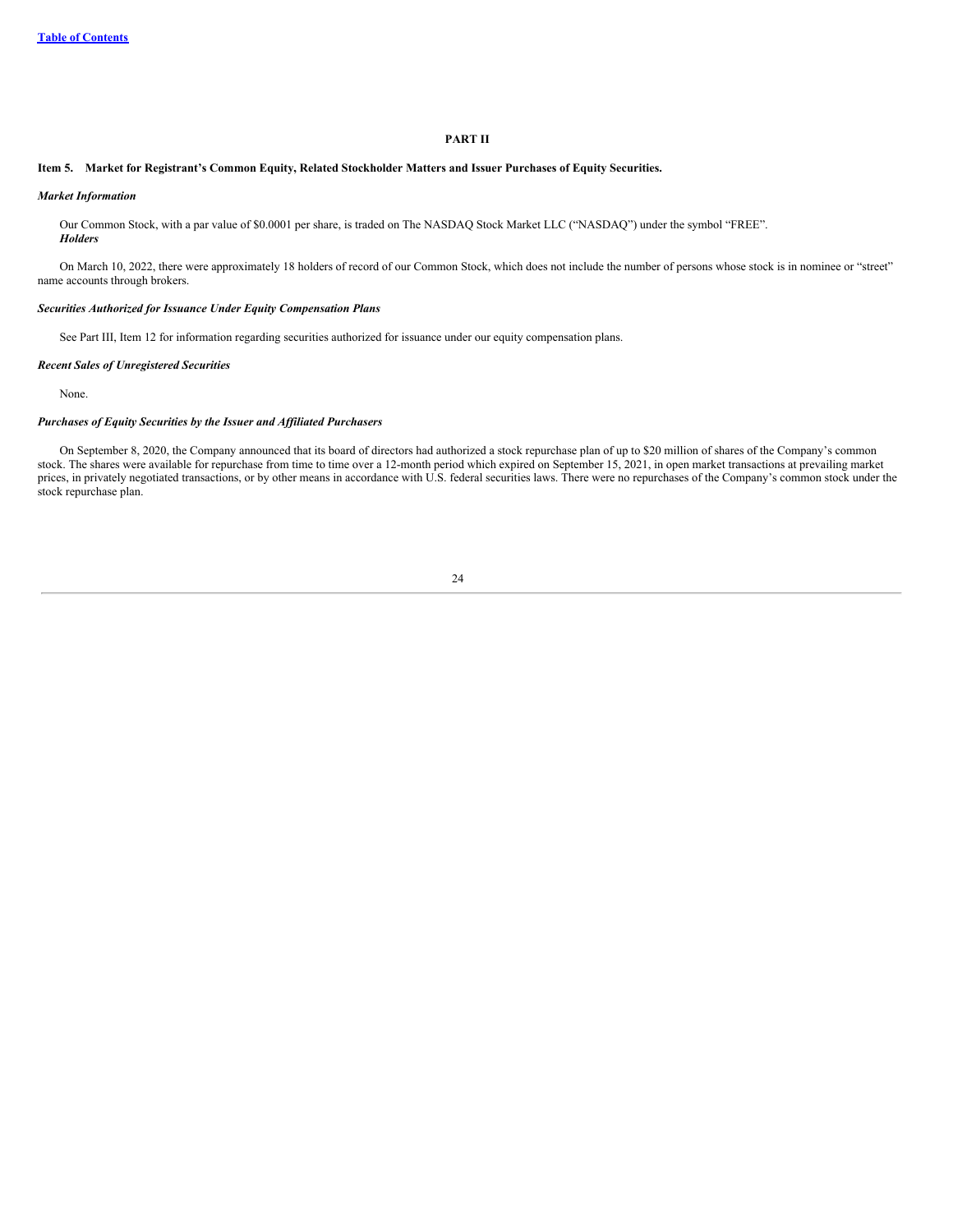# PART II

## Item 5. Market for Registrant's Common Equity, Related Stockholder Matters and Issuer Purchases of Equity Securities.

***Market Information***

Our Common Stock, with a par value of $0.0001 per share, is traded on The NASDAQ Stock Market LLC ("NASDAQ") under the symbol "FREE".

***Holders***

On March 10, 2022, there were approximately 18 holders of record of our Common Stock, which does not include the number of persons whose stock is in nominee or "street" name accounts through brokers.

***Securities Authorized for Issuance Under Equity Compensation Plans***

See Part III, Item 12 for information regarding securities authorized for issuance under our equity compensation plans.

***Recent Sales of Unregistered Securities***

None.

***Purchases of Equity Securities by the Issuer and Affiliated Purchasers***

On September 8, 2020, the Company announced that its board of directors had authorized a stock repurchase plan of up to $20 million of shares of the Company's common stock. The shares were available for repurchase from time to time over a 12-month period which expired on September 15, 2021, in open market transactions at prevailing market prices, in privately negotiated transactions, or by other means in accordance with U.S. federal securities laws. There were no repurchases of the Company's common stock under the stock repurchase plan.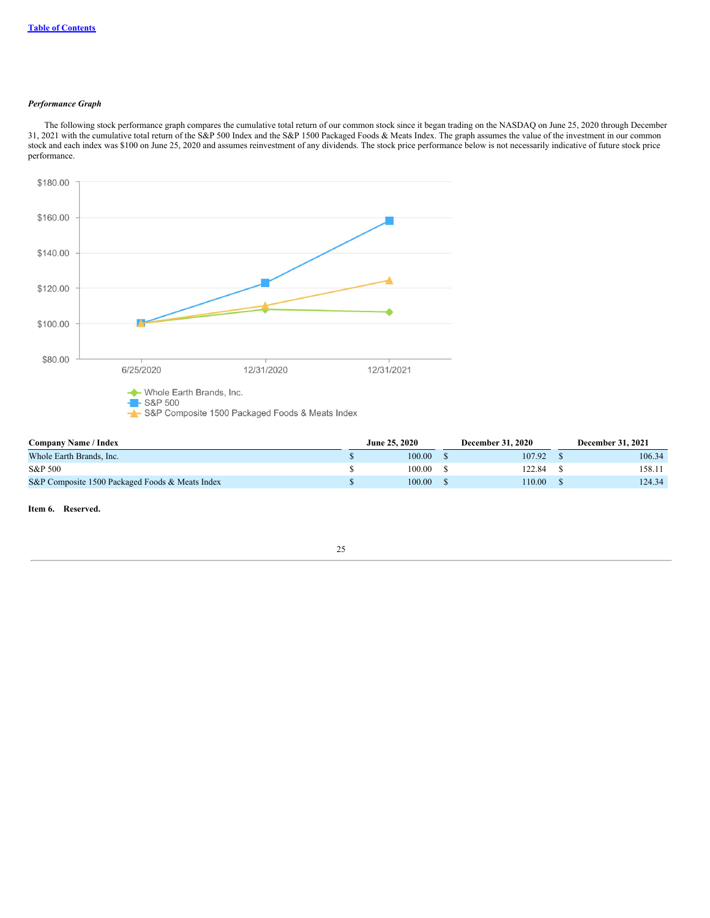[Table of Contents]

*Performance Graph*

The following stock performance graph compares the cumulative total return of our common stock since it began trading on the NASDAQ on June 25, 2020 through December 31, 2021 with the cumulative total return of the S&P 500 Index and the S&P 1500 Packaged Foods & Meats Index. The graph assumes the value of the investment in our common stock and each index was $100 on June 25, 2020 and assumes reinvestment of any dividends. The stock price performance below is not necessarily indicative of future stock price performance.

| Company Name / Index | June 25, 2020 | December 31, 2020 | December 31, 2021 |
|---|---|---|---|
| Whole Earth Brands, Inc. | $ 100.00 | $ 107.92 | $ 106.34 |
| S&P 500 | $ 100.00 | $ 122.84 | $ 158.11 |
| S&P Composite 1500 Packaged Foods & Meats Index | $ 100.00 | $ 110.00 | $ 124.34 |

**Item 6. Reserved.**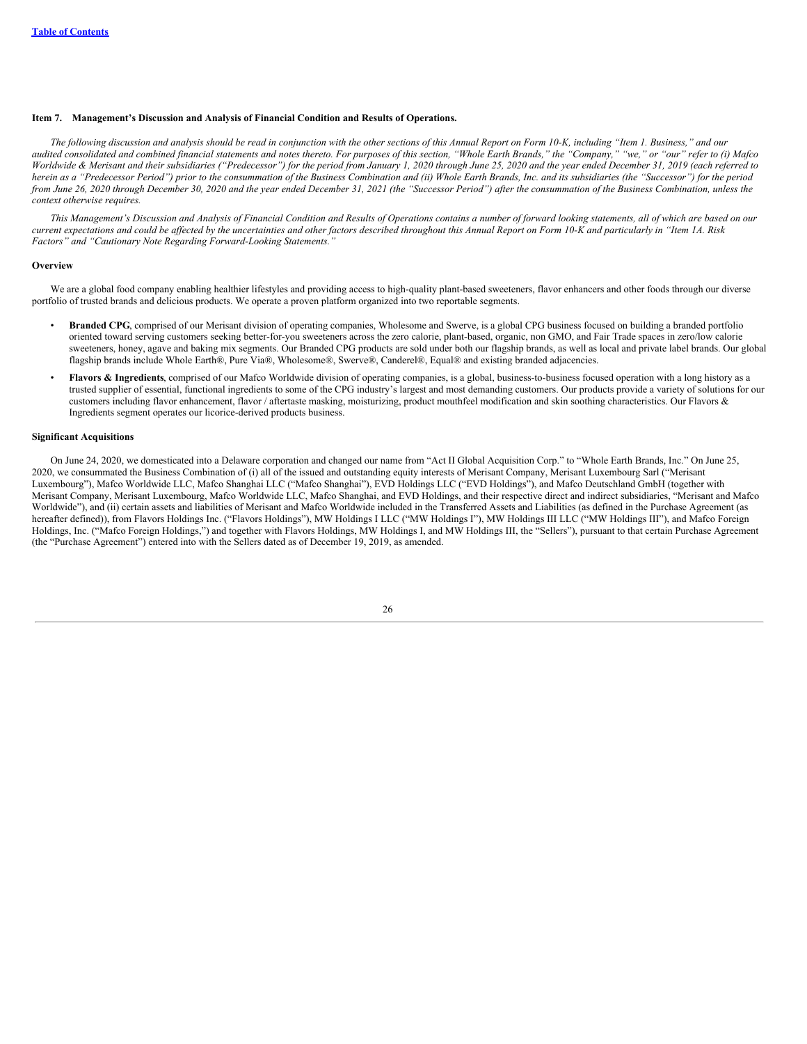## Item 7. Management's Discussion and Analysis of Financial Condition and Results of Operations.

*The following discussion and analysis should be read in conjunction with the other sections of this Annual Report on Form 10-K, including "Item 1. Business," and our audited consolidated and combined financial statements and notes thereto. For purposes of this section, "Whole Earth Brands," the "Company," "we," or "our" refer to (i) Mafco Worldwide & Merisant and their subsidiaries ("Predecessor") for the period from January 1, 2020 through June 25, 2020 and the year ended December 31, 2019 (each referred to herein as a "Predecessor Period") prior to the consummation of the Business Combination and (ii) Whole Earth Brands, Inc. and its subsidiaries (the "Successor") for the period from June 26, 2020 through December 30, 2020 and the year ended December 31, 2021 (the "Successor Period") after the consummation of the Business Combination, unless the context otherwise requires.*

*This Management's Discussion and Analysis of Financial Condition and Results of Operations contains a number of forward looking statements, all of which are based on our current expectations and could be affected by the uncertainties and other factors described throughout this Annual Report on Form 10-K and particularly in "Item 1A. Risk Factors" and "Cautionary Note Regarding Forward-Looking Statements."*

### Overview

We are a global food company enabling healthier lifestyles and providing access to high-quality plant-based sweeteners, flavor enhancers and other foods through our diverse portfolio of trusted brands and delicious products. We operate a proven platform organized into two reportable segments.

- **Branded CPG**, comprised of our Merisant division of operating companies, Wholesome and Swerve, is a global CPG business focused on building a branded portfolio oriented toward serving customers seeking better-for-you sweeteners across the zero calorie, plant-based, organic, non GMO, and Fair Trade spaces in zero/low calorie sweeteners, honey, agave and baking mix segments. Our Branded CPG products are sold under both our flagship brands, as well as local and private label brands. Our global flagship brands include Whole Earth®, Pure Via®, Wholesome®, Swerve®, Canderel®, Equal® and existing branded adjacencies.
- **Flavors & Ingredients**, comprised of our Mafco Worldwide division of operating companies, is a global, business-to-business focused operation with a long history as a trusted supplier of essential, functional ingredients to some of the CPG industry's largest and most demanding customers. Our products provide a variety of solutions for our customers including flavor enhancement, flavor / aftertaste masking, moisturizing, product mouthfeel modification and skin soothing characteristics. Our Flavors & Ingredients segment operates our licorice-derived products business.

### Significant Acquisitions

On June 24, 2020, we domesticated into a Delaware corporation and changed our name from "Act II Global Acquisition Corp." to "Whole Earth Brands, Inc." On June 25, 2020, we consummated the Business Combination of (i) all of the issued and outstanding equity interests of Merisant Company, Merisant Luxembourg Sarl ("Merisant Luxembourg"), Mafco Worldwide LLC, Mafco Shanghai LLC ("Mafco Shanghai"), EVD Holdings LLC ("EVD Holdings"), and Mafco Deutschland GmbH (together with Merisant Company, Merisant Luxembourg, Mafco Worldwide LLC, Mafco Shanghai, and EVD Holdings, and their respective direct and indirect subsidiaries, "Merisant and Mafco Worldwide"), and (ii) certain assets and liabilities of Merisant and Mafco Worldwide included in the Transferred Assets and Liabilities (as defined in the Purchase Agreement (as hereafter defined)), from Flavors Holdings Inc. ("Flavors Holdings"), MW Holdings I LLC ("MW Holdings I"), MW Holdings III LLC ("MW Holdings III"), and Mafco Foreign Holdings, Inc. ("Mafco Foreign Holdings,") and together with Flavors Holdings, MW Holdings I, and MW Holdings III, the "Sellers"), pursuant to that certain Purchase Agreement (the "Purchase Agreement") entered into with the Sellers dated as of December 19, 2019, as amended.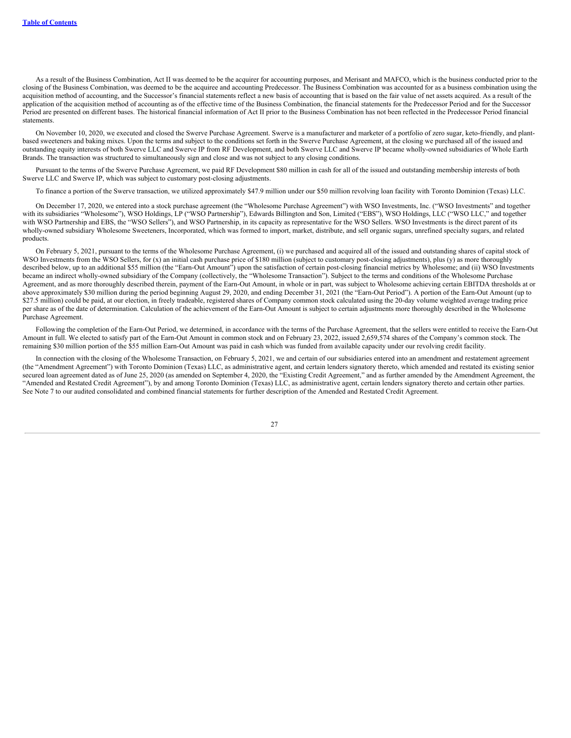As a result of the Business Combination, Act II was deemed to be the acquirer for accounting purposes, and Merisant and MAFCO, which is the business conducted prior to the closing of the Business Combination, was deemed to be the acquiree and accounting Predecessor. The Business Combination was accounted for as a business combination using the acquisition method of accounting, and the Successor's financial statements reflect a new basis of accounting that is based on the fair value of net assets acquired. As a result of the application of the acquisition method of accounting as of the effective time of the Business Combination, the financial statements for the Predecessor Period and for the Successor Period are presented on different bases. The historical financial information of Act II prior to the Business Combination has not been reflected in the Predecessor Period financial statements.

On November 10, 2020, we executed and closed the Swerve Purchase Agreement. Swerve is a manufacturer and marketer of a portfolio of zero sugar, keto-friendly, and plant-based sweeteners and baking mixes. Upon the terms and subject to the conditions set forth in the Swerve Purchase Agreement, at the closing we purchased all of the issued and outstanding equity interests of both Swerve LLC and Swerve IP from RF Development, and both Swerve LLC and Swerve IP became wholly-owned subsidiaries of Whole Earth Brands. The transaction was structured to simultaneously sign and close and was not subject to any closing conditions.

Pursuant to the terms of the Swerve Purchase Agreement, we paid RF Development $80 million in cash for all of the issued and outstanding membership interests of both Swerve LLC and Swerve IP, which was subject to customary post-closing adjustments.

To finance a portion of the Swerve transaction, we utilized approximately $47.9 million under our $50 million revolving loan facility with Toronto Dominion (Texas) LLC.

On December 17, 2020, we entered into a stock purchase agreement (the "Wholesome Purchase Agreement") with WSO Investments, Inc. ("WSO Investments" and together with its subsidiaries "Wholesome"), WSO Holdings, LP ("WSO Partnership"), Edwards Billington and Son, Limited ("EBS"), WSO Holdings, LLC ("WSO LLC," and together with WSO Partnership and EBS, the "WSO Sellers"), and WSO Partnership, in its capacity as representative for the WSO Sellers. WSO Investments is the direct parent of its wholly-owned subsidiary Wholesome Sweeteners, Incorporated, which was formed to import, market, distribute, and sell organic sugars, unrefined specialty sugars, and related products.

On February 5, 2021, pursuant to the terms of the Wholesome Purchase Agreement, (i) we purchased and acquired all of the issued and outstanding shares of capital stock of WSO Investments from the WSO Sellers, for (x) an initial cash purchase price of $180 million (subject to customary post-closing adjustments), plus (y) as more thoroughly described below, up to an additional $55 million (the "Earn-Out Amount") upon the satisfaction of certain post-closing financial metrics by Wholesome; and (ii) WSO Investments became an indirect wholly-owned subsidiary of the Company (collectively, the "Wholesome Transaction"). Subject to the terms and conditions of the Wholesome Purchase Agreement, and as more thoroughly described therein, payment of the Earn-Out Amount, in whole or in part, was subject to Wholesome achieving certain EBITDA thresholds at or above approximately $30 million during the period beginning August 29, 2020, and ending December 31, 2021 (the "Earn-Out Period"). A portion of the Earn-Out Amount (up to $27.5 million) could be paid, at our election, in freely tradeable, registered shares of Company common stock calculated using the 20-day volume weighted average trading price per share as of the date of determination. Calculation of the achievement of the Earn-Out Amount is subject to certain adjustments more thoroughly described in the Wholesome Purchase Agreement.

Following the completion of the Earn-Out Period, we determined, in accordance with the terms of the Purchase Agreement, that the sellers were entitled to receive the Earn-Out Amount in full. We elected to satisfy part of the Earn-Out Amount in common stock and on February 23, 2022, issued 2,659,574 shares of the Company's common stock. The remaining $30 million portion of the $55 million Earn-Out Amount was paid in cash which was funded from available capacity under our revolving credit facility.

In connection with the closing of the Wholesome Transaction, on February 5, 2021, we and certain of our subsidiaries entered into an amendment and restatement agreement (the "Amendment Agreement") with Toronto Dominion (Texas) LLC, as administrative agent, and certain lenders signatory thereto, which amended and restated its existing senior secured loan agreement dated as of June 25, 2020 (as amended on September 4, 2020, the "Existing Credit Agreement," and as further amended by the Amendment Agreement, the "Amended and Restated Credit Agreement"), by and among Toronto Dominion (Texas) LLC, as administrative agent, certain lenders signatory thereto and certain other parties. See Note 7 to our audited consolidated and combined financial statements for further description of the Amended and Restated Credit Agreement.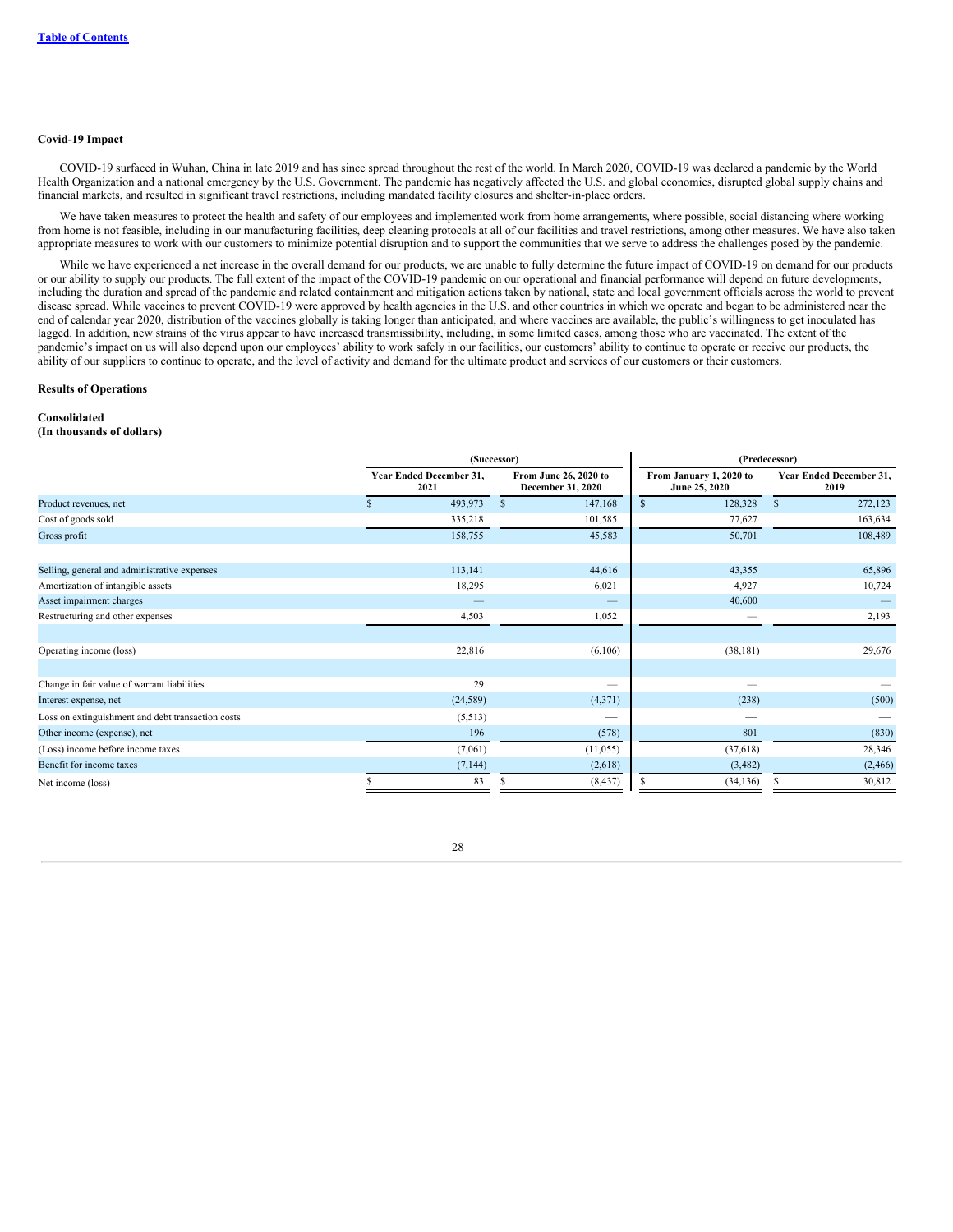**Covid-19 Impact**

COVID-19 surfaced in Wuhan, China in late 2019 and has since spread throughout the rest of the world. In March 2020, COVID-19 was declared a pandemic by the World Health Organization and a national emergency by the U.S. Government. The pandemic has negatively affected the U.S. and global economies, disrupted global supply chains and financial markets, and resulted in significant travel restrictions, including mandated facility closures and shelter-in-place orders.

We have taken measures to protect the health and safety of our employees and implemented work from home arrangements, where possible, social distancing where working from home is not feasible, including in our manufacturing facilities, deep cleaning protocols at all of our facilities and travel restrictions, among other measures. We have also taken appropriate measures to work with our customers to minimize potential disruption and to support the communities that we serve to address the challenges posed by the pandemic.

While we have experienced a net increase in the overall demand for our products, we are unable to fully determine the future impact of COVID-19 on demand for our products or our ability to supply our products. The full extent of the impact of the COVID-19 pandemic on our operational and financial performance will depend on future developments, including the duration and spread of the pandemic and related containment and mitigation actions taken by national, state and local government officials across the world to prevent disease spread. While vaccines to prevent COVID-19 were approved by health agencies in the U.S. and other countries in which we operate and began to be administered near the end of calendar year 2020, distribution of the vaccines globally is taking longer than anticipated, and where vaccines are available, the public's willingness to get inoculated has lagged. In addition, new strains of the virus appear to have increased transmissibility, including, in some limited cases, among those who are vaccinated. The extent of the pandemic's impact on us will also depend upon our employees' ability to work safely in our facilities, our customers' ability to continue to operate or receive our products, the ability of our suppliers to continue to operate, and the level of activity and demand for the ultimate product and services of our customers or their customers.

**Results of Operations**

**Consolidated**
**(In thousands of dollars)**

| | (Successor) | | (Predecessor) | |
|---|---|---|---|---|
| | Year Ended December 31, 2021 | From June 26, 2020 to December 31, 2020 | From January 1, 2020 to June 25, 2020 | Year Ended December 31, 2019 |
| Product revenues, net | $ 493,973 | $ 147,168 | $ 128,328 | $ 272,123 |
| Cost of goods sold | 335,218 | 101,585 | 77,627 | 163,634 |
| Gross profit | 158,755 | 45,583 | 50,701 | 108,489 |
| | | | | |
| Selling, general and administrative expenses | 113,141 | 44,616 | 43,355 | 65,896 |
| Amortization of intangible assets | 18,295 | 6,021 | 4,927 | 10,724 |
| Asset impairment charges | — | — | 40,600 | — |
| Restructuring and other expenses | 4,503 | 1,052 | — | 2,193 |
| | | | | |
| Operating income (loss) | 22,816 | (6,106) | (38,181) | 29,676 |
| | | | | |
| Change in fair value of warrant liabilities | 29 | — | — | — |
| Interest expense, net | (24,589) | (4,371) | (238) | (500) |
| Loss on extinguishment and debt transaction costs | (5,513) | — | — | — |
| Other income (expense), net | 196 | (578) | 801 | (830) |
| (Loss) income before income taxes | (7,061) | (11,055) | (37,618) | 28,346 |
| Benefit for income taxes | (7,144) | (2,618) | (3,482) | (2,466) |
| Net income (loss) | $ 83 | $ (8,437) | $ (34,136) | $ 30,812 |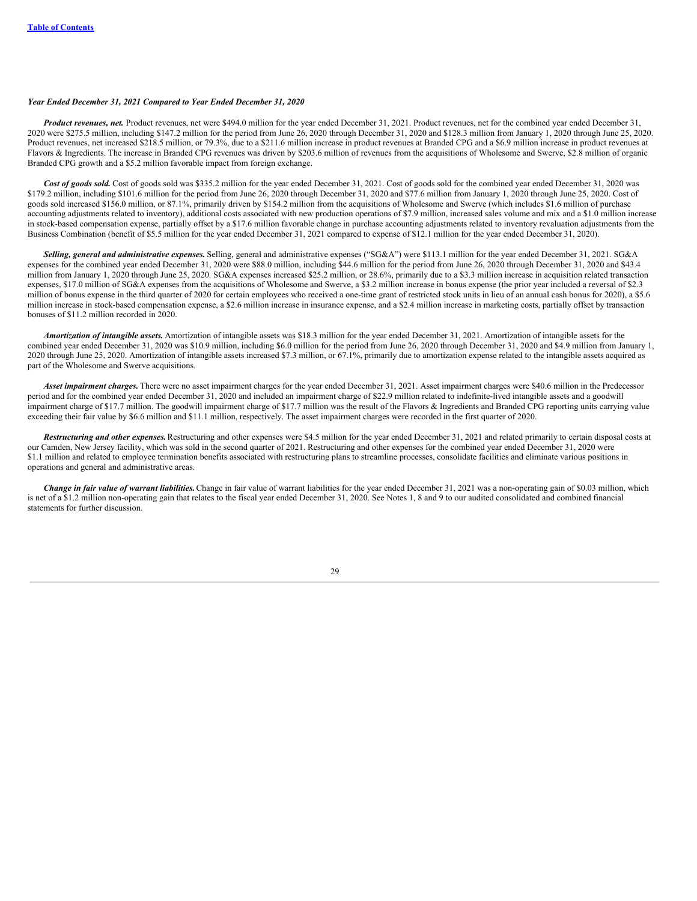***Year Ended December 31, 2021 Compared to Year Ended December 31, 2020***

***Product revenues, net.*** Product revenues, net were $494.0 million for the year ended December 31, 2021. Product revenues, net for the combined year ended December 31, 2020 were $275.5 million, including $147.2 million for the period from June 26, 2020 through December 31, 2020 and $128.3 million from January 1, 2020 through June 25, 2020. Product revenues, net increased $218.5 million, or 79.3%, due to a $211.6 million increase in product revenues at Branded CPG and a $6.9 million increase in product revenues at Flavors & Ingredients. The increase in Branded CPG revenues was driven by $203.6 million of revenues from the acquisitions of Wholesome and Swerve, $2.8 million of organic Branded CPG growth and a $5.2 million favorable impact from foreign exchange.

***Cost of goods sold.*** Cost of goods sold was $335.2 million for the year ended December 31, 2021. Cost of goods sold for the combined year ended December 31, 2020 was $179.2 million, including $101.6 million for the period from June 26, 2020 through December 31, 2020 and $77.6 million from January 1, 2020 through June 25, 2020. Cost of goods sold increased $156.0 million, or 87.1%, primarily driven by $154.2 million from the acquisitions of Wholesome and Swerve (which includes $1.6 million of purchase accounting adjustments related to inventory), additional costs associated with new production operations of $7.9 million, increased sales volume and mix and a $1.0 million increase in stock-based compensation expense, partially offset by a $17.6 million favorable change in purchase accounting adjustments related to inventory revaluation adjustments from the Business Combination (benefit of $5.5 million for the year ended December 31, 2021 compared to expense of $12.1 million for the year ended December 31, 2020).

***Selling, general and administrative expenses.*** Selling, general and administrative expenses ("SG&A") were $113.1 million for the year ended December 31, 2021. SG&A expenses for the combined year ended December 31, 2020 were $88.0 million, including $44.6 million for the period from June 26, 2020 through December 31, 2020 and $43.4 million from January 1, 2020 through June 25, 2020. SG&A expenses increased $25.2 million, or 28.6%, primarily due to a $3.3 million increase in acquisition related transaction expenses, $17.0 million of SG&A expenses from the acquisitions of Wholesome and Swerve, a $3.2 million increase in bonus expense (the prior year included a reversal of $2.3 million of bonus expense in the third quarter of 2020 for certain employees who received a one-time grant of restricted stock units in lieu of an annual cash bonus for 2020), a $5.6 million increase in stock-based compensation expense, a $2.6 million increase in insurance expense, and a $2.4 million increase in marketing costs, partially offset by transaction bonuses of $11.2 million recorded in 2020.

***Amortization of intangible assets.*** Amortization of intangible assets was $18.3 million for the year ended December 31, 2021. Amortization of intangible assets for the combined year ended December 31, 2020 was $10.9 million, including $6.0 million for the period from June 26, 2020 through December 31, 2020 and $4.9 million from January 1, 2020 through June 25, 2020. Amortization of intangible assets increased $7.3 million, or 67.1%, primarily due to amortization expense related to the intangible assets acquired as part of the Wholesome and Swerve acquisitions.

***Asset impairment charges.*** There were no asset impairment charges for the year ended December 31, 2021. Asset impairment charges were $40.6 million in the Predecessor period and for the combined year ended December 31, 2020 and included an impairment charge of $22.9 million related to indefinite-lived intangible assets and a goodwill impairment charge of $17.7 million. The goodwill impairment charge of $17.7 million was the result of the Flavors & Ingredients and Branded CPG reporting units carrying value exceeding their fair value by $6.6 million and $11.1 million, respectively. The asset impairment charges were recorded in the first quarter of 2020.

***Restructuring and other expenses.*** Restructuring and other expenses were $4.5 million for the year ended December 31, 2021 and related primarily to certain disposal costs at our Camden, New Jersey facility, which was sold in the second quarter of 2021. Restructuring and other expenses for the combined year ended December 31, 2020 were $1.1 million and related to employee termination benefits associated with restructuring plans to streamline processes, consolidate facilities and eliminate various positions in operations and general and administrative areas.

***Change in fair value of warrant liabilities.*** Change in fair value of warrant liabilities for the year ended December 31, 2021 was a non-operating gain of $0.03 million, which is net of a $1.2 million non-operating gain that relates to the fiscal year ended December 31, 2020. See Notes 1, 8 and 9 to our audited consolidated and combined financial statements for further discussion.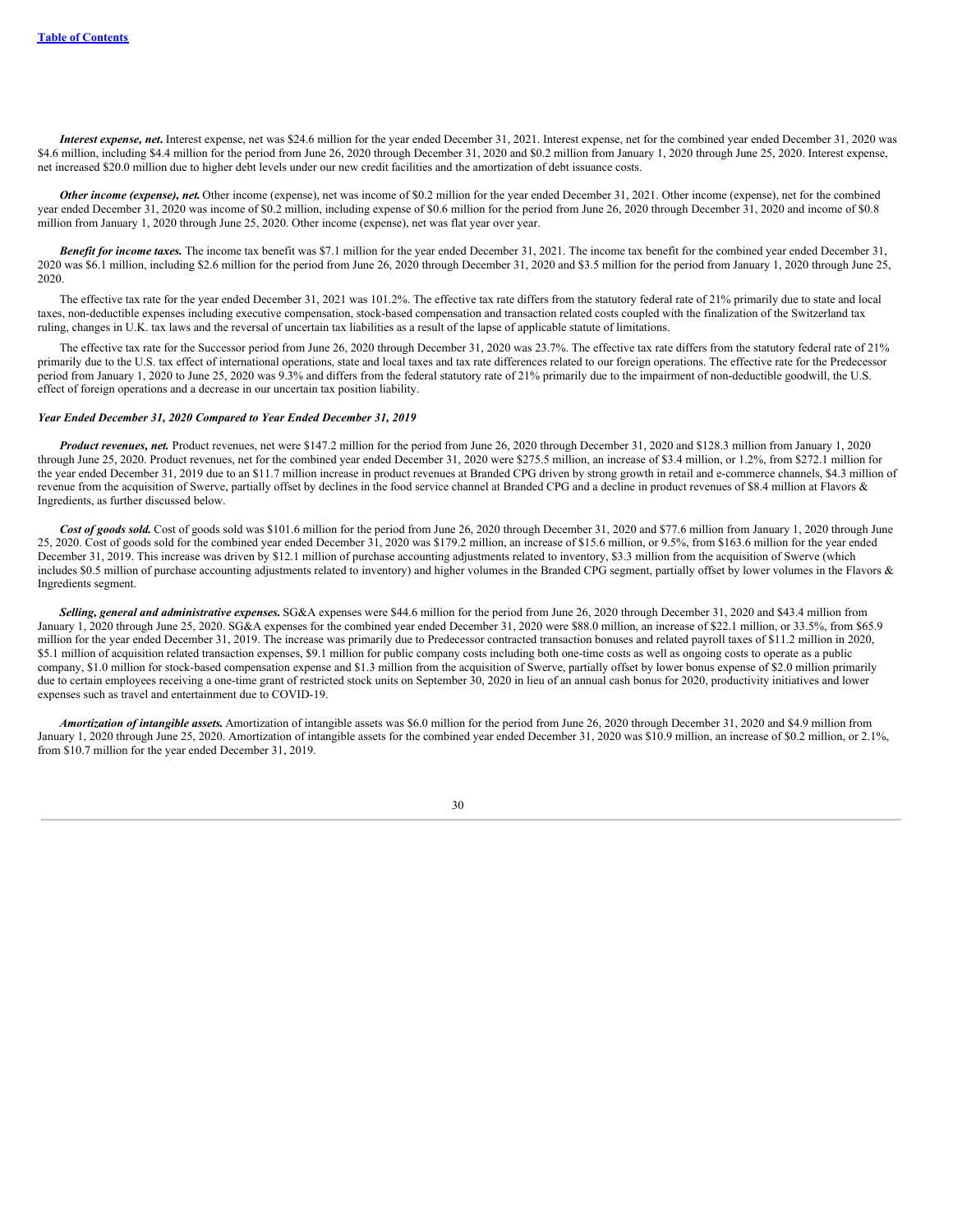***Interest expense, net***. Interest expense, net was $24.6 million for the year ended December 31, 2021. Interest expense, net for the combined year ended December 31, 2020 was $4.6 million, including $4.4 million for the period from June 26, 2020 through December 31, 2020 and $0.2 million from January 1, 2020 through June 25, 2020. Interest expense, net increased $20.0 million due to higher debt levels under our new credit facilities and the amortization of debt issuance costs.

***Other income (expense), net.*** Other income (expense), net was income of $0.2 million for the year ended December 31, 2021. Other income (expense), net for the combined year ended December 31, 2020 was income of $0.2 million, including expense of $0.6 million for the period from June 26, 2020 through December 31, 2020 and income of $0.8 million from January 1, 2020 through June 25, 2020. Other income (expense), net was flat year over year.

***Benefit for income taxes.*** The income tax benefit was $7.1 million for the year ended December 31, 2021. The income tax benefit for the combined year ended December 31, 2020 was $6.1 million, including $2.6 million for the period from June 26, 2020 through December 31, 2020 and $3.5 million for the period from January 1, 2020 through June 25, 2020.

The effective tax rate for the year ended December 31, 2021 was 101.2%. The effective tax rate differs from the statutory federal rate of 21% primarily due to state and local taxes, non-deductible expenses including executive compensation, stock-based compensation and transaction related costs coupled with the finalization of the Switzerland tax ruling, changes in U.K. tax laws and the reversal of uncertain tax liabilities as a result of the lapse of applicable statute of limitations.

The effective tax rate for the Successor period from June 26, 2020 through December 31, 2020 was 23.7%. The effective tax rate differs from the statutory federal rate of 21% primarily due to the U.S. tax effect of international operations, state and local taxes and tax rate differences related to our foreign operations. The effective rate for the Predecessor period from January 1, 2020 to June 25, 2020 was 9.3% and differs from the federal statutory rate of 21% primarily due to the impairment of non-deductible goodwill, the U.S. effect of foreign operations and a decrease in our uncertain tax position liability.

### *Year Ended December 31, 2020 Compared to Year Ended December 31, 2019*

***Product revenues, net.*** Product revenues, net were $147.2 million for the period from June 26, 2020 through December 31, 2020 and $128.3 million from January 1, 2020 through June 25, 2020. Product revenues, net for the combined year ended December 31, 2020 were $275.5 million, an increase of $3.4 million, or 1.2%, from $272.1 million for the year ended December 31, 2019 due to an $11.7 million increase in product revenues at Branded CPG driven by strong growth in retail and e-commerce channels, $4.3 million of revenue from the acquisition of Swerve, partially offset by declines in the food service channel at Branded CPG and a decline in product revenues of $8.4 million at Flavors & Ingredients, as further discussed below.

***Cost of goods sold.*** Cost of goods sold was $101.6 million for the period from June 26, 2020 through December 31, 2020 and $77.6 million from January 1, 2020 through June 25, 2020. Cost of goods sold for the combined year ended December 31, 2020 was $179.2 million, an increase of $15.6 million, or 9.5%, from $163.6 million for the year ended December 31, 2019. This increase was driven by $12.1 million of purchase accounting adjustments related to inventory, $3.3 million from the acquisition of Swerve (which includes $0.5 million of purchase accounting adjustments related to inventory) and higher volumes in the Branded CPG segment, partially offset by lower volumes in the Flavors & Ingredients segment.

***Selling, general and administrative expenses.*** SG&A expenses were $44.6 million for the period from June 26, 2020 through December 31, 2020 and $43.4 million from January 1, 2020 through June 25, 2020. SG&A expenses for the combined year ended December 31, 2020 were $88.0 million, an increase of $22.1 million, or 33.5%, from $65.9 million for the year ended December 31, 2019. The increase was primarily due to Predecessor contracted transaction bonuses and related payroll taxes of $11.2 million in 2020, $5.1 million of acquisition related transaction expenses, $9.1 million for public company costs including both one-time costs as well as ongoing costs to operate as a public company, $1.0 million for stock-based compensation expense and $1.3 million from the acquisition of Swerve, partially offset by lower bonus expense of $2.0 million primarily due to certain employees receiving a one-time grant of restricted stock units on September 30, 2020 in lieu of an annual cash bonus for 2020, productivity initiatives and lower expenses such as travel and entertainment due to COVID-19.

***Amortization of intangible assets.*** Amortization of intangible assets was $6.0 million for the period from June 26, 2020 through December 31, 2020 and $4.9 million from January 1, 2020 through June 25, 2020. Amortization of intangible assets for the combined year ended December 31, 2020 was $10.9 million, an increase of $0.2 million, or 2.1%, from $10.7 million for the year ended December 31, 2019.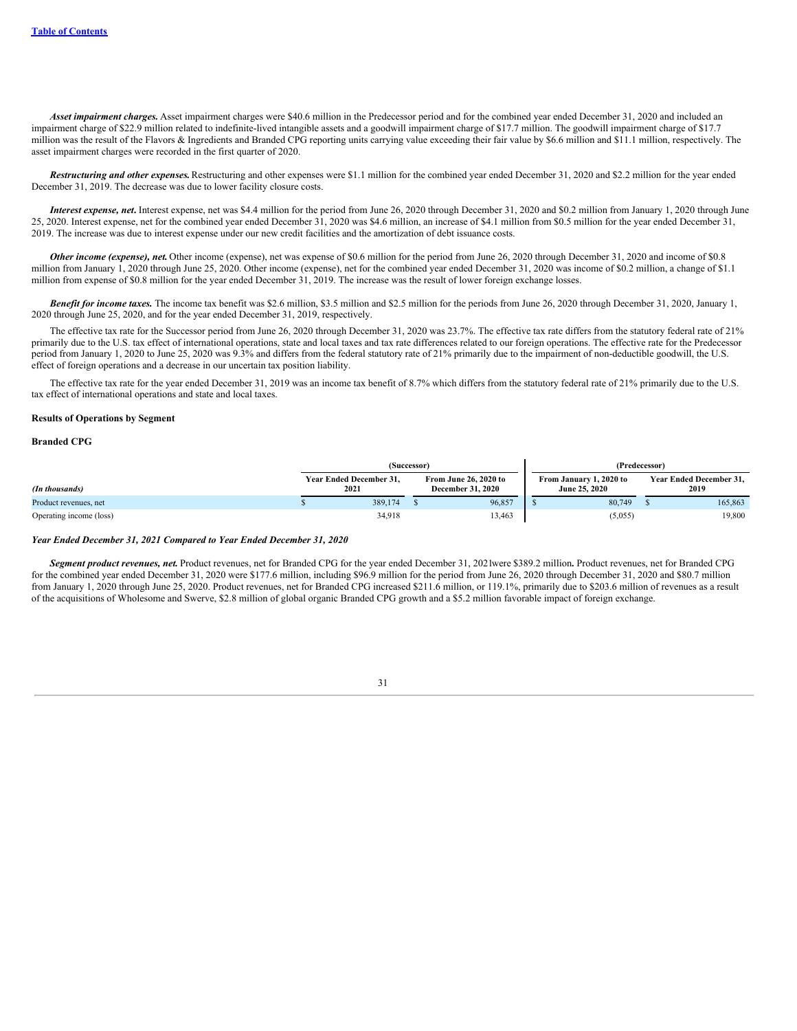***Asset impairment charges.*** Asset impairment charges were $40.6 million in the Predecessor period and for the combined year ended December 31, 2020 and included an impairment charge of $22.9 million related to indefinite-lived intangible assets and a goodwill impairment charge of $17.7 million. The goodwill impairment charge of $17.7 million was the result of the Flavors & Ingredients and Branded CPG reporting units carrying value exceeding their fair value by $6.6 million and $11.1 million, respectively. The asset impairment charges were recorded in the first quarter of 2020.

***Restructuring and other expenses.*** Restructuring and other expenses were $1.1 million for the combined year ended December 31, 2020 and $2.2 million for the year ended December 31, 2019. The decrease was due to lower facility closure costs.

***Interest expense, net.*** Interest expense, net was $4.4 million for the period from June 26, 2020 through December 31, 2020 and $0.2 million from January 1, 2020 through June 25, 2020. Interest expense, net for the combined year ended December 31, 2020 was $4.6 million, an increase of $4.1 million from $0.5 million for the year ended December 31, 2019. The increase was due to interest expense under our new credit facilities and the amortization of debt issuance costs.

***Other income (expense), net.*** Other income (expense), net was expense of $0.6 million for the period from June 26, 2020 through December 31, 2020 and income of $0.8 million from January 1, 2020 through June 25, 2020. Other income (expense), net for the combined year ended December 31, 2020 was income of $0.2 million, a change of $1.1 million from expense of $0.8 million for the year ended December 31, 2019. The increase was the result of lower foreign exchange losses.

***Benefit for income taxes.*** The income tax benefit was $2.6 million, $3.5 million and $2.5 million for the periods from June 26, 2020 through December 31, 2020, January 1, 2020 through June 25, 2020, and for the year ended December 31, 2019, respectively.

The effective tax rate for the Successor period from June 26, 2020 through December 31, 2020 was 23.7%. The effective tax rate differs from the statutory federal rate of 21% primarily due to the U.S. tax effect of international operations, state and local taxes and tax rate differences related to our foreign operations. The effective rate for the Predecessor period from January 1, 2020 to June 25, 2020 was 9.3% and differs from the federal statutory rate of 21% primarily due to the impairment of non-deductible goodwill, the U.S. effect of foreign operations and a decrease in our uncertain tax position liability.

The effective tax rate for the year ended December 31, 2019 was an income tax benefit of 8.7% which differs from the statutory federal rate of 21% primarily due to the U.S. tax effect of international operations and state and local taxes.

**Results of Operations by Segment**

**Branded CPG**

| | (Successor) | | (Predecessor) | |
|---|---|---|---|---|
| *(In thousands)* | Year Ended December 31, 2021 | From June 26, 2020 to December 31, 2020 | From January 1, 2020 to June 25, 2020 | Year Ended December 31, 2019 |
| Product revenues, net | $ 389,174 | $ 96,857 | $ 80,749 | $ 165,863 |
| Operating income (loss) | 34,918 | 13,463 | (5,055) | 19,800 |

***Year Ended December 31, 2021 Compared to Year Ended December 31, 2020***

***Segment product revenues, net.*** Product revenues, net for Branded CPG for the year ended December 31, 2021were $389.2 million**.** Product revenues, net for Branded CPG for the combined year ended December 31, 2020 were $177.6 million, including $96.9 million for the period from June 26, 2020 through December 31, 2020 and $80.7 million from January 1, 2020 through June 25, 2020. Product revenues, net for Branded CPG increased $211.6 million, or 119.1%, primarily due to $203.6 million of revenues as a result of the acquisitions of Wholesome and Swerve, $2.8 million of global organic Branded CPG growth and a $5.2 million favorable impact of foreign exchange.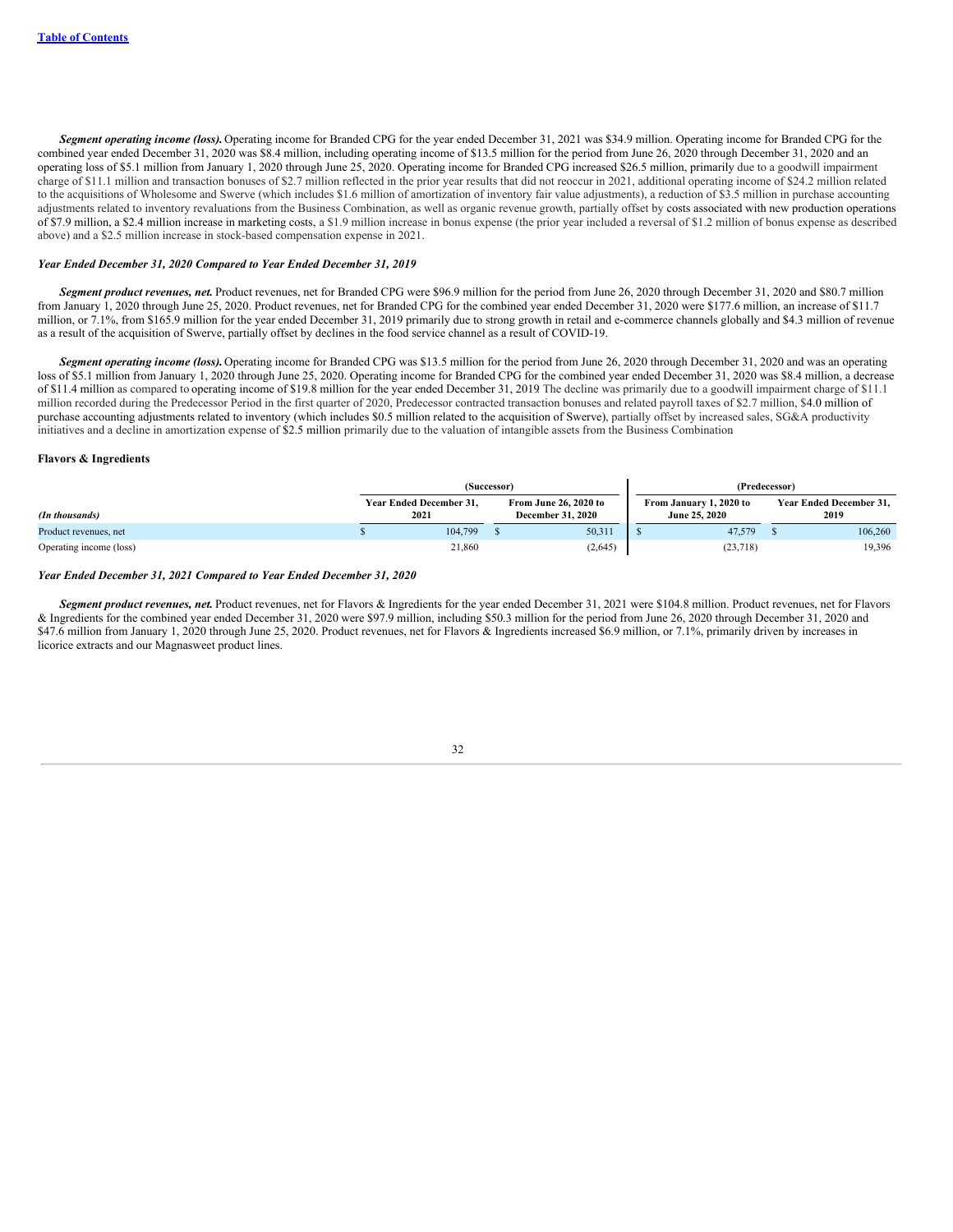***Segment operating income (loss).*** Operating income for Branded CPG for the year ended December 31, 2021 was $34.9 million. Operating income for Branded CPG for the combined year ended December 31, 2020 was $8.4 million, including operating income of $13.5 million for the period from June 26, 2020 through December 31, 2020 and an operating loss of $5.1 million from January 1, 2020 through June 25, 2020. Operating income for Branded CPG increased $26.5 million, primarily due to a goodwill impairment charge of $11.1 million and transaction bonuses of $2.7 million reflected in the prior year results that did not reoccur in 2021, additional operating income of $24.2 million related to the acquisitions of Wholesome and Swerve (which includes $1.6 million of amortization of inventory fair value adjustments), a reduction of $3.5 million in purchase accounting adjustments related to inventory revaluations from the Business Combination, as well as organic revenue growth, partially offset by costs associated with new production operations of $7.9 million, a $2.4 million increase in marketing costs, a $1.9 million increase in bonus expense (the prior year included a reversal of $1.2 million of bonus expense as described above) and a $2.5 million increase in stock-based compensation expense in 2021.

### *Year Ended December 31, 2020 Compared to Year Ended December 31, 2019*

***Segment product revenues, net.*** Product revenues, net for Branded CPG were $96.9 million for the period from June 26, 2020 through December 31, 2020 and $80.7 million from January 1, 2020 through June 25, 2020. Product revenues, net for Branded CPG for the combined year ended December 31, 2020 were $177.6 million, an increase of $11.7 million, or 7.1%, from $165.9 million for the year ended December 31, 2019 primarily due to strong growth in retail and e-commerce channels globally and $4.3 million of revenue as a result of the acquisition of Swerve, partially offset by declines in the food service channel as a result of COVID-19.

***Segment operating income (loss).*** Operating income for Branded CPG was $13.5 million for the period from June 26, 2020 through December 31, 2020 and was an operating loss of $5.1 million from January 1, 2020 through June 25, 2020. Operating income for Branded CPG for the combined year ended December 31, 2020 was $8.4 million, a decrease of $11.4 million as compared to operating income of $19.8 million for the year ended December 31, 2019 The decline was primarily due to a goodwill impairment charge of $11.1 million recorded during the Predecessor Period in the first quarter of 2020, Predecessor contracted transaction bonuses and related payroll taxes of $2.7 million, $4.0 million of purchase accounting adjustments related to inventory (which includes $0.5 million related to the acquisition of Swerve), partially offset by increased sales, SG&A productivity initiatives and a decline in amortization expense of $2.5 million primarily due to the valuation of intangible assets from the Business Combination

**Flavors & Ingredients**

| | (Successor) | | (Predecessor) | |
|---|---|---|---|---|
| *(In thousands)* | Year Ended December 31, 2021 | From June 26, 2020 to December 31, 2020 | From January 1, 2020 to June 25, 2020 | Year Ended December 31, 2019 |
| Product revenues, net | $ 104,799 | $ 50,311 | $ 47,579 | $ 106,260 |
| Operating income (loss) | 21,860 | (2,645) | (23,718) | 19,396 |

### *Year Ended December 31, 2021 Compared to Year Ended December 31, 2020*

***Segment product revenues, net.*** Product revenues, net for Flavors & Ingredients for the year ended December 31, 2021 were $104.8 million. Product revenues, net for Flavors & Ingredients for the combined year ended December 31, 2020 were $97.9 million, including $50.3 million for the period from June 26, 2020 through December 31, 2020 and $47.6 million from January 1, 2020 through June 25, 2020. Product revenues, net for Flavors & Ingredients increased $6.9 million, or 7.1%, primarily driven by increases in licorice extracts and our Magnasweet product lines.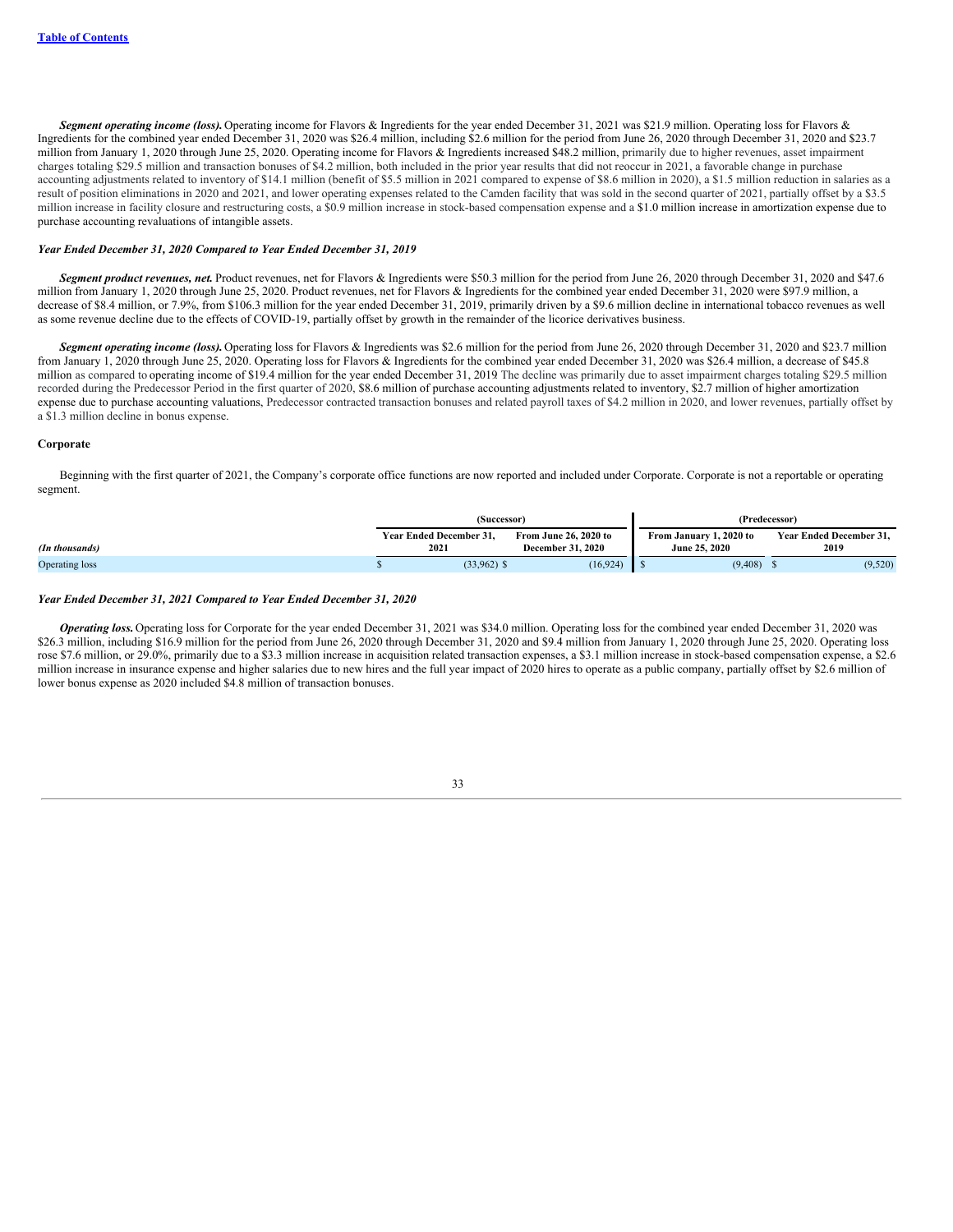***Segment operating income (loss).*** Operating income for Flavors & Ingredients for the year ended December 31, 2021 was $21.9 million. Operating loss for Flavors & Ingredients for the combined year ended December 31, 2020 was $26.4 million, including $2.6 million for the period from June 26, 2020 through December 31, 2020 and $23.7 million from January 1, 2020 through June 25, 2020. Operating income for Flavors & Ingredients increased $48.2 million, primarily due to higher revenues, asset impairment charges totaling $29.5 million and transaction bonuses of $4.2 million, both included in the prior year results that did not reoccur in 2021, a favorable change in purchase accounting adjustments related to inventory of $14.1 million (benefit of $5.5 million in 2021 compared to expense of $8.6 million in 2020), a $1.5 million reduction in salaries as a result of position eliminations in 2020 and 2021, and lower operating expenses related to the Camden facility that was sold in the second quarter of 2021, partially offset by a $3.5 million increase in facility closure and restructuring costs, a $0.9 million increase in stock-based compensation expense and a $1.0 million increase in amortization expense due to purchase accounting revaluations of intangible assets.

***Year Ended December 31, 2020 Compared to Year Ended December 31, 2019***

***Segment product revenues, net.*** Product revenues, net for Flavors & Ingredients were $50.3 million for the period from June 26, 2020 through December 31, 2020 and $47.6 million from January 1, 2020 through June 25, 2020. Product revenues, net for Flavors & Ingredients for the combined year ended December 31, 2020 were $97.9 million, a decrease of $8.4 million, or 7.9%, from $106.3 million for the year ended December 31, 2019, primarily driven by a $9.6 million decline in international tobacco revenues as well as some revenue decline due to the effects of COVID-19, partially offset by growth in the remainder of the licorice derivatives business.

***Segment operating income (loss).*** Operating loss for Flavors & Ingredients was $2.6 million for the period from June 26, 2020 through December 31, 2020 and $23.7 million from January 1, 2020 through June 25, 2020. Operating loss for Flavors & Ingredients for the combined year ended December 31, 2020 was $26.4 million, a decrease of $45.8 million as compared to operating income of $19.4 million for the year ended December 31, 2019 The decline was primarily due to asset impairment charges totaling $29.5 million recorded during the Predecessor Period in the first quarter of 2020, $8.6 million of purchase accounting adjustments related to inventory, $2.7 million of higher amortization expense due to purchase accounting valuations, Predecessor contracted transaction bonuses and related payroll taxes of $4.2 million in 2020, and lower revenues, partially offset by a $1.3 million decline in bonus expense.

**Corporate**

Beginning with the first quarter of 2021, the Company's corporate office functions are now reported and included under Corporate. Corporate is not a reportable or operating segment.

| | (Successor) | | (Predecessor) | |
|---|---|---|---|---|
| *(In thousands)* | Year Ended December 31, 2021 | From June 26, 2020 to December 31, 2020 | From January 1, 2020 to June 25, 2020 | Year Ended December 31, 2019 |
| Operating loss | $ (33,962) | $ (16,924) | $ (9,408) | $ (9,520) |

***Year Ended December 31, 2021 Compared to Year Ended December 31, 2020***

***Operating loss.*** Operating loss for Corporate for the year ended December 31, 2021 was $34.0 million. Operating loss for the combined year ended December 31, 2020 was $26.3 million, including $16.9 million for the period from June 26, 2020 through December 31, 2020 and $9.4 million from January 1, 2020 through June 25, 2020. Operating loss rose $7.6 million, or 29.0%, primarily due to a $3.3 million increase in acquisition related transaction expenses, a $3.1 million increase in stock-based compensation expense, a $2.6 million increase in insurance expense and higher salaries due to new hires and the full year impact of 2020 hires to operate as a public company, partially offset by $2.6 million of lower bonus expense as 2020 included $4.8 million of transaction bonuses.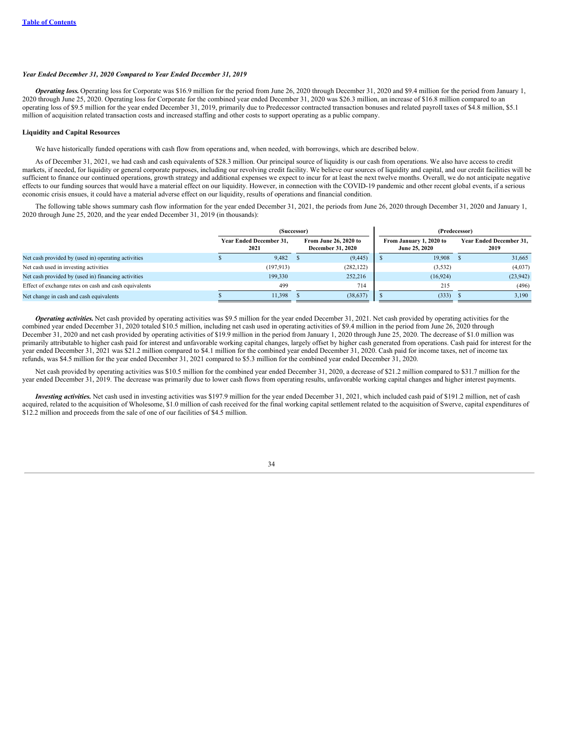*Year Ended December 31, 2020 Compared to Year Ended December 31, 2019*

***Operating loss.*** Operating loss for Corporate was $16.9 million for the period from June 26, 2020 through December 31, 2020 and $9.4 million for the period from January 1, 2020 through June 25, 2020. Operating loss for Corporate for the combined year ended December 31, 2020 was $26.3 million, an increase of $16.8 million compared to an operating loss of $9.5 million for the year ended December 31, 2019, primarily due to Predecessor contracted transaction bonuses and related payroll taxes of $4.8 million, $5.1 million of acquisition related transaction costs and increased staffing and other costs to support operating as a public company.

**Liquidity and Capital Resources**

We have historically funded operations with cash flow from operations and, when needed, with borrowings, which are described below.

As of December 31, 2021, we had cash and cash equivalents of $28.3 million. Our principal source of liquidity is our cash from operations. We also have access to credit markets, if needed, for liquidity or general corporate purposes, including our revolving credit facility. We believe our sources of liquidity and capital, and our credit facilities will be sufficient to finance our continued operations, growth strategy and additional expenses we expect to incur for at least the next twelve months. Overall, we do not anticipate negative effects to our funding sources that would have a material effect on our liquidity. However, in connection with the COVID-19 pandemic and other recent global events, if a serious economic crisis ensues, it could have a material adverse effect on our liquidity, results of operations and financial condition.

The following table shows summary cash flow information for the year ended December 31, 2021, the periods from June 26, 2020 through December 31, 2020 and January 1, 2020 through June 25, 2020, and the year ended December 31, 2019 (in thousands):

| | (Successor) | | (Predecessor) | |
|---|---|---|---|---|
| | Year Ended December 31, 2021 | From June 26, 2020 to December 31, 2020 | From January 1, 2020 to June 25, 2020 | Year Ended December 31, 2019 |
| Net cash provided by (used in) operating activities | $ 9,482 | $ (9,445) | $ 19,908 | $ 31,665 |
| Net cash used in investing activities | (197,913) | (282,122) | (3,532) | (4,037) |
| Net cash provided by (used in) financing activities | 199,330 | 252,216 | (16,924) | (23,942) |
| Effect of exchange rates on cash and cash equivalents | 499 | 714 | 215 | (496) |
| Net change in cash and cash equivalents | $ 11,398 | $ (38,637) | $ (333) | $ 3,190 |

***Operating activities.*** Net cash provided by operating activities was $9.5 million for the year ended December 31, 2021. Net cash provided by operating activities for the combined year ended December 31, 2020 totaled $10.5 million, including net cash used in operating activities of $9.4 million in the period from June 26, 2020 through December 31, 2020 and net cash provided by operating activities of $19.9 million in the period from January 1, 2020 through June 25, 2020. The decrease of $1.0 million was primarily attributable to higher cash paid for interest and unfavorable working capital changes, largely offset by higher cash generated from operations. Cash paid for interest for the year ended December 31, 2021 was $21.2 million compared to $4.1 million for the combined year ended December 31, 2020. Cash paid for income taxes, net of income tax refunds, was $4.5 million for the year ended December 31, 2021 compared to $5.3 million for the combined year ended December 31, 2020.

Net cash provided by operating activities was $10.5 million for the combined year ended December 31, 2020, a decrease of $21.2 million compared to $31.7 million for the year ended December 31, 2019. The decrease was primarily due to lower cash flows from operating results, unfavorable working capital changes and higher interest payments.

***Investing activities.*** Net cash used in investing activities was $197.9 million for the year ended December 31, 2021, which included cash paid of $191.2 million, net of cash acquired, related to the acquisition of Wholesome, $1.0 million of cash received for the final working capital settlement related to the acquisition of Swerve, capital expenditures of $12.2 million and proceeds from the sale of one of our facilities of $4.5 million.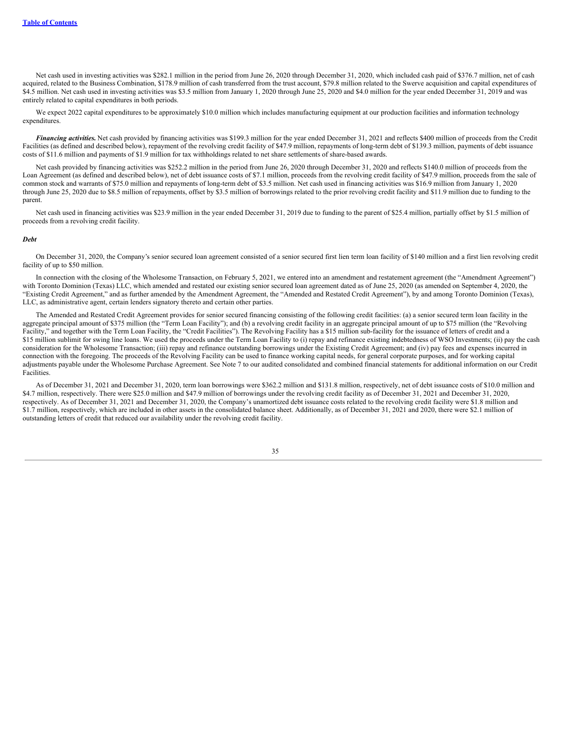Net cash used in investing activities was $282.1 million in the period from June 26, 2020 through December 31, 2020, which included cash paid of $376.7 million, net of cash acquired, related to the Business Combination, $178.9 million of cash transferred from the trust account, $79.8 million related to the Swerve acquisition and capital expenditures of $4.5 million. Net cash used in investing activities was $3.5 million from January 1, 2020 through June 25, 2020 and $4.0 million for the year ended December 31, 2019 and was entirely related to capital expenditures in both periods.

We expect 2022 capital expenditures to be approximately $10.0 million which includes manufacturing equipment at our production facilities and information technology expenditures.

***Financing activities.*** Net cash provided by financing activities was $199.3 million for the year ended December 31, 2021 and reflects $400 million of proceeds from the Credit Facilities (as defined and described below), repayment of the revolving credit facility of $47.9 million, repayments of long-term debt of $139.3 million, payments of debt issuance costs of $11.6 million and payments of $1.9 million for tax withholdings related to net share settlements of share-based awards.

Net cash provided by financing activities was $252.2 million in the period from June 26, 2020 through December 31, 2020 and reflects $140.0 million of proceeds from the Loan Agreement (as defined and described below), net of debt issuance costs of $7.1 million, proceeds from the revolving credit facility of $47.9 million, proceeds from the sale of common stock and warrants of $75.0 million and repayments of long-term debt of $3.5 million. Net cash used in financing activities was $16.9 million from January 1, 2020 through June 25, 2020 due to $8.5 million of repayments, offset by $3.5 million of borrowings related to the prior revolving credit facility and $11.9 million due to funding to the parent.

Net cash used in financing activities was $23.9 million in the year ended December 31, 2019 due to funding to the parent of $25.4 million, partially offset by $1.5 million of proceeds from a revolving credit facility.

***Debt***

On December 31, 2020, the Company's senior secured loan agreement consisted of a senior secured first lien term loan facility of $140 million and a first lien revolving credit facility of up to $50 million.

In connection with the closing of the Wholesome Transaction, on February 5, 2021, we entered into an amendment and restatement agreement (the "Amendment Agreement") with Toronto Dominion (Texas) LLC, which amended and restated our existing senior secured loan agreement dated as of June 25, 2020 (as amended on September 4, 2020, the "Existing Credit Agreement," and as further amended by the Amendment Agreement, the "Amended and Restated Credit Agreement"), by and among Toronto Dominion (Texas), LLC, as administrative agent, certain lenders signatory thereto and certain other parties.

The Amended and Restated Credit Agreement provides for senior secured financing consisting of the following credit facilities: (a) a senior secured term loan facility in the aggregate principal amount of $375 million (the "Term Loan Facility"); and (b) a revolving credit facility in an aggregate principal amount of up to $75 million (the "Revolving Facility," and together with the Term Loan Facility, the "Credit Facilities"). The Revolving Facility has a $15 million sub-facility for the issuance of letters of credit and a $15 million sublimit for swing line loans. We used the proceeds under the Term Loan Facility to (i) repay and refinance existing indebtedness of WSO Investments; (ii) pay the cash consideration for the Wholesome Transaction; (iii) repay and refinance outstanding borrowings under the Existing Credit Agreement; and (iv) pay fees and expenses incurred in connection with the foregoing. The proceeds of the Revolving Facility can be used to finance working capital needs, for general corporate purposes, and for working capital adjustments payable under the Wholesome Purchase Agreement. See Note 7 to our audited consolidated and combined financial statements for additional information on our Credit Facilities.

As of December 31, 2021 and December 31, 2020, term loan borrowings were $362.2 million and $131.8 million, respectively, net of debt issuance costs of $10.0 million and $4.7 million, respectively. There were $25.0 million and $47.9 million of borrowings under the revolving credit facility as of December 31, 2021 and December 31, 2020, respectively. As of December 31, 2021 and December 31, 2020, the Company's unamortized debt issuance costs related to the revolving credit facility were $1.8 million and $1.7 million, respectively, which are included in other assets in the consolidated balance sheet. Additionally, as of December 31, 2021 and 2020, there were $2.1 million of outstanding letters of credit that reduced our availability under the revolving credit facility.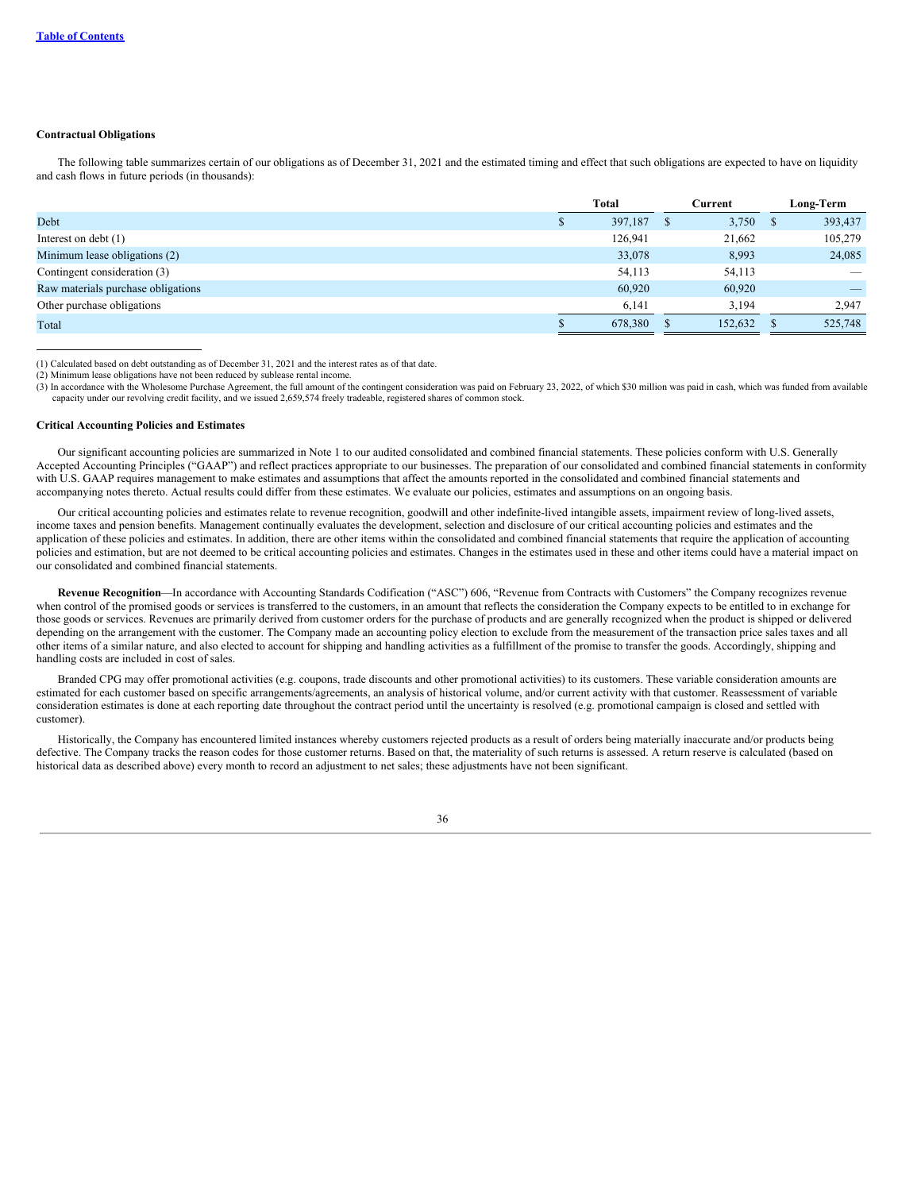### Contractual Obligations

The following table summarizes certain of our obligations as of December 31, 2021 and the estimated timing and effect that such obligations are expected to have on liquidity and cash flows in future periods (in thousands):

| | Total | Current | Long-Term |
|---|---|---|---|
| Debt | $ 397,187 | $ 3,750 | $ 393,437 |
| Interest on debt (1) | 126,941 | 21,662 | 105,279 |
| Minimum lease obligations (2) | 33,078 | 8,993 | 24,085 |
| Contingent consideration (3) | 54,113 | 54,113 | — |
| Raw materials purchase obligations | 60,920 | 60,920 | — |
| Other purchase obligations | 6,141 | 3,194 | 2,947 |
| Total | $ 678,380 | $ 152,632 | $ 525,748 |

(1) Calculated based on debt outstanding as of December 31, 2021 and the interest rates as of that date.
(2) Minimum lease obligations have not been reduced by sublease rental income.
(3) In accordance with the Wholesome Purchase Agreement, the full amount of the contingent consideration was paid on February 23, 2022, of which $30 million was paid in cash, which was funded from available capacity under our revolving credit facility, and we issued 2,659,574 freely tradeable, registered shares of common stock.

### Critical Accounting Policies and Estimates

Our significant accounting policies are summarized in Note 1 to our audited consolidated and combined financial statements. These policies conform with U.S. Generally Accepted Accounting Principles ("GAAP") and reflect practices appropriate to our businesses. The preparation of our consolidated and combined financial statements in conformity with U.S. GAAP requires management to make estimates and assumptions that affect the amounts reported in the consolidated and combined financial statements and accompanying notes thereto. Actual results could differ from these estimates. We evaluate our policies, estimates and assumptions on an ongoing basis.

Our critical accounting policies and estimates relate to revenue recognition, goodwill and other indefinite-lived intangible assets, impairment review of long-lived assets, income taxes and pension benefits. Management continually evaluates the development, selection and disclosure of our critical accounting policies and estimates and the application of these policies and estimates. In addition, there are other items within the consolidated and combined financial statements that require the application of accounting policies and estimation, but are not deemed to be critical accounting policies and estimates. Changes in the estimates used in these and other items could have a material impact on our consolidated and combined financial statements.

**Revenue Recognition**—In accordance with Accounting Standards Codification ("ASC") 606, "Revenue from Contracts with Customers" the Company recognizes revenue when control of the promised goods or services is transferred to the customers, in an amount that reflects the consideration the Company expects to be entitled to in exchange for those goods or services. Revenues are primarily derived from customer orders for the purchase of products and are generally recognized when the product is shipped or delivered depending on the arrangement with the customer. The Company made an accounting policy election to exclude from the measurement of the transaction price sales taxes and all other items of a similar nature, and also elected to account for shipping and handling activities as a fulfillment of the promise to transfer the goods. Accordingly, shipping and handling costs are included in cost of sales.

Branded CPG may offer promotional activities (e.g. coupons, trade discounts and other promotional activities) to its customers. These variable consideration amounts are estimated for each customer based on specific arrangements/agreements, an analysis of historical volume, and/or current activity with that customer. Reassessment of variable consideration estimates is done at each reporting date throughout the contract period until the uncertainty is resolved (e.g. promotional campaign is closed and settled with customer).

Historically, the Company has encountered limited instances whereby customers rejected products as a result of orders being materially inaccurate and/or products being defective. The Company tracks the reason codes for those customer returns. Based on that, the materiality of such returns is assessed. A return reserve is calculated (based on historical data as described above) every month to record an adjustment to net sales; these adjustments have not been significant.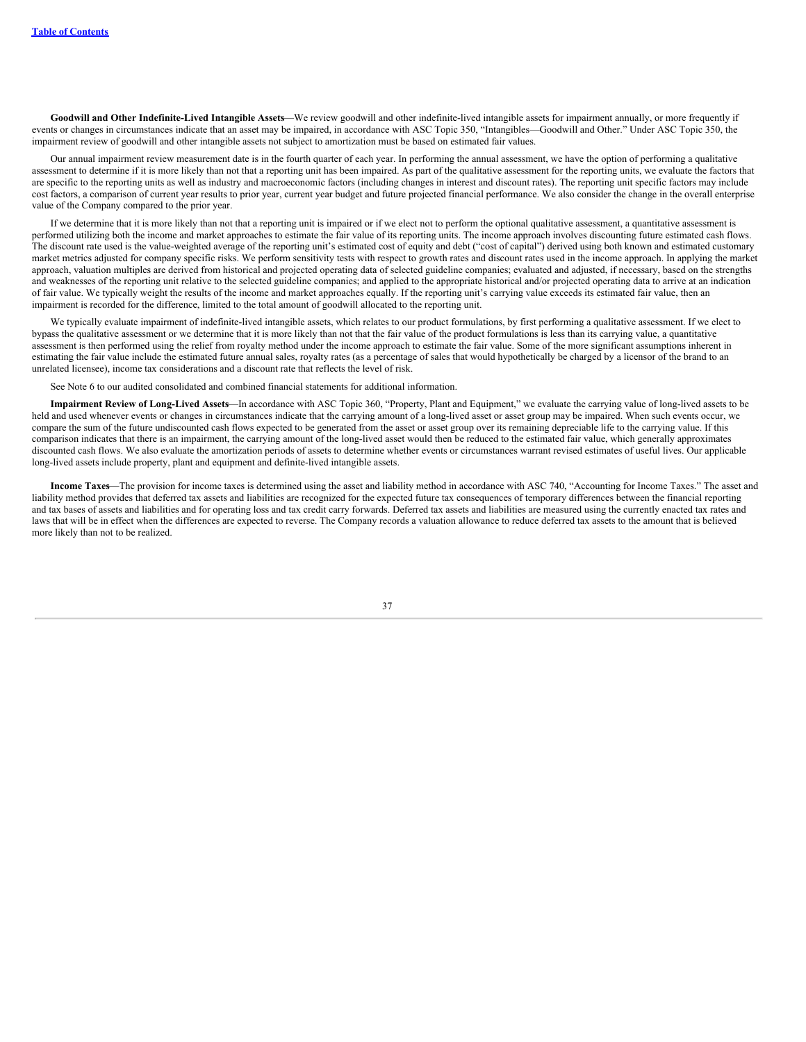**Goodwill and Other Indefinite-Lived Intangible Assets**—We review goodwill and other indefinite-lived intangible assets for impairment annually, or more frequently if events or changes in circumstances indicate that an asset may be impaired, in accordance with ASC Topic 350, "Intangibles—Goodwill and Other." Under ASC Topic 350, the impairment review of goodwill and other intangible assets not subject to amortization must be based on estimated fair values.

Our annual impairment review measurement date is in the fourth quarter of each year. In performing the annual assessment, we have the option of performing a qualitative assessment to determine if it is more likely than not that a reporting unit has been impaired. As part of the qualitative assessment for the reporting units, we evaluate the factors that are specific to the reporting units as well as industry and macroeconomic factors (including changes in interest and discount rates). The reporting unit specific factors may include cost factors, a comparison of current year results to prior year, current year budget and future projected financial performance. We also consider the change in the overall enterprise value of the Company compared to the prior year.

If we determine that it is more likely than not that a reporting unit is impaired or if we elect not to perform the optional qualitative assessment, a quantitative assessment is performed utilizing both the income and market approaches to estimate the fair value of its reporting units. The income approach involves discounting future estimated cash flows. The discount rate used is the value-weighted average of the reporting unit's estimated cost of equity and debt ("cost of capital") derived using both known and estimated customary market metrics adjusted for company specific risks. We perform sensitivity tests with respect to growth rates and discount rates used in the income approach. In applying the market approach, valuation multiples are derived from historical and projected operating data of selected guideline companies; evaluated and adjusted, if necessary, based on the strengths and weaknesses of the reporting unit relative to the selected guideline companies; and applied to the appropriate historical and/or projected operating data to arrive at an indication of fair value. We typically weight the results of the income and market approaches equally. If the reporting unit's carrying value exceeds its estimated fair value, then an impairment is recorded for the difference, limited to the total amount of goodwill allocated to the reporting unit.

We typically evaluate impairment of indefinite-lived intangible assets, which relates to our product formulations, by first performing a qualitative assessment. If we elect to bypass the qualitative assessment or we determine that it is more likely than not that the fair value of the product formulations is less than its carrying value, a quantitative assessment is then performed using the relief from royalty method under the income approach to estimate the fair value. Some of the more significant assumptions inherent in estimating the fair value include the estimated future annual sales, royalty rates (as a percentage of sales that would hypothetically be charged by a licensor of the brand to an unrelated licensee), income tax considerations and a discount rate that reflects the level of risk.

See Note 6 to our audited consolidated and combined financial statements for additional information.

**Impairment Review of Long-Lived Assets**—In accordance with ASC Topic 360, "Property, Plant and Equipment," we evaluate the carrying value of long-lived assets to be held and used whenever events or changes in circumstances indicate that the carrying amount of a long-lived asset or asset group may be impaired. When such events occur, we compare the sum of the future undiscounted cash flows expected to be generated from the asset or asset group over its remaining depreciable life to the carrying value. If this comparison indicates that there is an impairment, the carrying amount of the long-lived asset would then be reduced to the estimated fair value, which generally approximates discounted cash flows. We also evaluate the amortization periods of assets to determine whether events or circumstances warrant revised estimates of useful lives. Our applicable long-lived assets include property, plant and equipment and definite-lived intangible assets.

**Income Taxes**—The provision for income taxes is determined using the asset and liability method in accordance with ASC 740, "Accounting for Income Taxes." The asset and liability method provides that deferred tax assets and liabilities are recognized for the expected future tax consequences of temporary differences between the financial reporting and tax bases of assets and liabilities and for operating loss and tax credit carry forwards. Deferred tax assets and liabilities are measured using the currently enacted tax rates and laws that will be in effect when the differences are expected to reverse. The Company records a valuation allowance to reduce deferred tax assets to the amount that is believed more likely than not to be realized.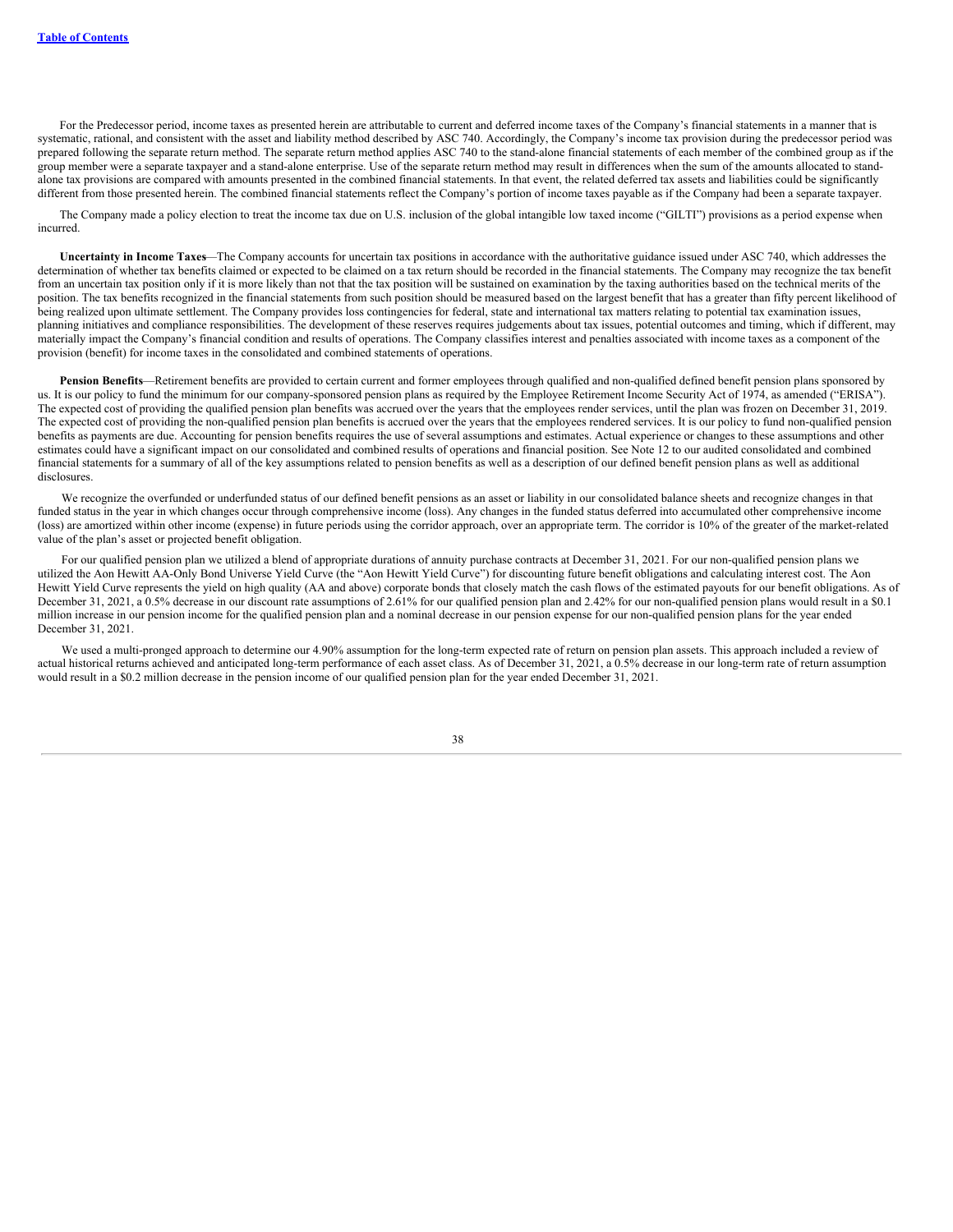For the Predecessor period, income taxes as presented herein are attributable to current and deferred income taxes of the Company's financial statements in a manner that is systematic, rational, and consistent with the asset and liability method described by ASC 740. Accordingly, the Company's income tax provision during the predecessor period was prepared following the separate return method. The separate return method applies ASC 740 to the stand-alone financial statements of each member of the combined group as if the group member were a separate taxpayer and a stand-alone enterprise. Use of the separate return method may result in differences when the sum of the amounts allocated to stand-alone tax provisions are compared with amounts presented in the combined financial statements. In that event, the related deferred tax assets and liabilities could be significantly different from those presented herein. The combined financial statements reflect the Company's portion of income taxes payable as if the Company had been a separate taxpayer.

The Company made a policy election to treat the income tax due on U.S. inclusion of the global intangible low taxed income ("GILTI") provisions as a period expense when incurred.

**Uncertainty in Income Taxes**—The Company accounts for uncertain tax positions in accordance with the authoritative guidance issued under ASC 740, which addresses the determination of whether tax benefits claimed or expected to be claimed on a tax return should be recorded in the financial statements. The Company may recognize the tax benefit from an uncertain tax position only if it is more likely than not that the tax position will be sustained on examination by the taxing authorities based on the technical merits of the position. The tax benefits recognized in the financial statements from such position should be measured based on the largest benefit that has a greater than fifty percent likelihood of being realized upon ultimate settlement. The Company provides loss contingencies for federal, state and international tax matters relating to potential tax examination issues, planning initiatives and compliance responsibilities. The development of these reserves requires judgements about tax issues, potential outcomes and timing, which if different, may materially impact the Company's financial condition and results of operations. The Company classifies interest and penalties associated with income taxes as a component of the provision (benefit) for income taxes in the consolidated and combined statements of operations.

**Pension Benefits**—Retirement benefits are provided to certain current and former employees through qualified and non-qualified defined benefit pension plans sponsored by us. It is our policy to fund the minimum for our company-sponsored pension plans as required by the Employee Retirement Income Security Act of 1974, as amended ("ERISA"). The expected cost of providing the qualified pension plan benefits was accrued over the years that the employees render services, until the plan was frozen on December 31, 2019. The expected cost of providing the non-qualified pension plan benefits is accrued over the years that the employees rendered services. It is our policy to fund non-qualified pension benefits as payments are due. Accounting for pension benefits requires the use of several assumptions and estimates. Actual experience or changes to these assumptions and other estimates could have a significant impact on our consolidated and combined results of operations and financial position. See Note 12 to our audited consolidated and combined financial statements for a summary of all of the key assumptions related to pension benefits as well as a description of our defined benefit pension plans as well as additional disclosures.

We recognize the overfunded or underfunded status of our defined benefit pensions as an asset or liability in our consolidated balance sheets and recognize changes in that funded status in the year in which changes occur through comprehensive income (loss). Any changes in the funded status deferred into accumulated other comprehensive income (loss) are amortized within other income (expense) in future periods using the corridor approach, over an appropriate term. The corridor is 10% of the greater of the market-related value of the plan's asset or projected benefit obligation.

For our qualified pension plan we utilized a blend of appropriate durations of annuity purchase contracts at December 31, 2021. For our non-qualified pension plans we utilized the Aon Hewitt AA-Only Bond Universe Yield Curve (the "Aon Hewitt Yield Curve") for discounting future benefit obligations and calculating interest cost. The Aon Hewitt Yield Curve represents the yield on high quality (AA and above) corporate bonds that closely match the cash flows of the estimated payouts for our benefit obligations. As of December 31, 2021, a 0.5% decrease in our discount rate assumptions of 2.61% for our qualified pension plan and 2.42% for our non-qualified pension plans would result in a $0.1 million increase in our pension income for the qualified pension plan and a nominal decrease in our pension expense for our non-qualified pension plans for the year ended December 31, 2021.

We used a multi-pronged approach to determine our 4.90% assumption for the long-term expected rate of return on pension plan assets. This approach included a review of actual historical returns achieved and anticipated long-term performance of each asset class. As of December 31, 2021, a 0.5% decrease in our long-term rate of return assumption would result in a $0.2 million decrease in the pension income of our qualified pension plan for the year ended December 31, 2021.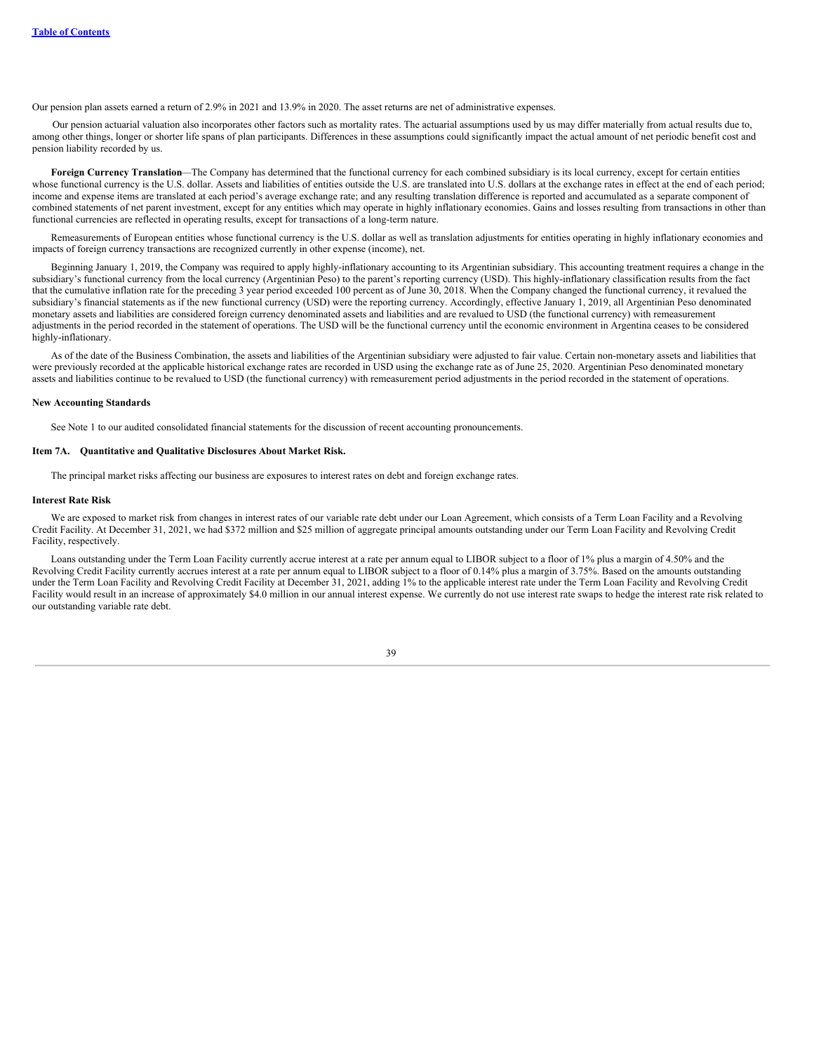Our pension plan assets earned a return of 2.9% in 2021 and 13.9% in 2020. The asset returns are net of administrative expenses.

Our pension actuarial valuation also incorporates other factors such as mortality rates. The actuarial assumptions used by us may differ materially from actual results due to, among other things, longer or shorter life spans of plan participants. Differences in these assumptions could significantly impact the actual amount of net periodic benefit cost and pension liability recorded by us.

**Foreign Currency Translation**—The Company has determined that the functional currency for each combined subsidiary is its local currency, except for certain entities whose functional currency is the U.S. dollar. Assets and liabilities of entities outside the U.S. are translated into U.S. dollars at the exchange rates in effect at the end of each period; income and expense items are translated at each period's average exchange rate; and any resulting translation difference is reported and accumulated as a separate component of combined statements of net parent investment, except for any entities which may operate in highly inflationary economies. Gains and losses resulting from transactions in other than functional currencies are reflected in operating results, except for transactions of a long-term nature.

Remeasurements of European entities whose functional currency is the U.S. dollar as well as translation adjustments for entities operating in highly inflationary economies and impacts of foreign currency transactions are recognized currently in other expense (income), net.

Beginning January 1, 2019, the Company was required to apply highly-inflationary accounting to its Argentinian subsidiary. This accounting treatment requires a change in the subsidiary's functional currency from the local currency (Argentinian Peso) to the parent's reporting currency (USD). This highly-inflationary classification results from the fact that the cumulative inflation rate for the preceding 3 year period exceeded 100 percent as of June 30, 2018. When the Company changed the functional currency, it revalued the subsidiary's financial statements as if the new functional currency (USD) were the reporting currency. Accordingly, effective January 1, 2019, all Argentinian Peso denominated monetary assets and liabilities are considered foreign currency denominated assets and liabilities and are revalued to USD (the functional currency) with remeasurement adjustments in the period recorded in the statement of operations. The USD will be the functional currency until the economic environment in Argentina ceases to be considered highly-inflationary.

As of the date of the Business Combination, the assets and liabilities of the Argentinian subsidiary were adjusted to fair value. Certain non-monetary assets and liabilities that were previously recorded at the applicable historical exchange rates are recorded in USD using the exchange rate as of June 25, 2020. Argentinian Peso denominated monetary assets and liabilities continue to be revalued to USD (the functional currency) with remeasurement period adjustments in the period recorded in the statement of operations.

**New Accounting Standards**

See Note 1 to our audited consolidated financial statements for the discussion of recent accounting pronouncements.

## Item 7A. Quantitative and Qualitative Disclosures About Market Risk.

The principal market risks affecting our business are exposures to interest rates on debt and foreign exchange rates.

**Interest Rate Risk**

We are exposed to market risk from changes in interest rates of our variable rate debt under our Loan Agreement, which consists of a Term Loan Facility and a Revolving Credit Facility. At December 31, 2021, we had $372 million and $25 million of aggregate principal amounts outstanding under our Term Loan Facility and Revolving Credit Facility, respectively.

Loans outstanding under the Term Loan Facility currently accrue interest at a rate per annum equal to LIBOR subject to a floor of 1% plus a margin of 4.50% and the Revolving Credit Facility currently accrues interest at a rate per annum equal to LIBOR subject to a floor of 0.14% plus a margin of 3.75%. Based on the amounts outstanding under the Term Loan Facility and Revolving Credit Facility at December 31, 2021, adding 1% to the applicable interest rate under the Term Loan Facility and Revolving Credit Facility would result in an increase of approximately $4.0 million in our annual interest expense. We currently do not use interest rate swaps to hedge the interest rate risk related to our outstanding variable rate debt.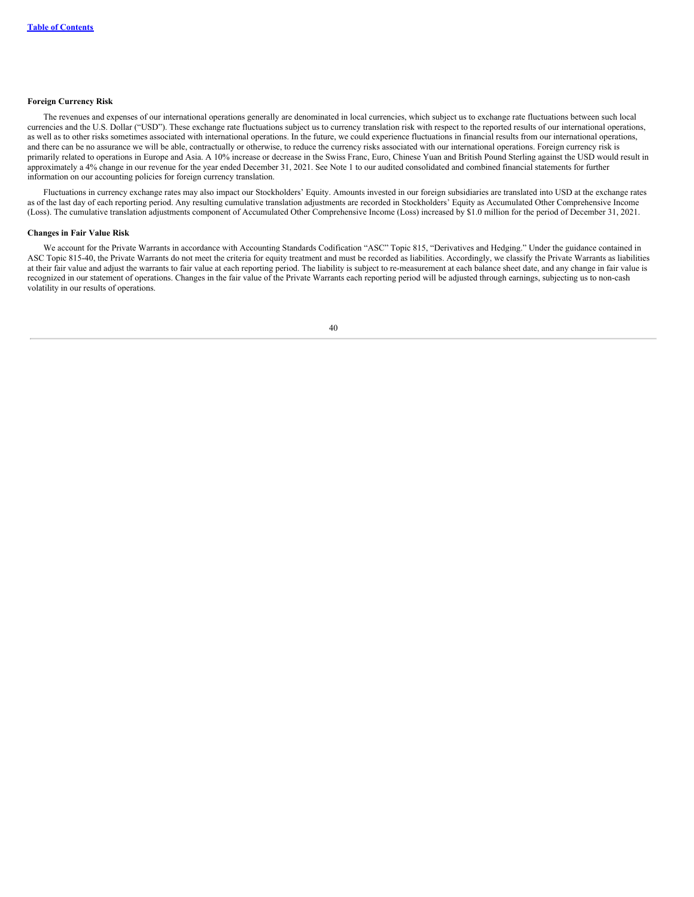**Foreign Currency Risk**

The revenues and expenses of our international operations generally are denominated in local currencies, which subject us to exchange rate fluctuations between such local currencies and the U.S. Dollar ("USD"). These exchange rate fluctuations subject us to currency translation risk with respect to the reported results of our international operations, as well as to other risks sometimes associated with international operations. In the future, we could experience fluctuations in financial results from our international operations, and there can be no assurance we will be able, contractually or otherwise, to reduce the currency risks associated with our international operations. Foreign currency risk is primarily related to operations in Europe and Asia. A 10% increase or decrease in the Swiss Franc, Euro, Chinese Yuan and British Pound Sterling against the USD would result in approximately a 4% change in our revenue for the year ended December 31, 2021. See Note 1 to our audited consolidated and combined financial statements for further information on our accounting policies for foreign currency translation.

Fluctuations in currency exchange rates may also impact our Stockholders' Equity. Amounts invested in our foreign subsidiaries are translated into USD at the exchange rates as of the last day of each reporting period. Any resulting cumulative translation adjustments are recorded in Stockholders' Equity as Accumulated Other Comprehensive Income (Loss). The cumulative translation adjustments component of Accumulated Other Comprehensive Income (Loss) increased by $1.0 million for the period of December 31, 2021.

**Changes in Fair Value Risk**

We account for the Private Warrants in accordance with Accounting Standards Codification "ASC" Topic 815, "Derivatives and Hedging." Under the guidance contained in ASC Topic 815-40, the Private Warrants do not meet the criteria for equity treatment and must be recorded as liabilities. Accordingly, we classify the Private Warrants as liabilities at their fair value and adjust the warrants to fair value at each reporting period. The liability is subject to re-measurement at each balance sheet date, and any change in fair value is recognized in our statement of operations. Changes in the fair value of the Private Warrants each reporting period will be adjusted through earnings, subjecting us to non-cash volatility in our results of operations.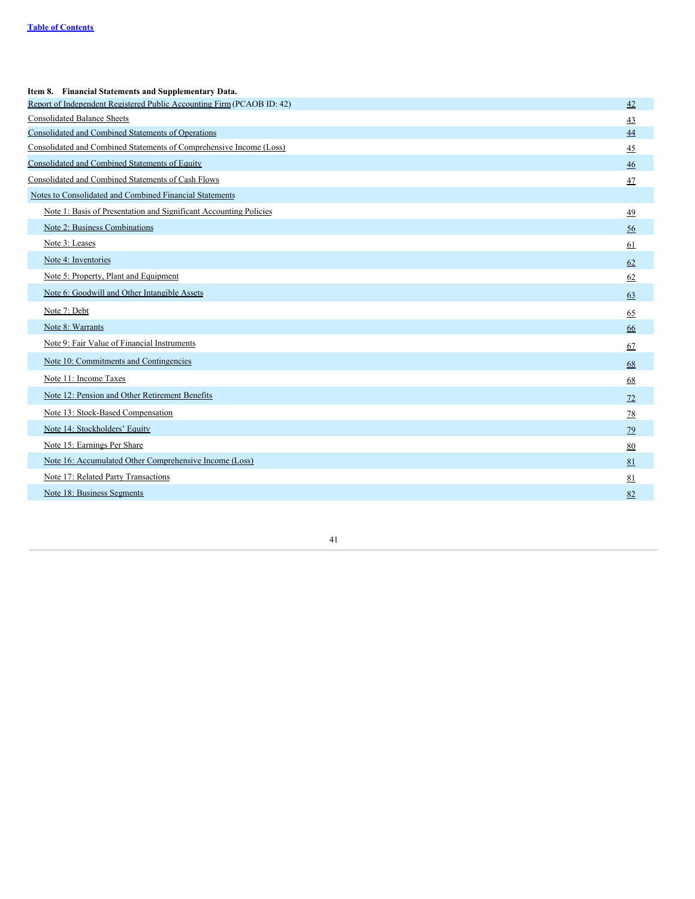**Item 8. Financial Statements and Supplementary Data.**

| | |
|---|---|
| Report of Independent Registered Public Accounting Firm (PCAOB ID: 42) | 42 |
| Consolidated Balance Sheets | 43 |
| Consolidated and Combined Statements of Operations | 44 |
| Consolidated and Combined Statements of Comprehensive Income (Loss) | 45 |
| Consolidated and Combined Statements of Equity | 46 |
| Consolidated and Combined Statements of Cash Flows | 47 |
| Notes to Consolidated and Combined Financial Statements | |
| Note 1: Basis of Presentation and Significant Accounting Policies | 49 |
| Note 2: Business Combinations | 56 |
| Note 3: Leases | 61 |
| Note 4: Inventories | 62 |
| Note 5: Property, Plant and Equipment | 62 |
| Note 6: Goodwill and Other Intangible Assets | 63 |
| Note 7: Debt | 65 |
| Note 8: Warrants | 66 |
| Note 9: Fair Value of Financial Instruments | 67 |
| Note 10: Commitments and Contingencies | 68 |
| Note 11: Income Taxes | 68 |
| Note 12: Pension and Other Retirement Benefits | 72 |
| Note 13: Stock-Based Compensation | 78 |
| Note 14: Stockholders' Equity | 79 |
| Note 15: Earnings Per Share | 80 |
| Note 16: Accumulated Other Comprehensive Income (Loss) | 81 |
| Note 17: Related Party Transactions | 81 |
| Note 18: Business Segments | 82 |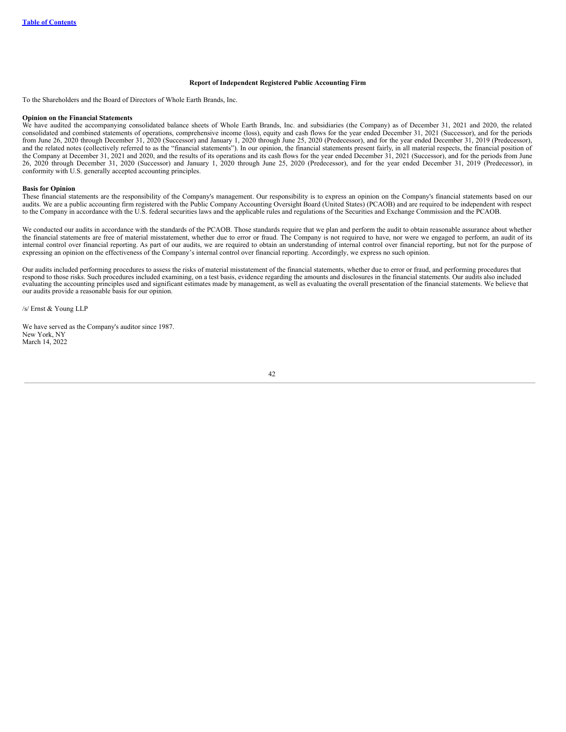## Report of Independent Registered Public Accounting Firm

To the Shareholders and the Board of Directors of Whole Earth Brands, Inc.

**Opinion on the Financial Statements**

We have audited the accompanying consolidated balance sheets of Whole Earth Brands, Inc. and subsidiaries (the Company) as of December 31, 2021 and 2020, the related consolidated and combined statements of operations, comprehensive income (loss), equity and cash flows for the year ended December 31, 2021 (Successor), and for the periods from June 26, 2020 through December 31, 2020 (Successor) and January 1, 2020 through June 25, 2020 (Predecessor), and for the year ended December 31, 2019 (Predecessor), and the related notes (collectively referred to as the "financial statements"). In our opinion, the financial statements present fairly, in all material respects, the financial position of the Company at December 31, 2021 and 2020, and the results of its operations and its cash flows for the year ended December 31, 2021 (Successor), and for the periods from June 26, 2020 through December 31, 2020 (Successor) and January 1, 2020 through June 25, 2020 (Predecessor), and for the year ended December 31, 2019 (Predecessor), in conformity with U.S. generally accepted accounting principles.

**Basis for Opinion**

These financial statements are the responsibility of the Company's management. Our responsibility is to express an opinion on the Company's financial statements based on our audits. We are a public accounting firm registered with the Public Company Accounting Oversight Board (United States) (PCAOB) and are required to be independent with respect to the Company in accordance with the U.S. federal securities laws and the applicable rules and regulations of the Securities and Exchange Commission and the PCAOB.

We conducted our audits in accordance with the standards of the PCAOB. Those standards require that we plan and perform the audit to obtain reasonable assurance about whether the financial statements are free of material misstatement, whether due to error or fraud. The Company is not required to have, nor were we engaged to perform, an audit of its internal control over financial reporting. As part of our audits, we are required to obtain an understanding of internal control over financial reporting, but not for the purpose of expressing an opinion on the effectiveness of the Company's internal control over financial reporting. Accordingly, we express no such opinion.

Our audits included performing procedures to assess the risks of material misstatement of the financial statements, whether due to error or fraud, and performing procedures that respond to those risks. Such procedures included examining, on a test basis, evidence regarding the amounts and disclosures in the financial statements. Our audits also included evaluating the accounting principles used and significant estimates made by management, as well as evaluating the overall presentation of the financial statements. We believe that our audits provide a reasonable basis for our opinion.

/s/ Ernst & Young LLP

We have served as the Company's auditor since 1987.
New York, NY
March 14, 2022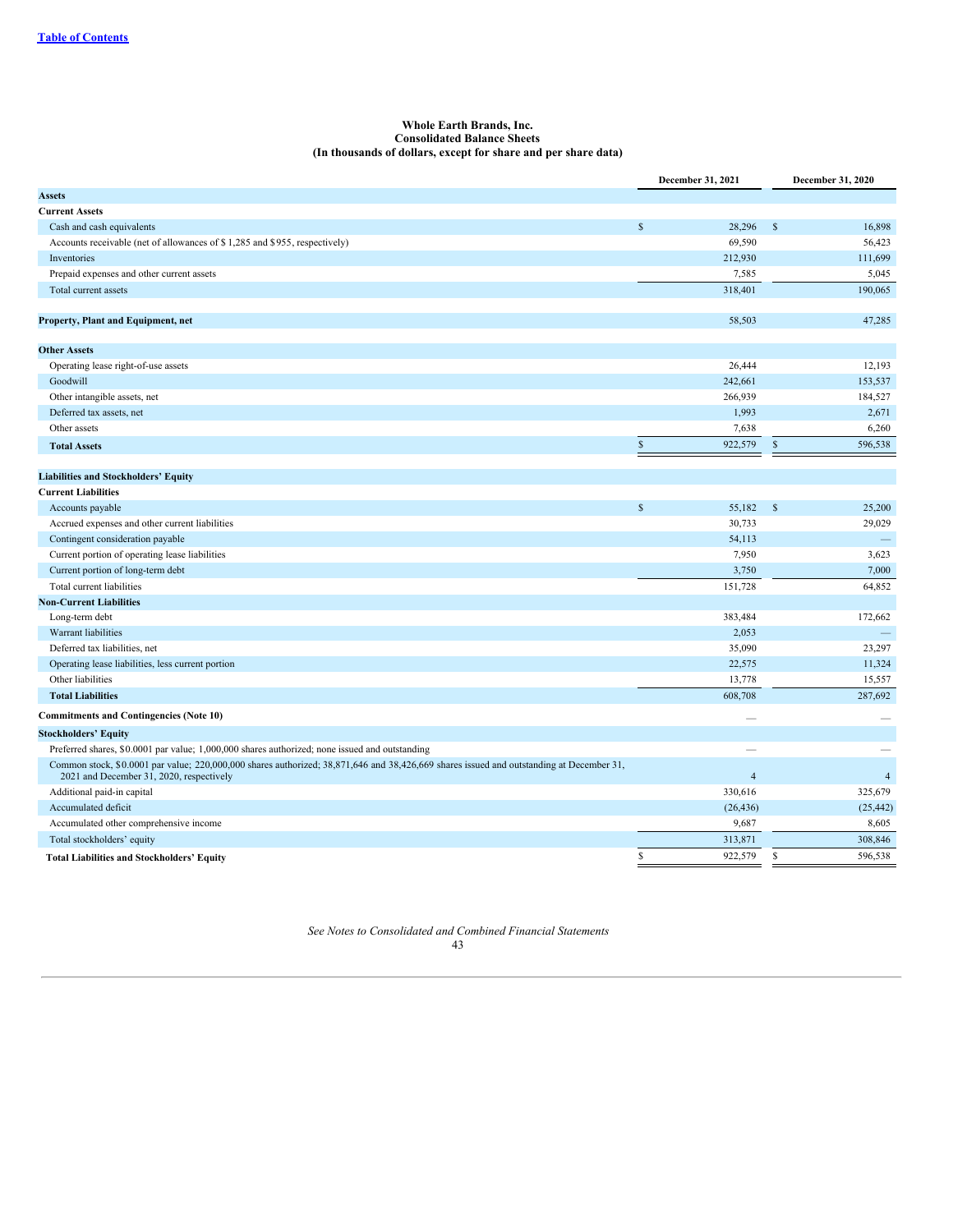Table of Contents

**Whole Earth Brands, Inc.**
**Consolidated Balance Sheets**
**(In thousands of dollars, except for share and per share data)**

| | December 31, 2021 | December 31, 2020 |
|---|---|---|
| **Assets** | | |
| **Current Assets** | | |
| Cash and cash equivalents | $ 28,296 | $ 16,898 |
| Accounts receivable (net of allowances of $ 1,285 and $955, respectively) | 69,590 | 56,423 |
| Inventories | 212,930 | 111,699 |
| Prepaid expenses and other current assets | 7,585 | 5,045 |
| Total current assets | 318,401 | 190,065 |
| | | |
| **Property, Plant and Equipment, net** | 58,503 | 47,285 |
| | | |
| **Other Assets** | | |
| Operating lease right-of-use assets | 26,444 | 12,193 |
| Goodwill | 242,661 | 153,537 |
| Other intangible assets, net | 266,939 | 184,527 |
| Deferred tax assets, net | 1,993 | 2,671 |
| Other assets | 7,638 | 6,260 |
| **Total Assets** | $ 922,579 | $ 596,538 |
| | | |
| **Liabilities and Stockholders' Equity** | | |
| **Current Liabilities** | | |
| Accounts payable | $ 55,182 | $ 25,200 |
| Accrued expenses and other current liabilities | 30,733 | 29,029 |
| Contingent consideration payable | 54,113 | — |
| Current portion of operating lease liabilities | 7,950 | 3,623 |
| Current portion of long-term debt | 3,750 | 7,000 |
| Total current liabilities | 151,728 | 64,852 |
| **Non-Current Liabilities** | | |
| Long-term debt | 383,484 | 172,662 |
| Warrant liabilities | 2,053 | — |
| Deferred tax liabilities, net | 35,090 | 23,297 |
| Operating lease liabilities, less current portion | 22,575 | 11,324 |
| Other liabilities | 13,778 | 15,557 |
| **Total Liabilities** | 608,708 | 287,692 |
| **Commitments and Contingencies (Note 10)** | — | — |
| **Stockholders' Equity** | | |
| Preferred shares, $0.0001 par value; 1,000,000 shares authorized; none issued and outstanding | — | — |
| Common stock, $0.0001 par value; 220,000,000 shares authorized; 38,871,646 and 38,426,669 shares issued and outstanding at December 31, 2021 and December 31, 2020, respectively | 4 | 4 |
| Additional paid-in capital | 330,616 | 325,679 |
| Accumulated deficit | (26,436) | (25,442) |
| Accumulated other comprehensive income | 9,687 | 8,605 |
| Total stockholders' equity | 313,871 | 308,846 |
| **Total Liabilities and Stockholders' Equity** | $ 922,579 | $ 596,538 |

*See Notes to Consolidated and Combined Financial Statements*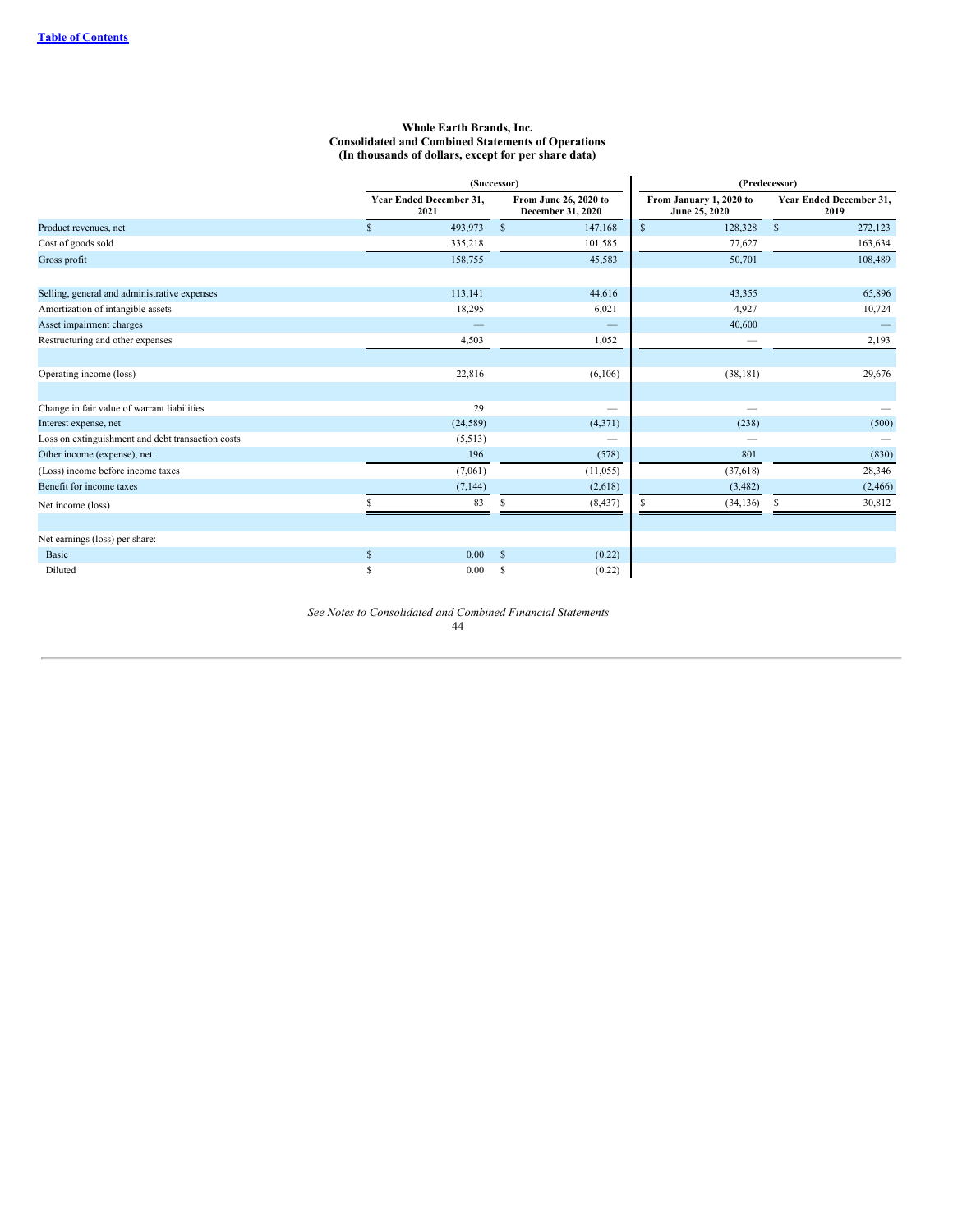**Table of Contents**

# Whole Earth Brands, Inc.
## Consolidated and Combined Statements of Operations
### (In thousands of dollars, except for per share data)

| | (Successor) | | (Predecessor) | |
|---|---|---|---|---|
| | Year Ended December 31, 2021 | From June 26, 2020 to December 31, 2020 | From January 1, 2020 to June 25, 2020 | Year Ended December 31, 2019 |
| Product revenues, net | $ 493,973 | $ 147,168 | $ 128,328 | $ 272,123 |
| Cost of goods sold | 335,218 | 101,585 | 77,627 | 163,634 |
| Gross profit | 158,755 | 45,583 | 50,701 | 108,489 |
| | | | | |
| Selling, general and administrative expenses | 113,141 | 44,616 | 43,355 | 65,896 |
| Amortization of intangible assets | 18,295 | 6,021 | 4,927 | 10,724 |
| Asset impairment charges | — | — | 40,600 | — |
| Restructuring and other expenses | 4,503 | 1,052 | — | 2,193 |
| | | | | |
| Operating income (loss) | 22,816 | (6,106) | (38,181) | 29,676 |
| | | | | |
| Change in fair value of warrant liabilities | 29 | — | — | — |
| Interest expense, net | (24,589) | (4,371) | (238) | (500) |
| Loss on extinguishment and debt transaction costs | (5,513) | — | — | — |
| Other income (expense), net | 196 | (578) | 801 | (830) |
| (Loss) income before income taxes | (7,061) | (11,055) | (37,618) | 28,346 |
| Benefit for income taxes | (7,144) | (2,618) | (3,482) | (2,466) |
| Net income (loss) | $ 83 | $ (8,437) | $ (34,136) | $ 30,812 |
| | | | | |
| Net earnings (loss) per share: | | | | |
| Basic | $ 0.00 | $ (0.22) | | |
| Diluted | $ 0.00 | $ (0.22) | | |

*See Notes to Consolidated and Combined Financial Statements*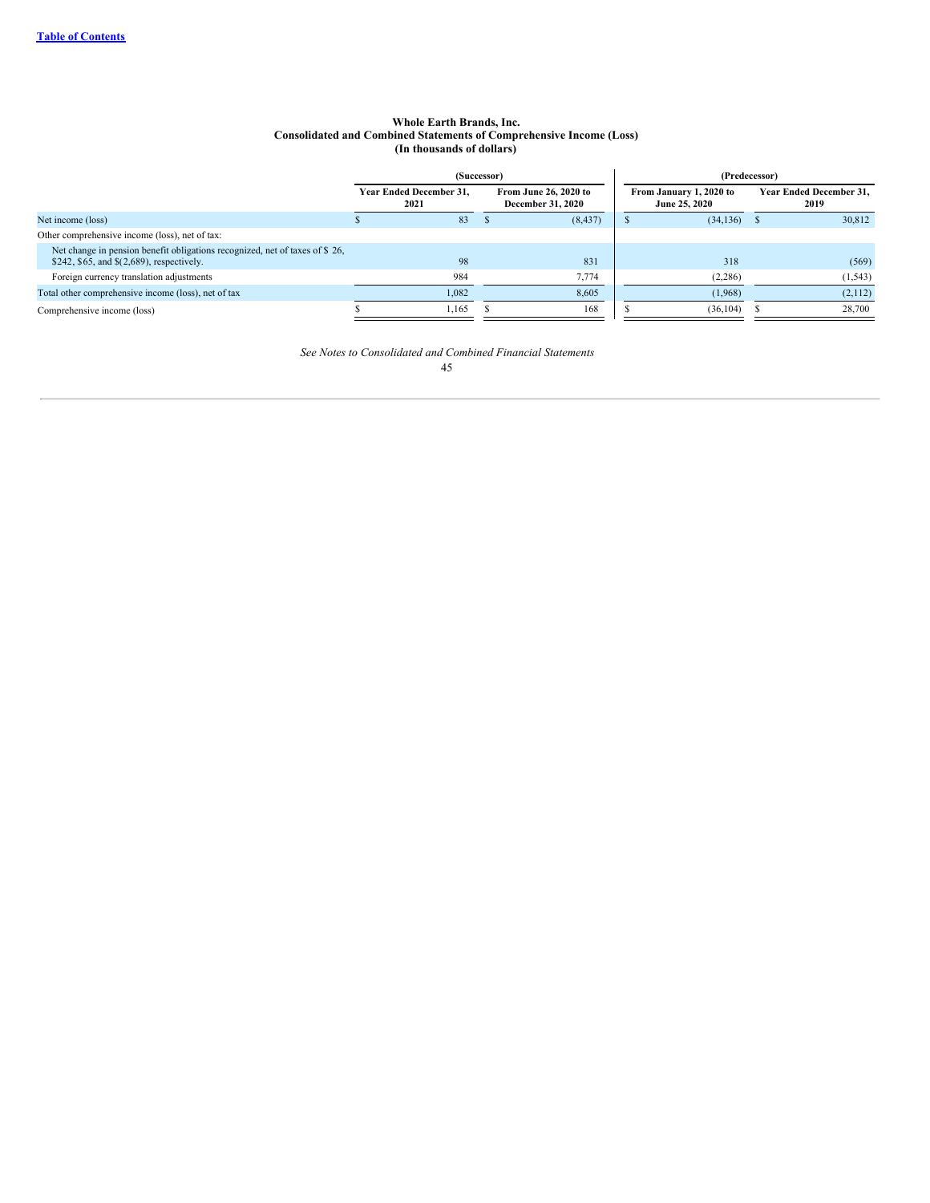**Whole Earth Brands, Inc.**
**Consolidated and Combined Statements of Comprehensive Income (Loss)**
**(In thousands of dollars)**

| | (Successor) | | (Predecessor) | |
|---|---|---|---|---|
| | Year Ended December 31, 2021 | From June 26, 2020 to December 31, 2020 | From January 1, 2020 to June 25, 2020 | Year Ended December 31, 2019 |
| Net income (loss) | $ 83 | $ (8,437) | $ (34,136) | $ 30,812 |
| Other comprehensive income (loss), net of tax: | | | | |
| Net change in pension benefit obligations recognized, net of taxes of $ 26, $242, $65, and $(2,689), respectively. | 98 | 831 | 318 | (569) |
| Foreign currency translation adjustments | 984 | 7,774 | (2,286) | (1,543) |
| Total other comprehensive income (loss), net of tax | 1,082 | 8,605 | (1,968) | (2,112) |
| Comprehensive income (loss) | $ 1,165 | $ 168 | $ (36,104) | $ 28,700 |

*See Notes to Consolidated and Combined Financial Statements*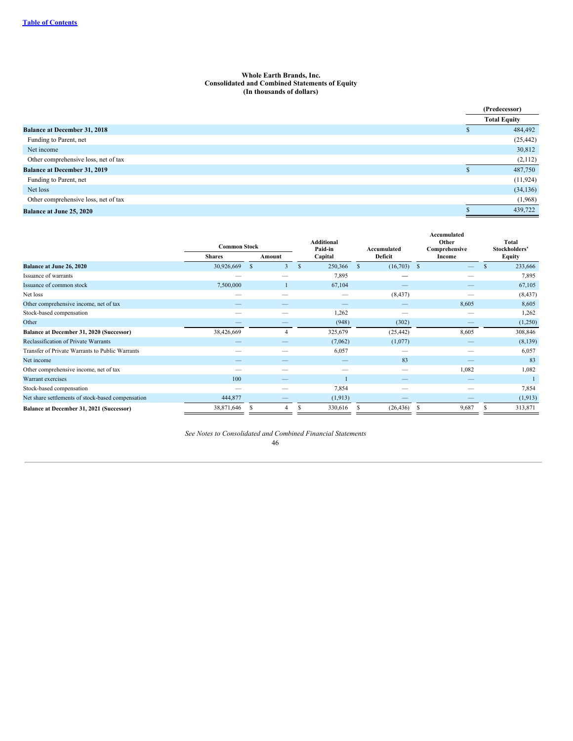Whole Earth Brands, Inc.
Consolidated and Combined Statements of Equity
(In thousands of dollars)

| | (Predecessor) |
|---|---|
| | Total Equity |
| **Balance at December 31, 2018** | $ 484,492 |
| Funding to Parent, net | (25,442) |
| Net income | 30,812 |
| Other comprehensive loss, net of tax | (2,112) |
| **Balance at December 31, 2019** | $ 487,750 |
| Funding to Parent, net | (11,924) |
| Net loss | (34,136) |
| Other comprehensive loss, net of tax | (1,968) |
| **Balance at June 25, 2020** | $ 439,722 |

| | Common Stock | | Additional Paid-in Capital | Accumulated Deficit | Accumulated Other Comprehensive Income | Total Stockholders' Equity |
|---|---|---|---|---|---|---|
| | Shares | Amount | | | | |
| **Balance at June 26, 2020** | 30,926,669 | $ 3 | $ 250,366 | $ (16,703) | $ — | $ 233,666 |
| Issuance of warrants | — | — | 7,895 | — | — | 7,895 |
| Issuance of common stock | 7,500,000 | 1 | 67,104 | — | — | 67,105 |
| Net loss | — | — | — | (8,437) | — | (8,437) |
| Other comprehensive income, net of tax | — | — | — | — | 8,605 | 8,605 |
| Stock-based compensation | — | — | 1,262 | — | — | 1,262 |
| Other | — | — | (948) | (302) | — | (1,250) |
| **Balance at December 31, 2020 (Successor)** | 38,426,669 | 4 | 325,679 | (25,442) | 8,605 | 308,846 |
| Reclassification of Private Warrants | — | — | (7,062) | (1,077) | — | (8,139) |
| Transfer of Private Warrants to Public Warrants | — | — | 6,057 | — | — | 6,057 |
| Net income | — | — | — | 83 | — | 83 |
| Other comprehensive income, net of tax | — | — | — | — | 1,082 | 1,082 |
| Warrant exercises | 100 | — | 1 | — | — | 1 |
| Stock-based compensation | — | — | 7,854 | — | — | 7,854 |
| Net share settlements of stock-based compensation | 444,877 | — | (1,913) | — | — | (1,913) |
| **Balance at December 31, 2021 (Successor)** | 38,871,646 | $ 4 | $ 330,616 | $ (26,436) | $ 9,687 | $ 313,871 |

*See Notes to Consolidated and Combined Financial Statements*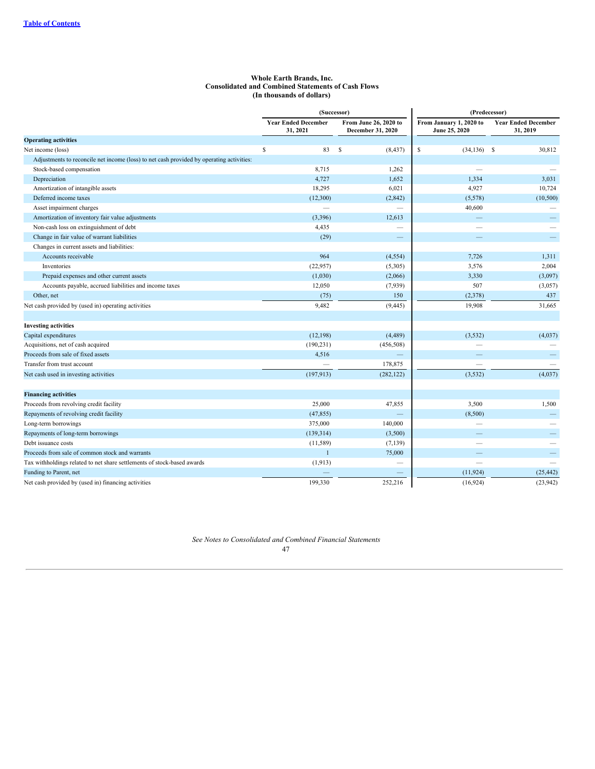**Whole Earth Brands, Inc.**
**Consolidated and Combined Statements of Cash Flows**
**(In thousands of dollars)**

| | (Successor) | | (Predecessor) | |
|---|---|---|---|---|
| | Year Ended December 31, 2021 | From June 26, 2020 to December 31, 2020 | From January 1, 2020 to June 25, 2020 | Year Ended December 31, 2019 |
| **Operating activities** | | | | |
| Net income (loss) | $ 83 | $ (8,437) | $ (34,136) | $ 30,812 |
| Adjustments to reconcile net income (loss) to net cash provided by operating activities: | | | | |
| Stock-based compensation | 8,715 | 1,262 | — | — |
| Depreciation | 4,727 | 1,652 | 1,334 | 3,031 |
| Amortization of intangible assets | 18,295 | 6,021 | 4,927 | 10,724 |
| Deferred income taxes | (12,300) | (2,842) | (5,578) | (10,500) |
| Asset impairment charges | — | — | 40,600 | — |
| Amortization of inventory fair value adjustments | (3,396) | 12,613 | — | — |
| Non-cash loss on extinguishment of debt | 4,435 | — | — | — |
| Change in fair value of warrant liabilities | (29) | — | — | — |
| Changes in current assets and liabilities: | | | | |
| Accounts receivable | 964 | (4,554) | 7,726 | 1,311 |
| Inventories | (22,957) | (5,305) | 3,576 | 2,004 |
| Prepaid expenses and other current assets | (1,030) | (2,066) | 3,330 | (3,097) |
| Accounts payable, accrued liabilities and income taxes | 12,050 | (7,939) | 507 | (3,057) |
| Other, net | (75) | 150 | (2,378) | 437 |
| Net cash provided by (used in) operating activities | 9,482 | (9,445) | 19,908 | 31,665 |
| | | | | |
| **Investing activities** | | | | |
| Capital expenditures | (12,198) | (4,489) | (3,532) | (4,037) |
| Acquisitions, net of cash acquired | (190,231) | (456,508) | — | — |
| Proceeds from sale of fixed assets | 4,516 | — | — | — |
| Transfer from trust account | — | 178,875 | — | — |
| Net cash used in investing activities | (197,913) | (282,122) | (3,532) | (4,037) |
| | | | | |
| **Financing activities** | | | | |
| Proceeds from revolving credit facility | 25,000 | 47,855 | 3,500 | 1,500 |
| Repayments of revolving credit facility | (47,855) | — | (8,500) | — |
| Long-term borrowings | 375,000 | 140,000 | — | — |
| Repayments of long-term borrowings | (139,314) | (3,500) | — | — |
| Debt issuance costs | (11,589) | (7,139) | — | — |
| Proceeds from sale of common stock and warrants | 1 | 75,000 | — | — |
| Tax withholdings related to net share settlements of stock-based awards | (1,913) | — | — | — |
| Funding to Parent, net | — | — | (11,924) | (25,442) |
| Net cash provided by (used in) financing activities | 199,330 | 252,216 | (16,924) | (23,942) |

*See Notes to Consolidated and Combined Financial Statements*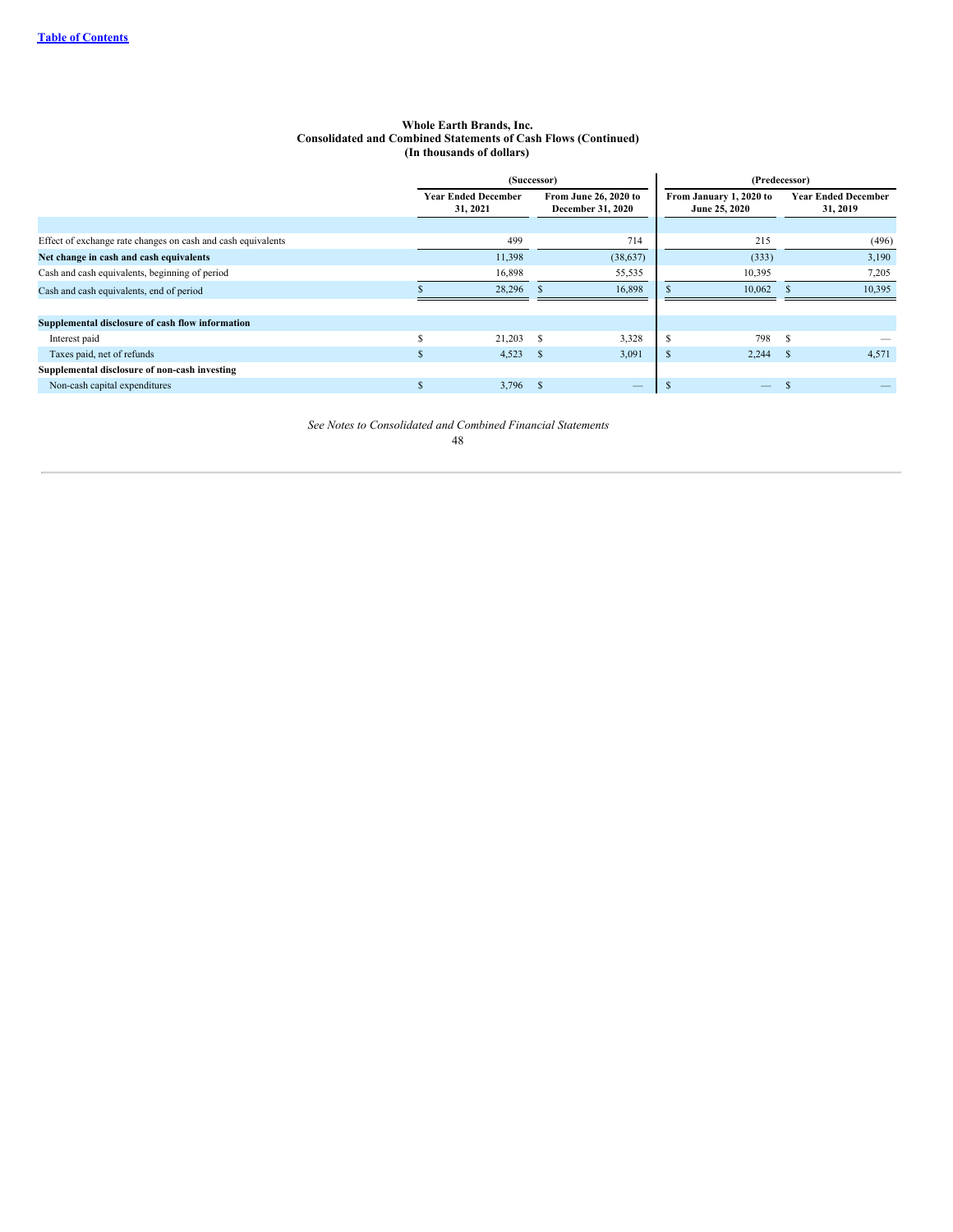**Whole Earth Brands, Inc.**
**Consolidated and Combined Statements of Cash Flows (Continued)**
**(In thousands of dollars)**

| | (Successor) | | (Predecessor) | |
|---|---|---|---|---|
| | Year Ended December 31, 2021 | From June 26, 2020 to December 31, 2020 | From January 1, 2020 to June 25, 2020 | Year Ended December 31, 2019 |
| Effect of exchange rate changes on cash and cash equivalents | 499 | 714 | 215 | (496) |
| **Net change in cash and cash equivalents** | 11,398 | (38,637) | (333) | 3,190 |
| Cash and cash equivalents, beginning of period | 16,898 | 55,535 | 10,395 | 7,205 |
| Cash and cash equivalents, end of period | $ 28,296 | $ 16,898 | $ 10,062 | $ 10,395 |
| **Supplemental disclosure of cash flow information** | | | | |
| Interest paid | $ 21,203 | $ 3,328 | $ 798 | $ — |
| Taxes paid, net of refunds | $ 4,523 | $ 3,091 | $ 2,244 | $ 4,571 |
| **Supplemental disclosure of non-cash investing** | | | | |
| Non-cash capital expenditures | $ 3,796 | $ — | $ — | $ — |

*See Notes to Consolidated and Combined Financial Statements*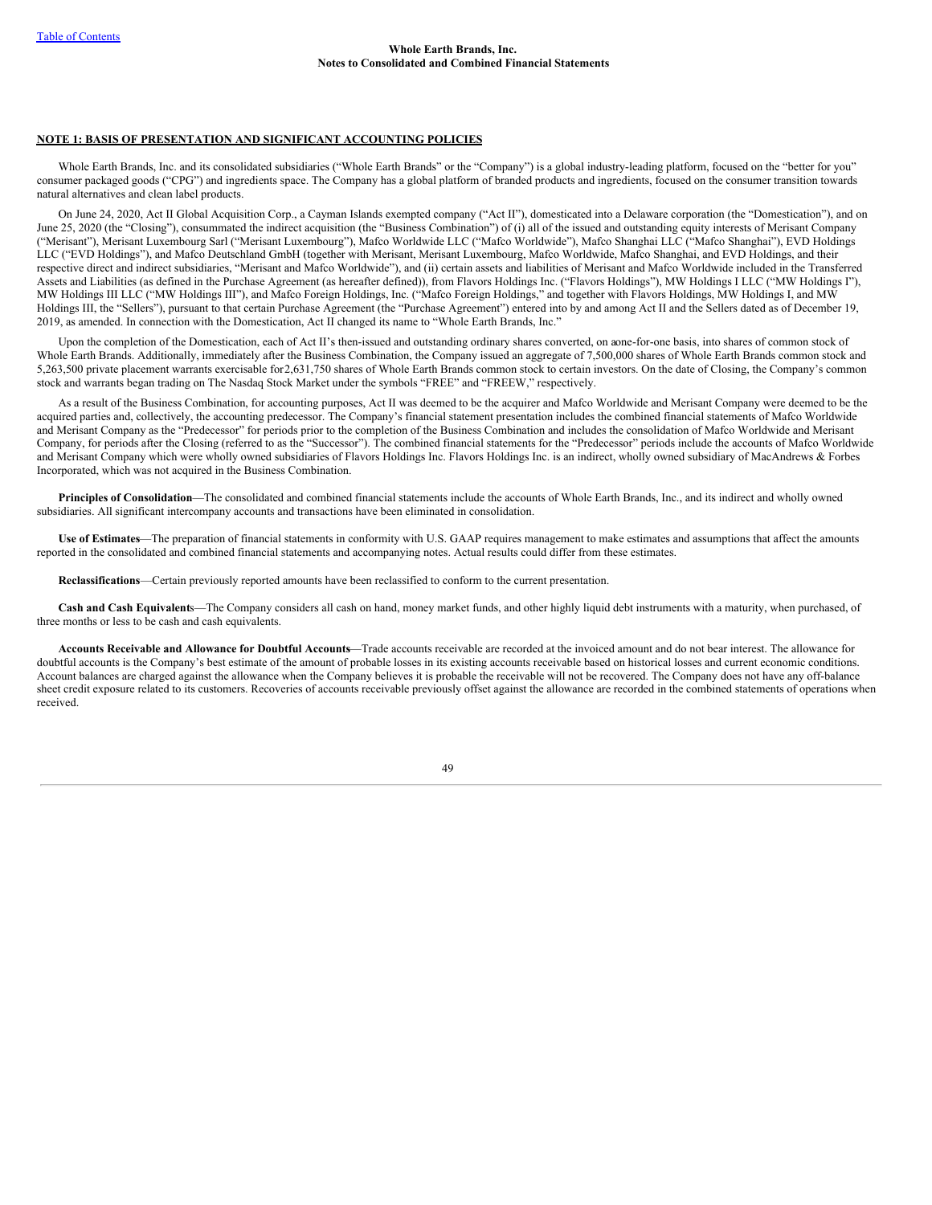## Whole Earth Brands, Inc.
## Notes to Consolidated and Combined Financial Statements

**NOTE 1: BASIS OF PRESENTATION AND SIGNIFICANT ACCOUNTING POLICIES**

Whole Earth Brands, Inc. and its consolidated subsidiaries ("Whole Earth Brands" or the "Company") is a global industry-leading platform, focused on the "better for you" consumer packaged goods ("CPG") and ingredients space. The Company has a global platform of branded products and ingredients, focused on the consumer transition towards natural alternatives and clean label products.

On June 24, 2020, Act II Global Acquisition Corp., a Cayman Islands exempted company ("Act II"), domesticated into a Delaware corporation (the "Domestication"), and on June 25, 2020 (the "Closing"), consummated the indirect acquisition (the "Business Combination") of (i) all of the issued and outstanding equity interests of Merisant Company ("Merisant"), Merisant Luxembourg Sarl ("Merisant Luxembourg"), Mafco Worldwide LLC ("Mafco Worldwide"), Mafco Shanghai LLC ("Mafco Shanghai"), EVD Holdings LLC ("EVD Holdings"), and Mafco Deutschland GmbH (together with Merisant, Merisant Luxembourg, Mafco Worldwide, Mafco Shanghai, and EVD Holdings, and their respective direct and indirect subsidiaries, "Merisant and Mafco Worldwide"), and (ii) certain assets and liabilities of Merisant and Mafco Worldwide included in the Transferred Assets and Liabilities (as defined in the Purchase Agreement (as hereafter defined)), from Flavors Holdings Inc. ("Flavors Holdings"), MW Holdings I LLC ("MW Holdings I"), MW Holdings III LLC ("MW Holdings III"), and Mafco Foreign Holdings, Inc. ("Mafco Foreign Holdings," and together with Flavors Holdings, MW Holdings I, and MW Holdings III, the "Sellers"), pursuant to that certain Purchase Agreement (the "Purchase Agreement") entered into by and among Act II and the Sellers dated as of December 19, 2019, as amended. In connection with the Domestication, Act II changed its name to "Whole Earth Brands, Inc."

Upon the completion of the Domestication, each of Act II's then-issued and outstanding ordinary shares converted, on a one-for-one basis, into shares of common stock of Whole Earth Brands. Additionally, immediately after the Business Combination, the Company issued an aggregate of 7,500,000 shares of Whole Earth Brands common stock and 5,263,500 private placement warrants exercisable for 2,631,750 shares of Whole Earth Brands common stock to certain investors. On the date of Closing, the Company's common stock and warrants began trading on The Nasdaq Stock Market under the symbols "FREE" and "FREEW," respectively.

As a result of the Business Combination, for accounting purposes, Act II was deemed to be the acquirer and Mafco Worldwide and Merisant Company were deemed to be the acquired parties and, collectively, the accounting predecessor. The Company's financial statement presentation includes the combined financial statements of Mafco Worldwide and Merisant Company as the "Predecessor" for periods prior to the completion of the Business Combination and includes the consolidation of Mafco Worldwide and Merisant Company, for periods after the Closing (referred to as the "Successor"). The combined financial statements for the "Predecessor" periods include the accounts of Mafco Worldwide and Merisant Company which were wholly owned subsidiaries of Flavors Holdings Inc. Flavors Holdings Inc. is an indirect, wholly owned subsidiary of MacAndrews & Forbes Incorporated, which was not acquired in the Business Combination.

**Principles of Consolidation**—The consolidated and combined financial statements include the accounts of Whole Earth Brands, Inc., and its indirect and wholly owned subsidiaries. All significant intercompany accounts and transactions have been eliminated in consolidation.

**Use of Estimates**—The preparation of financial statements in conformity with U.S. GAAP requires management to make estimates and assumptions that affect the amounts reported in the consolidated and combined financial statements and accompanying notes. Actual results could differ from these estimates.

**Reclassifications**—Certain previously reported amounts have been reclassified to conform to the current presentation.

**Cash and Cash Equivalents**—The Company considers all cash on hand, money market funds, and other highly liquid debt instruments with a maturity, when purchased, of three months or less to be cash and cash equivalents.

**Accounts Receivable and Allowance for Doubtful Accounts**—Trade accounts receivable are recorded at the invoiced amount and do not bear interest. The allowance for doubtful accounts is the Company's best estimate of the amount of probable losses in its existing accounts receivable based on historical losses and current economic conditions. Account balances are charged against the allowance when the Company believes it is probable the receivable will not be recovered. The Company does not have any off-balance sheet credit exposure related to its customers. Recoveries of accounts receivable previously offset against the allowance are recorded in the combined statements of operations when received.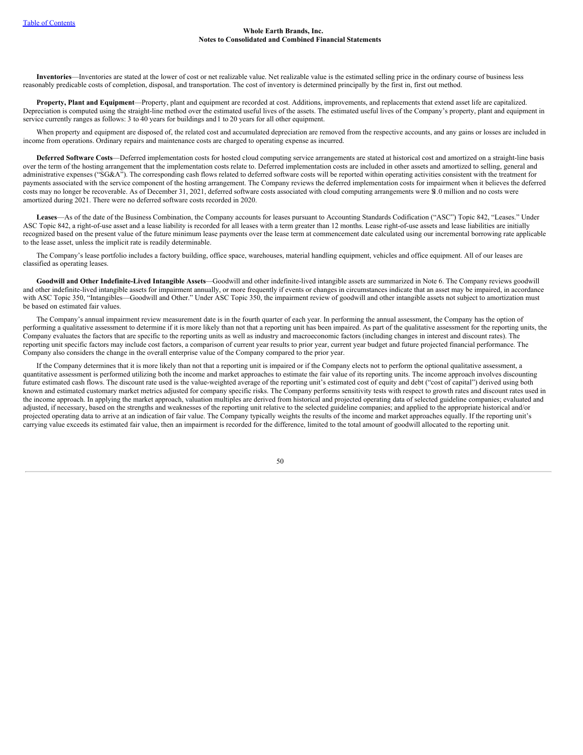**Whole Earth Brands, Inc.**
**Notes to Consolidated and Combined Financial Statements**

**Inventories**—Inventories are stated at the lower of cost or net realizable value. Net realizable value is the estimated selling price in the ordinary course of business less reasonably predicable costs of completion, disposal, and transportation. The cost of inventory is determined principally by the first in, first out method.

**Property, Plant and Equipment**—Property, plant and equipment are recorded at cost. Additions, improvements, and replacements that extend asset life are capitalized. Depreciation is computed using the straight-line method over the estimated useful lives of the assets. The estimated useful lives of the Company's property, plant and equipment in service currently ranges as follows: 3 to 40 years for buildings and 1 to 20 years for all other equipment.

When property and equipment are disposed of, the related cost and accumulated depreciation are removed from the respective accounts, and any gains or losses are included in income from operations. Ordinary repairs and maintenance costs are charged to operating expense as incurred.

**Deferred Software Costs**—Deferred implementation costs for hosted cloud computing service arrangements are stated at historical cost and amortized on a straight-line basis over the term of the hosting arrangement that the implementation costs relate to. Deferred implementation costs are included in other assets and amortized to selling, general and administrative expenses ("SG&A"). The corresponding cash flows related to deferred software costs will be reported within operating activities consistent with the treatment for payments associated with the service component of the hosting arrangement. The Company reviews the deferred implementation costs for impairment when it believes the deferred costs may no longer be recoverable. As of December 31, 2021, deferred software costs associated with cloud computing arrangements were $1.0 million and no costs were amortized during 2021. There were no deferred software costs recorded in 2020.

**Leases**—As of the date of the Business Combination, the Company accounts for leases pursuant to Accounting Standards Codification ("ASC") Topic 842, "Leases." Under ASC Topic 842, a right-of-use asset and a lease liability is recorded for all leases with a term greater than 12 months. Lease right-of-use assets and lease liabilities are initially recognized based on the present value of the future minimum lease payments over the lease term at commencement date calculated using our incremental borrowing rate applicable to the lease asset, unless the implicit rate is readily determinable.

The Company's lease portfolio includes a factory building, office space, warehouses, material handling equipment, vehicles and office equipment. All of our leases are classified as operating leases.

**Goodwill and Other Indefinite-Lived Intangible Assets**—Goodwill and other indefinite-lived intangible assets are summarized in Note 6. The Company reviews goodwill and other indefinite-lived intangible assets for impairment annually, or more frequently if events or changes in circumstances indicate that an asset may be impaired, in accordance with ASC Topic 350, "Intangibles—Goodwill and Other." Under ASC Topic 350, the impairment review of goodwill and other intangible assets not subject to amortization must be based on estimated fair values.

The Company's annual impairment review measurement date is in the fourth quarter of each year. In performing the annual assessment, the Company has the option of performing a qualitative assessment to determine if it is more likely than not that a reporting unit has been impaired. As part of the qualitative assessment for the reporting units, the Company evaluates the factors that are specific to the reporting units as well as industry and macroeconomic factors (including changes in interest and discount rates). The reporting unit specific factors may include cost factors, a comparison of current year results to prior year, current year budget and future projected financial performance. The Company also considers the change in the overall enterprise value of the Company compared to the prior year.

If the Company determines that it is more likely than not that a reporting unit is impaired or if the Company elects not to perform the optional qualitative assessment, a quantitative assessment is performed utilizing both the income and market approaches to estimate the fair value of its reporting units. The income approach involves discounting future estimated cash flows. The discount rate used is the value-weighted average of the reporting unit's estimated cost of equity and debt ("cost of capital") derived using both known and estimated customary market metrics adjusted for company specific risks. The Company performs sensitivity tests with respect to growth rates and discount rates used in the income approach. In applying the market approach, valuation multiples are derived from historical and projected operating data of selected guideline companies; evaluated and adjusted, if necessary, based on the strengths and weaknesses of the reporting unit relative to the selected guideline companies; and applied to the appropriate historical and/or projected operating data to arrive at an indication of fair value. The Company typically weights the results of the income and market approaches equally. If the reporting unit's carrying value exceeds its estimated fair value, then an impairment is recorded for the difference, limited to the total amount of goodwill allocated to the reporting unit.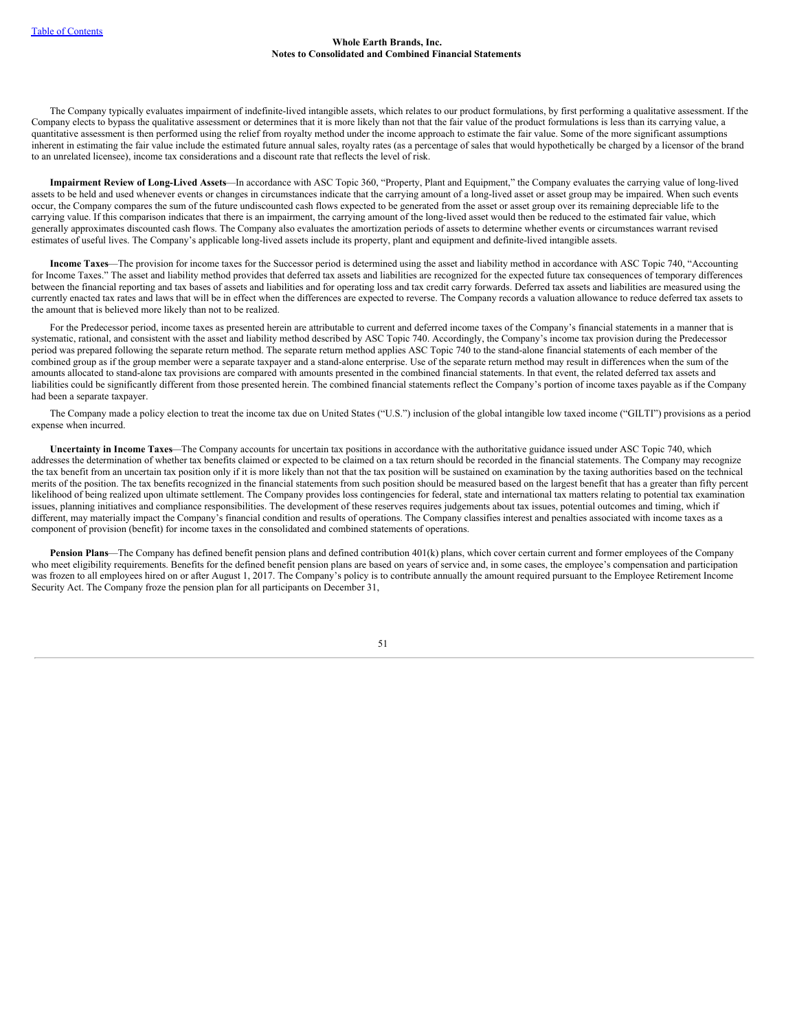The Company typically evaluates impairment of indefinite-lived intangible assets, which relates to our product formulations, by first performing a qualitative assessment. If the Company elects to bypass the qualitative assessment or determines that it is more likely than not that the fair value of the product formulations is less than its carrying value, a quantitative assessment is then performed using the relief from royalty method under the income approach to estimate the fair value. Some of the more significant assumptions inherent in estimating the fair value include the estimated future annual sales, royalty rates (as a percentage of sales that would hypothetically be charged by a licensor of the brand to an unrelated licensee), income tax considerations and a discount rate that reflects the level of risk.

**Impairment Review of Long-Lived Assets**—In accordance with ASC Topic 360, "Property, Plant and Equipment," the Company evaluates the carrying value of long-lived assets to be held and used whenever events or changes in circumstances indicate that the carrying amount of a long-lived asset or asset group may be impaired. When such events occur, the Company compares the sum of the future undiscounted cash flows expected to be generated from the asset or asset group over its remaining depreciable life to the carrying value. If this comparison indicates that there is an impairment, the carrying amount of the long-lived asset would then be reduced to the estimated fair value, which generally approximates discounted cash flows. The Company also evaluates the amortization periods of assets to determine whether events or circumstances warrant revised estimates of useful lives. The Company's applicable long-lived assets include its property, plant and equipment and definite-lived intangible assets.

**Income Taxes**—The provision for income taxes for the Successor period is determined using the asset and liability method in accordance with ASC Topic 740, "Accounting for Income Taxes." The asset and liability method provides that deferred tax assets and liabilities are recognized for the expected future tax consequences of temporary differences between the financial reporting and tax bases of assets and liabilities and for operating loss and tax credit carry forwards. Deferred tax assets and liabilities are measured using the currently enacted tax rates and laws that will be in effect when the differences are expected to reverse. The Company records a valuation allowance to reduce deferred tax assets to the amount that is believed more likely than not to be realized.

For the Predecessor period, income taxes as presented herein are attributable to current and deferred income taxes of the Company's financial statements in a manner that is systematic, rational, and consistent with the asset and liability method described by ASC Topic 740. Accordingly, the Company's income tax provision during the Predecessor period was prepared following the separate return method. The separate return method applies ASC Topic 740 to the stand-alone financial statements of each member of the combined group as if the group member were a separate taxpayer and a stand-alone enterprise. Use of the separate return method may result in differences when the sum of the amounts allocated to stand-alone tax provisions are compared with amounts presented in the combined financial statements. In that event, the related deferred tax assets and liabilities could be significantly different from those presented herein. The combined financial statements reflect the Company's portion of income taxes payable as if the Company had been a separate taxpayer.

The Company made a policy election to treat the income tax due on United States ("U.S.") inclusion of the global intangible low taxed income ("GILTI") provisions as a period expense when incurred.

**Uncertainty in Income Taxes**—The Company accounts for uncertain tax positions in accordance with the authoritative guidance issued under ASC Topic 740, which addresses the determination of whether tax benefits claimed or expected to be claimed on a tax return should be recorded in the financial statements. The Company may recognize the tax benefit from an uncertain tax position only if it is more likely than not that the tax position will be sustained on examination by the taxing authorities based on the technical merits of the position. The tax benefits recognized in the financial statements from such position should be measured based on the largest benefit that has a greater than fifty percent likelihood of being realized upon ultimate settlement. The Company provides loss contingencies for federal, state and international tax matters relating to potential tax examination issues, planning initiatives and compliance responsibilities. The development of these reserves requires judgements about tax issues, potential outcomes and timing, which if different, may materially impact the Company's financial condition and results of operations. The Company classifies interest and penalties associated with income taxes as a component of provision (benefit) for income taxes in the consolidated and combined statements of operations.

**Pension Plans**—The Company has defined benefit pension plans and defined contribution 401(k) plans, which cover certain current and former employees of the Company who meet eligibility requirements. Benefits for the defined benefit pension plans are based on years of service and, in some cases, the employee's compensation and participation was frozen to all employees hired on or after August 1, 2017. The Company's policy is to contribute annually the amount required pursuant to the Employee Retirement Income Security Act. The Company froze the pension plan for all participants on December 31,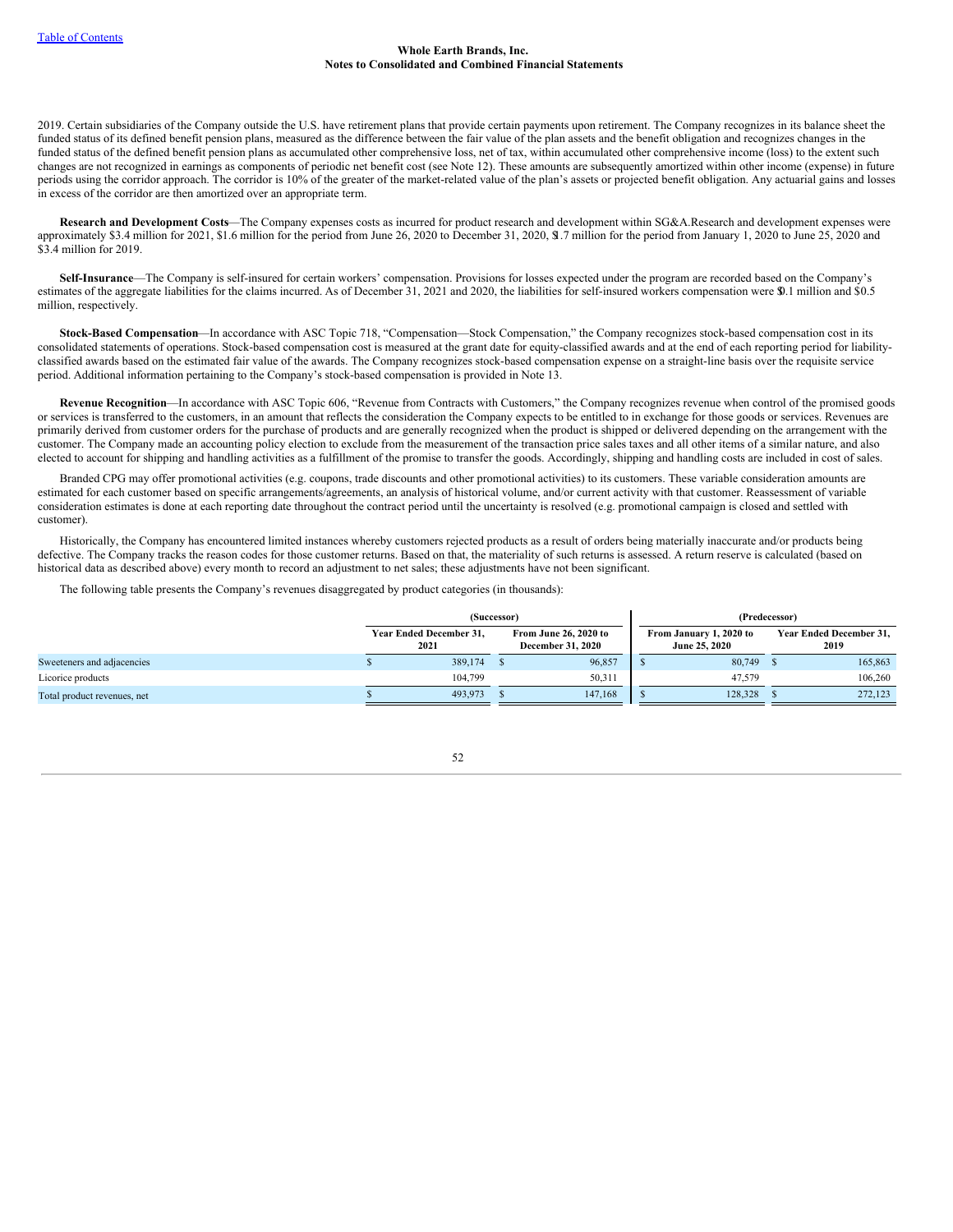2019. Certain subsidiaries of the Company outside the U.S. have retirement plans that provide certain payments upon retirement. The Company recognizes in its balance sheet the funded status of its defined benefit pension plans, measured as the difference between the fair value of the plan assets and the benefit obligation and recognizes changes in the funded status of the defined benefit pension plans as accumulated other comprehensive loss, net of tax, within accumulated other comprehensive income (loss) to the extent such changes are not recognized in earnings as components of periodic net benefit cost (see Note 12). These amounts are subsequently amortized within other income (expense) in future periods using the corridor approach. The corridor is 10% of the greater of the market-related value of the plan's assets or projected benefit obligation. Any actuarial gains and losses in excess of the corridor are then amortized over an appropriate term.

**Research and Development Costs**—The Company expenses costs as incurred for product research and development within SG&A.Research and development expenses were approximately $3.4 million for 2021, $1.6 million for the period from June 26, 2020 to December 31, 2020, $1.7 million for the period from January 1, 2020 to June 25, 2020 and $3.4 million for 2019.

**Self-Insurance**—The Company is self-insured for certain workers' compensation. Provisions for losses expected under the program are recorded based on the Company's estimates of the aggregate liabilities for the claims incurred. As of December 31, 2021 and 2020, the liabilities for self-insured workers compensation were $0.1 million and $0.5 million, respectively.

**Stock-Based Compensation**—In accordance with ASC Topic 718, "Compensation—Stock Compensation," the Company recognizes stock-based compensation cost in its consolidated statements of operations. Stock-based compensation cost is measured at the grant date for equity-classified awards and at the end of each reporting period for liability-classified awards based on the estimated fair value of the awards. The Company recognizes stock-based compensation expense on a straight-line basis over the requisite service period. Additional information pertaining to the Company's stock-based compensation is provided in Note 13.

**Revenue Recognition**—In accordance with ASC Topic 606, "Revenue from Contracts with Customers," the Company recognizes revenue when control of the promised goods or services is transferred to the customers, in an amount that reflects the consideration the Company expects to be entitled to in exchange for those goods or services. Revenues are primarily derived from customer orders for the purchase of products and are generally recognized when the product is shipped or delivered depending on the arrangement with the customer. The Company made an accounting policy election to exclude from the measurement of the transaction price sales taxes and all other items of a similar nature, and also elected to account for shipping and handling activities as a fulfillment of the promise to transfer the goods. Accordingly, shipping and handling costs are included in cost of sales.

Branded CPG may offer promotional activities (e.g. coupons, trade discounts and other promotional activities) to its customers. These variable consideration amounts are estimated for each customer based on specific arrangements/agreements, an analysis of historical volume, and/or current activity with that customer. Reassessment of variable consideration estimates is done at each reporting date throughout the contract period until the uncertainty is resolved (e.g. promotional campaign is closed and settled with customer).

Historically, the Company has encountered limited instances whereby customers rejected products as a result of orders being materially inaccurate and/or products being defective. The Company tracks the reason codes for those customer returns. Based on that, the materiality of such returns is assessed. A return reserve is calculated (based on historical data as described above) every month to record an adjustment to net sales; these adjustments have not been significant.

The following table presents the Company's revenues disaggregated by product categories (in thousands):

| | (Successor) | | (Predecessor) | |
|---|---|---|---|---|
| | Year Ended December 31, 2021 | From June 26, 2020 to December 31, 2020 | From January 1, 2020 to June 25, 2020 | Year Ended December 31, 2019 |
| Sweeteners and adjacencies | $ 389,174 | $ 96,857 | $ 80,749 | $ 165,863 |
| Licorice products | 104,799 | 50,311 | 47,579 | 106,260 |
| Total product revenues, net | $ 493,973 | $ 147,168 | $ 128,328 | $ 272,123 |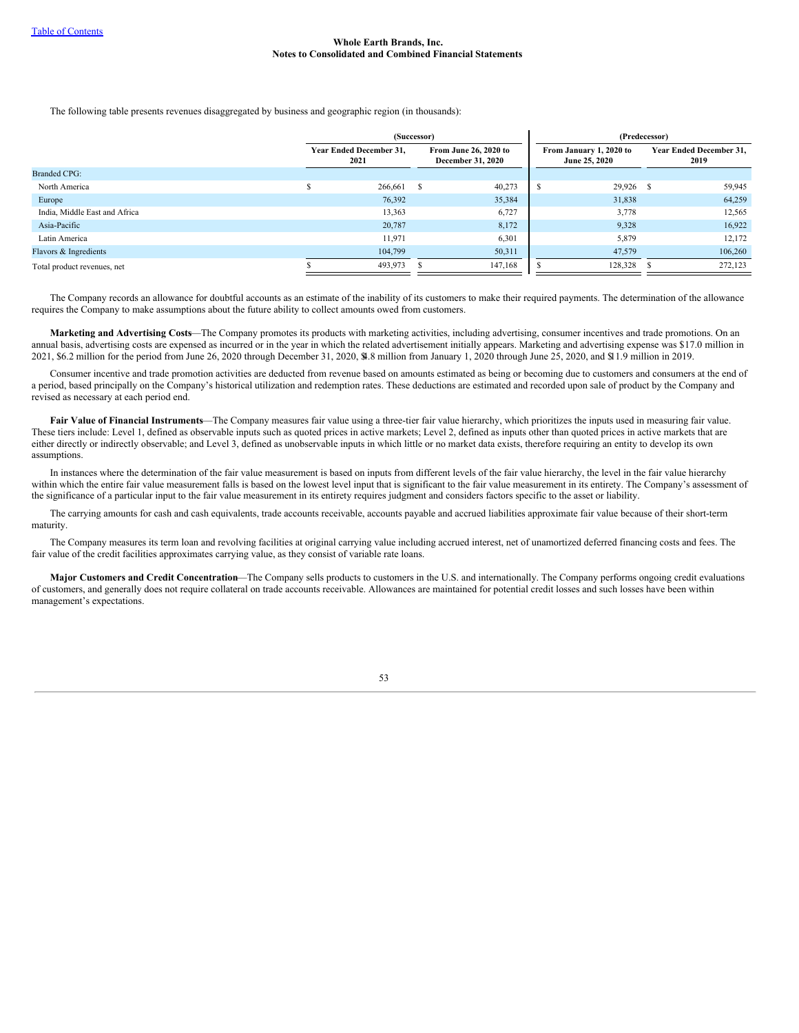The following table presents revenues disaggregated by business and geographic region (in thousands):

| | (Successor) | | (Predecessor) | |
|---|---|---|---|---|
| | Year Ended December 31, 2021 | From June 26, 2020 to December 31, 2020 | From January 1, 2020 to June 25, 2020 | Year Ended December 31, 2019 |
| Branded CPG: | | | | |
| North America | $ 266,661 | $ 40,273 | $ 29,926 | $ 59,945 |
| Europe | 76,392 | 35,384 | 31,838 | 64,259 |
| India, Middle East and Africa | 13,363 | 6,727 | 3,778 | 12,565 |
| Asia-Pacific | 20,787 | 8,172 | 9,328 | 16,922 |
| Latin America | 11,971 | 6,301 | 5,879 | 12,172 |
| Flavors & Ingredients | 104,799 | 50,311 | 47,579 | 106,260 |
| Total product revenues, net | $ 493,973 | $ 147,168 | $ 128,328 | $ 272,123 |

The Company records an allowance for doubtful accounts as an estimate of the inability of its customers to make their required payments. The determination of the allowance requires the Company to make assumptions about the future ability to collect amounts owed from customers.

**Marketing and Advertising Costs**—The Company promotes its products with marketing activities, including advertising, consumer incentives and trade promotions. On an annual basis, advertising costs are expensed as incurred or in the year in which the related advertisement initially appears. Marketing and advertising expense was $17.0 million in 2021, $6.2 million for the period from June 26, 2020 through December 31, 2020, $4.8 million from January 1, 2020 through June 25, 2020, and $11.9 million in 2019.

Consumer incentive and trade promotion activities are deducted from revenue based on amounts estimated as being or becoming due to customers and consumers at the end of a period, based principally on the Company's historical utilization and redemption rates. These deductions are estimated and recorded upon sale of product by the Company and revised as necessary at each period end.

**Fair Value of Financial Instruments**—The Company measures fair value using a three-tier fair value hierarchy, which prioritizes the inputs used in measuring fair value. These tiers include: Level 1, defined as observable inputs such as quoted prices in active markets; Level 2, defined as inputs other than quoted prices in active markets that are either directly or indirectly observable; and Level 3, defined as unobservable inputs in which little or no market data exists, therefore requiring an entity to develop its own assumptions.

In instances where the determination of the fair value measurement is based on inputs from different levels of the fair value hierarchy, the level in the fair value hierarchy within which the entire fair value measurement falls is based on the lowest level input that is significant to the fair value measurement in its entirety. The Company's assessment of the significance of a particular input to the fair value measurement in its entirety requires judgment and considers factors specific to the asset or liability.

The carrying amounts for cash and cash equivalents, trade accounts receivable, accounts payable and accrued liabilities approximate fair value because of their short-term maturity.

The Company measures its term loan and revolving facilities at original carrying value including accrued interest, net of unamortized deferred financing costs and fees. The fair value of the credit facilities approximates carrying value, as they consist of variable rate loans.

**Major Customers and Credit Concentration**—The Company sells products to customers in the U.S. and internationally. The Company performs ongoing credit evaluations of customers, and generally does not require collateral on trade accounts receivable. Allowances are maintained for potential credit losses and such losses have been within management's expectations.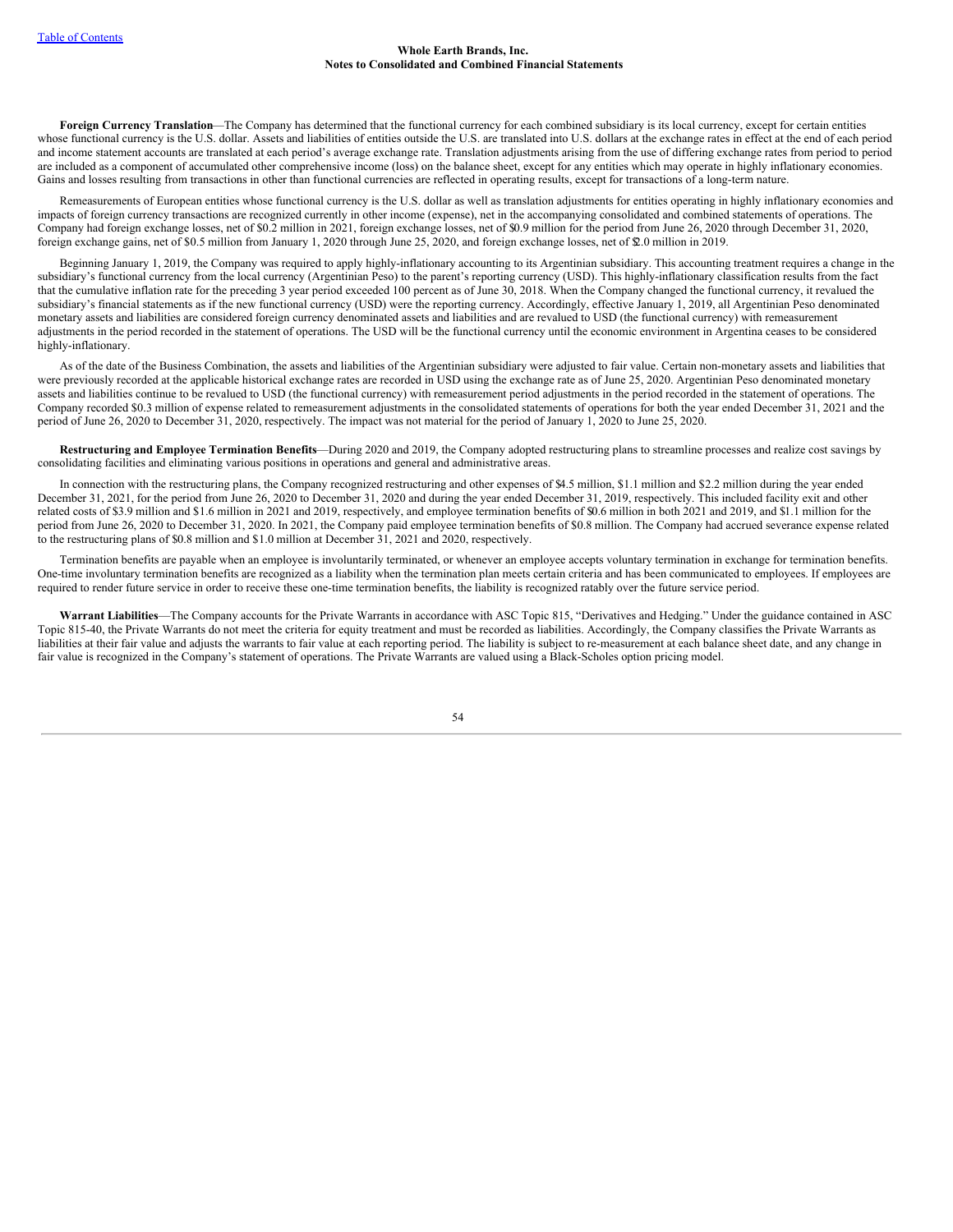**Foreign Currency Translation**—The Company has determined that the functional currency for each combined subsidiary is its local currency, except for certain entities whose functional currency is the U.S. dollar. Assets and liabilities of entities outside the U.S. are translated into U.S. dollars at the exchange rates in effect at the end of each period and income statement accounts are translated at each period's average exchange rate. Translation adjustments arising from the use of differing exchange rates from period to period are included as a component of accumulated other comprehensive income (loss) on the balance sheet, except for any entities which may operate in highly inflationary economies. Gains and losses resulting from transactions in other than functional currencies are reflected in operating results, except for transactions of a long-term nature.

Remeasurements of European entities whose functional currency is the U.S. dollar as well as translation adjustments for entities operating in highly inflationary economies and impacts of foreign currency transactions are recognized currently in other income (expense), net in the accompanying consolidated and combined statements of operations. The Company had foreign exchange losses, net of $0.2 million in 2021, foreign exchange losses, net of $0.9 million for the period from June 26, 2020 through December 31, 2020, foreign exchange gains, net of $0.5 million from January 1, 2020 through June 25, 2020, and foreign exchange losses, net of $2.0 million in 2019.

Beginning January 1, 2019, the Company was required to apply highly-inflationary accounting to its Argentinian subsidiary. This accounting treatment requires a change in the subsidiary's functional currency from the local currency (Argentinian Peso) to the parent's reporting currency (USD). This highly-inflationary classification results from the fact that the cumulative inflation rate for the preceding 3 year period exceeded 100 percent as of June 30, 2018. When the Company changed the functional currency, it revalued the subsidiary's financial statements as if the new functional currency (USD) were the reporting currency. Accordingly, effective January 1, 2019, all Argentinian Peso denominated monetary assets and liabilities are considered foreign currency denominated assets and liabilities and are revalued to USD (the functional currency) with remeasurement adjustments in the period recorded in the statement of operations. The USD will be the functional currency until the economic environment in Argentina ceases to be considered highly-inflationary.

As of the date of the Business Combination, the assets and liabilities of the Argentinian subsidiary were adjusted to fair value. Certain non-monetary assets and liabilities that were previously recorded at the applicable historical exchange rates are recorded in USD using the exchange rate as of June 25, 2020. Argentinian Peso denominated monetary assets and liabilities continue to be revalued to USD (the functional currency) with remeasurement period adjustments in the period recorded in the statement of operations. The Company recorded $0.3 million of expense related to remeasurement adjustments in the consolidated statements of operations for both the year ended December 31, 2021 and the period of June 26, 2020 to December 31, 2020, respectively. The impact was not material for the period of January 1, 2020 to June 25, 2020.

**Restructuring and Employee Termination Benefits**—During 2020 and 2019, the Company adopted restructuring plans to streamline processes and realize cost savings by consolidating facilities and eliminating various positions in operations and general and administrative areas.

In connection with the restructuring plans, the Company recognized restructuring and other expenses of $4.5 million, $1.1 million and $2.2 million during the year ended December 31, 2021, for the period from June 26, 2020 to December 31, 2020 and during the year ended December 31, 2019, respectively. This included facility exit and other related costs of $3.9 million and $1.6 million in 2021 and 2019, respectively, and employee termination benefits of $0.6 million in both 2021 and 2019, and $1.1 million for the period from June 26, 2020 to December 31, 2020. In 2021, the Company paid employee termination benefits of $0.8 million. The Company had accrued severance expense related to the restructuring plans of $0.8 million and $1.0 million at December 31, 2021 and 2020, respectively.

Termination benefits are payable when an employee is involuntarily terminated, or whenever an employee accepts voluntary termination in exchange for termination benefits. One-time involuntary termination benefits are recognized as a liability when the termination plan meets certain criteria and has been communicated to employees. If employees are required to render future service in order to receive these one-time termination benefits, the liability is recognized ratably over the future service period.

**Warrant Liabilities**—The Company accounts for the Private Warrants in accordance with ASC Topic 815, "Derivatives and Hedging." Under the guidance contained in ASC Topic 815-40, the Private Warrants do not meet the criteria for equity treatment and must be recorded as liabilities. Accordingly, the Company classifies the Private Warrants as liabilities at their fair value and adjusts the warrants to fair value at each reporting period. The liability is subject to re-measurement at each balance sheet date, and any change in fair value is recognized in the Company's statement of operations. The Private Warrants are valued using a Black-Scholes option pricing model.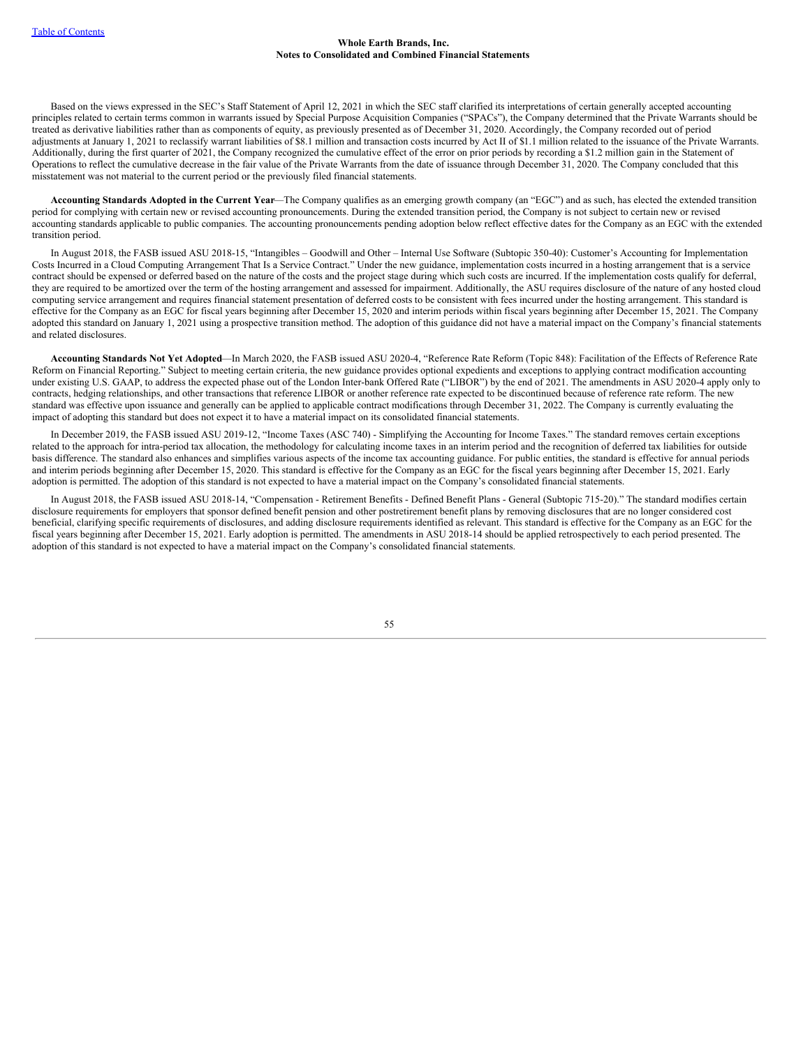Based on the views expressed in the SEC's Staff Statement of April 12, 2021 in which the SEC staff clarified its interpretations of certain generally accepted accounting principles related to certain terms common in warrants issued by Special Purpose Acquisition Companies ("SPACs"), the Company determined that the Private Warrants should be treated as derivative liabilities rather than as components of equity, as previously presented as of December 31, 2020. Accordingly, the Company recorded out of period adjustments at January 1, 2021 to reclassify warrant liabilities of $8.1 million and transaction costs incurred by Act II of $1.1 million related to the issuance of the Private Warrants. Additionally, during the first quarter of 2021, the Company recognized the cumulative effect of the error on prior periods by recording a $1.2 million gain in the Statement of Operations to reflect the cumulative decrease in the fair value of the Private Warrants from the date of issuance through December 31, 2020. The Company concluded that this misstatement was not material to the current period or the previously filed financial statements.

**Accounting Standards Adopted in the Current Year**—The Company qualifies as an emerging growth company (an "EGC") and as such, has elected the extended transition period for complying with certain new or revised accounting pronouncements. During the extended transition period, the Company is not subject to certain new or revised accounting standards applicable to public companies. The accounting pronouncements pending adoption below reflect effective dates for the Company as an EGC with the extended transition period.

In August 2018, the FASB issued ASU 2018-15, "Intangibles – Goodwill and Other – Internal Use Software (Subtopic 350-40): Customer's Accounting for Implementation Costs Incurred in a Cloud Computing Arrangement That Is a Service Contract." Under the new guidance, implementation costs incurred in a hosting arrangement that is a service contract should be expensed or deferred based on the nature of the costs and the project stage during which such costs are incurred. If the implementation costs qualify for deferral, they are required to be amortized over the term of the hosting arrangement and assessed for impairment. Additionally, the ASU requires disclosure of the nature of any hosted cloud computing service arrangement and requires financial statement presentation of deferred costs to be consistent with fees incurred under the hosting arrangement. This standard is effective for the Company as an EGC for fiscal years beginning after December 15, 2020 and interim periods within fiscal years beginning after December 15, 2021. The Company adopted this standard on January 1, 2021 using a prospective transition method. The adoption of this guidance did not have a material impact on the Company's financial statements and related disclosures.

**Accounting Standards Not Yet Adopted**—In March 2020, the FASB issued ASU 2020-4, "Reference Rate Reform (Topic 848): Facilitation of the Effects of Reference Rate Reform on Financial Reporting." Subject to meeting certain criteria, the new guidance provides optional expedients and exceptions to applying contract modification accounting under existing U.S. GAAP, to address the expected phase out of the London Inter-bank Offered Rate ("LIBOR") by the end of 2021. The amendments in ASU 2020-4 apply only to contracts, hedging relationships, and other transactions that reference LIBOR or another reference rate expected to be discontinued because of reference rate reform. The new standard was effective upon issuance and generally can be applied to applicable contract modifications through December 31, 2022. The Company is currently evaluating the impact of adopting this standard but does not expect it to have a material impact on its consolidated financial statements.

In December 2019, the FASB issued ASU 2019-12, "Income Taxes (ASC 740) - Simplifying the Accounting for Income Taxes." The standard removes certain exceptions related to the approach for intra-period tax allocation, the methodology for calculating income taxes in an interim period and the recognition of deferred tax liabilities for outside basis difference. The standard also enhances and simplifies various aspects of the income tax accounting guidance. For public entities, the standard is effective for annual periods and interim periods beginning after December 15, 2020. This standard is effective for the Company as an EGC for the fiscal years beginning after December 15, 2021. Early adoption is permitted. The adoption of this standard is not expected to have a material impact on the Company's consolidated financial statements.

In August 2018, the FASB issued ASU 2018-14, "Compensation - Retirement Benefits - Defined Benefit Plans - General (Subtopic 715-20)." The standard modifies certain disclosure requirements for employers that sponsor defined benefit pension and other postretirement benefit plans by removing disclosures that are no longer considered cost beneficial, clarifying specific requirements of disclosures, and adding disclosure requirements identified as relevant. This standard is effective for the Company as an EGC for the fiscal years beginning after December 15, 2021. Early adoption is permitted. The amendments in ASU 2018-14 should be applied retrospectively to each period presented. The adoption of this standard is not expected to have a material impact on the Company's consolidated financial statements.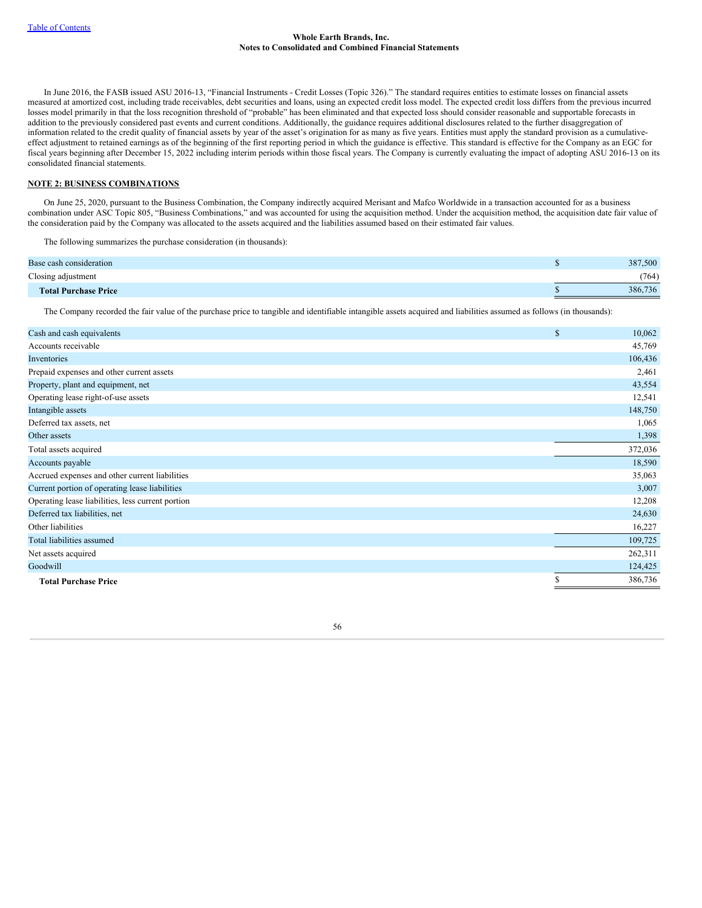In June 2016, the FASB issued ASU 2016-13, "Financial Instruments - Credit Losses (Topic 326)." The standard requires entities to estimate losses on financial assets measured at amortized cost, including trade receivables, debt securities and loans, using an expected credit loss model. The expected credit loss differs from the previous incurred losses model primarily in that the loss recognition threshold of "probable" has been eliminated and that expected loss should consider reasonable and supportable forecasts in addition to the previously considered past events and current conditions. Additionally, the guidance requires additional disclosures related to the further disaggregation of information related to the credit quality of financial assets by year of the asset's origination for as many as five years. Entities must apply the standard provision as a cumulative-effect adjustment to retained earnings as of the beginning of the first reporting period in which the guidance is effective. This standard is effective for the Company as an EGC for fiscal years beginning after December 15, 2022 including interim periods within those fiscal years. The Company is currently evaluating the impact of adopting ASU 2016-13 on its consolidated financial statements.

## NOTE 2: BUSINESS COMBINATIONS

On June 25, 2020, pursuant to the Business Combination, the Company indirectly acquired Merisant and Mafco Worldwide in a transaction accounted for as a business combination under ASC Topic 805, "Business Combinations," and was accounted for using the acquisition method. Under the acquisition method, the acquisition date fair value of the consideration paid by the Company was allocated to the assets acquired and the liabilities assumed based on their estimated fair values.

The following summarizes the purchase consideration (in thousands):

| | |
|---|---|
| Base cash consideration | $ 387,500 |
| Closing adjustment | (764) |
| **Total Purchase Price** | $ 386,736 |

The Company recorded the fair value of the purchase price to tangible and identifiable intangible assets acquired and liabilities assumed as follows (in thousands):

| | |
|---|---|
| Cash and cash equivalents | $ 10,062 |
| Accounts receivable | 45,769 |
| Inventories | 106,436 |
| Prepaid expenses and other current assets | 2,461 |
| Property, plant and equipment, net | 43,554 |
| Operating lease right-of-use assets | 12,541 |
| Intangible assets | 148,750 |
| Deferred tax assets, net | 1,065 |
| Other assets | 1,398 |
| Total assets acquired | 372,036 |
| Accounts payable | 18,590 |
| Accrued expenses and other current liabilities | 35,063 |
| Current portion of operating lease liabilities | 3,007 |
| Operating lease liabilities, less current portion | 12,208 |
| Deferred tax liabilities, net | 24,630 |
| Other liabilities | 16,227 |
| Total liabilities assumed | 109,725 |
| Net assets acquired | 262,311 |
| Goodwill | 124,425 |
| **Total Purchase Price** | $ 386,736 |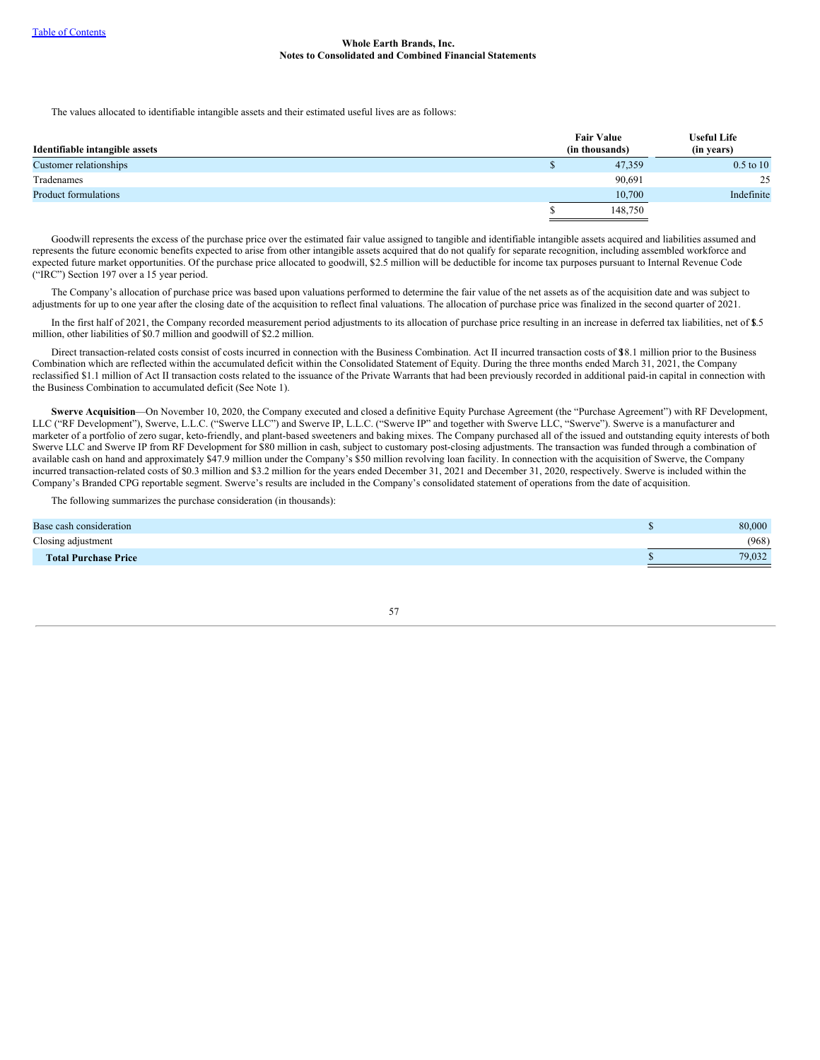The values allocated to identifiable intangible assets and their estimated useful lives are as follows:

| Identifiable intangible assets | Fair Value (in thousands) | Useful Life (in years) |
|---|---|---|
| Customer relationships | $ 47,359 | 0.5 to 10 |
| Tradenames | 90,691 | 25 |
| Product formulations | 10,700 | Indefinite |
| | $ 148,750 | |

Goodwill represents the excess of the purchase price over the estimated fair value assigned to tangible and identifiable intangible assets acquired and liabilities assumed and represents the future economic benefits expected to arise from other intangible assets acquired that do not qualify for separate recognition, including assembled workforce and expected future market opportunities. Of the purchase price allocated to goodwill, $2.5 million will be deductible for income tax purposes pursuant to Internal Revenue Code ("IRC") Section 197 over a 15 year period.

The Company's allocation of purchase price was based upon valuations performed to determine the fair value of the net assets as of the acquisition date and was subject to adjustments for up to one year after the closing date of the acquisition to reflect final valuations. The allocation of purchase price was finalized in the second quarter of 2021.

In the first half of 2021, the Company recorded measurement period adjustments to its allocation of purchase price resulting in an increase in deferred tax liabilities, net of $1.5 million, other liabilities of $0.7 million and goodwill of $2.2 million.

Direct transaction-related costs consist of costs incurred in connection with the Business Combination. Act II incurred transaction costs of $18.1 million prior to the Business Combination which are reflected within the accumulated deficit within the Consolidated Statement of Equity. During the three months ended March 31, 2021, the Company reclassified $1.1 million of Act II transaction costs related to the issuance of the Private Warrants that had been previously recorded in additional paid-in capital in connection with the Business Combination to accumulated deficit (See Note 1).

**Swerve Acquisition**—On November 10, 2020, the Company executed and closed a definitive Equity Purchase Agreement (the "Purchase Agreement") with RF Development, LLC ("RF Development"), Swerve, L.L.C. ("Swerve LLC") and Swerve IP, L.L.C. ("Swerve IP" and together with Swerve LLC, "Swerve"). Swerve is a manufacturer and marketer of a portfolio of zero sugar, keto-friendly, and plant-based sweeteners and baking mixes. The Company purchased all of the issued and outstanding equity interests of both Swerve LLC and Swerve IP from RF Development for $80 million in cash, subject to customary post-closing adjustments. The transaction was funded through a combination of available cash on hand and approximately $47.9 million under the Company's $50 million revolving loan facility. In connection with the acquisition of Swerve, the Company incurred transaction-related costs of $0.3 million and $3.2 million for the years ended December 31, 2021 and December 31, 2020, respectively. Swerve is included within the Company's Branded CPG reportable segment. Swerve's results are included in the Company's consolidated statement of operations from the date of acquisition.

The following summarizes the purchase consideration (in thousands):

| | |
|---|---|
| Base cash consideration | $ 80,000 |
| Closing adjustment | (968) |
| **Total Purchase Price** | $ 79,032 |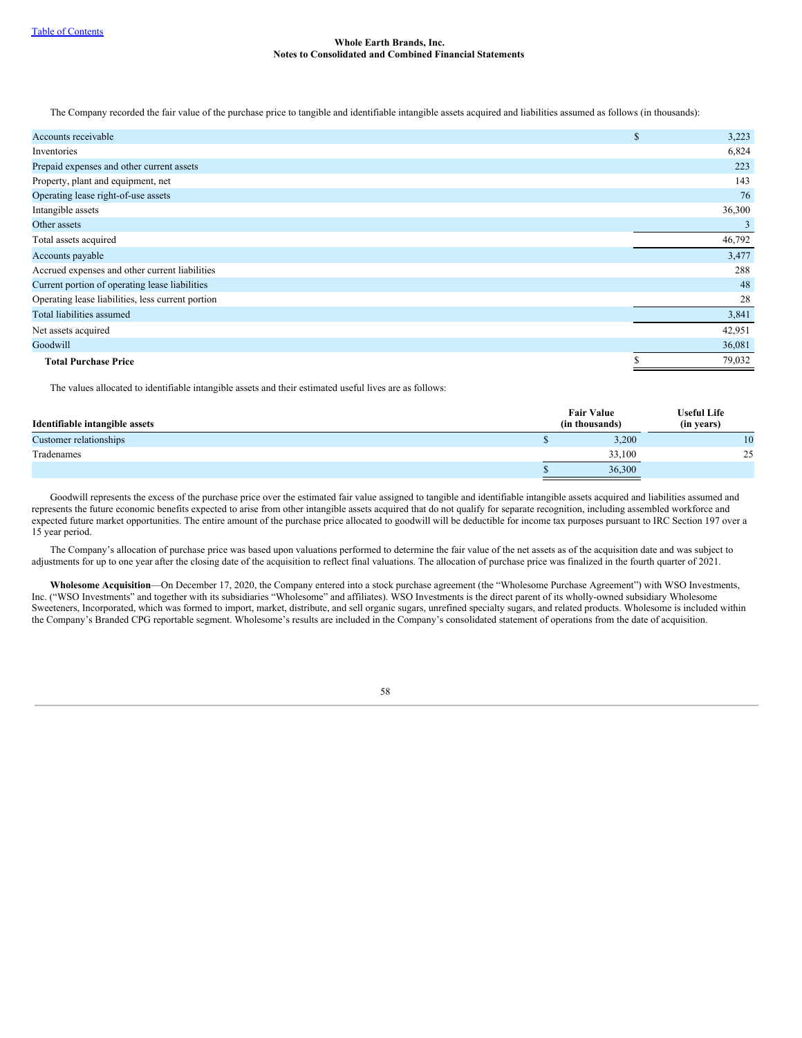The Company recorded the fair value of the purchase price to tangible and identifiable intangible assets acquired and liabilities assumed as follows (in thousands):

| | |
|---|---|
| Accounts receivable | $ 3,223 |
| Inventories | 6,824 |
| Prepaid expenses and other current assets | 223 |
| Property, plant and equipment, net | 143 |
| Operating lease right-of-use assets | 76 |
| Intangible assets | 36,300 |
| Other assets | 3 |
| Total assets acquired | 46,792 |
| Accounts payable | 3,477 |
| Accrued expenses and other current liabilities | 288 |
| Current portion of operating lease liabilities | 48 |
| Operating lease liabilities, less current portion | 28 |
| Total liabilities assumed | 3,841 |
| Net assets acquired | 42,951 |
| Goodwill | 36,081 |
| **Total Purchase Price** | $ 79,032 |

The values allocated to identifiable intangible assets and their estimated useful lives are as follows:

| Identifiable intangible assets | Fair Value (in thousands) | Useful Life (in years) |
|---|---|---|
| Customer relationships | $ 3,200 | 10 |
| Tradenames | 33,100 | 25 |
| | $ 36,300 | |

Goodwill represents the excess of the purchase price over the estimated fair value assigned to tangible and identifiable intangible assets acquired and liabilities assumed and represents the future economic benefits expected to arise from other intangible assets acquired that do not qualify for separate recognition, including assembled workforce and expected future market opportunities. The entire amount of the purchase price allocated to goodwill will be deductible for income tax purposes pursuant to IRC Section 197 over a 15 year period.

The Company's allocation of purchase price was based upon valuations performed to determine the fair value of the net assets as of the acquisition date and was subject to adjustments for up to one year after the closing date of the acquisition to reflect final valuations. The allocation of purchase price was finalized in the fourth quarter of 2021.

**Wholesome Acquisition**—On December 17, 2020, the Company entered into a stock purchase agreement (the "Wholesome Purchase Agreement") with WSO Investments, Inc. ("WSO Investments" and together with its subsidiaries "Wholesome" and affiliates). WSO Investments is the direct parent of its wholly-owned subsidiary Wholesome Sweeteners, Incorporated, which was formed to import, market, distribute, and sell organic sugars, unrefined specialty sugars, and related products. Wholesome is included within the Company's Branded CPG reportable segment. Wholesome's results are included in the Company's consolidated statement of operations from the date of acquisition.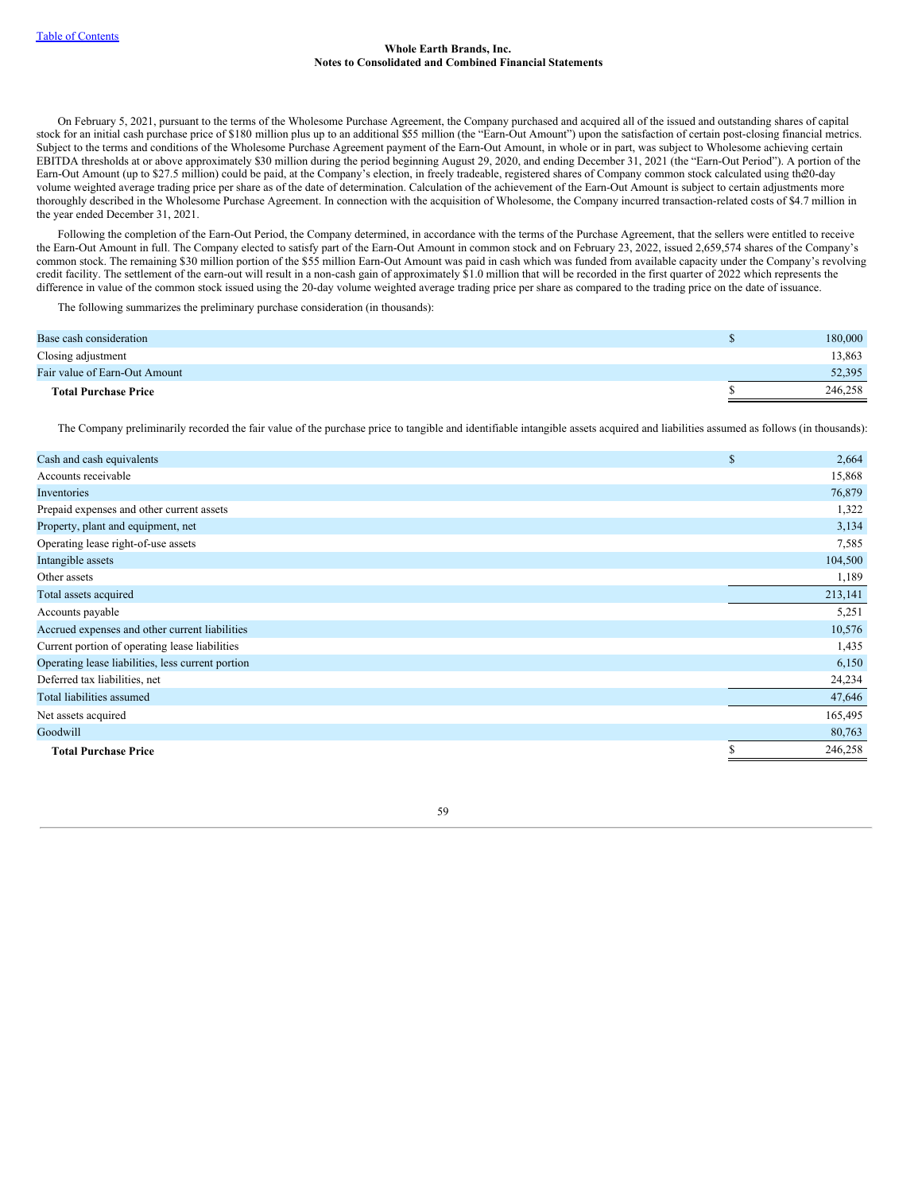On February 5, 2021, pursuant to the terms of the Wholesome Purchase Agreement, the Company purchased and acquired all of the issued and outstanding shares of capital stock for an initial cash purchase price of $180 million plus up to an additional $55 million (the "Earn-Out Amount") upon the satisfaction of certain post-closing financial metrics. Subject to the terms and conditions of the Wholesome Purchase Agreement payment of the Earn-Out Amount, in whole or in part, was subject to Wholesome achieving certain EBITDA thresholds at or above approximately $30 million during the period beginning August 29, 2020, and ending December 31, 2021 (the "Earn-Out Period"). A portion of the Earn-Out Amount (up to $27.5 million) could be paid, at the Company's election, in freely tradeable, registered shares of Company common stock calculated using the 20-day volume weighted average trading price per share as of the date of determination. Calculation of the achievement of the Earn-Out Amount is subject to certain adjustments more thoroughly described in the Wholesome Purchase Agreement. In connection with the acquisition of Wholesome, the Company incurred transaction-related costs of $4.7 million in the year ended December 31, 2021.

Following the completion of the Earn-Out Period, the Company determined, in accordance with the terms of the Purchase Agreement, that the sellers were entitled to receive the Earn-Out Amount in full. The Company elected to satisfy part of the Earn-Out Amount in common stock and on February 23, 2022, issued 2,659,574 shares of the Company's common stock. The remaining $30 million portion of the $55 million Earn-Out Amount was paid in cash which was funded from available capacity under the Company's revolving credit facility. The settlement of the earn-out will result in a non-cash gain of approximately $1.0 million that will be recorded in the first quarter of 2022 which represents the difference in value of the common stock issued using the 20-day volume weighted average trading price per share as compared to the trading price on the date of issuance.

The following summarizes the preliminary purchase consideration (in thousands):

| | |
|---|---|
| Base cash consideration | $ 180,000 |
| Closing adjustment | 13,863 |
| Fair value of Earn-Out Amount | 52,395 |
| **Total Purchase Price** | $ 246,258 |

The Company preliminarily recorded the fair value of the purchase price to tangible and identifiable intangible assets acquired and liabilities assumed as follows (in thousands):

| | |
|---|---|
| Cash and cash equivalents | $ 2,664 |
| Accounts receivable | 15,868 |
| Inventories | 76,879 |
| Prepaid expenses and other current assets | 1,322 |
| Property, plant and equipment, net | 3,134 |
| Operating lease right-of-use assets | 7,585 |
| Intangible assets | 104,500 |
| Other assets | 1,189 |
| Total assets acquired | 213,141 |
| Accounts payable | 5,251 |
| Accrued expenses and other current liabilities | 10,576 |
| Current portion of operating lease liabilities | 1,435 |
| Operating lease liabilities, less current portion | 6,150 |
| Deferred tax liabilities, net | 24,234 |
| Total liabilities assumed | 47,646 |
| Net assets acquired | 165,495 |
| Goodwill | 80,763 |
| **Total Purchase Price** | $ 246,258 |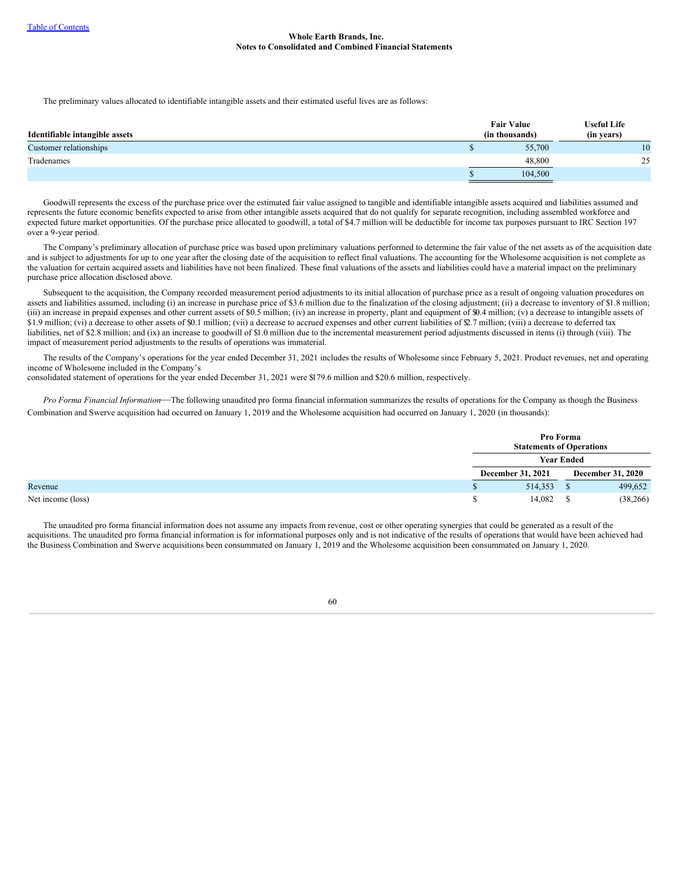The preliminary values allocated to identifiable intangible assets and their estimated useful lives are as follows:

| Identifiable intangible assets | Fair Value (in thousands) | Useful Life (in years) |
|---|---|---|
| Customer relationships | $ 55,700 | 10 |
| Tradenames | 48,800 | 25 |
| | $ 104,500 | |

Goodwill represents the excess of the purchase price over the estimated fair value assigned to tangible and identifiable intangible assets acquired and liabilities assumed and represents the future economic benefits expected to arise from other intangible assets acquired that do not qualify for separate recognition, including assembled workforce and expected future market opportunities. Of the purchase price allocated to goodwill, a total of $4.7 million will be deductible for income tax purposes pursuant to IRC Section 197 over a 9-year period.

The Company's preliminary allocation of purchase price was based upon preliminary valuations performed to determine the fair value of the net assets as of the acquisition date and is subject to adjustments for up to one year after the closing date of the acquisition to reflect final valuations. The accounting for the Wholesome acquisition is not complete as the valuation for certain acquired assets and liabilities have not been finalized. These final valuations of the assets and liabilities could have a material impact on the preliminary purchase price allocation disclosed above.

Subsequent to the acquisition, the Company recorded measurement period adjustments to its initial allocation of purchase price as a result of ongoing valuation procedures on assets and liabilities assumed, including (i) an increase in purchase price of $3.6 million due to the finalization of the closing adjustment; (ii) a decrease to inventory of $1.8 million; (iii) an increase in prepaid expenses and other current assets of $0.5 million; (iv) an increase in property, plant and equipment of $0.4 million; (v) a decrease to intangible assets of $1.9 million; (vi) a decrease to other assets of $0.1 million; (vii) a decrease to accrued expenses and other current liabilities of $2.7 million; (viii) a decrease to deferred tax liabilities, net of $2.8 million; and (ix) an increase to goodwill of $1.0 million due to the incremental measurement period adjustments discussed in items (i) through (viii). The impact of measurement period adjustments to the results of operations was immaterial.

The results of the Company's operations for the year ended December 31, 2021 includes the results of Wholesome since February 5, 2021. Product revenues, net and operating income of Wholesome included in the Company's consolidated statement of operations for the year ended December 31, 2021 were $179.6 million and $20.6 million, respectively.

*Pro Forma Financial Information*—The following unaudited pro forma financial information summarizes the results of operations for the Company as though the Business Combination and Swerve acquisition had occurred on January 1, 2019 and the Wholesome acquisition had occurred on January 1, 2020 (in thousands):

| | Pro Forma Statements of Operations | |
|---|---|---|
| | Year Ended | |
| | December 31, 2021 | December 31, 2020 |
| Revenue | $ 514,353 | $ 499,652 |
| Net income (loss) | $ 14,082 | $ (38,266) |

The unaudited pro forma financial information does not assume any impacts from revenue, cost or other operating synergies that could be generated as a result of the acquisitions. The unaudited pro forma financial information is for informational purposes only and is not indicative of the results of operations that would have been achieved had the Business Combination and Swerve acquisitions been consummated on January 1, 2019 and the Wholesome acquisition been consummated on January 1, 2020.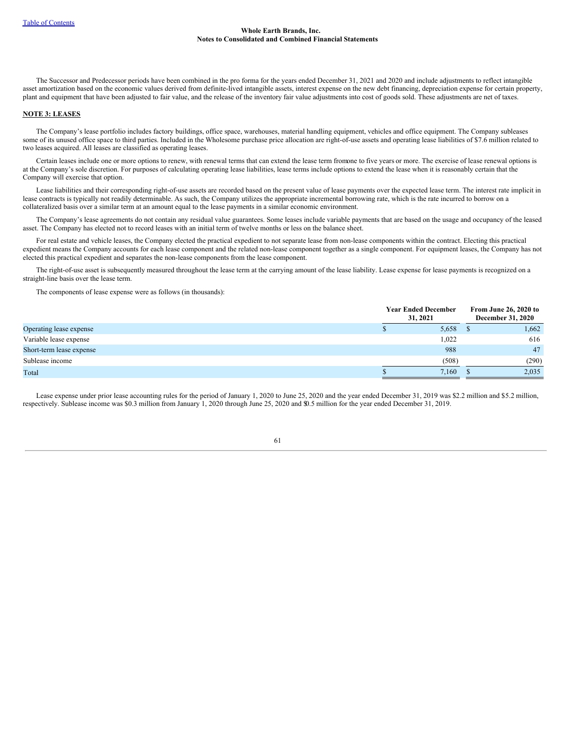The Successor and Predecessor periods have been combined in the pro forma for the years ended December 31, 2021 and 2020 and include adjustments to reflect intangible asset amortization based on the economic values derived from definite-lived intangible assets, interest expense on the new debt financing, depreciation expense for certain property, plant and equipment that have been adjusted to fair value, and the release of the inventory fair value adjustments into cost of goods sold. These adjustments are net of taxes.

## NOTE 3: LEASES

The Company's lease portfolio includes factory buildings, office space, warehouses, material handling equipment, vehicles and office equipment. The Company subleases some of its unused office space to third parties. Included in the Wholesome purchase price allocation are right-of-use assets and operating lease liabilities of $7.6 million related to two leases acquired. All leases are classified as operating leases.

Certain leases include one or more options to renew, with renewal terms that can extend the lease term fromone to five years or more. The exercise of lease renewal options is at the Company's sole discretion. For purposes of calculating operating lease liabilities, lease terms include options to extend the lease when it is reasonably certain that the Company will exercise that option.

Lease liabilities and their corresponding right-of-use assets are recorded based on the present value of lease payments over the expected lease term. The interest rate implicit in lease contracts is typically not readily determinable. As such, the Company utilizes the appropriate incremental borrowing rate, which is the rate incurred to borrow on a collateralized basis over a similar term at an amount equal to the lease payments in a similar economic environment.

The Company's lease agreements do not contain any residual value guarantees. Some leases include variable payments that are based on the usage and occupancy of the leased asset. The Company has elected not to record leases with an initial term of twelve months or less on the balance sheet.

For real estate and vehicle leases, the Company elected the practical expedient to not separate lease from non-lease components within the contract. Electing this practical expedient means the Company accounts for each lease component and the related non-lease component together as a single component. For equipment leases, the Company has not elected this practical expedient and separates the non-lease components from the lease component.

The right-of-use asset is subsequently measured throughout the lease term at the carrying amount of the lease liability. Lease expense for lease payments is recognized on a straight-line basis over the lease term.

The components of lease expense were as follows (in thousands):

| | Year Ended December 31, 2021 | From June 26, 2020 to December 31, 2020 |
|---|---|---|
| Operating lease expense | $ 5,658 | $ 1,662 |
| Variable lease expense | 1,022 | 616 |
| Short-term lease expense | 988 | 47 |
| Sublease income | (508) | (290) |
| Total | $ 7,160 | $ 2,035 |

Lease expense under prior lease accounting rules for the period of January 1, 2020 to June 25, 2020 and the year ended December 31, 2019 was $2.2 million and $5.2 million, respectively. Sublease income was $0.3 million from January 1, 2020 through June 25, 2020 and $0.5 million for the year ended December 31, 2019.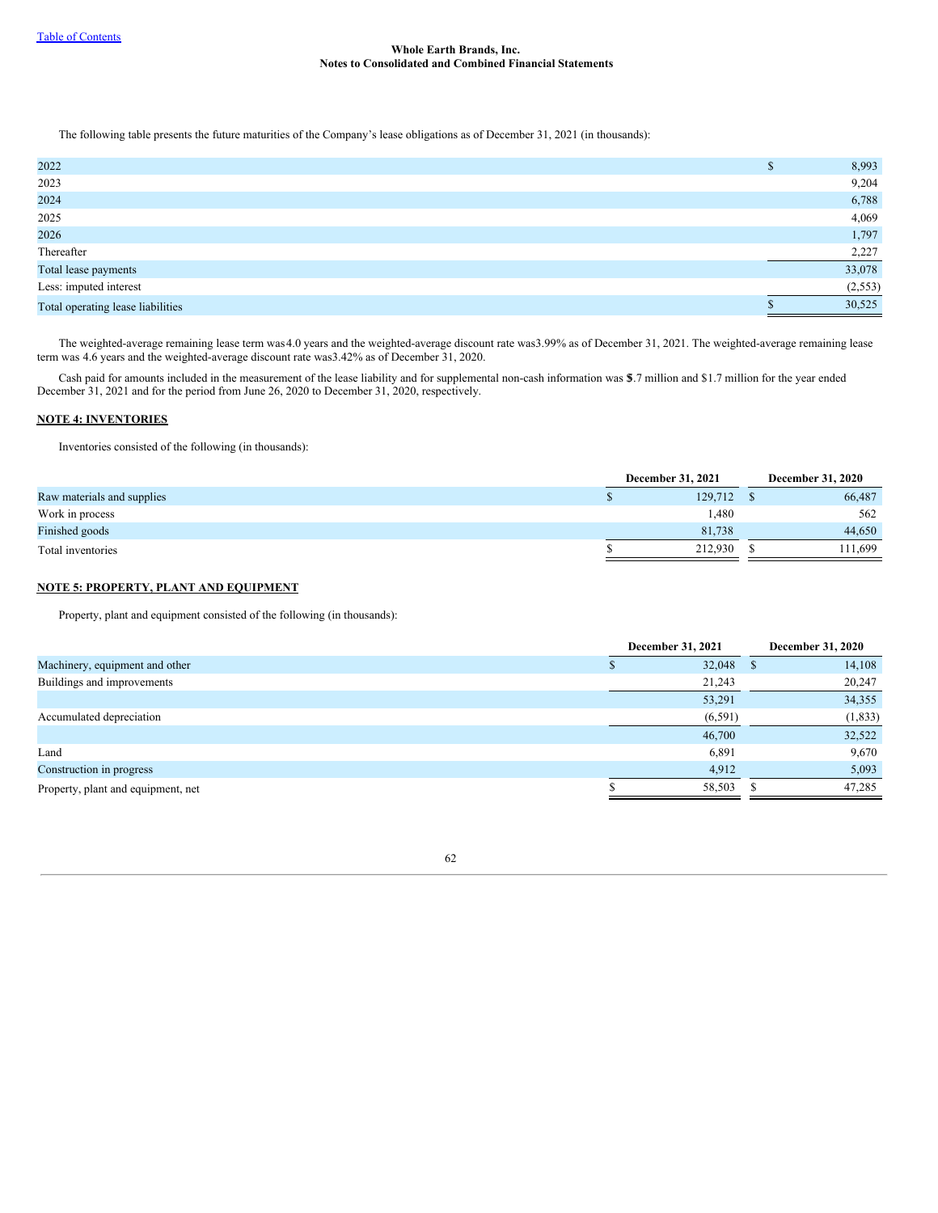The following table presents the future maturities of the Company's lease obligations as of December 31, 2021 (in thousands):

| | |
|---|---|
| 2022 | $ 8,993 |
| 2023 | 9,204 |
| 2024 | 6,788 |
| 2025 | 4,069 |
| 2026 | 1,797 |
| Thereafter | 2,227 |
| Total lease payments | 33,078 |
| Less: imputed interest | (2,553) |
| Total operating lease liabilities | $ 30,525 |

The weighted-average remaining lease term was 4.0 years and the weighted-average discount rate was 3.99% as of December 31, 2021. The weighted-average remaining lease term was 4.6 years and the weighted-average discount rate was 3.42% as of December 31, 2020.

Cash paid for amounts included in the measurement of the lease liability and for supplemental non-cash information was $.7 million and $1.7 million for the year ended December 31, 2021 and for the period from June 26, 2020 to December 31, 2020, respectively.

## NOTE 4: INVENTORIES

Inventories consisted of the following (in thousands):

| | December 31, 2021 | December 31, 2020 |
|---|---|---|
| Raw materials and supplies | $ 129,712 | $ 66,487 |
| Work in process | 1,480 | 562 |
| Finished goods | 81,738 | 44,650 |
| Total inventories | $ 212,930 | $ 111,699 |

## NOTE 5: PROPERTY, PLANT AND EQUIPMENT

Property, plant and equipment consisted of the following (in thousands):

| | December 31, 2021 | December 31, 2020 |
|---|---|---|
| Machinery, equipment and other | $ 32,048 | $ 14,108 |
| Buildings and improvements | 21,243 | 20,247 |
| | 53,291 | 34,355 |
| Accumulated depreciation | (6,591) | (1,833) |
| | 46,700 | 32,522 |
| Land | 6,891 | 9,670 |
| Construction in progress | 4,912 | 5,093 |
| Property, plant and equipment, net | $ 58,503 | $ 47,285 |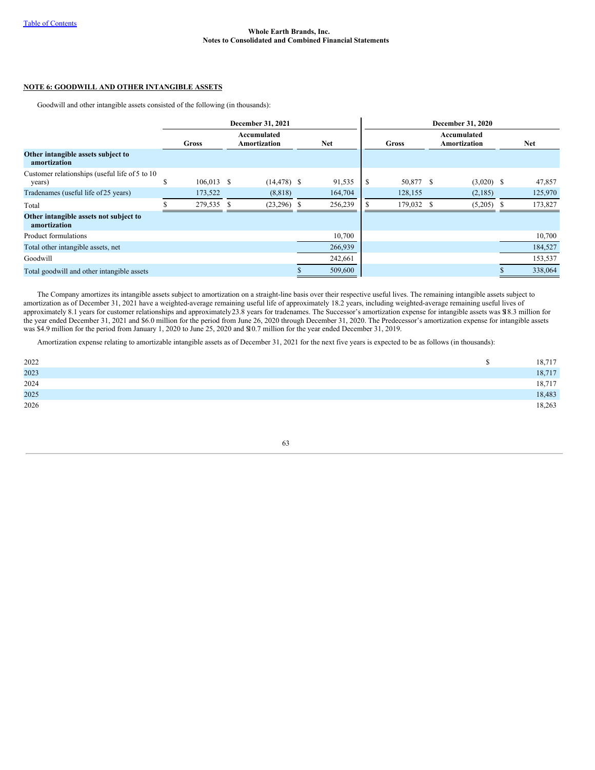Whole Earth Brands, Inc.
Notes to Consolidated and Combined Financial Statements

**NOTE 6: GOODWILL AND OTHER INTANGIBLE ASSETS**

Goodwill and other intangible assets consisted of the following (in thousands):

| | December 31, 2021 | | | December 31, 2020 | | |
|---|---|---|---|---|---|---|
| | Gross | Accumulated Amortization | Net | Gross | Accumulated Amortization | Net |
| **Other intangible assets subject to amortization** | | | | | | |
| Customer relationships (useful life of 5 to 10 years) | $ 106,013 | $ (14,478) | $ 91,535 | $ 50,877 | $ (3,020) | $ 47,857 |
| Tradenames (useful life of 25 years) | 173,522 | (8,818) | 164,704 | 128,155 | (2,185) | 125,970 |
| Total | $ 279,535 | $ (23,296) | $ 256,239 | $ 179,032 | $ (5,205) | $ 173,827 |
| **Other intangible assets not subject to amortization** | | | | | | |
| Product formulations | | | 10,700 | | | 10,700 |
| Total other intangible assets, net | | | 266,939 | | | 184,527 |
| Goodwill | | | 242,661 | | | 153,537 |
| Total goodwill and other intangible assets | | | $ 509,600 | | | $ 338,064 |

The Company amortizes its intangible assets subject to amortization on a straight-line basis over their respective useful lives. The remaining intangible assets subject to amortization as of December 31, 2021 have a weighted-average remaining useful life of approximately 18.2 years, including weighted-average remaining useful lives of approximately 8.1 years for customer relationships and approximately 23.8 years for tradenames. The Successor's amortization expense for intangible assets was $18.3 million for the year ended December 31, 2021 and $6.0 million for the period from June 26, 2020 through December 31, 2020. The Predecessor's amortization expense for intangible assets was $4.9 million for the period from January 1, 2020 to June 25, 2020 and $10.7 million for the year ended December 31, 2019.

Amortization expense relating to amortizable intangible assets as of December 31, 2021 for the next five years is expected to be as follows (in thousands):

| | |
|---|---|
| 2022 | $ 18,717 |
| 2023 | 18,717 |
| 2024 | 18,717 |
| 2025 | 18,483 |
| 2026 | 18,263 |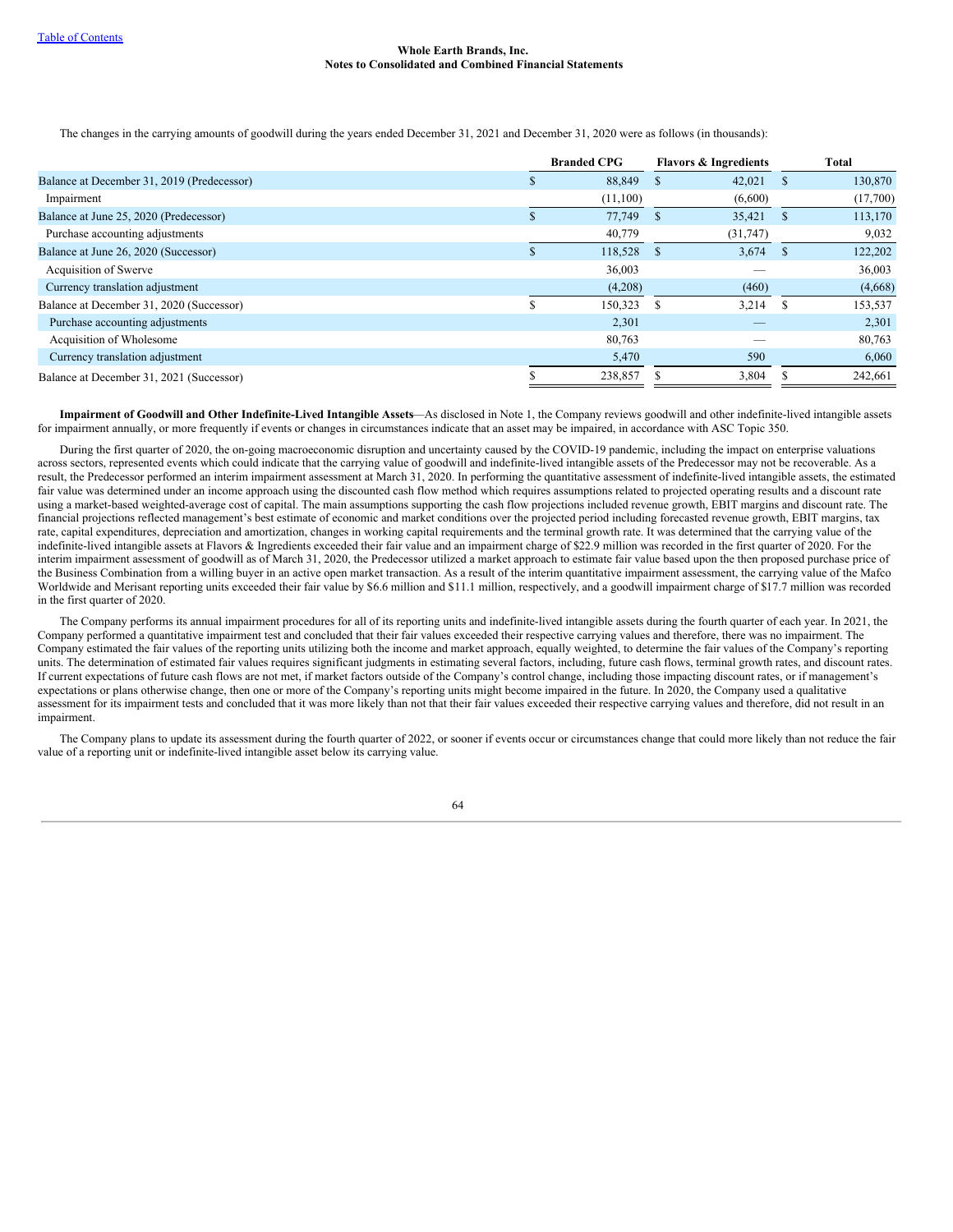The changes in the carrying amounts of goodwill during the years ended December 31, 2021 and December 31, 2020 were as follows (in thousands):

| | Branded CPG | Flavors & Ingredients | Total |
|---|---|---|---|
| Balance at December 31, 2019 (Predecessor) | $ 88,849 | $ 42,021 | $ 130,870 |
| Impairment | (11,100) | (6,600) | (17,700) |
| Balance at June 25, 2020 (Predecessor) | $ 77,749 | $ 35,421 | $ 113,170 |
| Purchase accounting adjustments | 40,779 | (31,747) | 9,032 |
| Balance at June 26, 2020 (Successor) | $ 118,528 | $ 3,674 | $ 122,202 |
| Acquisition of Swerve | 36,003 | — | 36,003 |
| Currency translation adjustment | (4,208) | (460) | (4,668) |
| Balance at December 31, 2020 (Successor) | $ 150,323 | $ 3,214 | $ 153,537 |
| Purchase accounting adjustments | 2,301 | — | 2,301 |
| Acquisition of Wholesome | 80,763 | — | 80,763 |
| Currency translation adjustment | 5,470 | 590 | 6,060 |
| Balance at December 31, 2021 (Successor) | $ 238,857 | $ 3,804 | $ 242,661 |

**Impairment of Goodwill and Other Indefinite-Lived Intangible Assets**—As disclosed in Note 1, the Company reviews goodwill and other indefinite-lived intangible assets for impairment annually, or more frequently if events or changes in circumstances indicate that an asset may be impaired, in accordance with ASC Topic 350.

During the first quarter of 2020, the on-going macroeconomic disruption and uncertainty caused by the COVID-19 pandemic, including the impact on enterprise valuations across sectors, represented events which could indicate that the carrying value of goodwill and indefinite-lived intangible assets of the Predecessor may not be recoverable. As a result, the Predecessor performed an interim impairment assessment at March 31, 2020. In performing the quantitative assessment of indefinite-lived intangible assets, the estimated fair value was determined under an income approach using the discounted cash flow method which requires assumptions related to projected operating results and a discount rate using a market-based weighted-average cost of capital. The main assumptions supporting the cash flow projections included revenue growth, EBIT margins and discount rate. The financial projections reflected management's best estimate of economic and market conditions over the projected period including forecasted revenue growth, EBIT margins, tax rate, capital expenditures, depreciation and amortization, changes in working capital requirements and the terminal growth rate. It was determined that the carrying value of the indefinite-lived intangible assets at Flavors & Ingredients exceeded their fair value and an impairment charge of $22.9 million was recorded in the first quarter of 2020. For the interim impairment assessment of goodwill as of March 31, 2020, the Predecessor utilized a market approach to estimate fair value based upon the then proposed purchase price of the Business Combination from a willing buyer in an active open market transaction. As a result of the interim quantitative impairment assessment, the carrying value of the Mafco Worldwide and Merisant reporting units exceeded their fair value by $6.6 million and $11.1 million, respectively, and a goodwill impairment charge of $17.7 million was recorded in the first quarter of 2020.

The Company performs its annual impairment procedures for all of its reporting units and indefinite-lived intangible assets during the fourth quarter of each year. In 2021, the Company performed a quantitative impairment test and concluded that their fair values exceeded their respective carrying values and therefore, there was no impairment. The Company estimated the fair values of the reporting units utilizing both the income and market approach, equally weighted, to determine the fair values of the Company's reporting units. The determination of estimated fair values requires significant judgments in estimating several factors, including, future cash flows, terminal growth rates, and discount rates. If current expectations of future cash flows are not met, if market factors outside of the Company's control change, including those impacting discount rates, or if management's expectations or plans otherwise change, then one or more of the Company's reporting units might become impaired in the future. In 2020, the Company used a qualitative assessment for its impairment tests and concluded that it was more likely than not that their fair values exceeded their respective carrying values and therefore, did not result in an impairment.

The Company plans to update its assessment during the fourth quarter of 2022, or sooner if events occur or circumstances change that could more likely than not reduce the fair value of a reporting unit or indefinite-lived intangible asset below its carrying value.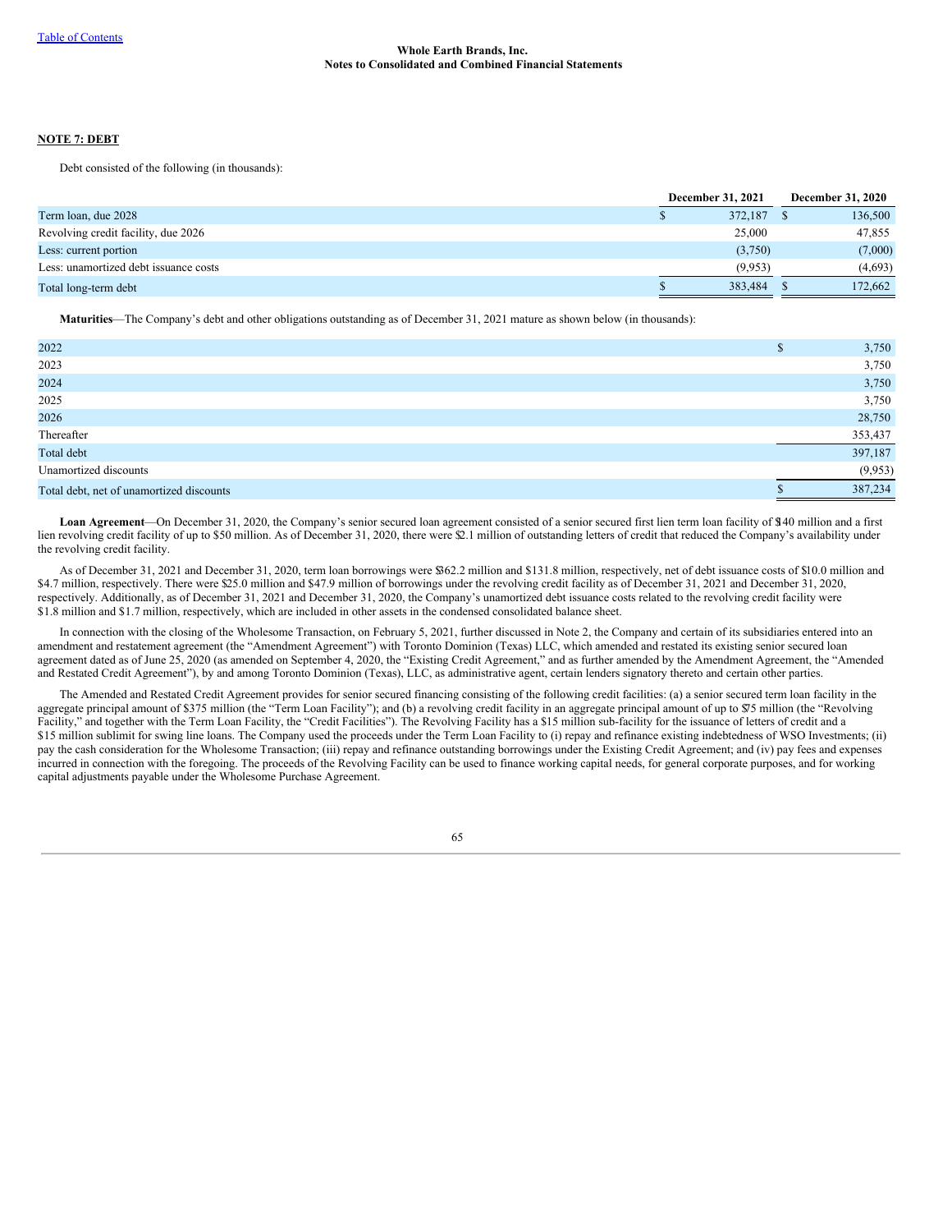## NOTE 7: DEBT

Debt consisted of the following (in thousands):

| | December 31, 2021 | December 31, 2020 |
|---|---|---|
| Term loan, due 2028 | $ 372,187 | $ 136,500 |
| Revolving credit facility, due 2026 | 25,000 | 47,855 |
| Less: current portion | (3,750) | (7,000) |
| Less: unamortized debt issuance costs | (9,953) | (4,693) |
| Total long-term debt | $ 383,484 | $ 172,662 |

**Maturities**—The Company's debt and other obligations outstanding as of December 31, 2021 mature as shown below (in thousands):

| | |
|---|---|
| 2022 | $ 3,750 |
| 2023 | 3,750 |
| 2024 | 3,750 |
| 2025 | 3,750 |
| 2026 | 28,750 |
| Thereafter | 353,437 |
| Total debt | 397,187 |
| Unamortized discounts | (9,953) |
| Total debt, net of unamortized discounts | $ 387,234 |

**Loan Agreement**—On December 31, 2020, the Company's senior secured loan agreement consisted of a senior secured first lien term loan facility of $140 million and a first lien revolving credit facility of up to $50 million. As of December 31, 2020, there were $2.1 million of outstanding letters of credit that reduced the Company's availability under the revolving credit facility.

As of December 31, 2021 and December 31, 2020, term loan borrowings were $362.2 million and $131.8 million, respectively, net of debt issuance costs of $10.0 million and $4.7 million, respectively. There were $25.0 million and $47.9 million of borrowings under the revolving credit facility as of December 31, 2021 and December 31, 2020, respectively. Additionally, as of December 31, 2021 and December 31, 2020, the Company's unamortized debt issuance costs related to the revolving credit facility were $1.8 million and $1.7 million, respectively, which are included in other assets in the condensed consolidated balance sheet.

In connection with the closing of the Wholesome Transaction, on February 5, 2021, further discussed in Note 2, the Company and certain of its subsidiaries entered into an amendment and restatement agreement (the "Amendment Agreement") with Toronto Dominion (Texas) LLC, which amended and restated its existing senior secured loan agreement dated as of June 25, 2020 (as amended on September 4, 2020, the "Existing Credit Agreement," and as further amended by the Amendment Agreement, the "Amended and Restated Credit Agreement"), by and among Toronto Dominion (Texas), LLC, as administrative agent, certain lenders signatory thereto and certain other parties.

The Amended and Restated Credit Agreement provides for senior secured financing consisting of the following credit facilities: (a) a senior secured term loan facility in the aggregate principal amount of $375 million (the "Term Loan Facility"); and (b) a revolving credit facility in an aggregate principal amount of up to $75 million (the "Revolving Facility," and together with the Term Loan Facility, the "Credit Facilities"). The Revolving Facility has a $15 million sub-facility for the issuance of letters of credit and a $15 million sublimit for swing line loans. The Company used the proceeds under the Term Loan Facility to (i) repay and refinance existing indebtedness of WSO Investments; (ii) pay the cash consideration for the Wholesome Transaction; (iii) repay and refinance outstanding borrowings under the Existing Credit Agreement; and (iv) pay fees and expenses incurred in connection with the foregoing. The proceeds of the Revolving Facility can be used to finance working capital needs, for general corporate purposes, and for working capital adjustments payable under the Wholesome Purchase Agreement.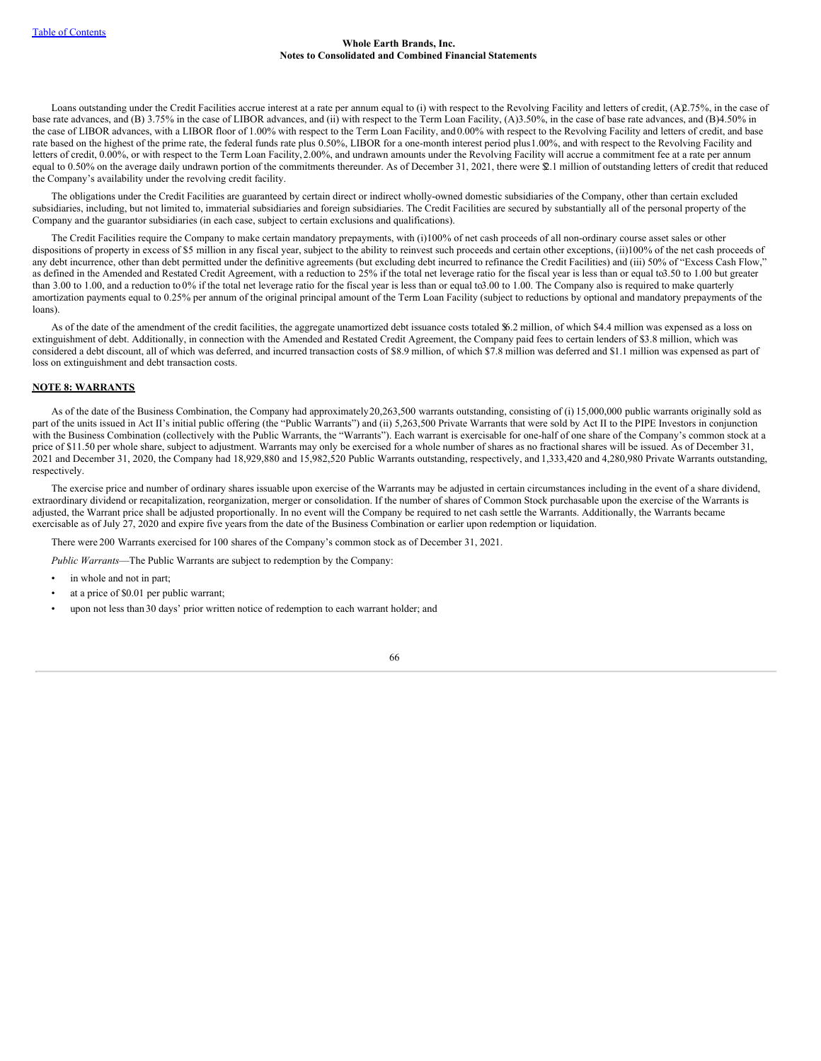Loans outstanding under the Credit Facilities accrue interest at a rate per annum equal to (i) with respect to the Revolving Facility and letters of credit, (A) 2.75%, in the case of base rate advances, and (B) 3.75% in the case of LIBOR advances, and (ii) with respect to the Term Loan Facility, (A) 3.50%, in the case of base rate advances, and (B) 4.50% in the case of LIBOR advances, with a LIBOR floor of 1.00% with respect to the Term Loan Facility, and 0.00% with respect to the Revolving Facility and letters of credit, and base rate based on the highest of the prime rate, the federal funds rate plus 0.50%, LIBOR for a one-month interest period plus 1.00%, and with respect to the Revolving Facility and letters of credit, 0.00%, or with respect to the Term Loan Facility, 2.00%, and undrawn amounts under the Revolving Facility will accrue a commitment fee at a rate per annum equal to 0.50% on the average daily undrawn portion of the commitments thereunder. As of December 31, 2021, there were $2.1 million of outstanding letters of credit that reduced the Company's availability under the revolving credit facility.

The obligations under the Credit Facilities are guaranteed by certain direct or indirect wholly-owned domestic subsidiaries of the Company, other than certain excluded subsidiaries, including, but not limited to, immaterial subsidiaries and foreign subsidiaries. The Credit Facilities are secured by substantially all of the personal property of the Company and the guarantor subsidiaries (in each case, subject to certain exclusions and qualifications).

The Credit Facilities require the Company to make certain mandatory prepayments, with (i) 100% of net cash proceeds of all non-ordinary course asset sales or other dispositions of property in excess of $5 million in any fiscal year, subject to the ability to reinvest such proceeds and certain other exceptions, (ii) 100% of the net cash proceeds of any debt incurrence, other than debt permitted under the definitive agreements (but excluding debt incurred to refinance the Credit Facilities) and (iii) 50% of "Excess Cash Flow," as defined in the Amended and Restated Credit Agreement, with a reduction to 25% if the total net leverage ratio for the fiscal year is less than or equal to 3.50 to 1.00 but greater than 3.00 to 1.00, and a reduction to 0% if the total net leverage ratio for the fiscal year is less than or equal to 3.00 to 1.00. The Company also is required to make quarterly amortization payments equal to 0.25% per annum of the original principal amount of the Term Loan Facility (subject to reductions by optional and mandatory prepayments of the loans).

As of the date of the amendment of the credit facilities, the aggregate unamortized debt issuance costs totaled $6.2 million, of which $4.4 million was expensed as a loss on extinguishment of debt. Additionally, in connection with the Amended and Restated Credit Agreement, the Company paid fees to certain lenders of $3.8 million, which was considered a debt discount, all of which was deferred, and incurred transaction costs of $8.9 million, of which $7.8 million was deferred and $1.1 million was expensed as part of loss on extinguishment and debt transaction costs.

**NOTE 8: WARRANTS**

As of the date of the Business Combination, the Company had approximately 20,263,500 warrants outstanding, consisting of (i) 15,000,000 public warrants originally sold as part of the units issued in Act II's initial public offering (the "Public Warrants") and (ii) 5,263,500 Private Warrants that were sold by Act II to the PIPE Investors in conjunction with the Business Combination (collectively with the Public Warrants, the "Warrants"). Each warrant is exercisable for one-half of one share of the Company's common stock at a price of $11.50 per whole share, subject to adjustment. Warrants may only be exercised for a whole number of shares as no fractional shares will be issued. As of December 31, 2021 and December 31, 2020, the Company had 18,929,880 and 15,982,520 Public Warrants outstanding, respectively, and 1,333,420 and 4,280,980 Private Warrants outstanding, respectively.

The exercise price and number of ordinary shares issuable upon exercise of the Warrants may be adjusted in certain circumstances including in the event of a share dividend, extraordinary dividend or recapitalization, reorganization, merger or consolidation. If the number of shares of Common Stock purchasable upon the exercise of the Warrants is adjusted, the Warrant price shall be adjusted proportionally. In no event will the Company be required to net cash settle the Warrants. Additionally, the Warrants became exercisable as of July 27, 2020 and expire five years from the date of the Business Combination or earlier upon redemption or liquidation.

There were 200 Warrants exercised for 100 shares of the Company's common stock as of December 31, 2021.

*Public Warrants*—The Public Warrants are subject to redemption by the Company:

- in whole and not in part;
- at a price of $0.01 per public warrant;
- upon not less than 30 days' prior written notice of redemption to each warrant holder; and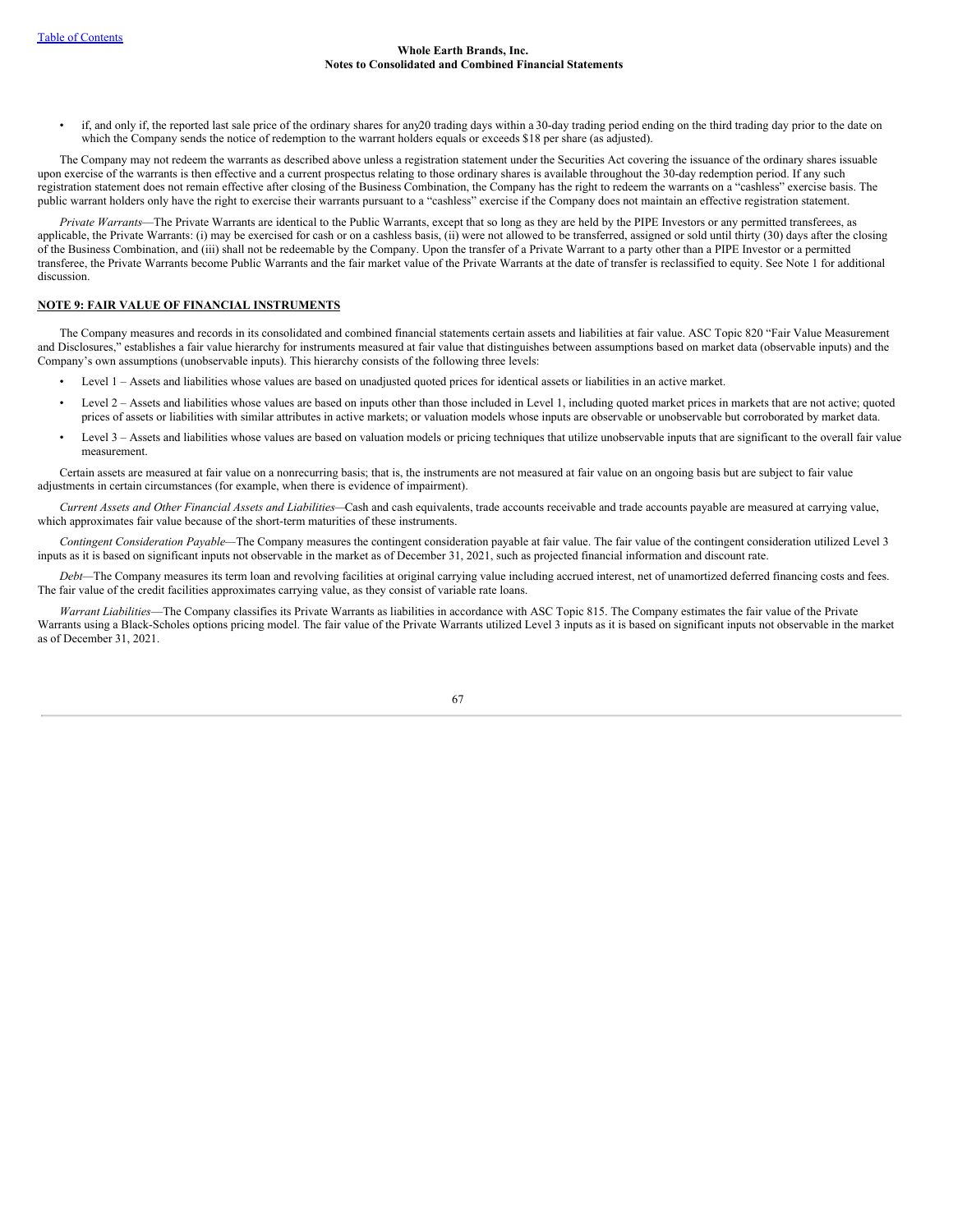- if, and only if, the reported last sale price of the ordinary shares for any20 trading days within a 30-day trading period ending on the third trading day prior to the date on which the Company sends the notice of redemption to the warrant holders equals or exceeds $18 per share (as adjusted).

The Company may not redeem the warrants as described above unless a registration statement under the Securities Act covering the issuance of the ordinary shares issuable upon exercise of the warrants is then effective and a current prospectus relating to those ordinary shares is available throughout the 30-day redemption period. If any such registration statement does not remain effective after closing of the Business Combination, the Company has the right to redeem the warrants on a "cashless" exercise basis. The public warrant holders only have the right to exercise their warrants pursuant to a "cashless" exercise if the Company does not maintain an effective registration statement.

*Private Warrants*—The Private Warrants are identical to the Public Warrants, except that so long as they are held by the PIPE Investors or any permitted transferees, as applicable, the Private Warrants: (i) may be exercised for cash or on a cashless basis, (ii) were not allowed to be transferred, assigned or sold until thirty (30) days after the closing of the Business Combination, and (iii) shall not be redeemable by the Company. Upon the transfer of a Private Warrant to a party other than a PIPE Investor or a permitted transferee, the Private Warrants become Public Warrants and the fair market value of the Private Warrants at the date of transfer is reclassified to equity. See Note 1 for additional discussion.

## NOTE 9: FAIR VALUE OF FINANCIAL INSTRUMENTS

The Company measures and records in its consolidated and combined financial statements certain assets and liabilities at fair value. ASC Topic 820 "Fair Value Measurement and Disclosures," establishes a fair value hierarchy for instruments measured at fair value that distinguishes between assumptions based on market data (observable inputs) and the Company's own assumptions (unobservable inputs). This hierarchy consists of the following three levels:

- Level 1 – Assets and liabilities whose values are based on unadjusted quoted prices for identical assets or liabilities in an active market.
- Level 2 – Assets and liabilities whose values are based on inputs other than those included in Level 1, including quoted market prices in markets that are not active; quoted prices of assets or liabilities with similar attributes in active markets; or valuation models whose inputs are observable or unobservable but corroborated by market data.
- Level 3 – Assets and liabilities whose values are based on valuation models or pricing techniques that utilize unobservable inputs that are significant to the overall fair value measurement.

Certain assets are measured at fair value on a nonrecurring basis; that is, the instruments are not measured at fair value on an ongoing basis but are subject to fair value adjustments in certain circumstances (for example, when there is evidence of impairment).

*Current Assets and Other Financial Assets and Liabilities*—Cash and cash equivalents, trade accounts receivable and trade accounts payable are measured at carrying value, which approximates fair value because of the short-term maturities of these instruments.

*Contingent Consideration Payable*—The Company measures the contingent consideration payable at fair value. The fair value of the contingent consideration utilized Level 3 inputs as it is based on significant inputs not observable in the market as of December 31, 2021, such as projected financial information and discount rate.

*Debt*—The Company measures its term loan and revolving facilities at original carrying value including accrued interest, net of unamortized deferred financing costs and fees. The fair value of the credit facilities approximates carrying value, as they consist of variable rate loans.

*Warrant Liabilities*—The Company classifies its Private Warrants as liabilities in accordance with ASC Topic 815. The Company estimates the fair value of the Private Warrants using a Black-Scholes options pricing model. The fair value of the Private Warrants utilized Level 3 inputs as it is based on significant inputs not observable in the market as of December 31, 2021.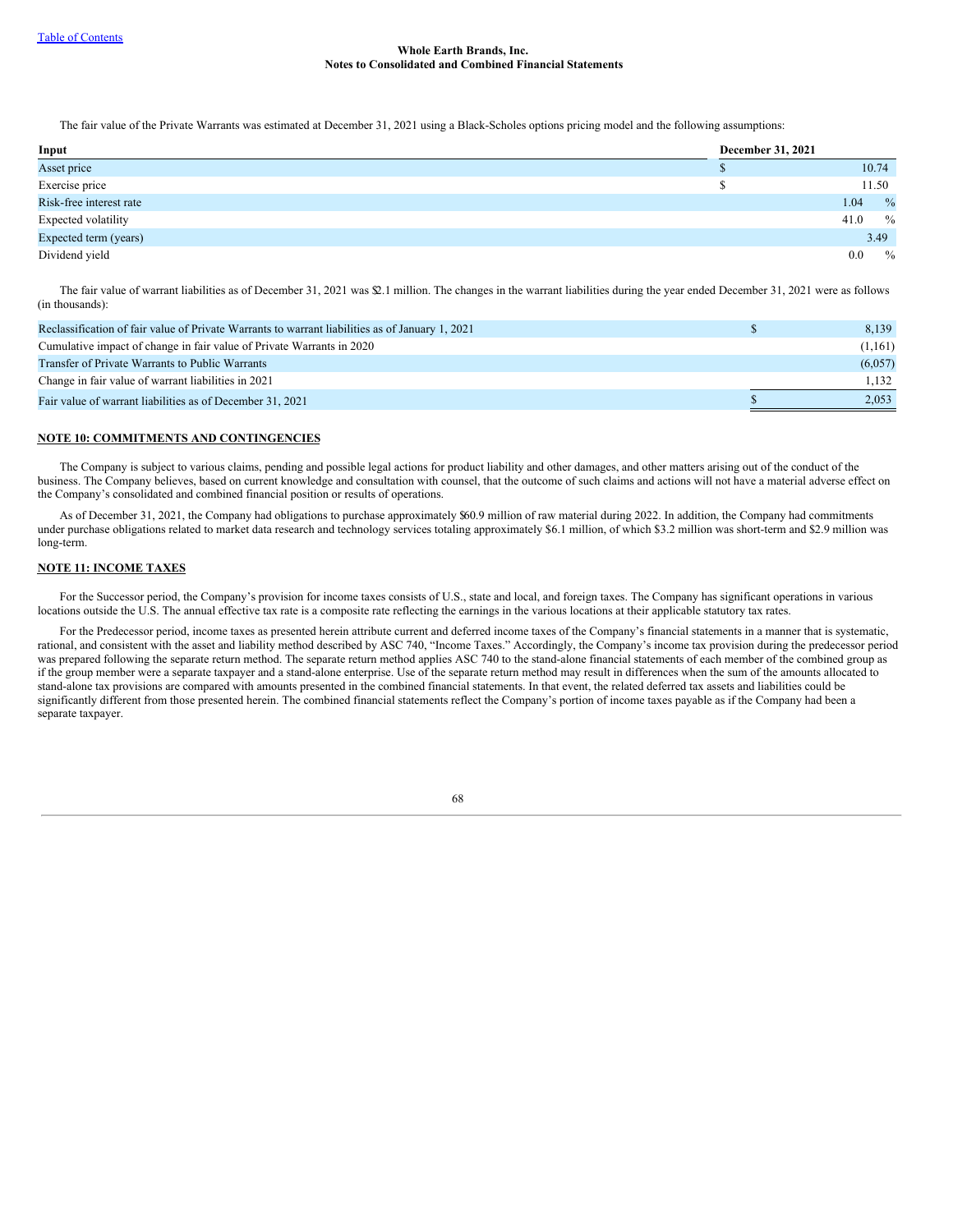The fair value of the Private Warrants was estimated at December 31, 2021 using a Black-Scholes options pricing model and the following assumptions:

| Input | December 31, 2021 |
|---|---|
| Asset price | $ 10.74 |
| Exercise price | $ 11.50 |
| Risk-free interest rate | 1.04 % |
| Expected volatility | 41.0 % |
| Expected term (years) | 3.49 |
| Dividend yield | 0.0 % |

The fair value of warrant liabilities as of December 31, 2021 was $2.1 million. The changes in the warrant liabilities during the year ended December 31, 2021 were as follows (in thousands):

| | |
|---|---|
| Reclassification of fair value of Private Warrants to warrant liabilities as of January 1, 2021 | $ 8,139 |
| Cumulative impact of change in fair value of Private Warrants in 2020 | (1,161) |
| Transfer of Private Warrants to Public Warrants | (6,057) |
| Change in fair value of warrant liabilities in 2021 | 1,132 |
| Fair value of warrant liabilities as of December 31, 2021 | $ 2,053 |

## NOTE 10: COMMITMENTS AND CONTINGENCIES

The Company is subject to various claims, pending and possible legal actions for product liability and other damages, and other matters arising out of the conduct of the business. The Company believes, based on current knowledge and consultation with counsel, that the outcome of such claims and actions will not have a material adverse effect on the Company's consolidated and combined financial position or results of operations.

As of December 31, 2021, the Company had obligations to purchase approximately $60.9 million of raw material during 2022. In addition, the Company had commitments under purchase obligations related to market data research and technology services totaling approximately $6.1 million, of which $3.2 million was short-term and $2.9 million was long-term.

## NOTE 11: INCOME TAXES

For the Successor period, the Company's provision for income taxes consists of U.S., state and local, and foreign taxes. The Company has significant operations in various locations outside the U.S. The annual effective tax rate is a composite rate reflecting the earnings in the various locations at their applicable statutory tax rates.

For the Predecessor period, income taxes as presented herein attribute current and deferred income taxes of the Company's financial statements in a manner that is systematic, rational, and consistent with the asset and liability method described by ASC 740, "Income Taxes." Accordingly, the Company's income tax provision during the predecessor period was prepared following the separate return method. The separate return method applies ASC 740 to the stand-alone financial statements of each member of the combined group as if the group member were a separate taxpayer and a stand-alone enterprise. Use of the separate return method may result in differences when the sum of the amounts allocated to stand-alone tax provisions are compared with amounts presented in the combined financial statements. In that event, the related deferred tax assets and liabilities could be significantly different from those presented herein. The combined financial statements reflect the Company's portion of income taxes payable as if the Company had been a separate taxpayer.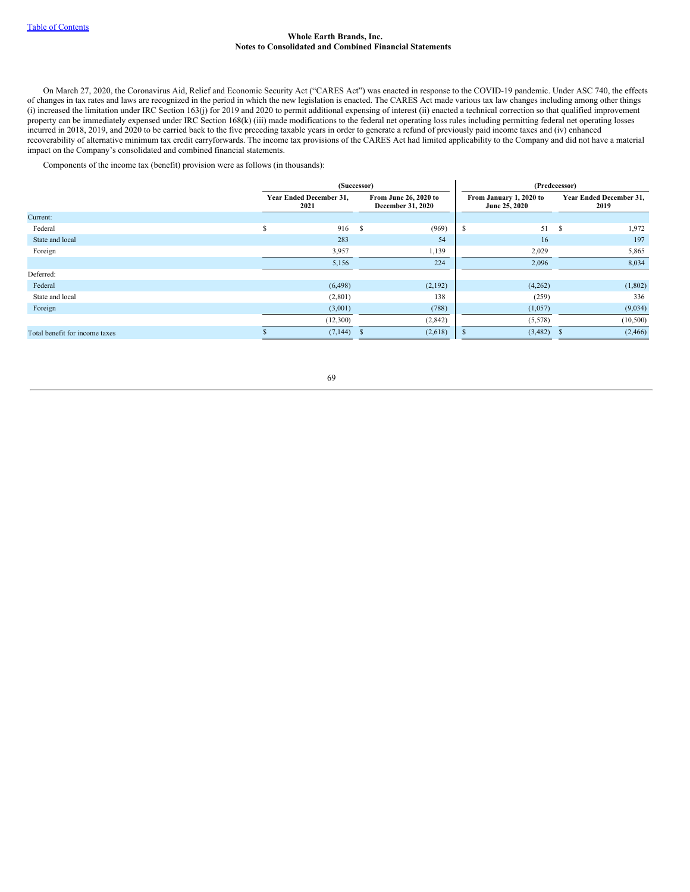**Whole Earth Brands, Inc.**
**Notes to Consolidated and Combined Financial Statements**

On March 27, 2020, the Coronavirus Aid, Relief and Economic Security Act ("CARES Act") was enacted in response to the COVID-19 pandemic. Under ASC 740, the effects of changes in tax rates and laws are recognized in the period in which the new legislation is enacted. The CARES Act made various tax law changes including among other things (i) increased the limitation under IRC Section 163(j) for 2019 and 2020 to permit additional expensing of interest (ii) enacted a technical correction so that qualified improvement property can be immediately expensed under IRC Section 168(k) (iii) made modifications to the federal net operating loss rules including permitting federal net operating losses incurred in 2018, 2019, and 2020 to be carried back to the five preceding taxable years in order to generate a refund of previously paid income taxes and (iv) enhanced recoverability of alternative minimum tax credit carryforwards. The income tax provisions of the CARES Act had limited applicability to the Company and did not have a material impact on the Company's consolidated and combined financial statements.

Components of the income tax (benefit) provision were as follows (in thousands):

| | (Successor) | | (Predecessor) | |
|---|---|---|---|---|
| | Year Ended December 31, 2021 | From June 26, 2020 to December 31, 2020 | From January 1, 2020 to June 25, 2020 | Year Ended December 31, 2019 |
| Current: | | | | |
| Federal | $ 916 | $ (969) | $ 51 | $ 1,972 |
| State and local | 283 | 54 | 16 | 197 |
| Foreign | 3,957 | 1,139 | 2,029 | 5,865 |
| | 5,156 | 224 | 2,096 | 8,034 |
| Deferred: | | | | |
| Federal | (6,498) | (2,192) | (4,262) | (1,802) |
| State and local | (2,801) | 138 | (259) | 336 |
| Foreign | (3,001) | (788) | (1,057) | (9,034) |
| | (12,300) | (2,842) | (5,578) | (10,500) |
| Total benefit for income taxes | $ (7,144) | $ (2,618) | $ (3,482) | $ (2,466) |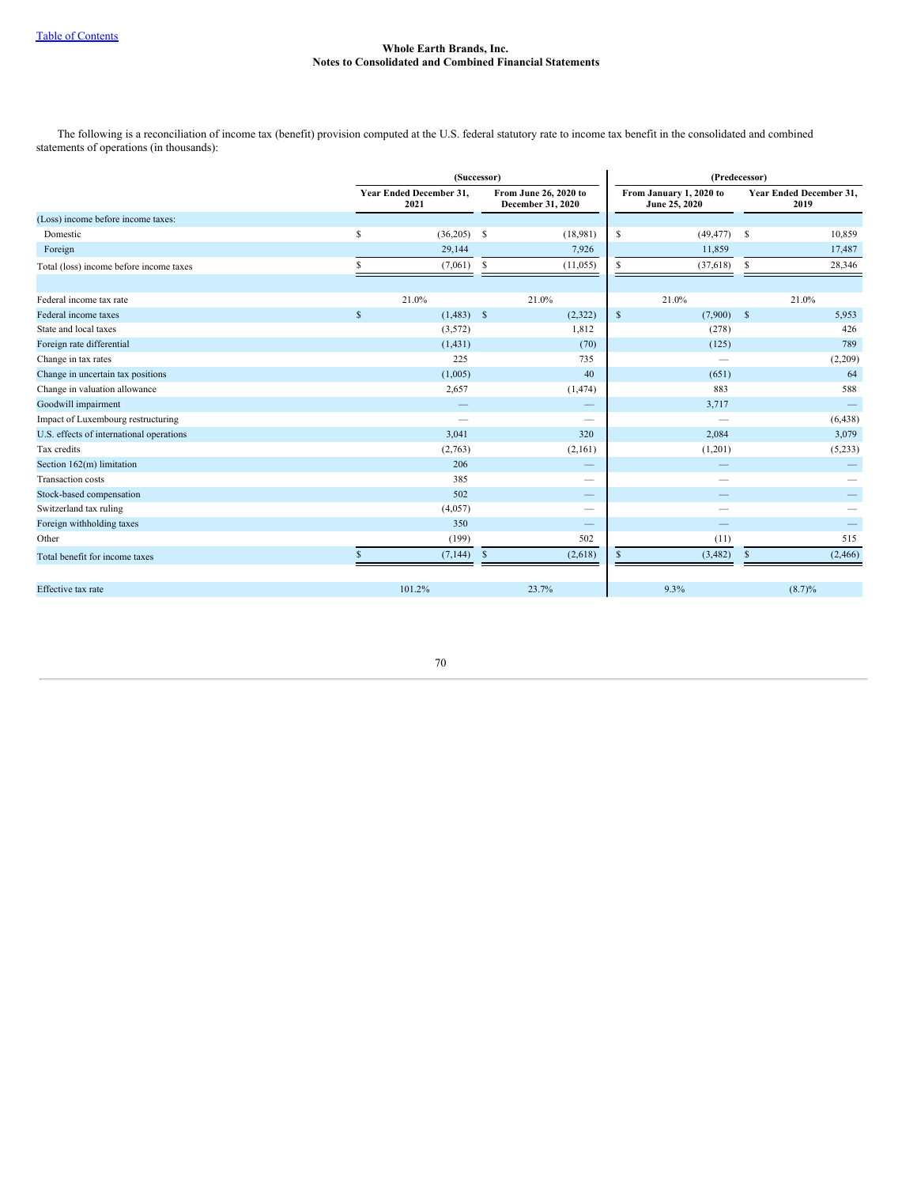**Whole Earth Brands, Inc.**
**Notes to Consolidated and Combined Financial Statements**

The following is a reconciliation of income tax (benefit) provision computed at the U.S. federal statutory rate to income tax benefit in the consolidated and combined statements of operations (in thousands):

| | (Successor) | | (Predecessor) | |
|---|---|---|---|---|
| | Year Ended December 31, 2021 | From June 26, 2020 to December 31, 2020 | From January 1, 2020 to June 25, 2020 | Year Ended December 31, 2019 |
| (Loss) income before income taxes: | | | | |
| Domestic | $ (36,205) | $ (18,981) | $ (49,477) | $ 10,859 |
| Foreign | 29,144 | 7,926 | 11,859 | 17,487 |
| Total (loss) income before income taxes | $ (7,061) | $ (11,055) | $ (37,618) | $ 28,346 |
| | | | | |
| Federal income tax rate | 21.0% | 21.0% | 21.0% | 21.0% |
| Federal income taxes | $ (1,483) | $ (2,322) | $ (7,900) | $ 5,953 |
| State and local taxes | (3,572) | 1,812 | (278) | 426 |
| Foreign rate differential | (1,431) | (70) | (125) | 789 |
| Change in tax rates | 225 | 735 | — | (2,209) |
| Change in uncertain tax positions | (1,005) | 40 | (651) | 64 |
| Change in valuation allowance | 2,657 | (1,474) | 883 | 588 |
| Goodwill impairment | — | — | 3,717 | — |
| Impact of Luxembourg restructuring | — | — | — | (6,438) |
| U.S. effects of international operations | 3,041 | 320 | 2,084 | 3,079 |
| Tax credits | (2,763) | (2,161) | (1,201) | (5,233) |
| Section 162(m) limitation | 206 | — | — | — |
| Transaction costs | 385 | — | — | — |
| Stock-based compensation | 502 | — | — | — |
| Switzerland tax ruling | (4,057) | — | — | — |
| Foreign withholding taxes | 350 | — | — | — |
| Other | (199) | 502 | (11) | 515 |
| Total benefit for income taxes | $ (7,144) | $ (2,618) | $ (3,482) | $ (2,466) |
| | | | | |
| Effective tax rate | 101.2% | 23.7% | 9.3% | (8.7)% |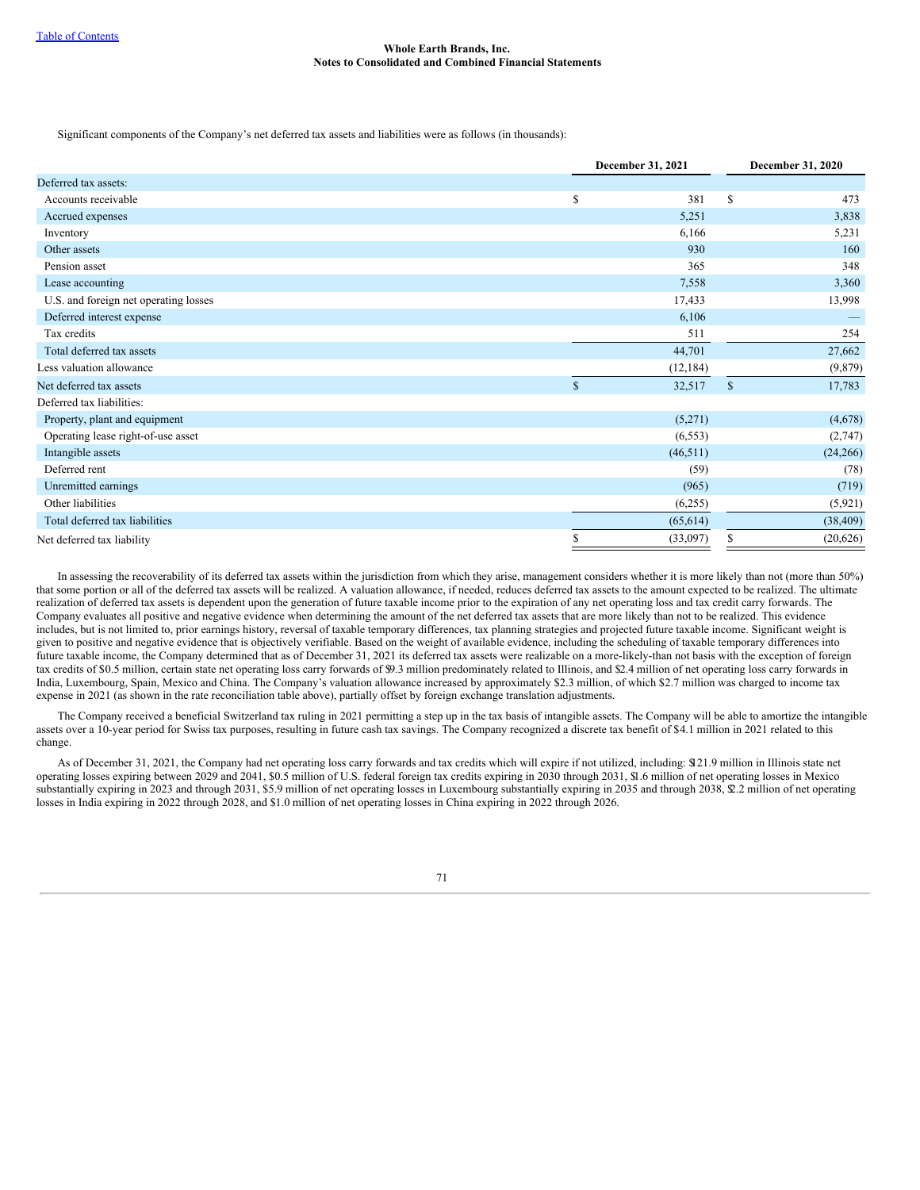Significant components of the Company's net deferred tax assets and liabilities were as follows (in thousands):

| | December 31, 2021 | December 31, 2020 |
|---|---|---|
| Deferred tax assets: | | |
| Accounts receivable | $ 381 | $ 473 |
| Accrued expenses | 5,251 | 3,838 |
| Inventory | 6,166 | 5,231 |
| Other assets | 930 | 160 |
| Pension asset | 365 | 348 |
| Lease accounting | 7,558 | 3,360 |
| U.S. and foreign net operating losses | 17,433 | 13,998 |
| Deferred interest expense | 6,106 | — |
| Tax credits | 511 | 254 |
| Total deferred tax assets | 44,701 | 27,662 |
| Less valuation allowance | (12,184) | (9,879) |
| Net deferred tax assets | $ 32,517 | $ 17,783 |
| Deferred tax liabilities: | | |
| Property, plant and equipment | (5,271) | (4,678) |
| Operating lease right-of-use asset | (6,553) | (2,747) |
| Intangible assets | (46,511) | (24,266) |
| Deferred rent | (59) | (78) |
| Unremitted earnings | (965) | (719) |
| Other liabilities | (6,255) | (5,921) |
| Total deferred tax liabilities | (65,614) | (38,409) |
| Net deferred tax liability | $ (33,097) | $ (20,626) |

In assessing the recoverability of its deferred tax assets within the jurisdiction from which they arise, management considers whether it is more likely than not (more than 50%) that some portion or all of the deferred tax assets will be realized. A valuation allowance, if needed, reduces deferred tax assets to the amount expected to be realized. The ultimate realization of deferred tax assets is dependent upon the generation of future taxable income prior to the expiration of any net operating loss and tax credit carry forwards. The Company evaluates all positive and negative evidence when determining the amount of the net deferred tax assets that are more likely than not to be realized. This evidence includes, but is not limited to, prior earnings history, reversal of taxable temporary differences, tax planning strategies and projected future taxable income. Significant weight is given to positive and negative evidence that is objectively verifiable. Based on the weight of available evidence, including the scheduling of taxable temporary differences into future taxable income, the Company determined that as of December 31, 2021 its deferred tax assets were realizable on a more-likely-than not basis with the exception of foreign tax credits of $0.5 million, certain state net operating loss carry forwards of $9.3 million predominately related to Illinois, and $2.4 million of net operating loss carry forwards in India, Luxembourg, Spain, Mexico and China. The Company's valuation allowance increased by approximately $2.3 million, of which $2.7 million was charged to income tax expense in 2021 (as shown in the rate reconciliation table above), partially offset by foreign exchange translation adjustments.

The Company received a beneficial Switzerland tax ruling in 2021 permitting a step up in the tax basis of intangible assets. The Company will be able to amortize the intangible assets over a 10-year period for Swiss tax purposes, resulting in future cash tax savings. The Company recognized a discrete tax benefit of $4.1 million in 2021 related to this change.

As of December 31, 2021, the Company had net operating loss carry forwards and tax credits which will expire if not utilized, including: $121.9 million in Illinois state net operating losses expiring between 2029 and 2041, $0.5 million of U.S. federal foreign tax credits expiring in 2030 through 2031, $1.6 million of net operating losses in Mexico substantially expiring in 2023 and through 2031, $5.9 million of net operating losses in Luxembourg substantially expiring in 2035 and through 2038, $2.2 million of net operating losses in India expiring in 2022 through 2028, and $1.0 million of net operating losses in China expiring in 2022 through 2026.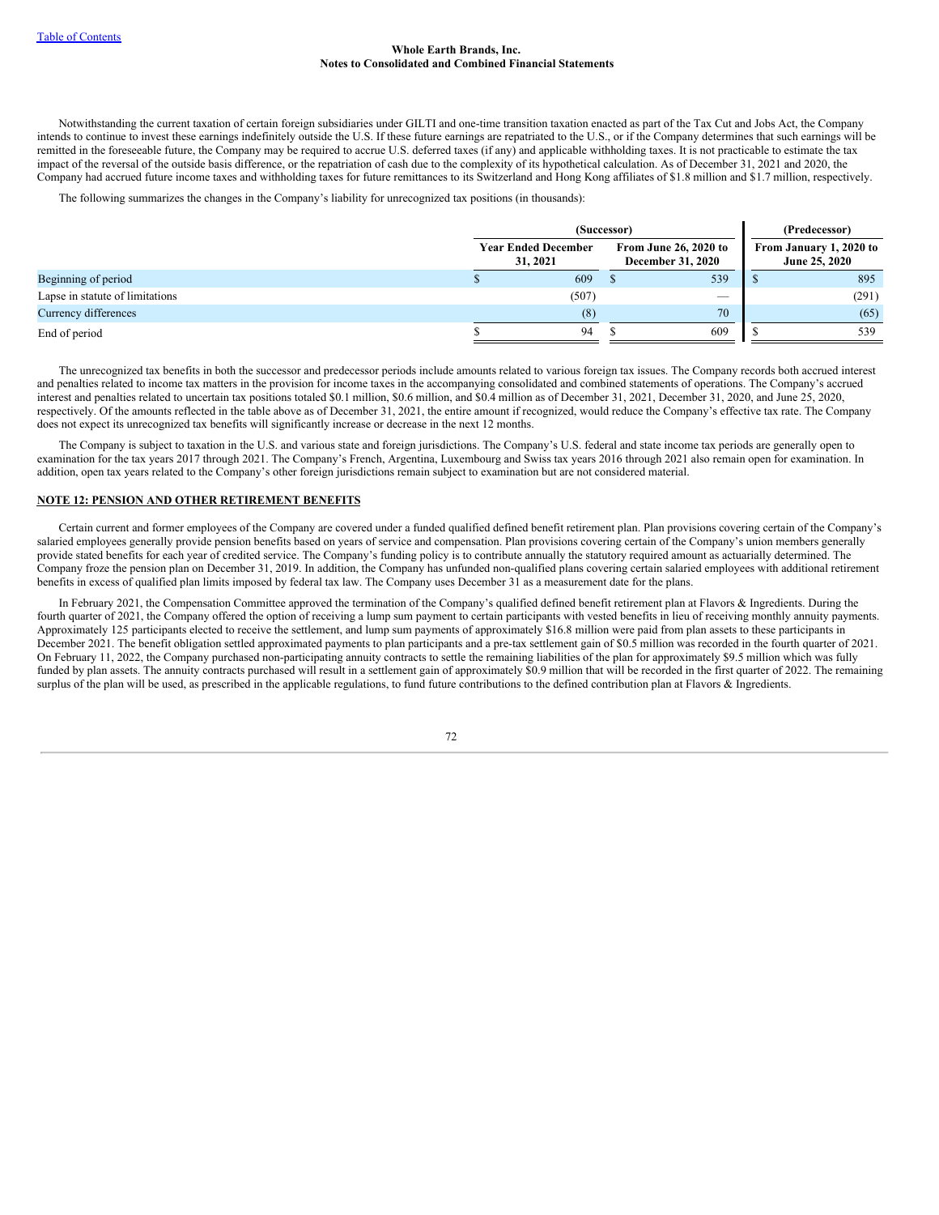Notwithstanding the current taxation of certain foreign subsidiaries under GILTI and one-time transition taxation enacted as part of the Tax Cut and Jobs Act, the Company intends to continue to invest these earnings indefinitely outside the U.S. If these future earnings are repatriated to the U.S., or if the Company determines that such earnings will be remitted in the foreseeable future, the Company may be required to accrue U.S. deferred taxes (if any) and applicable withholding taxes. It is not practicable to estimate the tax impact of the reversal of the outside basis difference, or the repatriation of cash due to the complexity of its hypothetical calculation. As of December 31, 2021 and 2020, the Company had accrued future income taxes and withholding taxes for future remittances to its Switzerland and Hong Kong affiliates of $1.8 million and $1.7 million, respectively.

The following summarizes the changes in the Company's liability for unrecognized tax positions (in thousands):

| | (Successor) | | (Predecessor) |
|---|---|---|---|
| | Year Ended December 31, 2021 | From June 26, 2020 to December 31, 2020 | From January 1, 2020 to June 25, 2020 |
| Beginning of period | $ 609 | $ 539 | $ 895 |
| Lapse in statute of limitations | (507) | — | (291) |
| Currency differences | (8) | 70 | (65) |
| End of period | $ 94 | $ 609 | $ 539 |

The unrecognized tax benefits in both the successor and predecessor periods include amounts related to various foreign tax issues. The Company records both accrued interest and penalties related to income tax matters in the provision for income taxes in the accompanying consolidated and combined statements of operations. The Company's accrued interest and penalties related to uncertain tax positions totaled $0.1 million, $0.6 million, and $0.4 million as of December 31, 2021, December 31, 2020, and June 25, 2020, respectively. Of the amounts reflected in the table above as of December 31, 2021, the entire amount if recognized, would reduce the Company's effective tax rate. The Company does not expect its unrecognized tax benefits will significantly increase or decrease in the next 12 months.

The Company is subject to taxation in the U.S. and various state and foreign jurisdictions. The Company's U.S. federal and state income tax periods are generally open to examination for the tax years 2017 through 2021. The Company's French, Argentina, Luxembourg and Swiss tax years 2016 through 2021 also remain open for examination. In addition, open tax years related to the Company's other foreign jurisdictions remain subject to examination but are not considered material.

## NOTE 12: PENSION AND OTHER RETIREMENT BENEFITS

Certain current and former employees of the Company are covered under a funded qualified defined benefit retirement plan. Plan provisions covering certain of the Company's salaried employees generally provide pension benefits based on years of service and compensation. Plan provisions covering certain of the Company's union members generally provide stated benefits for each year of credited service. The Company's funding policy is to contribute annually the statutory required amount as actuarially determined. The Company froze the pension plan on December 31, 2019. In addition, the Company has unfunded non-qualified plans covering certain salaried employees with additional retirement benefits in excess of qualified plan limits imposed by federal tax law. The Company uses December 31 as a measurement date for the plans.

In February 2021, the Compensation Committee approved the termination of the Company's qualified defined benefit retirement plan at Flavors & Ingredients. During the fourth quarter of 2021, the Company offered the option of receiving a lump sum payment to certain participants with vested benefits in lieu of receiving monthly annuity payments. Approximately 125 participants elected to receive the settlement, and lump sum payments of approximately $16.8 million were paid from plan assets to these participants in December 2021. The benefit obligation settled approximated payments to plan participants and a pre-tax settlement gain of $0.5 million was recorded in the fourth quarter of 2021. On February 11, 2022, the Company purchased non-participating annuity contracts to settle the remaining liabilities of the plan for approximately $9.5 million which was fully funded by plan assets. The annuity contracts purchased will result in a settlement gain of approximately $0.9 million that will be recorded in the first quarter of 2022. The remaining surplus of the plan will be used, as prescribed in the applicable regulations, to fund future contributions to the defined contribution plan at Flavors & Ingredients.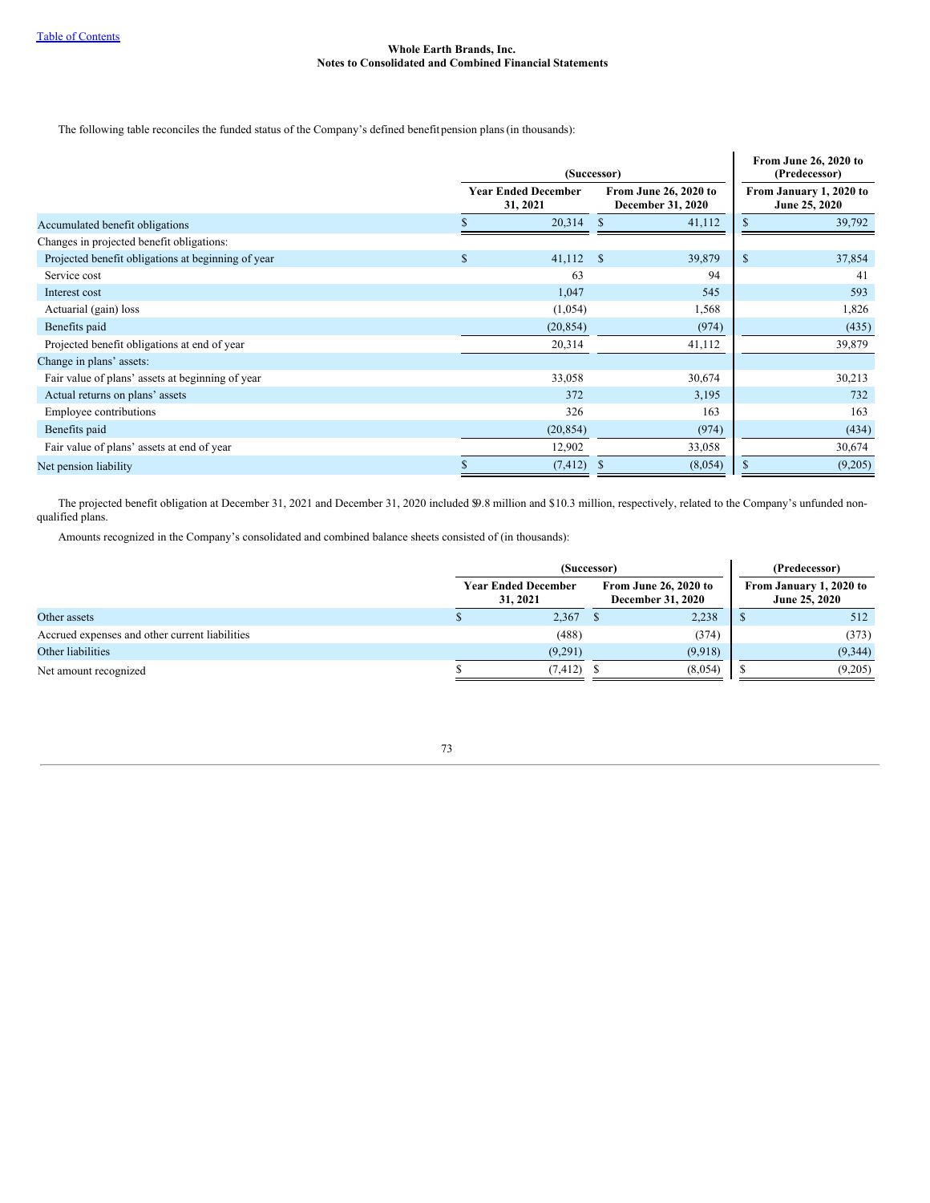The following table reconciles the funded status of the Company's defined benefit pension plans (in thousands):

| | (Successor) | | From June 26, 2020 to (Predecessor) |
|---|---|---|---|
| | Year Ended December 31, 2021 | From June 26, 2020 to December 31, 2020 | From January 1, 2020 to June 25, 2020 |
| Accumulated benefit obligations | $ 20,314 | $ 41,112 | $ 39,792 |
| Changes in projected benefit obligations: | | | |
| Projected benefit obligations at beginning of year | $ 41,112 | $ 39,879 | $ 37,854 |
| Service cost | 63 | 94 | 41 |
| Interest cost | 1,047 | 545 | 593 |
| Actuarial (gain) loss | (1,054) | 1,568 | 1,826 |
| Benefits paid | (20,854) | (974) | (435) |
| Projected benefit obligations at end of year | 20,314 | 41,112 | 39,879 |
| Change in plans' assets: | | | |
| Fair value of plans' assets at beginning of year | 33,058 | 30,674 | 30,213 |
| Actual returns on plans' assets | 372 | 3,195 | 732 |
| Employee contributions | 326 | 163 | 163 |
| Benefits paid | (20,854) | (974) | (434) |
| Fair value of plans' assets at end of year | 12,902 | 33,058 | 30,674 |
| Net pension liability | $ (7,412) | $ (8,054) | $ (9,205) |

The projected benefit obligation at December 31, 2021 and December 31, 2020 included $9.8 million and $10.3 million, respectively, related to the Company's unfunded non-qualified plans.

Amounts recognized in the Company's consolidated and combined balance sheets consisted of (in thousands):

| | (Successor) | | (Predecessor) |
|---|---|---|---|
| | Year Ended December 31, 2021 | From June 26, 2020 to December 31, 2020 | From January 1, 2020 to June 25, 2020 |
| Other assets | $ 2,367 | $ 2,238 | $ 512 |
| Accrued expenses and other current liabilities | (488) | (374) | (373) |
| Other liabilities | (9,291) | (9,918) | (9,344) |
| Net amount recognized | $ (7,412) | $ (8,054) | $ (9,205) |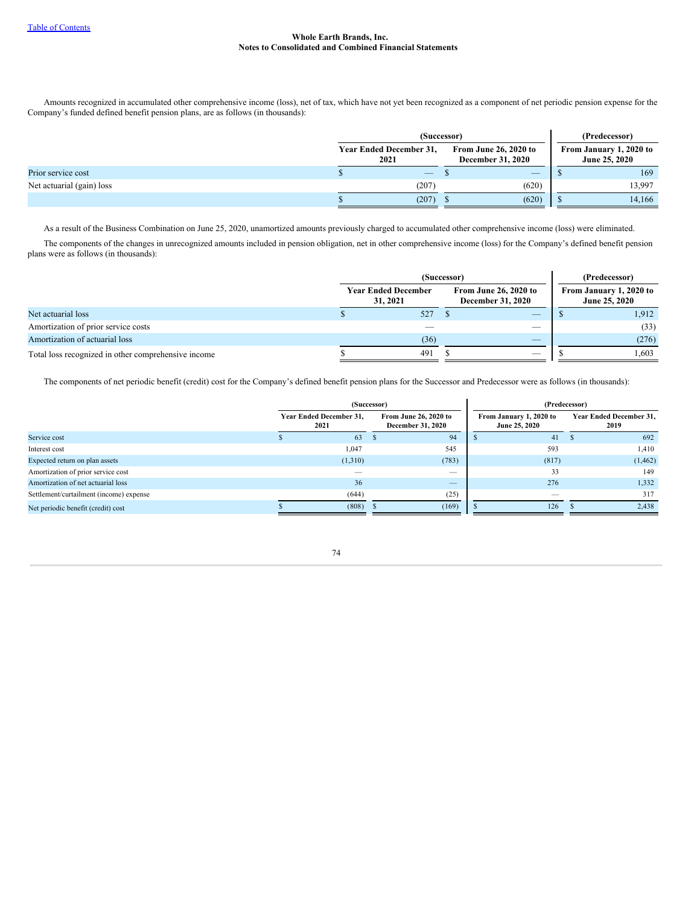Whole Earth Brands, Inc.
Notes to Consolidated and Combined Financial Statements

Amounts recognized in accumulated other comprehensive income (loss), net of tax, which have not yet been recognized as a component of net periodic pension expense for the Company's funded defined benefit pension plans, are as follows (in thousands):

| | (Successor) | | (Predecessor) |
|---|---|---|---|
| | Year Ended December 31, 2021 | From June 26, 2020 to December 31, 2020 | From January 1, 2020 to June 25, 2020 |
| Prior service cost | $ — | $ — | $ 169 |
| Net actuarial (gain) loss | (207) | (620) | 13,997 |
| | $ (207) | $ (620) | $ 14,166 |

As a result of the Business Combination on June 25, 2020, unamortized amounts previously charged to accumulated other comprehensive income (loss) were eliminated.

The components of the changes in unrecognized amounts included in pension obligation, net in other comprehensive income (loss) for the Company's defined benefit pension plans were as follows (in thousands):

| | (Successor) | | (Predecessor) |
|---|---|---|---|
| | Year Ended December 31, 2021 | From June 26, 2020 to December 31, 2020 | From January 1, 2020 to June 25, 2020 |
| Net actuarial loss | $ 527 | $ — | $ 1,912 |
| Amortization of prior service costs | — | — | (33) |
| Amortization of actuarial loss | (36) | — | (276) |
| Total loss recognized in other comprehensive income | $ 491 | $ — | $ 1,603 |

The components of net periodic benefit (credit) cost for the Company's defined benefit pension plans for the Successor and Predecessor were as follows (in thousands):

| | (Successor) | | (Predecessor) | |
|---|---|---|---|---|
| | Year Ended December 31, 2021 | From June 26, 2020 to December 31, 2020 | From January 1, 2020 to June 25, 2020 | Year Ended December 31, 2019 |
| Service cost | $ 63 | $ 94 | $ 41 | $ 692 |
| Interest cost | 1,047 | 545 | 593 | 1,410 |
| Expected return on plan assets | (1,310) | (783) | (817) | (1,462) |
| Amortization of prior service cost | — | — | 33 | 149 |
| Amortization of net actuarial loss | 36 | — | 276 | 1,332 |
| Settlement/curtailment (income) expense | (644) | (25) | — | 317 |
| Net periodic benefit (credit) cost | $ (808) | $ (169) | $ 126 | $ 2,438 |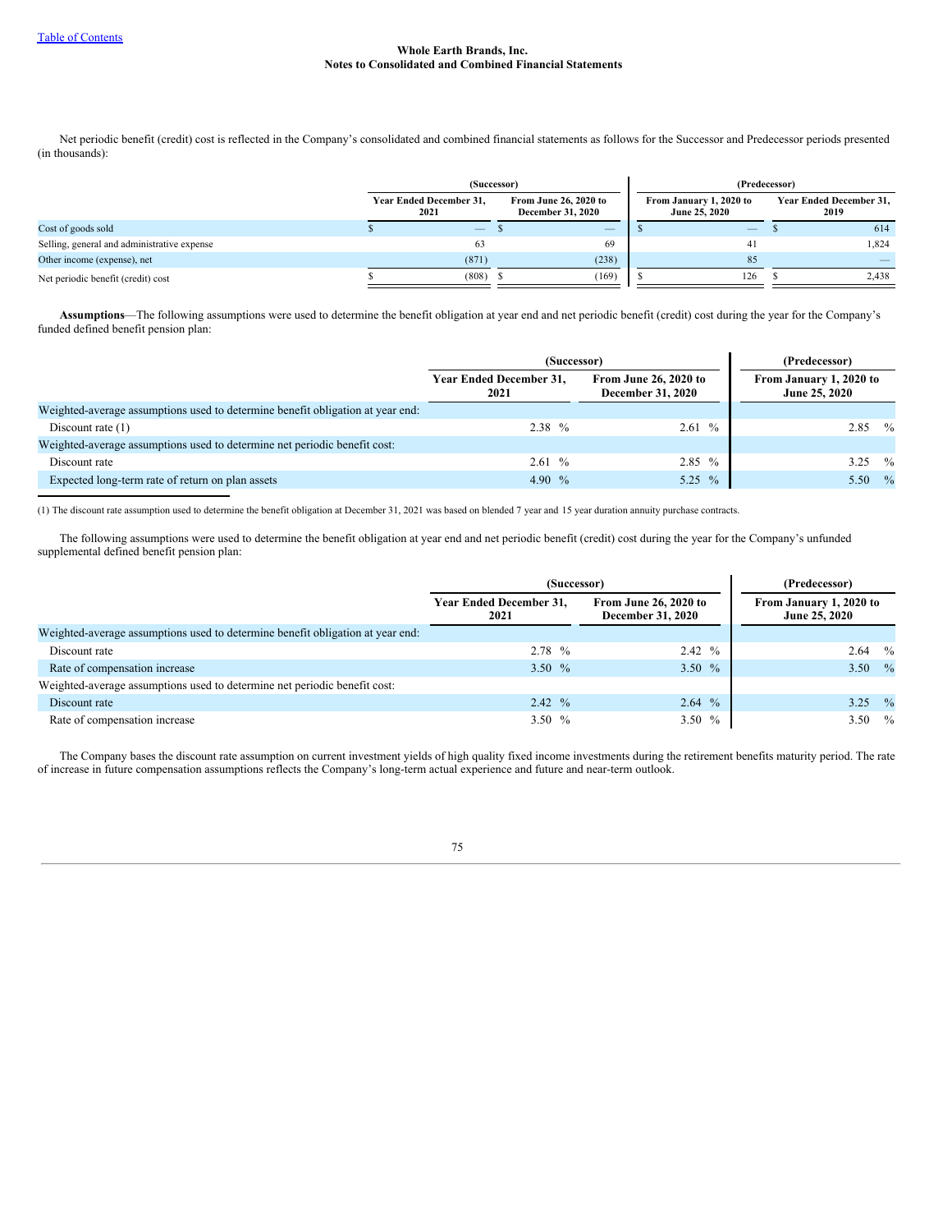**Whole Earth Brands, Inc.**
**Notes to Consolidated and Combined Financial Statements**

Net periodic benefit (credit) cost is reflected in the Company's consolidated and combined financial statements as follows for the Successor and Predecessor periods presented (in thousands):

| | (Successor) | | (Predecessor) | |
|---|---|---|---|---|
| | Year Ended December 31, 2021 | From June 26, 2020 to December 31, 2020 | From January 1, 2020 to June 25, 2020 | Year Ended December 31, 2019 |
| Cost of goods sold | $ — | $ — | $ — | $ 614 |
| Selling, general and administrative expense | 63 | 69 | 41 | 1,824 |
| Other income (expense), net | (871) | (238) | 85 | — |
| Net periodic benefit (credit) cost | $ (808) | $ (169) | $ 126 | $ 2,438 |

**Assumptions**—The following assumptions were used to determine the benefit obligation at year end and net periodic benefit (credit) cost during the year for the Company's funded defined benefit pension plan:

| | (Successor) | | (Predecessor) |
|---|---|---|---|
| | Year Ended December 31, 2021 | From June 26, 2020 to December 31, 2020 | From January 1, 2020 to June 25, 2020 |
| Weighted-average assumptions used to determine benefit obligation at year end: | | | |
| Discount rate (1) | 2.38 % | 2.61 % | 2.85 % |
| Weighted-average assumptions used to determine net periodic benefit cost: | | | |
| Discount rate | 2.61 % | 2.85 % | 3.25 % |
| Expected long-term rate of return on plan assets | 4.90 % | 5.25 % | 5.50 % |

(1) The discount rate assumption used to determine the benefit obligation at December 31, 2021 was based on blended 7 year and 15 year duration annuity purchase contracts.

The following assumptions were used to determine the benefit obligation at year end and net periodic benefit (credit) cost during the year for the Company's unfunded supplemental defined benefit pension plan:

| | (Successor) | | (Predecessor) |
|---|---|---|---|
| | Year Ended December 31, 2021 | From June 26, 2020 to December 31, 2020 | From January 1, 2020 to June 25, 2020 |
| Weighted-average assumptions used to determine benefit obligation at year end: | | | |
| Discount rate | 2.78 % | 2.42 % | 2.64 % |
| Rate of compensation increase | 3.50 % | 3.50 % | 3.50 % |
| Weighted-average assumptions used to determine net periodic benefit cost: | | | |
| Discount rate | 2.42 % | 2.64 % | 3.25 % |
| Rate of compensation increase | 3.50 % | 3.50 % | 3.50 % |

The Company bases the discount rate assumption on current investment yields of high quality fixed income investments during the retirement benefits maturity period. The rate of increase in future compensation assumptions reflects the Company's long-term actual experience and future and near-term outlook.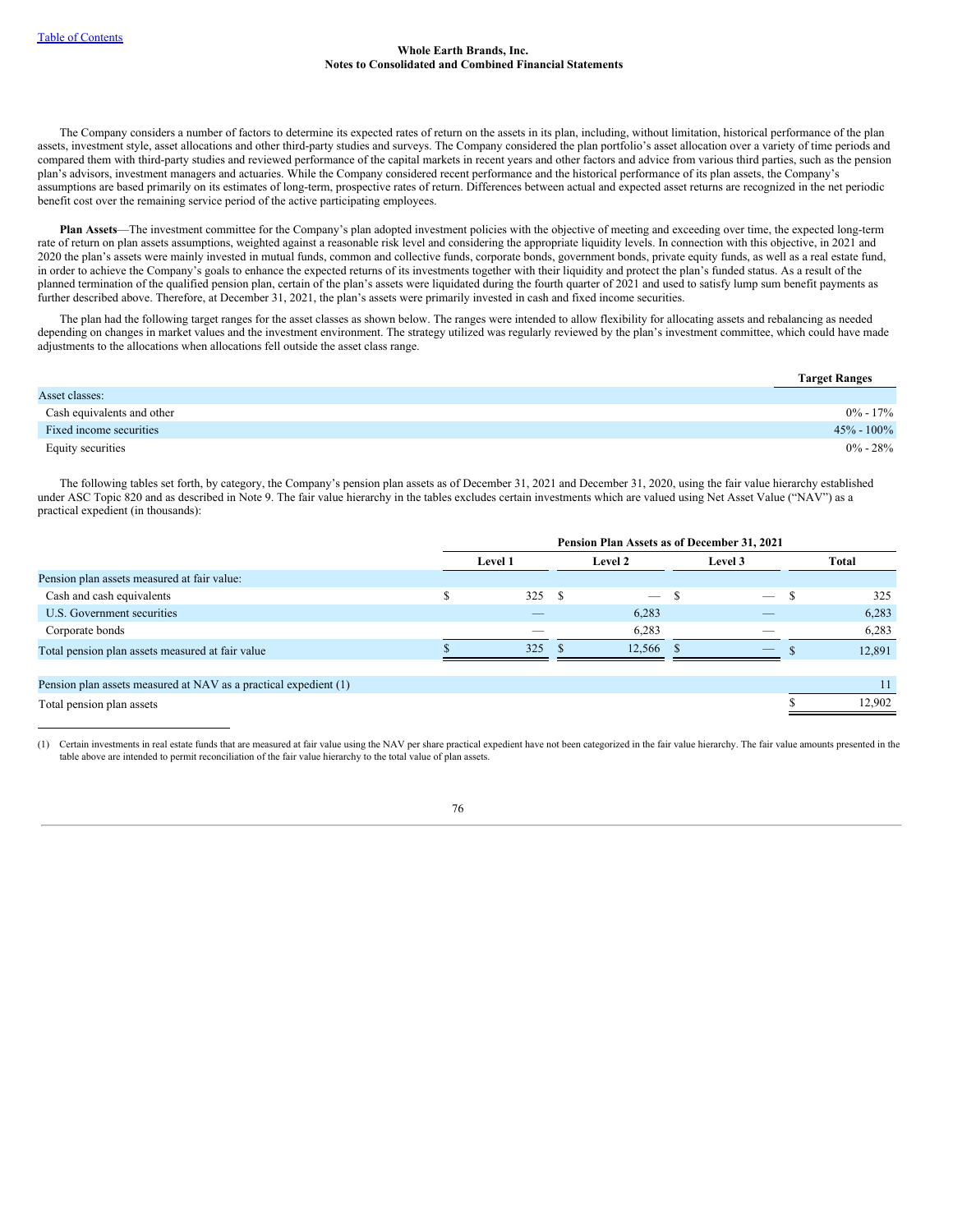The Company considers a number of factors to determine its expected rates of return on the assets in its plan, including, without limitation, historical performance of the plan assets, investment style, asset allocations and other third-party studies and surveys. The Company considered the plan portfolio's asset allocation over a variety of time periods and compared them with third-party studies and reviewed performance of the capital markets in recent years and other factors and advice from various third parties, such as the pension plan's advisors, investment managers and actuaries. While the Company considered recent performance and the historical performance of its plan assets, the Company's assumptions are based primarily on its estimates of long-term, prospective rates of return. Differences between actual and expected asset returns are recognized in the net periodic benefit cost over the remaining service period of the active participating employees.

**Plan Assets**—The investment committee for the Company's plan adopted investment policies with the objective of meeting and exceeding over time, the expected long-term rate of return on plan assets assumptions, weighted against a reasonable risk level and considering the appropriate liquidity levels. In connection with this objective, in 2021 and 2020 the plan's assets were mainly invested in mutual funds, common and collective funds, corporate bonds, government bonds, private equity funds, as well as a real estate fund, in order to achieve the Company's goals to enhance the expected returns of its investments together with their liquidity and protect the plan's funded status. As a result of the planned termination of the qualified pension plan, certain of the plan's assets were liquidated during the fourth quarter of 2021 and used to satisfy lump sum benefit payments as further described above. Therefore, at December 31, 2021, the plan's assets were primarily invested in cash and fixed income securities.

The plan had the following target ranges for the asset classes as shown below. The ranges were intended to allow flexibility for allocating assets and rebalancing as needed depending on changes in market values and the investment environment. The strategy utilized was regularly reviewed by the plan's investment committee, which could have made adjustments to the allocations when allocations fell outside the asset class range.

| | Target Ranges |
|---|---|
| Asset classes: | |
| Cash equivalents and other | 0% - 17% |
| Fixed income securities | 45% - 100% |
| Equity securities | 0% - 28% |

The following tables set forth, by category, the Company's pension plan assets as of December 31, 2021 and December 31, 2020, using the fair value hierarchy established under ASC Topic 820 and as described in Note 9. The fair value hierarchy in the tables excludes certain investments which are valued using Net Asset Value ("NAV") as a practical expedient (in thousands):

| | Pension Plan Assets as of December 31, 2021 | | | |
|---|---|---|---|---|
| | Level 1 | Level 2 | Level 3 | Total |
| Pension plan assets measured at fair value: | | | | |
| Cash and cash equivalents | $ 325 | $ — | $ — | $ 325 |
| U.S. Government securities | — | 6,283 | — | 6,283 |
| Corporate bonds | — | 6,283 | — | 6,283 |
| Total pension plan assets measured at fair value | $ 325 | $ 12,566 | $ — | $ 12,891 |
| | | | | |
| Pension plan assets measured at NAV as a practical expedient (1) | | | | 11 |
| Total pension plan assets | | | | $ 12,902 |

(1) Certain investments in real estate funds that are measured at fair value using the NAV per share practical expedient have not been categorized in the fair value hierarchy. The fair value amounts presented in the table above are intended to permit reconciliation of the fair value hierarchy to the total value of plan assets.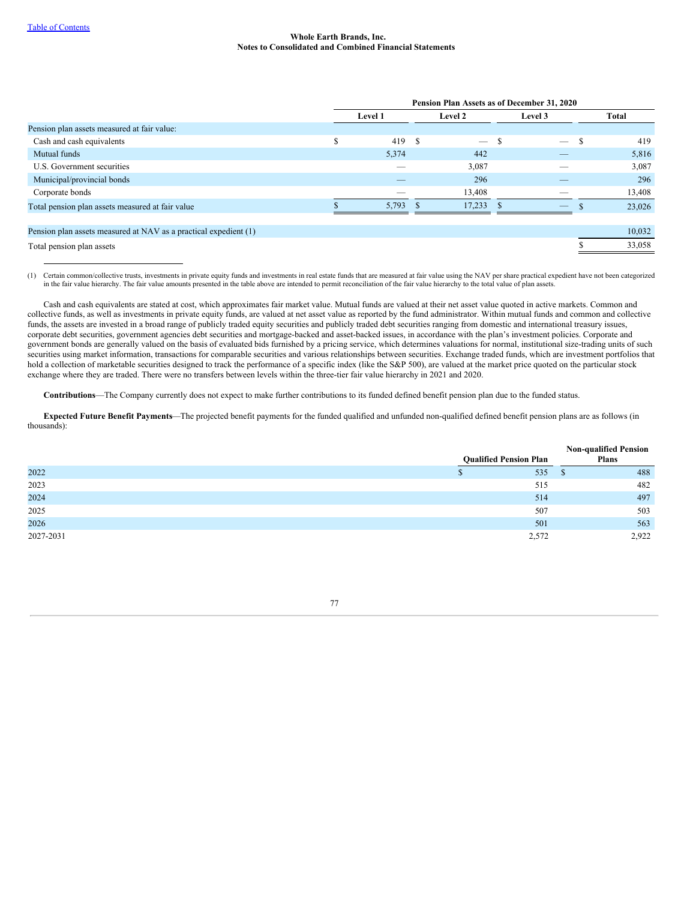| | Pension Plan Assets as of December 31, 2020 | | | |
|---|---|---|---|---|
| | Level 1 | Level 2 | Level 3 | Total |
| Pension plan assets measured at fair value: | | | | |
| Cash and cash equivalents | $ 419 | $ — | $ — | $ 419 |
| Mutual funds | 5,374 | 442 | — | 5,816 |
| U.S. Government securities | — | 3,087 | — | 3,087 |
| Municipal/provincial bonds | — | 296 | — | 296 |
| Corporate bonds | — | 13,408 | — | 13,408 |
| Total pension plan assets measured at fair value | $ 5,793 | $ 17,233 | $ — | $ 23,026 |
| | | | | |
| Pension plan assets measured at NAV as a practical expedient (1) | | | | 10,032 |
| Total pension plan assets | | | | $ 33,058 |

(1) Certain common/collective trusts, investments in private equity funds and investments in real estate funds that are measured at fair value using the NAV per share practical expedient have not been categorized in the fair value hierarchy. The fair value amounts presented in the table above are intended to permit reconciliation of the fair value hierarchy to the total value of plan assets.

Cash and cash equivalents are stated at cost, which approximates fair market value. Mutual funds are valued at their net asset value quoted in active markets. Common and collective funds, as well as investments in private equity funds, are valued at net asset value as reported by the fund administrator. Within mutual funds and common and collective funds, the assets are invested in a broad range of publicly traded equity securities and publicly traded debt securities ranging from domestic and international treasury issues, corporate debt securities, government agencies debt securities and mortgage-backed and asset-backed issues, in accordance with the plan's investment policies. Corporate and government bonds are generally valued on the basis of evaluated bids furnished by a pricing service, which determines valuations for normal, institutional size-trading units of such securities using market information, transactions for comparable securities and various relationships between securities. Exchange traded funds, which are investment portfolios that hold a collection of marketable securities designed to track the performance of a specific index (like the S&P 500), are valued at the market price quoted on the particular stock exchange where they are traded. There were no transfers between levels within the three-tier fair value hierarchy in 2021 and 2020.

**Contributions**—The Company currently does not expect to make further contributions to its funded defined benefit pension plan due to the funded status.

**Expected Future Benefit Payments**—The projected benefit payments for the funded qualified and unfunded non-qualified defined benefit pension plans are as follows (in thousands):

| | Qualified Pension Plan | Non-qualified Pension Plans |
|---|---|---|
| 2022 | $ 535 | $ 488 |
| 2023 | 515 | 482 |
| 2024 | 514 | 497 |
| 2025 | 507 | 503 |
| 2026 | 501 | 563 |
| 2027-2031 | 2,572 | 2,922 |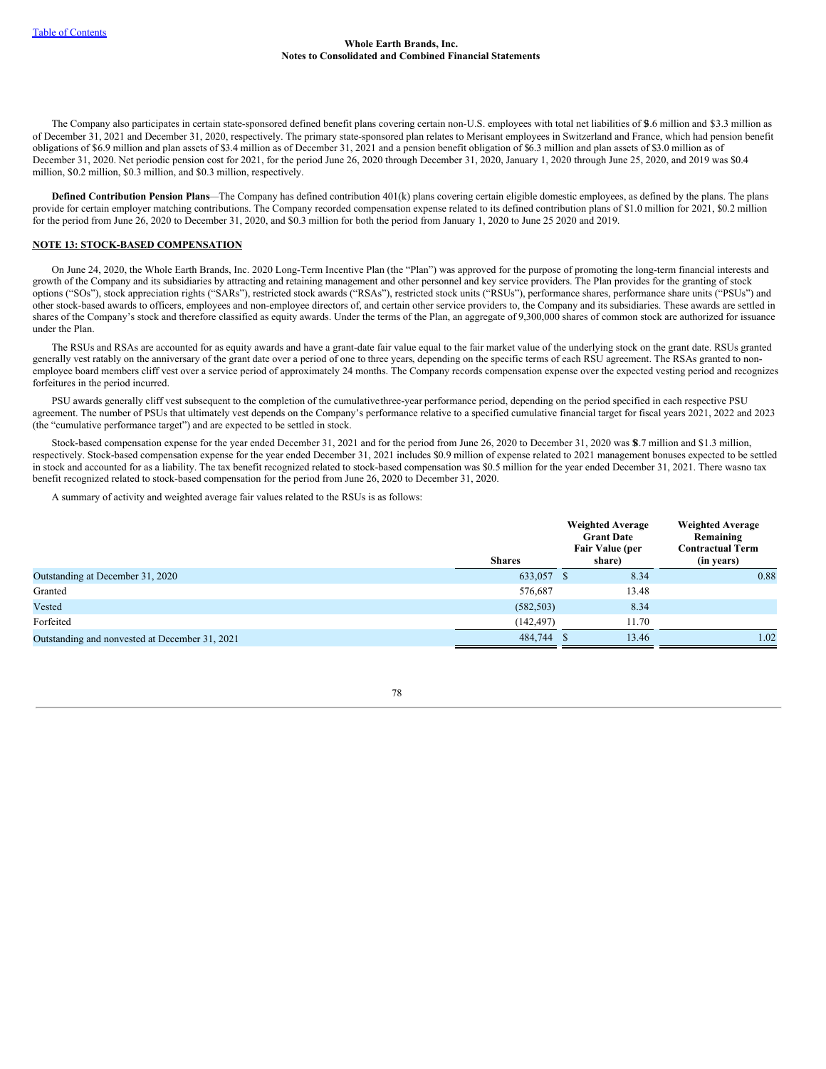The Company also participates in certain state-sponsored defined benefit plans covering certain non-U.S. employees with total net liabilities of $3.6 million and $3.3 million as of December 31, 2021 and December 31, 2020, respectively. The primary state-sponsored plan relates to Merisant employees in Switzerland and France, which had pension benefit obligations of $6.9 million and plan assets of $3.4 million as of December 31, 2021 and a pension benefit obligation of $6.3 million and plan assets of $3.0 million as of December 31, 2020. Net periodic pension cost for 2021, for the period June 26, 2020 through December 31, 2020, January 1, 2020 through June 25, 2020, and 2019 was $0.4 million, $0.2 million, $0.3 million, and $0.3 million, respectively.

**Defined Contribution Pension Plans**—The Company has defined contribution 401(k) plans covering certain eligible domestic employees, as defined by the plans. The plans provide for certain employer matching contributions. The Company recorded compensation expense related to its defined contribution plans of $1.0 million for 2021, $0.2 million for the period from June 26, 2020 to December 31, 2020, and $0.3 million for both the period from January 1, 2020 to June 25 2020 and 2019.

## NOTE 13: STOCK-BASED COMPENSATION

On June 24, 2020, the Whole Earth Brands, Inc. 2020 Long-Term Incentive Plan (the "Plan") was approved for the purpose of promoting the long-term financial interests and growth of the Company and its subsidiaries by attracting and retaining management and other personnel and key service providers. The Plan provides for the granting of stock options ("SOs"), stock appreciation rights ("SARs"), restricted stock awards ("RSAs"), restricted stock units ("RSUs"), performance shares, performance share units ("PSUs") and other stock-based awards to officers, employees and non-employee directors of, and certain other service providers to, the Company and its subsidiaries. These awards are settled in shares of the Company's stock and therefore classified as equity awards. Under the terms of the Plan, an aggregate of 9,300,000 shares of common stock are authorized for issuance under the Plan.

The RSUs and RSAs are accounted for as equity awards and have a grant-date fair value equal to the fair market value of the underlying stock on the grant date. RSUs granted generally vest ratably on the anniversary of the grant date over a period of one to three years, depending on the specific terms of each RSU agreement. The RSAs granted to non-employee board members cliff vest over a service period of approximately 24 months. The Company records compensation expense over the expected vesting period and recognizes forfeitures in the period incurred.

PSU awards generally cliff vest subsequent to the completion of the cumulative three-year performance period, depending on the period specified in each respective PSU agreement. The number of PSUs that ultimately vest depends on the Company's performance relative to a specified cumulative financial target for fiscal years 2021, 2022 and 2023 (the "cumulative performance target") and are expected to be settled in stock.

Stock-based compensation expense for the year ended December 31, 2021 and for the period from June 26, 2020 to December 31, 2020 was $8.7 million and $1.3 million, respectively. Stock-based compensation expense for the year ended December 31, 2021 includes $0.9 million of expense related to 2021 management bonuses expected to be settled in stock and accounted for as a liability. The tax benefit recognized related to stock-based compensation was $0.5 million for the year ended December 31, 2021. There was no tax benefit recognized related to stock-based compensation for the period from June 26, 2020 to December 31, 2020.

A summary of activity and weighted average fair values related to the RSUs is as follows:

| | Shares | Weighted Average Grant Date Fair Value (per share) | Weighted Average Remaining Contractual Term (in years) |
|---|---|---|---|
| Outstanding at December 31, 2020 | 633,057 | $ 8.34 | 0.88 |
| Granted | 576,687 | 13.48 | |
| Vested | (582,503) | 8.34 | |
| Forfeited | (142,497) | 11.70 | |
| Outstanding and nonvested at December 31, 2021 | 484,744 | $ 13.46 | 1.02 |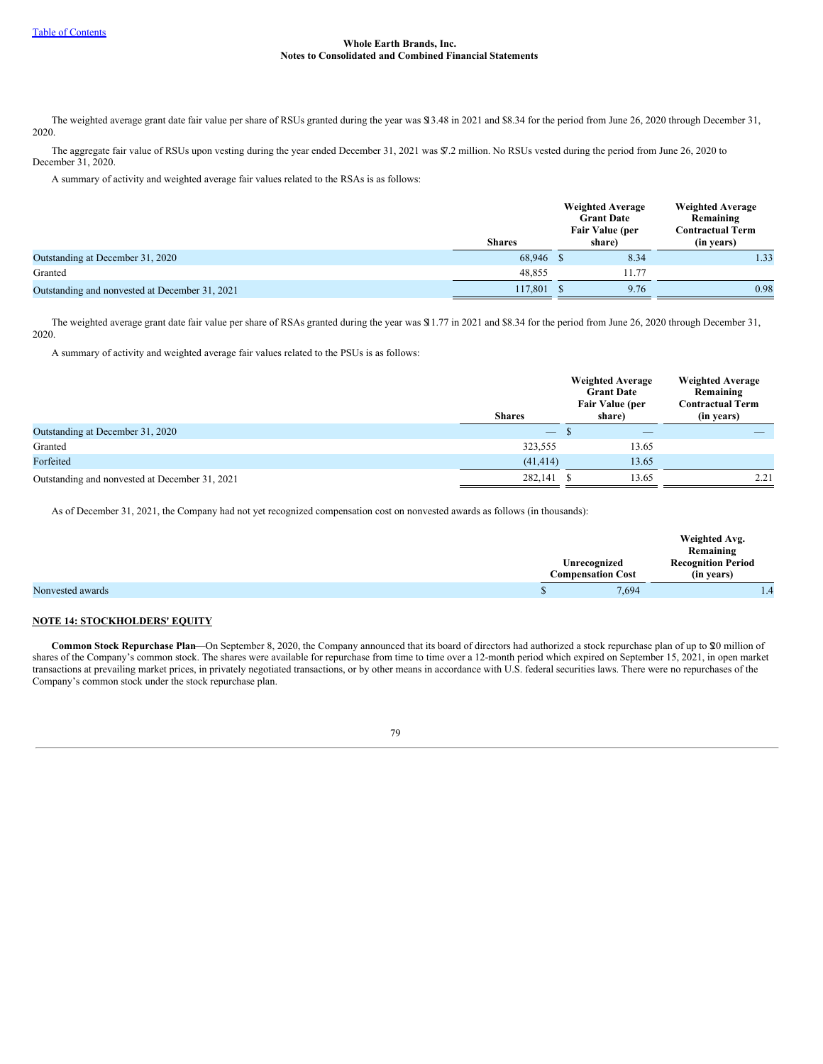The weighted average grant date fair value per share of RSUs granted during the year was $13.48 in 2021 and $8.34 for the period from June 26, 2020 through December 31, 2020.

The aggregate fair value of RSUs upon vesting during the year ended December 31, 2021 was $7.2 million. No RSUs vested during the period from June 26, 2020 to December 31, 2020.

A summary of activity and weighted average fair values related to the RSAs is as follows:

| | Shares | Weighted Average Grant Date Fair Value (per share) | Weighted Average Remaining Contractual Term (in years) |
|---|---|---|---|
| Outstanding at December 31, 2020 | 68,946 | $ 8.34 | 1.33 |
| Granted | 48,855 | 11.77 | |
| Outstanding and nonvested at December 31, 2021 | 117,801 | $ 9.76 | 0.98 |

The weighted average grant date fair value per share of RSAs granted during the year was $11.77 in 2021 and $8.34 for the period from June 26, 2020 through December 31, 2020.

A summary of activity and weighted average fair values related to the PSUs is as follows:

| | Shares | Weighted Average Grant Date Fair Value (per share) | Weighted Average Remaining Contractual Term (in years) |
|---|---|---|---|
| Outstanding at December 31, 2020 | — | $ — | — |
| Granted | 323,555 | 13.65 | |
| Forfeited | (41,414) | 13.65 | |
| Outstanding and nonvested at December 31, 2021 | 282,141 | $ 13.65 | 2.21 |

As of December 31, 2021, the Company had not yet recognized compensation cost on nonvested awards as follows (in thousands):

| | Unrecognized Compensation Cost | Weighted Avg. Remaining Recognition Period (in years) |
|---|---|---|
| Nonvested awards | $ 7,694 | 1.4 |

**NOTE 14: STOCKHOLDERS' EQUITY**

**Common Stock Repurchase Plan**—On September 8, 2020, the Company announced that its board of directors had authorized a stock repurchase plan of up to $20 million of shares of the Company's common stock. The shares were available for repurchase from time to time over a 12-month period which expired on September 15, 2021, in open market transactions at prevailing market prices, in privately negotiated transactions, or by other means in accordance with U.S. federal securities laws. There were no repurchases of the Company's common stock under the stock repurchase plan.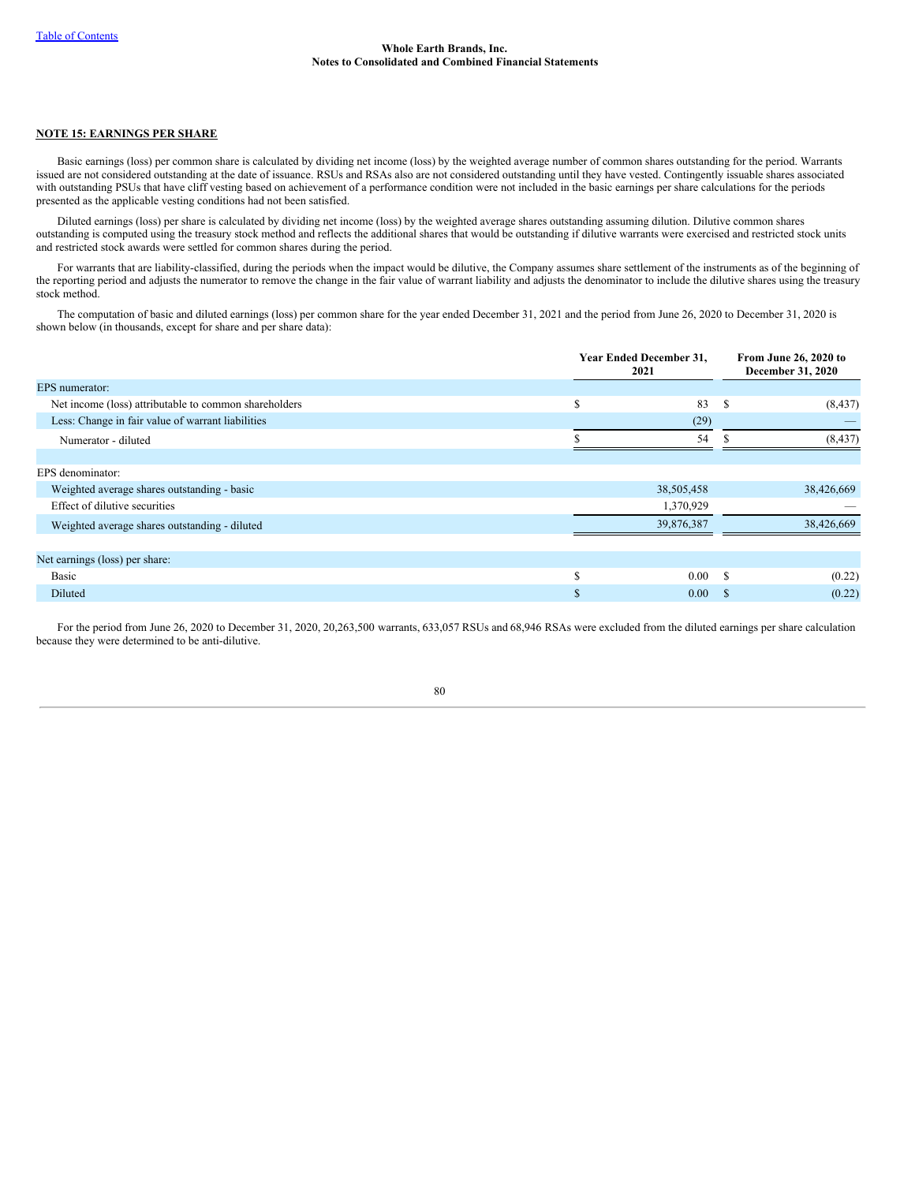## NOTE 15: EARNINGS PER SHARE

Basic earnings (loss) per common share is calculated by dividing net income (loss) by the weighted average number of common shares outstanding for the period. Warrants issued are not considered outstanding at the date of issuance. RSUs and RSAs also are not considered outstanding until they have vested. Contingently issuable shares associated with outstanding PSUs that have cliff vesting based on achievement of a performance condition were not included in the basic earnings per share calculations for the periods presented as the applicable vesting conditions had not been satisfied.

Diluted earnings (loss) per share is calculated by dividing net income (loss) by the weighted average shares outstanding assuming dilution. Dilutive common shares outstanding is computed using the treasury stock method and reflects the additional shares that would be outstanding if dilutive warrants were exercised and restricted stock units and restricted stock awards were settled for common shares during the period.

For warrants that are liability-classified, during the periods when the impact would be dilutive, the Company assumes share settlement of the instruments as of the beginning of the reporting period and adjusts the numerator to remove the change in the fair value of warrant liability and adjusts the denominator to include the dilutive shares using the treasury stock method.

The computation of basic and diluted earnings (loss) per common share for the year ended December 31, 2021 and the period from June 26, 2020 to December 31, 2020 is shown below (in thousands, except for share and per share data):

| | Year Ended December 31, 2021 | From June 26, 2020 to December 31, 2020 |
|---|---|---|
| EPS numerator: | | |
| Net income (loss) attributable to common shareholders | $ 83 | $ (8,437) |
| Less: Change in fair value of warrant liabilities | (29) | — |
| Numerator - diluted | $ 54 | $ (8,437) |
| | | |
| EPS denominator: | | |
| Weighted average shares outstanding - basic | 38,505,458 | 38,426,669 |
| Effect of dilutive securities | 1,370,929 | — |
| Weighted average shares outstanding - diluted | 39,876,387 | 38,426,669 |
| | | |
| Net earnings (loss) per share: | | |
| Basic | $ 0.00 | $ (0.22) |
| Diluted | $ 0.00 | $ (0.22) |

For the period from June 26, 2020 to December 31, 2020, 20,263,500 warrants, 633,057 RSUs and 68,946 RSAs were excluded from the diluted earnings per share calculation because they were determined to be anti-dilutive.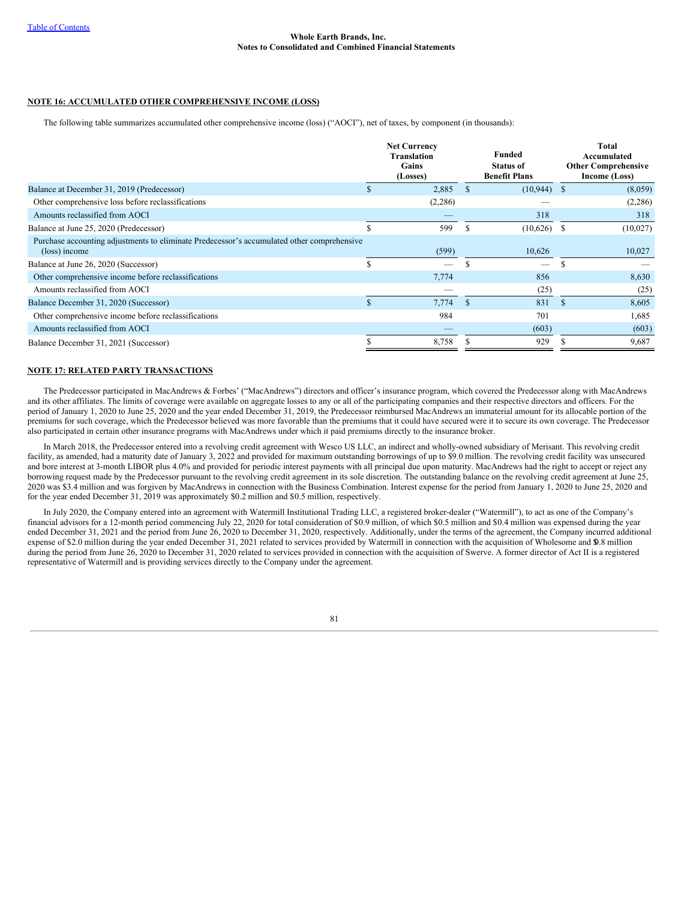## NOTE 16: ACCUMULATED OTHER COMPREHENSIVE INCOME (LOSS)

The following table summarizes accumulated other comprehensive income (loss) ("AOCI"), net of taxes, by component (in thousands):

| | Net Currency Translation Gains (Losses) | Funded Status of Benefit Plans | Total Accumulated Other Comprehensive Income (Loss) |
|---|---|---|---|
| Balance at December 31, 2019 (Predecessor) | $ 2,885 | $ (10,944) | $ (8,059) |
| Other comprehensive loss before reclassifications | (2,286) | — | (2,286) |
| Amounts reclassified from AOCI | — | 318 | 318 |
| Balance at June 25, 2020 (Predecessor) | $ 599 | $ (10,626) | $ (10,027) |
| Purchase accounting adjustments to eliminate Predecessor's accumulated other comprehensive (loss) income | (599) | 10,626 | 10,027 |
| Balance at June 26, 2020 (Successor) | $ — | $ — | $ — |
| Other comprehensive income before reclassifications | 7,774 | 856 | 8,630 |
| Amounts reclassified from AOCI | — | (25) | (25) |
| Balance December 31, 2020 (Successor) | $ 7,774 | $ 831 | $ 8,605 |
| Other comprehensive income before reclassifications | 984 | 701 | 1,685 |
| Amounts reclassified from AOCI | — | (603) | (603) |
| Balance December 31, 2021 (Successor) | $ 8,758 | $ 929 | $ 9,687 |

## NOTE 17: RELATED PARTY TRANSACTIONS

The Predecessor participated in MacAndrews & Forbes' ("MacAndrews") directors and officer's insurance program, which covered the Predecessor along with MacAndrews and its other affiliates. The limits of coverage were available on aggregate losses to any or all of the participating companies and their respective directors and officers. For the period of January 1, 2020 to June 25, 2020 and the year ended December 31, 2019, the Predecessor reimbursed MacAndrews an immaterial amount for its allocable portion of the premiums for such coverage, which the Predecessor believed was more favorable than the premiums that it could have secured were it to secure its own coverage. The Predecessor also participated in certain other insurance programs with MacAndrews under which it paid premiums directly to the insurance broker.

In March 2018, the Predecessor entered into a revolving credit agreement with Wesco US LLC, an indirect and wholly-owned subsidiary of Merisant. This revolving credit facility, as amended, had a maturity date of January 3, 2022 and provided for maximum outstanding borrowings of up to $9.0 million. The revolving credit facility was unsecured and bore interest at 3-month LIBOR plus 4.0% and provided for periodic interest payments with all principal due upon maturity. MacAndrews had the right to accept or reject any borrowing request made by the Predecessor pursuant to the revolving credit agreement in its sole discretion. The outstanding balance on the revolving credit agreement at June 25, 2020 was $3.4 million and was forgiven by MacAndrews in connection with the Business Combination. Interest expense for the period from January 1, 2020 to June 25, 2020 and for the year ended December 31, 2019 was approximately $0.2 million and $0.5 million, respectively.

In July 2020, the Company entered into an agreement with Watermill Institutional Trading LLC, a registered broker-dealer ("Watermill"), to act as one of the Company's financial advisors for a 12-month period commencing July 22, 2020 for total consideration of $0.9 million, of which $0.5 million and $0.4 million was expensed during the year ended December 31, 2021 and the period from June 26, 2020 to December 31, 2020, respectively. Additionally, under the terms of the agreement, the Company incurred additional expense of $2.0 million during the year ended December 31, 2021 related to services provided by Watermill in connection with the acquisition of Wholesome and $0.8 million during the period from June 26, 2020 to December 31, 2020 related to services provided in connection with the acquisition of Swerve. A former director of Act II is a registered representative of Watermill and is providing services directly to the Company under the agreement.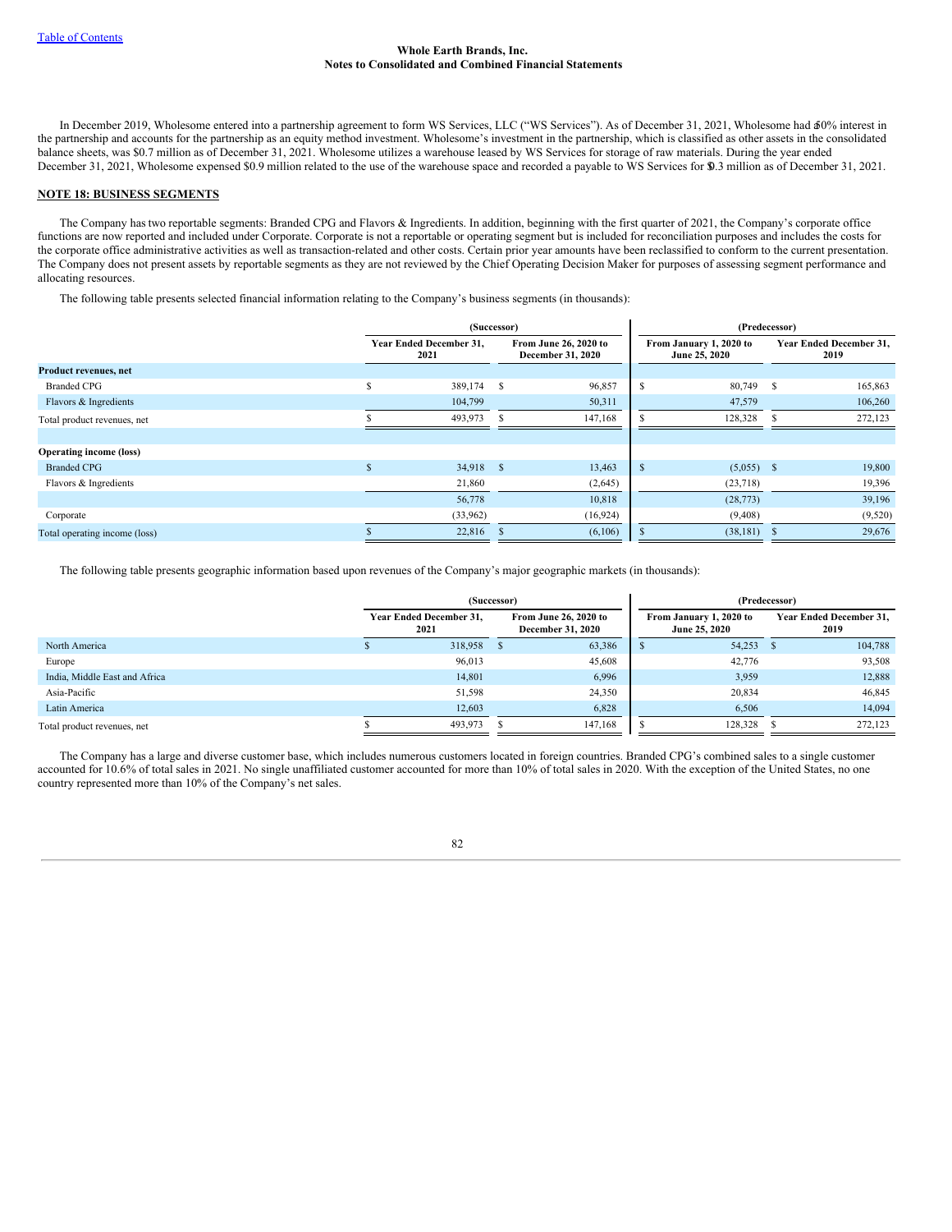In December 2019, Wholesome entered into a partnership agreement to form WS Services, LLC ("WS Services"). As of December 31, 2021, Wholesome had a 50% interest in the partnership and accounts for the partnership as an equity method investment. Wholesome's investment in the partnership, which is classified as other assets in the consolidated balance sheets, was $0.7 million as of December 31, 2021. Wholesome utilizes a warehouse leased by WS Services for storage of raw materials. During the year ended December 31, 2021, Wholesome expensed $0.9 million related to the use of the warehouse space and recorded a payable to WS Services for $0.3 million as of December 31, 2021.

## NOTE 18: BUSINESS SEGMENTS

The Company has two reportable segments: Branded CPG and Flavors & Ingredients. In addition, beginning with the first quarter of 2021, the Company's corporate office functions are now reported and included under Corporate. Corporate is not a reportable or operating segment but is included for reconciliation purposes and includes the costs for the corporate office administrative activities as well as transaction-related and other costs. Certain prior year amounts have been reclassified to conform to the current presentation. The Company does not present assets by reportable segments as they are not reviewed by the Chief Operating Decision Maker for purposes of assessing segment performance and allocating resources.

The following table presents selected financial information relating to the Company's business segments (in thousands):

| | (Successor) | | (Predecessor) | |
|---|---|---|---|---|
| | Year Ended December 31, 2021 | From June 26, 2020 to December 31, 2020 | From January 1, 2020 to June 25, 2020 | Year Ended December 31, 2019 |
| **Product revenues, net** | | | | |
| Branded CPG | $ 389,174 | $ 96,857 | $ 80,749 | $ 165,863 |
| Flavors & Ingredients | 104,799 | 50,311 | 47,579 | 106,260 |
| Total product revenues, net | $ 493,973 | $ 147,168 | $ 128,328 | $ 272,123 |
| | | | | |
| **Operating income (loss)** | | | | |
| Branded CPG | $ 34,918 | $ 13,463 | $ (5,055) | $ 19,800 |
| Flavors & Ingredients | 21,860 | (2,645) | (23,718) | 19,396 |
| | 56,778 | 10,818 | (28,773) | 39,196 |
| Corporate | (33,962) | (16,924) | (9,408) | (9,520) |
| Total operating income (loss) | $ 22,816 | $ (6,106) | $ (38,181) | $ 29,676 |

The following table presents geographic information based upon revenues of the Company's major geographic markets (in thousands):

| | (Successor) | | (Predecessor) | |
|---|---|---|---|---|
| | Year Ended December 31, 2021 | From June 26, 2020 to December 31, 2020 | From January 1, 2020 to June 25, 2020 | Year Ended December 31, 2019 |
| North America | $ 318,958 | $ 63,386 | $ 54,253 | $ 104,788 |
| Europe | 96,013 | 45,608 | 42,776 | 93,508 |
| India, Middle East and Africa | 14,801 | 6,996 | 3,959 | 12,888 |
| Asia-Pacific | 51,598 | 24,350 | 20,834 | 46,845 |
| Latin America | 12,603 | 6,828 | 6,506 | 14,094 |
| Total product revenues, net | $ 493,973 | $ 147,168 | $ 128,328 | $ 272,123 |

The Company has a large and diverse customer base, which includes numerous customers located in foreign countries. Branded CPG's combined sales to a single customer accounted for 10.6% of total sales in 2021. No single unaffiliated customer accounted for more than 10% of total sales in 2020. With the exception of the United States, no one country represented more than 10% of the Company's net sales.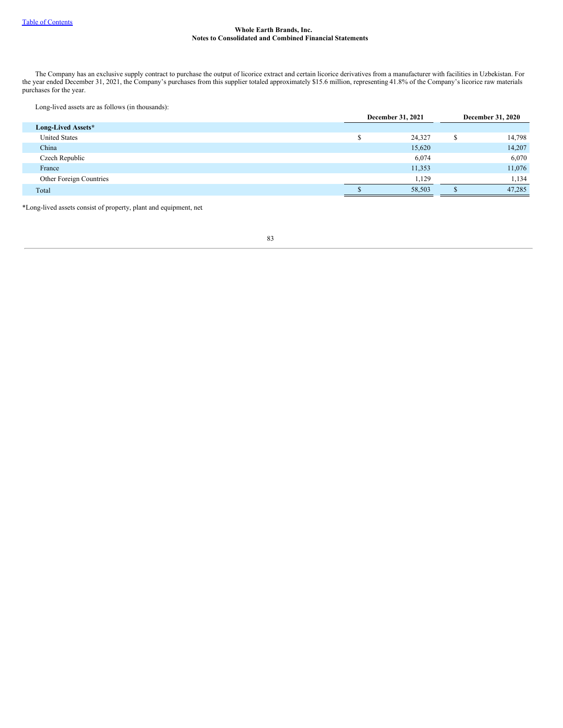**Whole Earth Brands, Inc.**
**Notes to Consolidated and Combined Financial Statements**

The Company has an exclusive supply contract to purchase the output of licorice extract and certain licorice derivatives from a manufacturer with facilities in Uzbekistan. For the year ended December 31, 2021, the Company's purchases from this supplier totaled approximately $15.6 million, representing 41.8% of the Company's licorice raw materials purchases for the year.

Long-lived assets are as follows (in thousands):

| | December 31, 2021 | December 31, 2020 |
|---|---|---|
| **Long-Lived Assets*** | | |
| United States | $ 24,327 | $ 14,798 |
| China | 15,620 | 14,207 |
| Czech Republic | 6,074 | 6,070 |
| France | 11,353 | 11,076 |
| Other Foreign Countries | 1,129 | 1,134 |
| Total | $ 58,503 | $ 47,285 |

*Long-lived assets consist of property, plant and equipment, net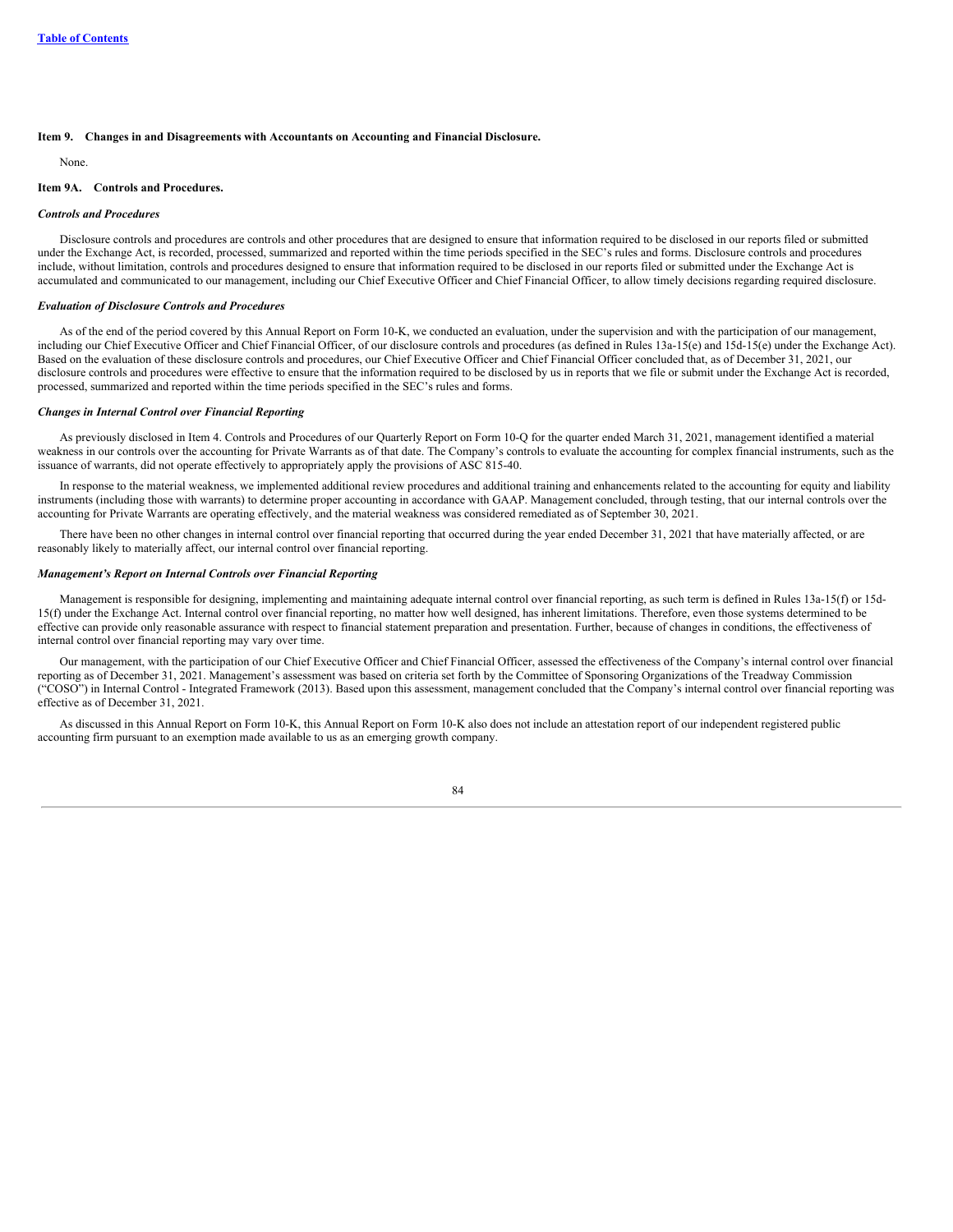**Item 9. Changes in and Disagreements with Accountants on Accounting and Financial Disclosure.**

None.

**Item 9A. Controls and Procedures.**

***Controls and Procedures***

Disclosure controls and procedures are controls and other procedures that are designed to ensure that information required to be disclosed in our reports filed or submitted under the Exchange Act, is recorded, processed, summarized and reported within the time periods specified in the SEC's rules and forms. Disclosure controls and procedures include, without limitation, controls and procedures designed to ensure that information required to be disclosed in our reports filed or submitted under the Exchange Act is accumulated and communicated to our management, including our Chief Executive Officer and Chief Financial Officer, to allow timely decisions regarding required disclosure.

***Evaluation of Disclosure Controls and Procedures***

As of the end of the period covered by this Annual Report on Form 10-K, we conducted an evaluation, under the supervision and with the participation of our management, including our Chief Executive Officer and Chief Financial Officer, of our disclosure controls and procedures (as defined in Rules 13a-15(e) and 15d-15(e) under the Exchange Act). Based on the evaluation of these disclosure controls and procedures, our Chief Executive Officer and Chief Financial Officer concluded that, as of December 31, 2021, our disclosure controls and procedures were effective to ensure that the information required to be disclosed by us in reports that we file or submit under the Exchange Act is recorded, processed, summarized and reported within the time periods specified in the SEC's rules and forms.

***Changes in Internal Control over Financial Reporting***

As previously disclosed in Item 4. Controls and Procedures of our Quarterly Report on Form 10-Q for the quarter ended March 31, 2021, management identified a material weakness in our controls over the accounting for Private Warrants as of that date. The Company's controls to evaluate the accounting for complex financial instruments, such as the issuance of warrants, did not operate effectively to appropriately apply the provisions of ASC 815-40.

In response to the material weakness, we implemented additional review procedures and additional training and enhancements related to the accounting for equity and liability instruments (including those with warrants) to determine proper accounting in accordance with GAAP. Management concluded, through testing, that our internal controls over the accounting for Private Warrants are operating effectively, and the material weakness was considered remediated as of September 30, 2021.

There have been no other changes in internal control over financial reporting that occurred during the year ended December 31, 2021 that have materially affected, or are reasonably likely to materially affect, our internal control over financial reporting.

***Management's Report on Internal Controls over Financial Reporting***

Management is responsible for designing, implementing and maintaining adequate internal control over financial reporting, as such term is defined in Rules 13a-15(f) or 15d-15(f) under the Exchange Act. Internal control over financial reporting, no matter how well designed, has inherent limitations. Therefore, even those systems determined to be effective can provide only reasonable assurance with respect to financial statement preparation and presentation. Further, because of changes in conditions, the effectiveness of internal control over financial reporting may vary over time.

Our management, with the participation of our Chief Executive Officer and Chief Financial Officer, assessed the effectiveness of the Company's internal control over financial reporting as of December 31, 2021. Management's assessment was based on criteria set forth by the Committee of Sponsoring Organizations of the Treadway Commission ("COSO") in Internal Control - Integrated Framework (2013). Based upon this assessment, management concluded that the Company's internal control over financial reporting was effective as of December 31, 2021.

As discussed in this Annual Report on Form 10-K, this Annual Report on Form 10-K also does not include an attestation report of our independent registered public accounting firm pursuant to an exemption made available to us as an emerging growth company.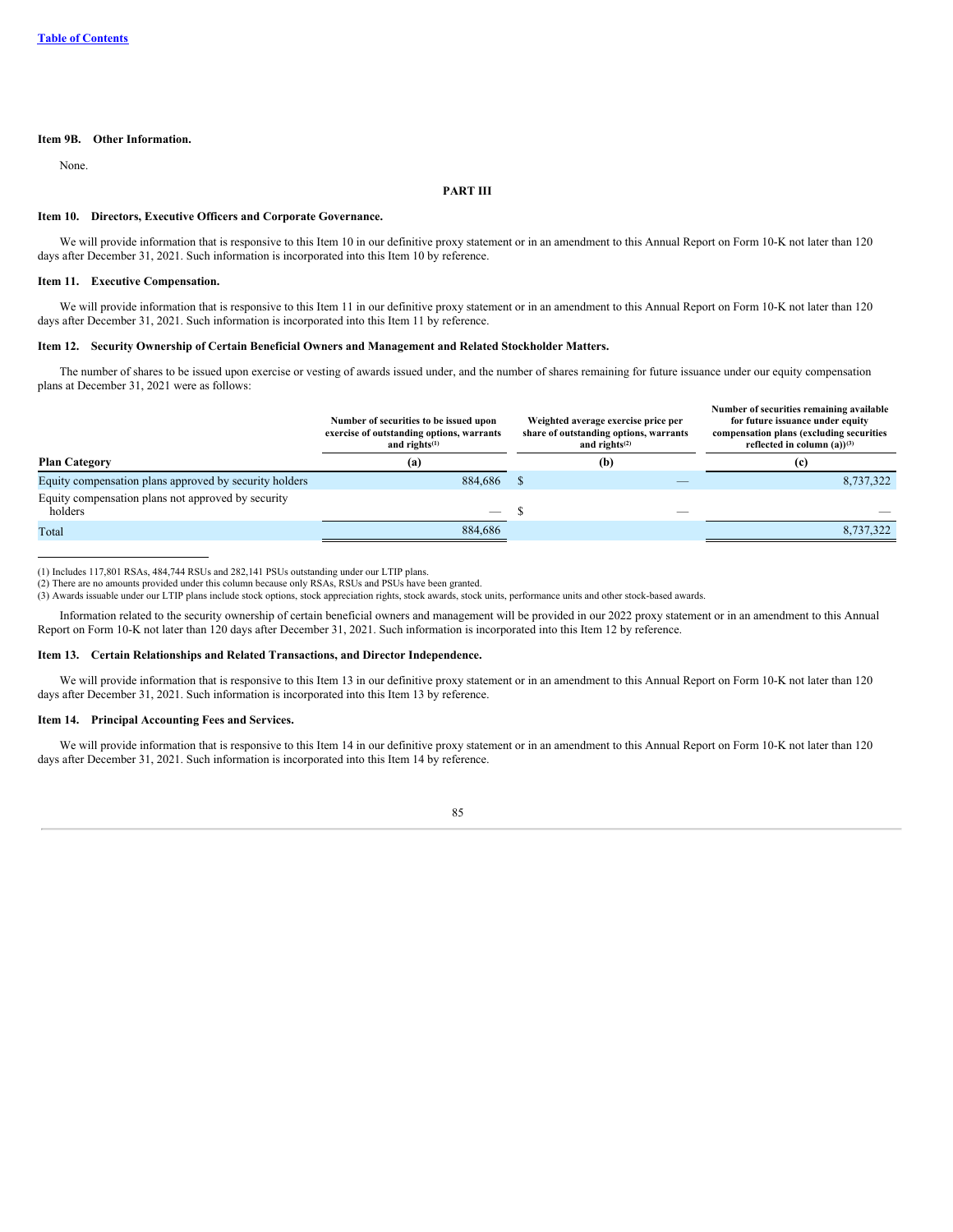**Item 9B. Other Information.**

None.

## PART III

**Item 10. Directors, Executive Officers and Corporate Governance.**

We will provide information that is responsive to this Item 10 in our definitive proxy statement or in an amendment to this Annual Report on Form 10-K not later than 120 days after December 31, 2021. Such information is incorporated into this Item 10 by reference.

**Item 11. Executive Compensation.**

We will provide information that is responsive to this Item 11 in our definitive proxy statement or in an amendment to this Annual Report on Form 10-K not later than 120 days after December 31, 2021. Such information is incorporated into this Item 11 by reference.

**Item 12. Security Ownership of Certain Beneficial Owners and Management and Related Stockholder Matters.**

The number of shares to be issued upon exercise or vesting of awards issued under, and the number of shares remaining for future issuance under our equity compensation plans at December 31, 2021 were as follows:

| Plan Category | Number of securities to be issued upon exercise of outstanding options, warrants and rights[(1)] (a) | Weighted average exercise price per share of outstanding options, warrants and rights[(2)] (b) | Number of securities remaining available for future issuance under equity compensation plans (excluding securities reflected in column (a))[(3)] (c) |
|---|---|---|---|
| Equity compensation plans approved by security holders | 884,686 | $ — | 8,737,322 |
| Equity compensation plans not approved by security holders | — | $ — | — |
| Total | 884,686 | | 8,737,322 |

(1) Includes 117,801 RSAs, 484,744 RSUs and 282,141 PSUs outstanding under our LTIP plans.
(2) There are no amounts provided under this column because only RSAs, RSUs and PSUs have been granted.
(3) Awards issuable under our LTIP plans include stock options, stock appreciation rights, stock awards, stock units, performance units and other stock-based awards.

Information related to the security ownership of certain beneficial owners and management will be provided in our 2022 proxy statement or in an amendment to this Annual Report on Form 10-K not later than 120 days after December 31, 2021. Such information is incorporated into this Item 12 by reference.

**Item 13. Certain Relationships and Related Transactions, and Director Independence.**

We will provide information that is responsive to this Item 13 in our definitive proxy statement or in an amendment to this Annual Report on Form 10-K not later than 120 days after December 31, 2021. Such information is incorporated into this Item 13 by reference.

**Item 14. Principal Accounting Fees and Services.**

We will provide information that is responsive to this Item 14 in our definitive proxy statement or in an amendment to this Annual Report on Form 10-K not later than 120 days after December 31, 2021. Such information is incorporated into this Item 14 by reference.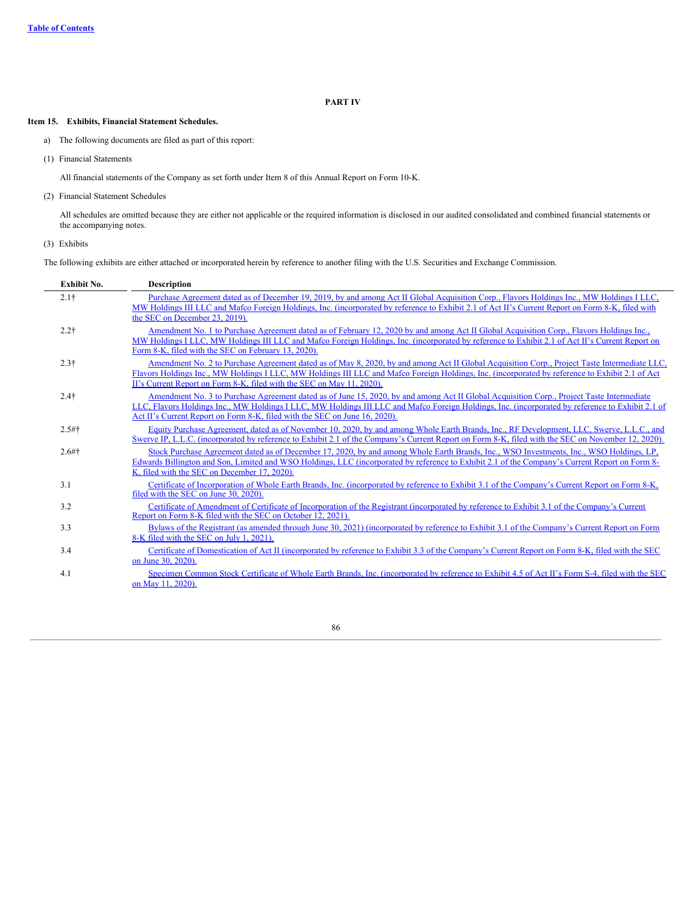# PART IV

**Item 15. Exhibits, Financial Statement Schedules.**

a) The following documents are filed as part of this report:

(1) Financial Statements

All financial statements of the Company as set forth under Item 8 of this Annual Report on Form 10-K.

(2) Financial Statement Schedules

All schedules are omitted because they are either not applicable or the required information is disclosed in our audited consolidated and combined financial statements or the accompanying notes.

(3) Exhibits

The following exhibits are either attached or incorporated herein by reference to another filing with the U.S. Securities and Exchange Commission.

| Exhibit No. | Description |
|---|---|
| 2.1† | Purchase Agreement dated as of December 19, 2019, by and among Act II Global Acquisition Corp., Flavors Holdings Inc., MW Holdings I LLC, MW Holdings III LLC and Mafco Foreign Holdings, Inc. (incorporated by reference to Exhibit 2.1 of Act II's Current Report on Form 8-K, filed with the SEC on December 23, 2019). |
| 2.2† | Amendment No. 1 to Purchase Agreement dated as of February 12, 2020 by and among Act II Global Acquisition Corp., Flavors Holdings Inc., MW Holdings I LLC, MW Holdings III LLC and Mafco Foreign Holdings, Inc. (incorporated by reference to Exhibit 2.1 of Act II's Current Report on Form 8-K, filed with the SEC on February 13, 2020). |
| 2.3† | Amendment No. 2 to Purchase Agreement dated as of May 8, 2020, by and among Act II Global Acquisition Corp., Project Taste Intermediate LLC, Flavors Holdings Inc., MW Holdings I LLC, MW Holdings III LLC and Mafco Foreign Holdings, Inc. (incorporated by reference to Exhibit 2.1 of Act II's Current Report on Form 8-K, filed with the SEC on May 11, 2020). |
| 2.4† | Amendment No. 3 to Purchase Agreement dated as of June 15, 2020, by and among Act II Global Acquisition Corp., Project Taste Intermediate LLC, Flavors Holdings Inc., MW Holdings I LLC, MW Holdings III LLC and Mafco Foreign Holdings, Inc. (incorporated by reference to Exhibit 2.1 of Act II's Current Report on Form 8-K, filed with the SEC on June 16, 2020). |
| 2.5#† | Equity Purchase Agreement, dated as of November 10, 2020, by and among Whole Earth Brands, Inc., RF Development, LLC, Swerve, L.L.C., and Swerve IP, L.L.C. (incorporated by reference to Exhibit 2.1 of the Company's Current Report on Form 8-K, filed with the SEC on November 12, 2020). |
| 2.6#† | Stock Purchase Agreement dated as of December 17, 2020, by and among Whole Earth Brands, Inc., WSO Investments, Inc., WSO Holdings, LP, Edwards Billington and Son, Limited and WSO Holdings, LLC (incorporated by reference to Exhibit 2.1 of the Company's Current Report on Form 8-K, filed with the SEC on December 17, 2020). |
| 3.1 | Certificate of Incorporation of Whole Earth Brands, Inc. (incorporated by reference to Exhibit 3.1 of the Company's Current Report on Form 8-K, filed with the SEC on June 30, 2020). |
| 3.2 | Certificate of Amendment of Certificate of Incorporation of the Registrant (incorporated by reference to Exhibit 3.1 of the Company's Current Report on Form 8-K filed with the SEC on October 12, 2021). |
| 3.3 | Bylaws of the Registrant (as amended through June 30, 2021) (incorporated by reference to Exhibit 3.1 of the Company's Current Report on Form 8-K filed with the SEC on July 1, 2021). |
| 3.4 | Certificate of Domestication of Act II (incorporated by reference to Exhibit 3.3 of the Company's Current Report on Form 8-K, filed with the SEC on June 30, 2020). |
| 4.1 | Specimen Common Stock Certificate of Whole Earth Brands, Inc. (incorporated by reference to Exhibit 4.5 of Act II's Form S-4, filed with the SEC on May 11, 2020). |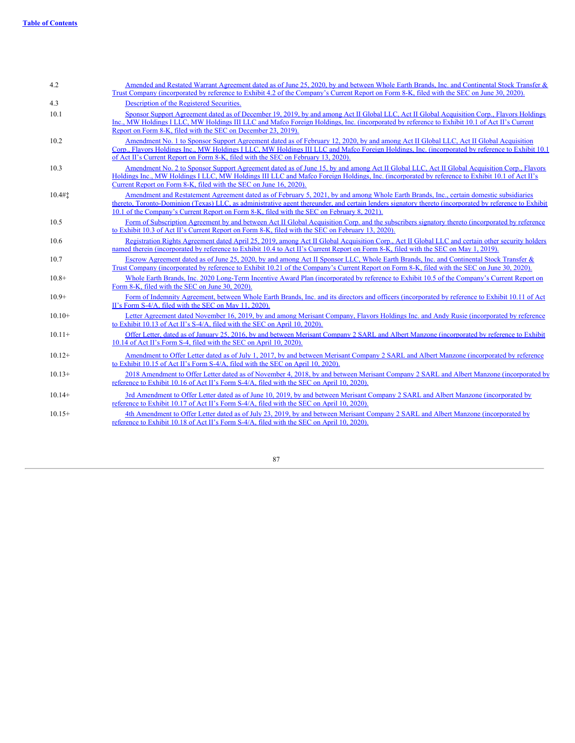| | |
|---|---|
| 4.2 | Amended and Restated Warrant Agreement dated as of June 25, 2020, by and between Whole Earth Brands, Inc. and Continental Stock Transfer & Trust Company (incorporated by reference to Exhibit 4.2 of the Company's Current Report on Form 8-K, filed with the SEC on June 30, 2020). |
| 4.3 | Description of the Registered Securities. |
| 10.1 | Sponsor Support Agreement dated as of December 19, 2019, by and among Act II Global LLC, Act II Global Acquisition Corp., Flavors Holdings Inc., MW Holdings I LLC, MW Holdings III LLC and Mafco Foreign Holdings, Inc. (incorporated by reference to Exhibit 10.1 of Act II's Current Report on Form 8-K, filed with the SEC on December 23, 2019). |
| 10.2 | Amendment No. 1 to Sponsor Support Agreement dated as of February 12, 2020, by and among Act II Global LLC, Act II Global Acquisition Corp., Flavors Holdings Inc., MW Holdings I LLC, MW Holdings III LLC and Mafco Foreign Holdings, Inc. (incorporated by reference to Exhibit 10.1 of Act II's Current Report on Form 8-K, filed with the SEC on February 13, 2020). |
| 10.3 | Amendment No. 2 to Sponsor Support Agreement dated as of June 15, by and among Act II Global LLC, Act II Global Acquisition Corp., Flavors Holdings Inc., MW Holdings I LLC, MW Holdings III LLC and Mafco Foreign Holdings, Inc. (incorporated by reference to Exhibit 10.1 of Act II's Current Report on Form 8-K, filed with the SEC on June 16, 2020). |
| 10.4#‡ | Amendment and Restatement Agreement dated as of February 5, 2021, by and among Whole Earth Brands, Inc., certain domestic subsidiaries thereto, Toronto-Dominion (Texas) LLC, as administrative agent thereunder, and certain lenders signatory thereto (incorporated by reference to Exhibit 10.1 of the Company's Current Report on Form 8-K, filed with the SEC on February 8, 2021). |
| 10.5 | Form of Subscription Agreement by and between Act II Global Acquisition Corp. and the subscribers signatory thereto (incorporated by reference to Exhibit 10.3 of Act II's Current Report on Form 8-K, filed with the SEC on February 13, 2020). |
| 10.6 | Registration Rights Agreement dated April 25, 2019, among Act II Global Acquisition Corp., Act II Global LLC and certain other security holders named therein (incorporated by reference to Exhibit 10.4 to Act II's Current Report on Form 8-K, filed with the SEC on May 1, 2019). |
| 10.7 | Escrow Agreement dated as of June 25, 2020, by and among Act II Sponsor LLC, Whole Earth Brands, Inc. and Continental Stock Transfer & Trust Company (incorporated by reference to Exhibit 10.21 of the Company's Current Report on Form 8-K, filed with the SEC on June 30, 2020). |
| 10.8+ | Whole Earth Brands, Inc. 2020 Long-Term Incentive Award Plan (incorporated by reference to Exhibit 10.5 of the Company's Current Report on Form 8-K, filed with the SEC on June 30, 2020). |
| 10.9+ | Form of Indemnity Agreement, between Whole Earth Brands, Inc. and its directors and officers (incorporated by reference to Exhibit 10.11 of Act II's Form S-4/A, filed with the SEC on May 11, 2020). |
| 10.10+ | Letter Agreement dated November 16, 2019, by and among Merisant Company, Flavors Holdings Inc. and Andy Rusie (incorporated by reference to Exhibit 10.13 of Act II's Form S-4/A, filed with the SEC on April 10, 2020). |
| 10.11+ | Offer Letter, dated as of January 25, 2016, by and between Merisant Company 2 SARL and Albert Manzone (incorporated by reference to Exhibit 10.14 of Act II's Form S-4, filed with the SEC on April 10, 2020). |
| 10.12+ | Amendment to Offer Letter dated as of July 1, 2017, by and between Merisant Company 2 SARL and Albert Manzone (incorporated by reference to Exhibit 10.15 of Act II's Form S-4/A, filed with the SEC on April 10, 2020). |
| 10.13+ | 2018 Amendment to Offer Letter dated as of November 4, 2018, by and between Merisant Company 2 SARL and Albert Manzone (incorporated by reference to Exhibit 10.16 of Act II's Form S-4/A, filed with the SEC on April 10, 2020). |
| 10.14+ | 3rd Amendment to Offer Letter dated as of June 10, 2019, by and between Merisant Company 2 SARL and Albert Manzone (incorporated by reference to Exhibit 10.17 of Act II's Form S-4/A, filed with the SEC on April 10, 2020). |
| 10.15+ | 4th Amendment to Offer Letter dated as of July 23, 2019, by and between Merisant Company 2 SARL and Albert Manzone (incorporated by reference to Exhibit 10.18 of Act II's Form S-4/A, filed with the SEC on April 10, 2020). |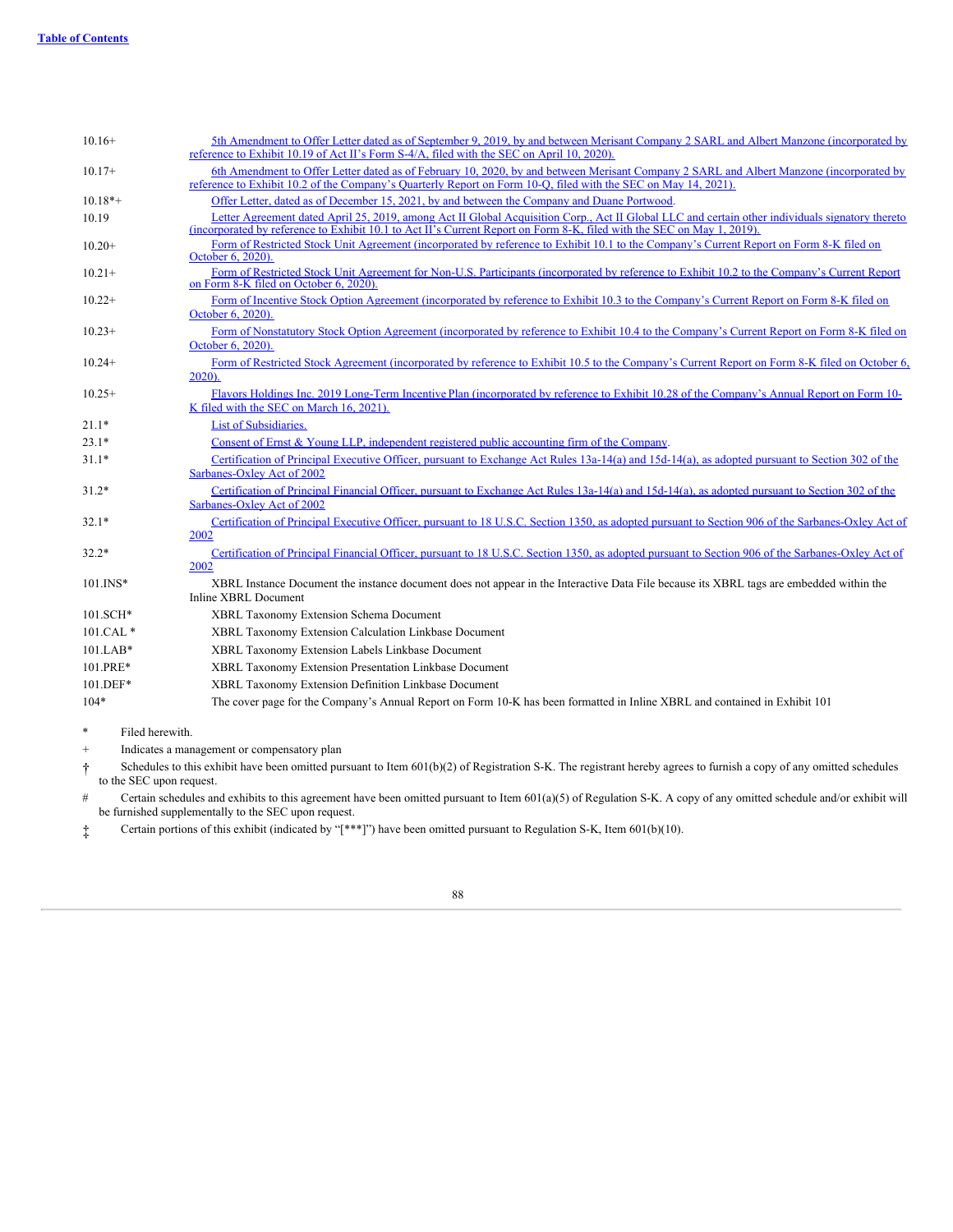Table of Contents

| | |
|---|---|
| 10.16+ | 5th Amendment to Offer Letter dated as of September 9, 2019, by and between Merisant Company 2 SARL and Albert Manzone (incorporated by reference to Exhibit 10.19 of Act II's Form S-4/A, filed with the SEC on April 10, 2020). |
| 10.17+ | 6th Amendment to Offer Letter dated as of February 10, 2020, by and between Merisant Company 2 SARL and Albert Manzone (incorporated by reference to Exhibit 10.2 of the Company's Quarterly Report on Form 10-Q, filed with the SEC on May 14, 2021). |
| 10.18*+ | Offer Letter, dated as of December 15, 2021, by and between the Company and Duane Portwood. |
| 10.19 | Letter Agreement dated April 25, 2019, among Act II Global Acquisition Corp., Act II Global LLC and certain other individuals signatory thereto (incorporated by reference to Exhibit 10.1 to Act II's Current Report on Form 8-K, filed with the SEC on May 1, 2019). |
| 10.20+ | Form of Restricted Stock Unit Agreement (incorporated by reference to Exhibit 10.1 to the Company's Current Report on Form 8-K filed on October 6, 2020). |
| 10.21+ | Form of Restricted Stock Unit Agreement for Non-U.S. Participants (incorporated by reference to Exhibit 10.2 to the Company's Current Report on Form 8-K filed on October 6, 2020). |
| 10.22+ | Form of Incentive Stock Option Agreement (incorporated by reference to Exhibit 10.3 to the Company's Current Report on Form 8-K filed on October 6, 2020). |
| 10.23+ | Form of Nonstatutory Stock Option Agreement (incorporated by reference to Exhibit 10.4 to the Company's Current Report on Form 8-K filed on October 6, 2020). |
| 10.24+ | Form of Restricted Stock Agreement (incorporated by reference to Exhibit 10.5 to the Company's Current Report on Form 8-K filed on October 6, 2020). |
| 10.25+ | Flavors Holdings Inc. 2019 Long-Term Incentive Plan (incorporated by reference to Exhibit 10.28 of the Company's Annual Report on Form 10-K filed with the SEC on March 16, 2021). |
| 21.1* | List of Subsidiaries. |
| 23.1* | Consent of Ernst & Young LLP, independent registered public accounting firm of the Company. |
| 31.1* | Certification of Principal Executive Officer, pursuant to Exchange Act Rules 13a-14(a) and 15d-14(a), as adopted pursuant to Section 302 of the Sarbanes-Oxley Act of 2002 |
| 31.2* | Certification of Principal Financial Officer, pursuant to Exchange Act Rules 13a-14(a) and 15d-14(a), as adopted pursuant to Section 302 of the Sarbanes-Oxley Act of 2002 |
| 32.1* | Certification of Principal Executive Officer, pursuant to 18 U.S.C. Section 1350, as adopted pursuant to Section 906 of the Sarbanes-Oxley Act of 2002 |
| 32.2* | Certification of Principal Financial Officer, pursuant to 18 U.S.C. Section 1350, as adopted pursuant to Section 906 of the Sarbanes-Oxley Act of 2002 |
| 101.INS* | XBRL Instance Document the instance document does not appear in the Interactive Data File because its XBRL tags are embedded within the Inline XBRL Document |
| 101.SCH* | XBRL Taxonomy Extension Schema Document |
| 101.CAL * | XBRL Taxonomy Extension Calculation Linkbase Document |
| 101.LAB* | XBRL Taxonomy Extension Labels Linkbase Document |
| 101.PRE* | XBRL Taxonomy Extension Presentation Linkbase Document |
| 101.DEF* | XBRL Taxonomy Extension Definition Linkbase Document |
| 104* | The cover page for the Company's Annual Report on Form 10-K has been formatted in Inline XBRL and contained in Exhibit 101 |

\* Filed herewith.

\+ Indicates a management or compensatory plan

† Schedules to this exhibit have been omitted pursuant to Item 601(b)(2) of Registration S-K. The registrant hereby agrees to furnish a copy of any omitted schedules to the SEC upon request.

\# Certain schedules and exhibits to this agreement have been omitted pursuant to Item 601(a)(5) of Regulation S-K. A copy of any omitted schedule and/or exhibit will be furnished supplementally to the SEC upon request.

‡ Certain portions of this exhibit (indicated by "[***]") have been omitted pursuant to Regulation S-K, Item 601(b)(10).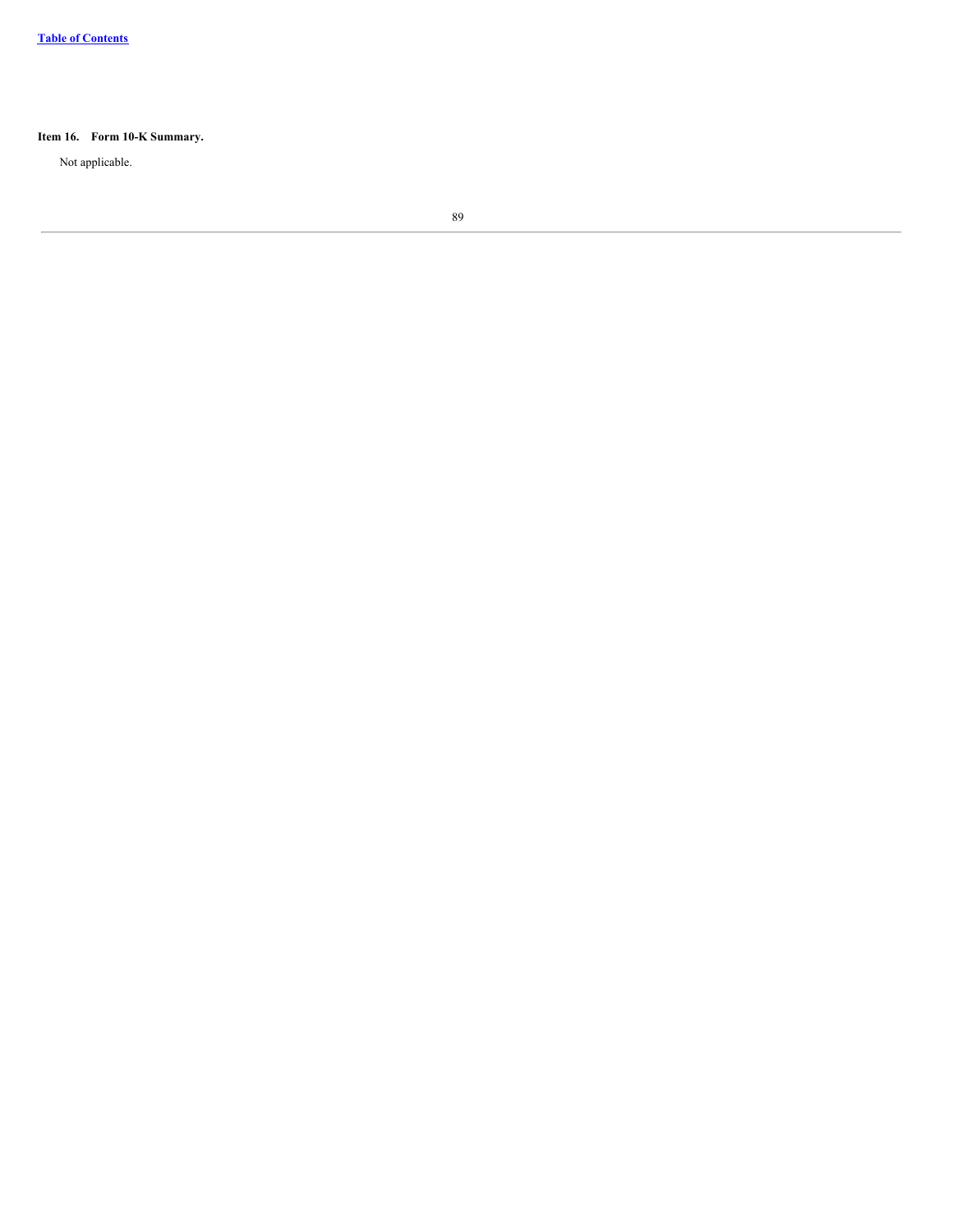**Item 16. Form 10-K Summary.**

Not applicable.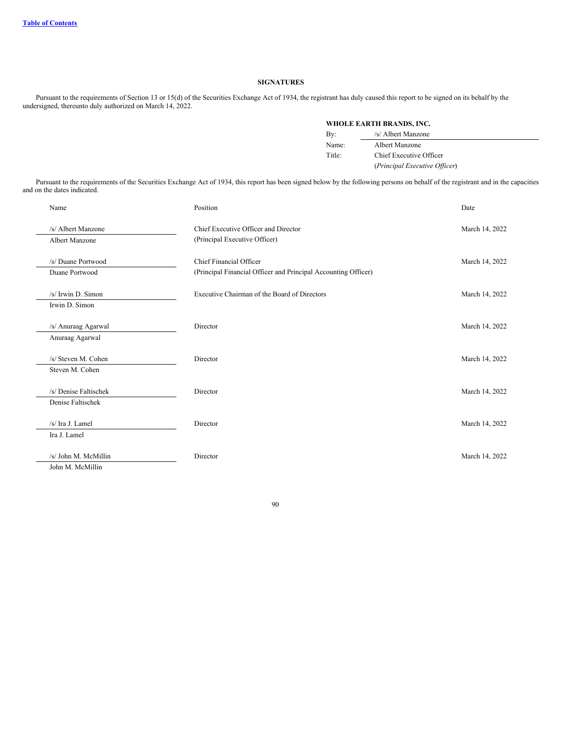## SIGNATURES

Pursuant to the requirements of Section 13 or 15(d) of the Securities Exchange Act of 1934, the registrant has duly caused this report to be signed on its behalf by the undersigned, thereunto duly authorized on March 14, 2022.

**WHOLE EARTH BRANDS, INC.**

| | |
|---|---|
| By: | /s/ Albert Manzone |
| Name: | Albert Manzone |
| Title: | Chief Executive Officer |
| | (*Principal Executive Officer*) |

Pursuant to the requirements of the Securities Exchange Act of 1934, this report has been signed below by the following persons on behalf of the registrant and in the capacities and on the dates indicated.

| Name | Position | Date |
|---|---|---|
| /s/ Albert Manzone<br>Albert Manzone | Chief Executive Officer and Director<br>(Principal Executive Officer) | March 14, 2022 |
| /s/ Duane Portwood<br>Duane Portwood | Chief Financial Officer<br>(Principal Financial Officer and Principal Accounting Officer) | March 14, 2022 |
| /s/ Irwin D. Simon<br>Irwin D. Simon | Executive Chairman of the Board of Directors | March 14, 2022 |
| /s/ Anuraag Agarwal<br>Anuraag Agarwal | Director | March 14, 2022 |
| /s/ Steven M. Cohen<br>Steven M. Cohen | Director | March 14, 2022 |
| /s/ Denise Faltischek<br>Denise Faltischek | Director | March 14, 2022 |
| /s/ Ira J. Lamel<br>Ira J. Lamel | Director | March 14, 2022 |
| /s/ John M. McMillin<br>John M. McMillin | Director | March 14, 2022 |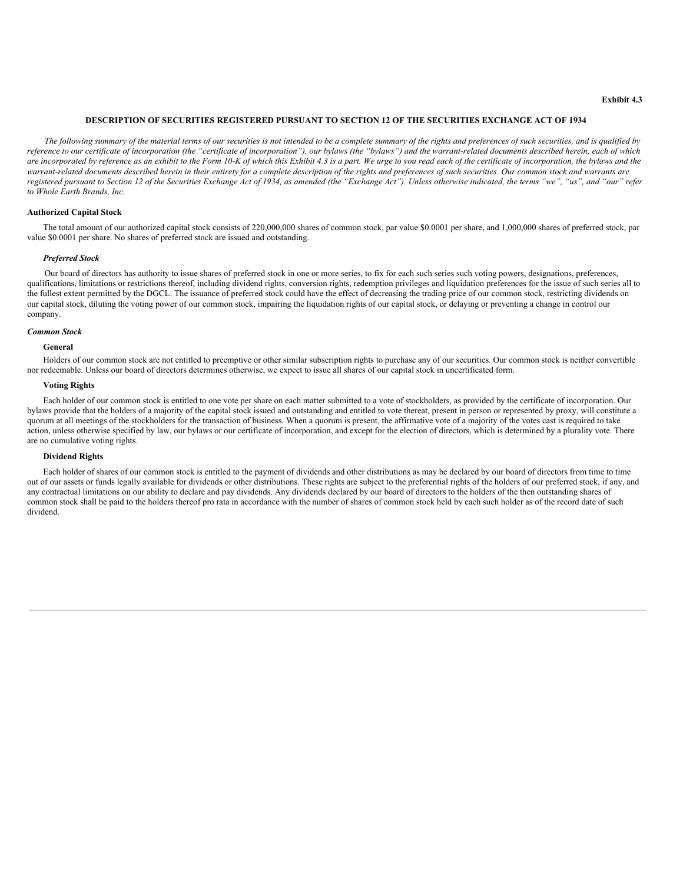**Exhibit 4.3**

## DESCRIPTION OF SECURITIES REGISTERED PURSUANT TO SECTION 12 OF THE SECURITIES EXCHANGE ACT OF 1934

*The following summary of the material terms of our securities is not intended to be a complete summary of the rights and preferences of such securities, and is qualified by reference to our certificate of incorporation (the "certificate of incorporation"), our bylaws (the "bylaws") and the warrant-related documents described herein, each of which are incorporated by reference as an exhibit to the Form 10-K of which this Exhibit 4.3 is a part. We urge to you read each of the certificate of incorporation, the bylaws and the warrant-related documents described herein in their entirety for a complete description of the rights and preferences of such securities. Our common stock and warrants are registered pursuant to Section 12 of the Securities Exchange Act of 1934, as amended (the "Exchange Act"). Unless otherwise indicated, the terms "we", "us", and "our" refer to Whole Earth Brands, Inc.*

### Authorized Capital Stock

The total amount of our authorized capital stock consists of 220,000,000 shares of common stock, par value $0.0001 per share, and 1,000,000 shares of preferred stock, par value $0.0001 per share. No shares of preferred stock are issued and outstanding.

#### *Preferred Stock*

Our board of directors has authority to issue shares of preferred stock in one or more series, to fix for each such series such voting powers, designations, preferences, qualifications, limitations or restrictions thereof, including dividend rights, conversion rights, redemption privileges and liquidation preferences for the issue of such series all to the fullest extent permitted by the DGCL. The issuance of preferred stock could have the effect of decreasing the trading price of our common stock, restricting dividends on our capital stock, diluting the voting power of our common stock, impairing the liquidation rights of our capital stock, or delaying or preventing a change in control our company.

#### *Common Stock*

##### General

Holders of our common stock are not entitled to preemptive or other similar subscription rights to purchase any of our securities. Our common stock is neither convertible nor redeemable. Unless our board of directors determines otherwise, we expect to issue all shares of our capital stock in uncertificated form.

##### Voting Rights

Each holder of our common stock is entitled to one vote per share on each matter submitted to a vote of stockholders, as provided by the certificate of incorporation. Our bylaws provide that the holders of a majority of the capital stock issued and outstanding and entitled to vote thereat, present in person or represented by proxy, will constitute a quorum at all meetings of the stockholders for the transaction of business. When a quorum is present, the affirmative vote of a majority of the votes cast is required to take action, unless otherwise specified by law, our bylaws or our certificate of incorporation, and except for the election of directors, which is determined by a plurality vote. There are no cumulative voting rights.

##### Dividend Rights

Each holder of shares of our common stock is entitled to the payment of dividends and other distributions as may be declared by our board of directors from time to time out of our assets or funds legally available for dividends or other distributions. These rights are subject to the preferential rights of the holders of our preferred stock, if any, and any contractual limitations on our ability to declare and pay dividends. Any dividends declared by our board of directors to the holders of the then outstanding shares of common stock shall be paid to the holders thereof pro rata in accordance with the number of shares of common stock held by each such holder as of the record date of such dividend.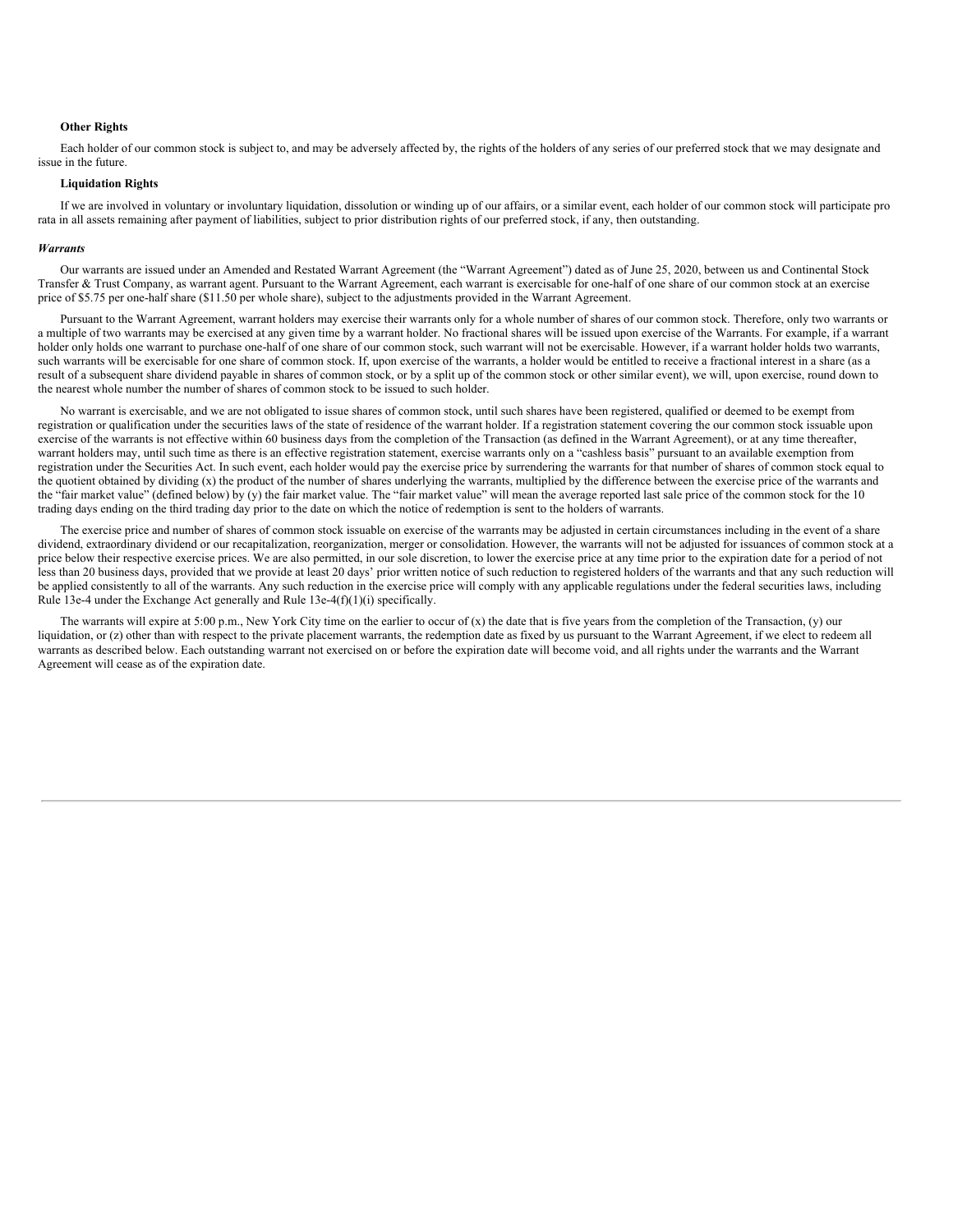**Other Rights**

Each holder of our common stock is subject to, and may be adversely affected by, the rights of the holders of any series of our preferred stock that we may designate and issue in the future.

**Liquidation Rights**

If we are involved in voluntary or involuntary liquidation, dissolution or winding up of our affairs, or a similar event, each holder of our common stock will participate pro rata in all assets remaining after payment of liabilities, subject to prior distribution rights of our preferred stock, if any, then outstanding.

***Warrants***

Our warrants are issued under an Amended and Restated Warrant Agreement (the "Warrant Agreement") dated as of June 25, 2020, between us and Continental Stock Transfer & Trust Company, as warrant agent. Pursuant to the Warrant Agreement, each warrant is exercisable for one-half of one share of our common stock at an exercise price of $5.75 per one-half share ($11.50 per whole share), subject to the adjustments provided in the Warrant Agreement.

Pursuant to the Warrant Agreement, warrant holders may exercise their warrants only for a whole number of shares of our common stock. Therefore, only two warrants or a multiple of two warrants may be exercised at any given time by a warrant holder. No fractional shares will be issued upon exercise of the Warrants. For example, if a warrant holder only holds one warrant to purchase one-half of one share of our common stock, such warrant will not be exercisable. However, if a warrant holder holds two warrants, such warrants will be exercisable for one share of common stock. If, upon exercise of the warrants, a holder would be entitled to receive a fractional interest in a share (as a result of a subsequent share dividend payable in shares of common stock, or by a split up of the common stock or other similar event), we will, upon exercise, round down to the nearest whole number the number of shares of common stock to be issued to such holder.

No warrant is exercisable, and we are not obligated to issue shares of common stock, until such shares have been registered, qualified or deemed to be exempt from registration or qualification under the securities laws of the state of residence of the warrant holder. If a registration statement covering the our common stock issuable upon exercise of the warrants is not effective within 60 business days from the completion of the Transaction (as defined in the Warrant Agreement), or at any time thereafter, warrant holders may, until such time as there is an effective registration statement, exercise warrants only on a "cashless basis" pursuant to an available exemption from registration under the Securities Act. In such event, each holder would pay the exercise price by surrendering the warrants for that number of shares of common stock equal to the quotient obtained by dividing (x) the product of the number of shares underlying the warrants, multiplied by the difference between the exercise price of the warrants and the "fair market value" (defined below) by (y) the fair market value. The "fair market value" will mean the average reported last sale price of the common stock for the 10 trading days ending on the third trading day prior to the date on which the notice of redemption is sent to the holders of warrants.

The exercise price and number of shares of common stock issuable on exercise of the warrants may be adjusted in certain circumstances including in the event of a share dividend, extraordinary dividend or our recapitalization, reorganization, merger or consolidation. However, the warrants will not be adjusted for issuances of common stock at a price below their respective exercise prices. We are also permitted, in our sole discretion, to lower the exercise price at any time prior to the expiration date for a period of not less than 20 business days, provided that we provide at least 20 days' prior written notice of such reduction to registered holders of the warrants and that any such reduction will be applied consistently to all of the warrants. Any such reduction in the exercise price will comply with any applicable regulations under the federal securities laws, including Rule 13e-4 under the Exchange Act generally and Rule 13e-4(f)(1)(i) specifically.

The warrants will expire at 5:00 p.m., New York City time on the earlier to occur of (x) the date that is five years from the completion of the Transaction, (y) our liquidation, or (z) other than with respect to the private placement warrants, the redemption date as fixed by us pursuant to the Warrant Agreement, if we elect to redeem all warrants as described below. Each outstanding warrant not exercised on or before the expiration date will become void, and all rights under the warrants and the Warrant Agreement will cease as of the expiration date.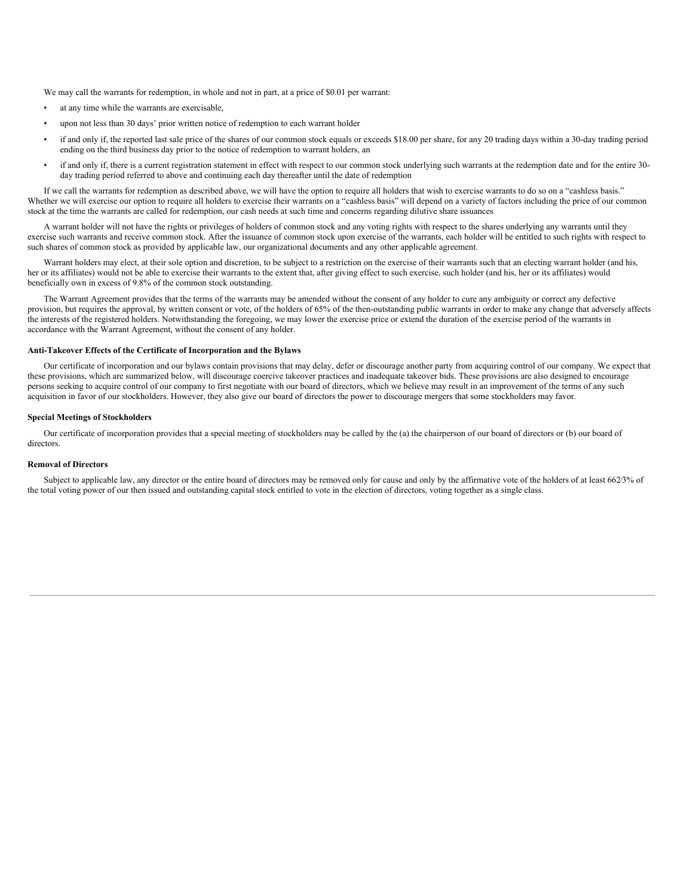We may call the warrants for redemption, in whole and not in part, at a price of $0.01 per warrant:

- at any time while the warrants are exercisable,
- upon not less than 30 days' prior written notice of redemption to each warrant holder
- if and only if, the reported last sale price of the shares of our common stock equals or exceeds $18.00 per share, for any 20 trading days within a 30-day trading period ending on the third business day prior to the notice of redemption to warrant holders, an
- if and only if, there is a current registration statement in effect with respect to our common stock underlying such warrants at the redemption date and for the entire 30-day trading period referred to above and continuing each day thereafter until the date of redemption

If we call the warrants for redemption as described above, we will have the option to require all holders that wish to exercise warrants to do so on a "cashless basis." Whether we will exercise our option to require all holders to exercise their warrants on a "cashless basis" will depend on a variety of factors including the price of our common stock at the time the warrants are called for redemption, our cash needs at such time and concerns regarding dilutive share issuances

A warrant holder will not have the rights or privileges of holders of common stock and any voting rights with respect to the shares underlying any warrants until they exercise such warrants and receive common stock. After the issuance of common stock upon exercise of the warrants, each holder will be entitled to such rights with respect to such shares of common stock as provided by applicable law, our organizational documents and any other applicable agreement.

Warrant holders may elect, at their sole option and discretion, to be subject to a restriction on the exercise of their warrants such that an electing warrant holder (and his, her or its affiliates) would not be able to exercise their warrants to the extent that, after giving effect to such exercise, such holder (and his, her or its affiliates) would beneficially own in excess of 9.8% of the common stock outstanding.

The Warrant Agreement provides that the terms of the warrants may be amended without the consent of any holder to cure any ambiguity or correct any defective provision, but requires the approval, by written consent or vote, of the holders of 65% of the then-outstanding public warrants in order to make any change that adversely affects the interests of the registered holders. Notwithstanding the foregoing, we may lower the exercise price or extend the duration of the exercise period of the warrants in accordance with the Warrant Agreement, without the consent of any holder.

**Anti-Takeover Effects of the Certificate of Incorporation and the Bylaws**

Our certificate of incorporation and our bylaws contain provisions that may delay, defer or discourage another party from acquiring control of our company. We expect that these provisions, which are summarized below, will discourage coercive takeover practices and inadequate takeover bids. These provisions are also designed to encourage persons seeking to acquire control of our company to first negotiate with our board of directors, which we believe may result in an improvement of the terms of any such acquisition in favor of our stockholders. However, they also give our board of directors the power to discourage mergers that some stockholders may favor.

**Special Meetings of Stockholders**

Our certificate of incorporation provides that a special meeting of stockholders may be called by the (a) the chairperson of our board of directors or (b) our board of directors.

**Removal of Directors**

Subject to applicable law, any director or the entire board of directors may be removed only for cause and only by the affirmative vote of the holders of at least 66⅔% of the total voting power of our then issued and outstanding capital stock entitled to vote in the election of directors, voting together as a single class.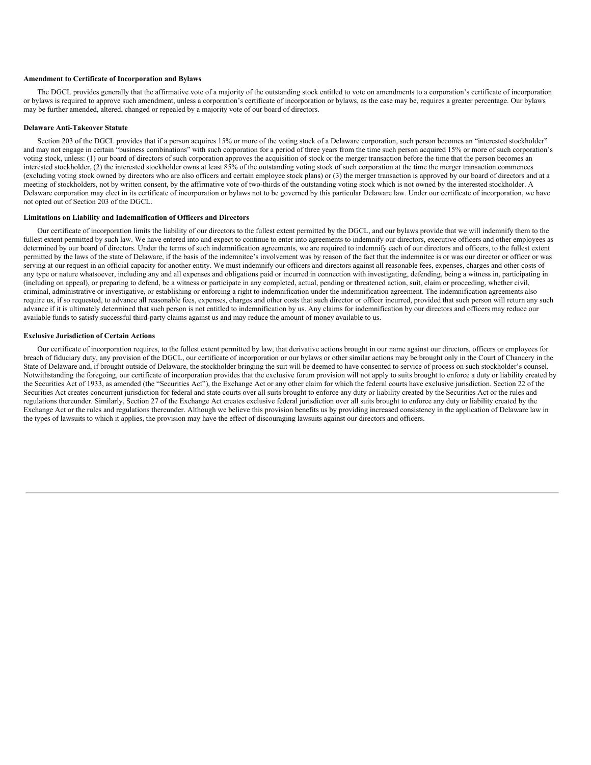**Amendment to Certificate of Incorporation and Bylaws**

The DGCL provides generally that the affirmative vote of a majority of the outstanding stock entitled to vote on amendments to a corporation's certificate of incorporation or bylaws is required to approve such amendment, unless a corporation's certificate of incorporation or bylaws, as the case may be, requires a greater percentage. Our bylaws may be further amended, altered, changed or repealed by a majority vote of our board of directors.

**Delaware Anti-Takeover Statute**

Section 203 of the DGCL provides that if a person acquires 15% or more of the voting stock of a Delaware corporation, such person becomes an "interested stockholder" and may not engage in certain "business combinations" with such corporation for a period of three years from the time such person acquired 15% or more of such corporation's voting stock, unless: (1) our board of directors of such corporation approves the acquisition of stock or the merger transaction before the time that the person becomes an interested stockholder, (2) the interested stockholder owns at least 85% of the outstanding voting stock of such corporation at the time the merger transaction commences (excluding voting stock owned by directors who are also officers and certain employee stock plans) or (3) the merger transaction is approved by our board of directors and at a meeting of stockholders, not by written consent, by the affirmative vote of two-thirds of the outstanding voting stock which is not owned by the interested stockholder. A Delaware corporation may elect in its certificate of incorporation or bylaws not to be governed by this particular Delaware law. Under our certificate of incorporation, we have not opted out of Section 203 of the DGCL.

**Limitations on Liability and Indemnification of Officers and Directors**

Our certificate of incorporation limits the liability of our directors to the fullest extent permitted by the DGCL, and our bylaws provide that we will indemnify them to the fullest extent permitted by such law. We have entered into and expect to continue to enter into agreements to indemnify our directors, executive officers and other employees as determined by our board of directors. Under the terms of such indemnification agreements, we are required to indemnify each of our directors and officers, to the fullest extent permitted by the laws of the state of Delaware, if the basis of the indemnitee's involvement was by reason of the fact that the indemnitee is or was our director or officer or was serving at our request in an official capacity for another entity. We must indemnify our officers and directors against all reasonable fees, expenses, charges and other costs of any type or nature whatsoever, including any and all expenses and obligations paid or incurred in connection with investigating, defending, being a witness in, participating in (including on appeal), or preparing to defend, be a witness or participate in any completed, actual, pending or threatened action, suit, claim or proceeding, whether civil, criminal, administrative or investigative, or establishing or enforcing a right to indemnification under the indemnification agreement. The indemnification agreements also require us, if so requested, to advance all reasonable fees, expenses, charges and other costs that such director or officer incurred, provided that such person will return any such advance if it is ultimately determined that such person is not entitled to indemnification by us. Any claims for indemnification by our directors and officers may reduce our available funds to satisfy successful third-party claims against us and may reduce the amount of money available to us.

**Exclusive Jurisdiction of Certain Actions**

Our certificate of incorporation requires, to the fullest extent permitted by law, that derivative actions brought in our name against our directors, officers or employees for breach of fiduciary duty, any provision of the DGCL, our certificate of incorporation or our bylaws or other similar actions may be brought only in the Court of Chancery in the State of Delaware and, if brought outside of Delaware, the stockholder bringing the suit will be deemed to have consented to service of process on such stockholder's counsel. Notwithstanding the foregoing, our certificate of incorporation provides that the exclusive forum provision will not apply to suits brought to enforce a duty or liability created by the Securities Act of 1933, as amended (the "Securities Act"), the Exchange Act or any other claim for which the federal courts have exclusive jurisdiction. Section 22 of the Securities Act creates concurrent jurisdiction for federal and state courts over all suits brought to enforce any duty or liability created by the Securities Act or the rules and regulations thereunder. Similarly, Section 27 of the Exchange Act creates exclusive federal jurisdiction over all suits brought to enforce any duty or liability created by the Exchange Act or the rules and regulations thereunder. Although we believe this provision benefits us by providing increased consistency in the application of Delaware law in the types of lawsuits to which it applies, the provision may have the effect of discouraging lawsuits against our directors and officers.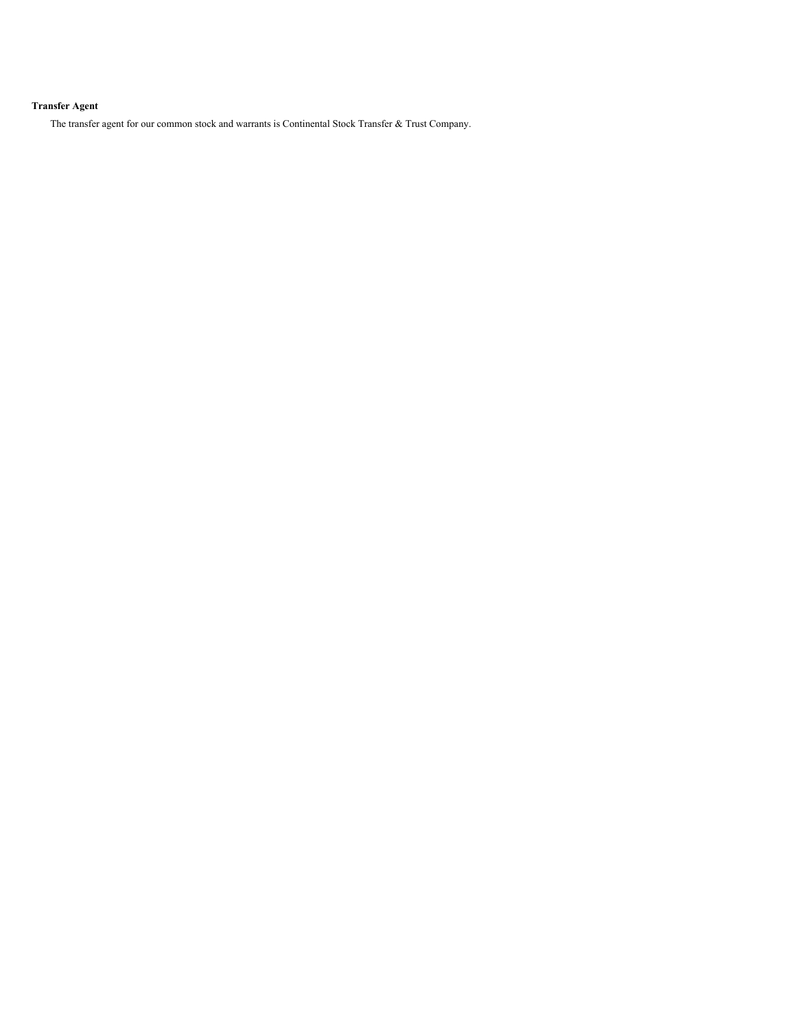**Transfer Agent**

The transfer agent for our common stock and warrants is Continental Stock Transfer & Trust Company.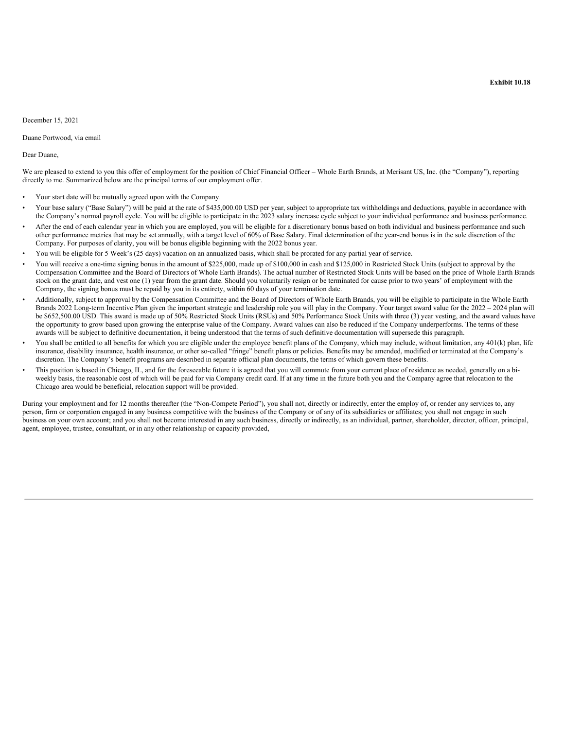**Exhibit 10.18**

December 15, 2021

Duane Portwood, via email

Dear Duane,

We are pleased to extend to you this offer of employment for the position of Chief Financial Officer – Whole Earth Brands, at Merisant US, Inc. (the "Company"), reporting directly to me. Summarized below are the principal terms of our employment offer.

- Your start date will be mutually agreed upon with the Company.
- Your base salary ("Base Salary") will be paid at the rate of $435,000.00 USD per year, subject to appropriate tax withholdings and deductions, payable in accordance with the Company's normal payroll cycle. You will be eligible to participate in the 2023 salary increase cycle subject to your individual performance and business performance.
- After the end of each calendar year in which you are employed, you will be eligible for a discretionary bonus based on both individual and business performance and such other performance metrics that may be set annually, with a target level of 60% of Base Salary. Final determination of the year-end bonus is in the sole discretion of the Company. For purposes of clarity, you will be bonus eligible beginning with the 2022 bonus year.
- You will be eligible for 5 Week's (25 days) vacation on an annualized basis, which shall be prorated for any partial year of service.
- You will receive a one-time signing bonus in the amount of $225,000, made up of $100,000 in cash and $125,000 in Restricted Stock Units (subject to approval by the Compensation Committee and the Board of Directors of Whole Earth Brands). The actual number of Restricted Stock Units will be based on the price of Whole Earth Brands stock on the grant date, and vest one (1) year from the grant date. Should you voluntarily resign or be terminated for cause prior to two years' of employment with the Company, the signing bonus must be repaid by you in its entirety, within 60 days of your termination date.
- Additionally, subject to approval by the Compensation Committee and the Board of Directors of Whole Earth Brands, you will be eligible to participate in the Whole Earth Brands 2022 Long-term Incentive Plan given the important strategic and leadership role you will play in the Company. Your target award value for the 2022 – 2024 plan will be $652,500.00 USD. This award is made up of 50% Restricted Stock Units (RSUs) and 50% Performance Stock Units with three (3) year vesting, and the award values have the opportunity to grow based upon growing the enterprise value of the Company. Award values can also be reduced if the Company underperforms. The terms of these awards will be subject to definitive documentation, it being understood that the terms of such definitive documentation will supersede this paragraph.
- You shall be entitled to all benefits for which you are eligible under the employee benefit plans of the Company, which may include, without limitation, any 401(k) plan, life insurance, disability insurance, health insurance, or other so-called "fringe" benefit plans or policies. Benefits may be amended, modified or terminated at the Company's discretion. The Company's benefit programs are described in separate official plan documents, the terms of which govern these benefits.
- This position is based in Chicago, IL, and for the foreseeable future it is agreed that you will commute from your current place of residence as needed, generally on a bi-weekly basis, the reasonable cost of which will be paid for via Company credit card. If at any time in the future both you and the Company agree that relocation to the Chicago area would be beneficial, relocation support will be provided.

During your employment and for 12 months thereafter (the "Non-Compete Period"), you shall not, directly or indirectly, enter the employ of, or render any services to, any person, firm or corporation engaged in any business competitive with the business of the Company or of any of its subsidiaries or affiliates; you shall not engage in such business on your own account; and you shall not become interested in any such business, directly or indirectly, as an individual, partner, shareholder, director, officer, principal, agent, employee, trustee, consultant, or in any other relationship or capacity provided,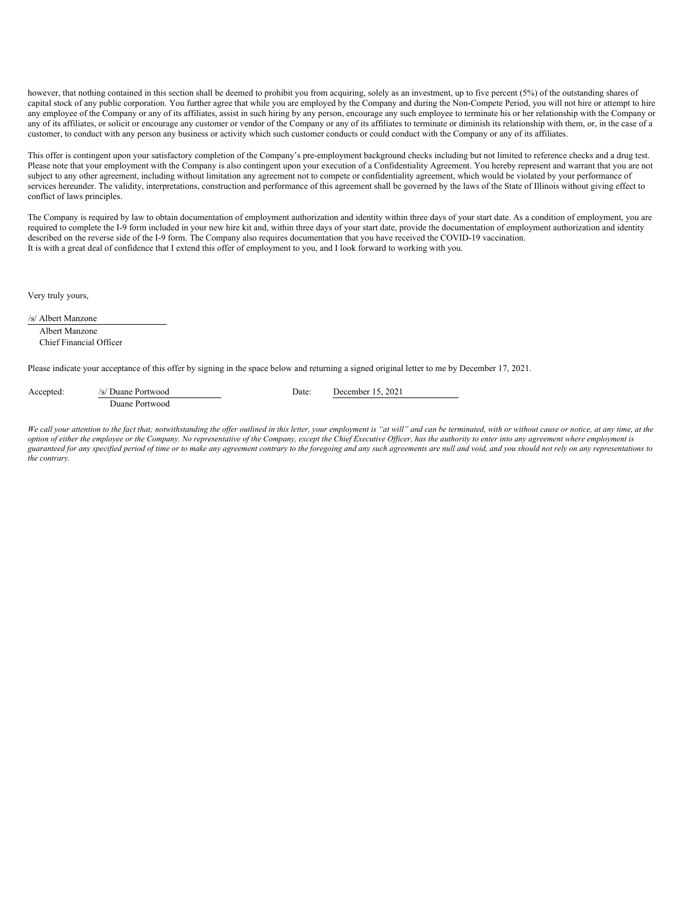however, that nothing contained in this section shall be deemed to prohibit you from acquiring, solely as an investment, up to five percent (5%) of the outstanding shares of capital stock of any public corporation. You further agree that while you are employed by the Company and during the Non-Compete Period, you will not hire or attempt to hire any employee of the Company or any of its affiliates, assist in such hiring by any person, encourage any such employee to terminate his or her relationship with the Company or any of its affiliates, or solicit or encourage any customer or vendor of the Company or any of its affiliates to terminate or diminish its relationship with them, or, in the case of a customer, to conduct with any person any business or activity which such customer conducts or could conduct with the Company or any of its affiliates.

This offer is contingent upon your satisfactory completion of the Company's pre-employment background checks including but not limited to reference checks and a drug test. Please note that your employment with the Company is also contingent upon your execution of a Confidentiality Agreement. You hereby represent and warrant that you are not subject to any other agreement, including without limitation any agreement not to compete or confidentiality agreement, which would be violated by your performance of services hereunder. The validity, interpretations, construction and performance of this agreement shall be governed by the laws of the State of Illinois without giving effect to conflict of laws principles.

The Company is required by law to obtain documentation of employment authorization and identity within three days of your start date. As a condition of employment, you are required to complete the I-9 form included in your new hire kit and, within three days of your start date, provide the documentation of employment authorization and identity described on the reverse side of the I-9 form. The Company also requires documentation that you have received the COVID-19 vaccination.
It is with a great deal of confidence that I extend this offer of employment to you, and I look forward to working with you.

Very truly yours,

/s/ Albert Manzone
Albert Manzone
Chief Financial Officer

Please indicate your acceptance of this offer by signing in the space below and returning a signed original letter to me by December 17, 2021.

Accepted: /s/ Duane Portwood
Duane Portwood

Date: December 15, 2021

*We call your attention to the fact that; notwithstanding the offer outlined in this letter, your employment is "at will" and can be terminated, with or without cause or notice, at any time, at the option of either the employee or the Company. No representative of the Company, except the Chief Executive Officer, has the authority to enter into any agreement where employment is guaranteed for any specified period of time or to make any agreement contrary to the foregoing and any such agreements are null and void, and you should not rely on any representations to the contrary.*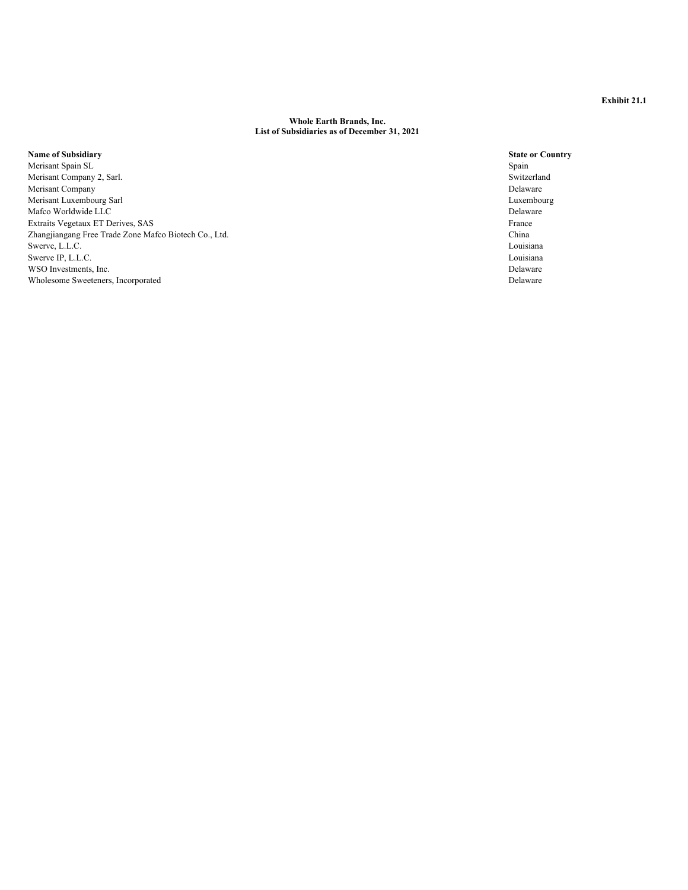**Exhibit 21.1**

**Whole Earth Brands, Inc.**
**List of Subsidiaries as of December 31, 2021**

| Name of Subsidiary | State or Country |
|---|---|
| Merisant Spain SL | Spain |
| Merisant Company 2, Sarl. | Switzerland |
| Merisant Company | Delaware |
| Merisant Luxembourg Sarl | Luxembourg |
| Mafco Worldwide LLC | Delaware |
| Extraits Vegetaux ET Derives, SAS | France |
| Zhangjiangang Free Trade Zone Mafco Biotech Co., Ltd. | China |
| Swerve, L.L.C. | Louisiana |
| Swerve IP, L.L.C. | Louisiana |
| WSO Investments, Inc. | Delaware |
| Wholesome Sweeteners, Incorporated | Delaware |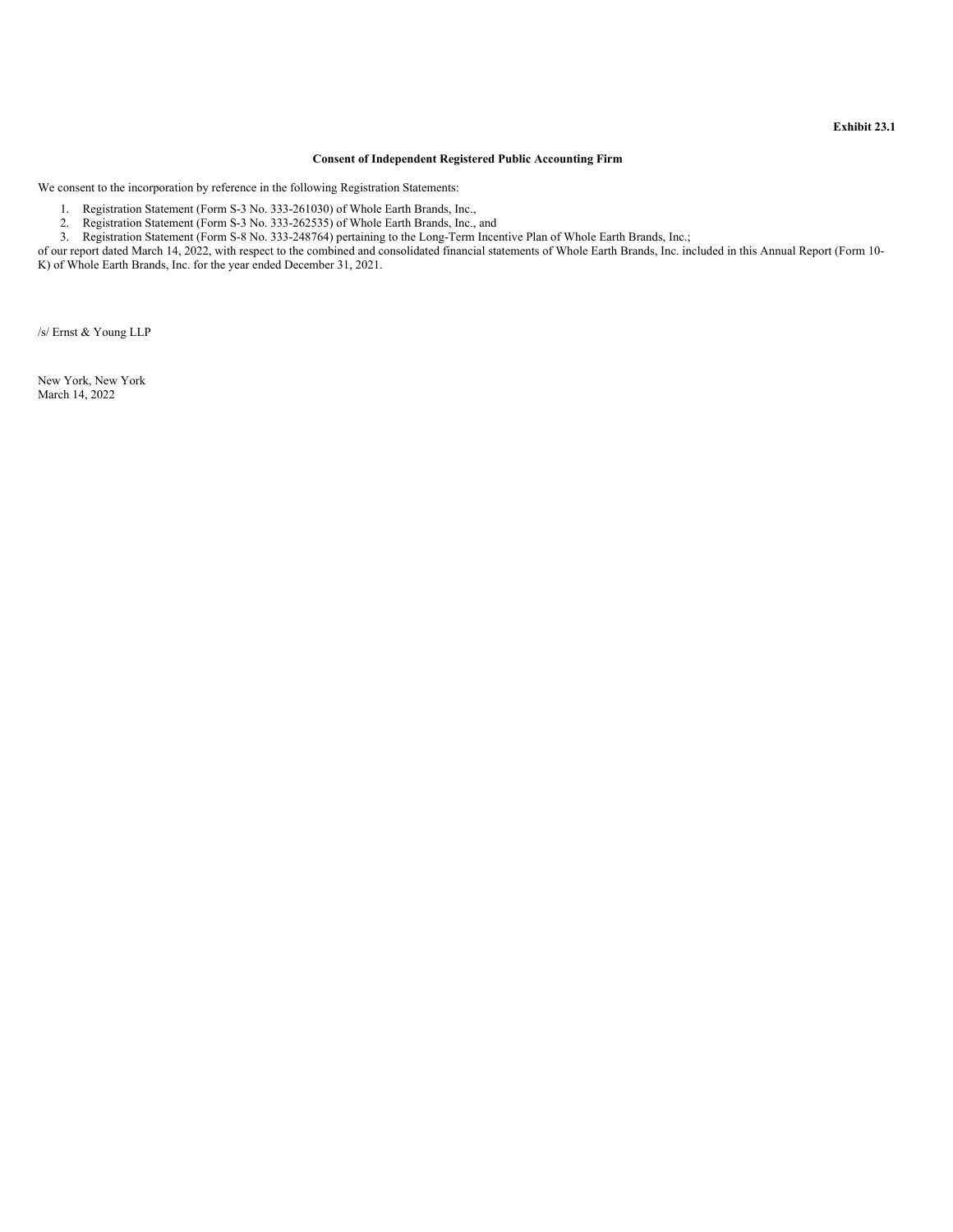**Exhibit 23.1**

**Consent of Independent Registered Public Accounting Firm**

We consent to the incorporation by reference in the following Registration Statements:

1. Registration Statement (Form S-3 No. 333-261030) of Whole Earth Brands, Inc.,
2. Registration Statement (Form S-3 No. 333-262535) of Whole Earth Brands, Inc., and
3. Registration Statement (Form S-8 No. 333-248764) pertaining to the Long-Term Incentive Plan of Whole Earth Brands, Inc.;

of our report dated March 14, 2022, with respect to the combined and consolidated financial statements of Whole Earth Brands, Inc. included in this Annual Report (Form 10-K) of Whole Earth Brands, Inc. for the year ended December 31, 2021.

/s/ Ernst & Young LLP

New York, New York
March 14, 2022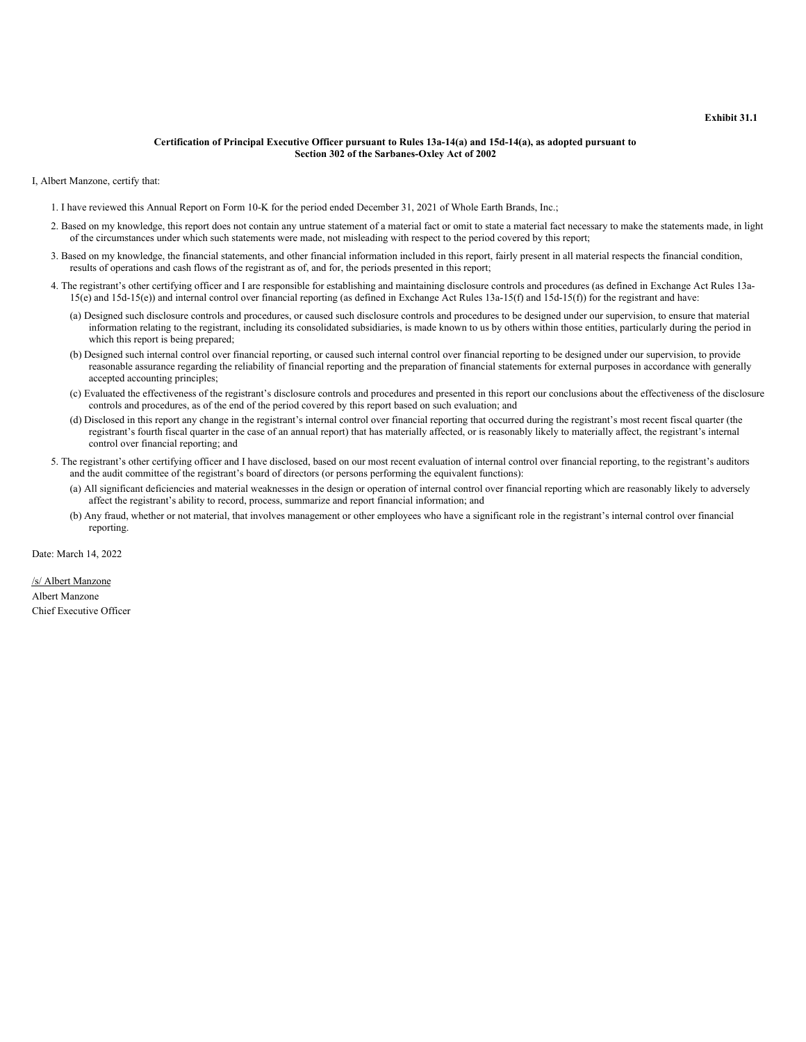**Exhibit 31.1**

**Certification of Principal Executive Officer pursuant to Rules 13a-14(a) and 15d-14(a), as adopted pursuant to Section 302 of the Sarbanes-Oxley Act of 2002**

I, Albert Manzone, certify that:

1. I have reviewed this Annual Report on Form 10-K for the period ended December 31, 2021 of Whole Earth Brands, Inc.;
2. Based on my knowledge, this report does not contain any untrue statement of a material fact or omit to state a material fact necessary to make the statements made, in light of the circumstances under which such statements were made, not misleading with respect to the period covered by this report;
3. Based on my knowledge, the financial statements, and other financial information included in this report, fairly present in all material respects the financial condition, results of operations and cash flows of the registrant as of, and for, the periods presented in this report;
4. The registrant's other certifying officer and I are responsible for establishing and maintaining disclosure controls and procedures (as defined in Exchange Act Rules 13a-15(e) and 15d-15(e)) and internal control over financial reporting (as defined in Exchange Act Rules 13a-15(f) and 15d-15(f)) for the registrant and have:
   (a) Designed such disclosure controls and procedures, or caused such disclosure controls and procedures to be designed under our supervision, to ensure that material information relating to the registrant, including its consolidated subsidiaries, is made known to us by others within those entities, particularly during the period in which this report is being prepared;
   (b) Designed such internal control over financial reporting, or caused such internal control over financial reporting to be designed under our supervision, to provide reasonable assurance regarding the reliability of financial reporting and the preparation of financial statements for external purposes in accordance with generally accepted accounting principles;
   (c) Evaluated the effectiveness of the registrant's disclosure controls and procedures and presented in this report our conclusions about the effectiveness of the disclosure controls and procedures, as of the end of the period covered by this report based on such evaluation; and
   (d) Disclosed in this report any change in the registrant's internal control over financial reporting that occurred during the registrant's most recent fiscal quarter (the registrant's fourth fiscal quarter in the case of an annual report) that has materially affected, or is reasonably likely to materially affect, the registrant's internal control over financial reporting; and
5. The registrant's other certifying officer and I have disclosed, based on our most recent evaluation of internal control over financial reporting, to the registrant's auditors and the audit committee of the registrant's board of directors (or persons performing the equivalent functions):
   (a) All significant deficiencies and material weaknesses in the design or operation of internal control over financial reporting which are reasonably likely to adversely affect the registrant's ability to record, process, summarize and report financial information; and
   (b) Any fraud, whether or not material, that involves management or other employees who have a significant role in the registrant's internal control over financial reporting.

Date: March 14, 2022

/s/ Albert Manzone
Albert Manzone
Chief Executive Officer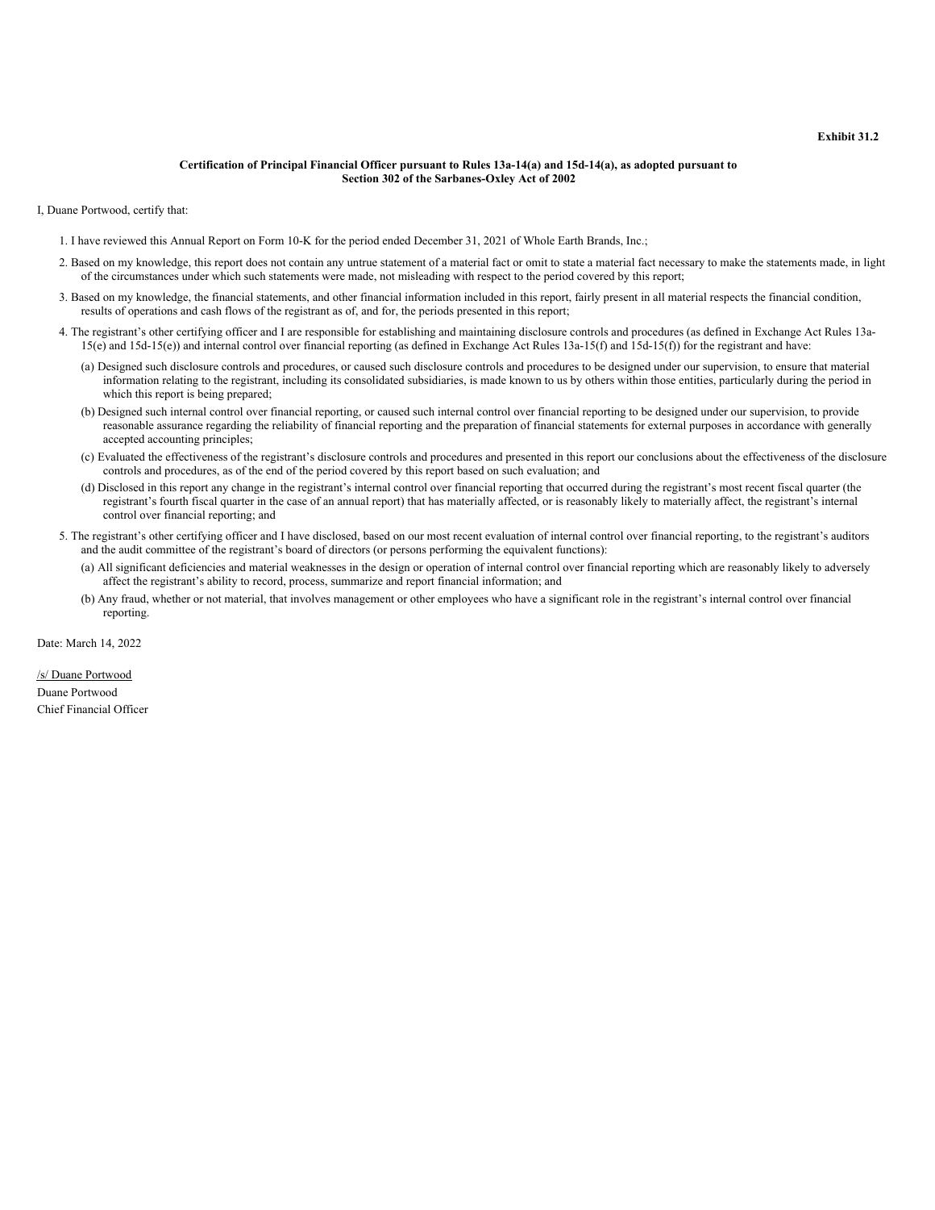**Exhibit 31.2**

**Certification of Principal Financial Officer pursuant to Rules 13a-14(a) and 15d-14(a), as adopted pursuant to Section 302 of the Sarbanes-Oxley Act of 2002**

I, Duane Portwood, certify that:

1. I have reviewed this Annual Report on Form 10-K for the period ended December 31, 2021 of Whole Earth Brands, Inc.;
2. Based on my knowledge, this report does not contain any untrue statement of a material fact or omit to state a material fact necessary to make the statements made, in light of the circumstances under which such statements were made, not misleading with respect to the period covered by this report;
3. Based on my knowledge, the financial statements, and other financial information included in this report, fairly present in all material respects the financial condition, results of operations and cash flows of the registrant as of, and for, the periods presented in this report;
4. The registrant's other certifying officer and I are responsible for establishing and maintaining disclosure controls and procedures (as defined in Exchange Act Rules 13a-15(e) and 15d-15(e)) and internal control over financial reporting (as defined in Exchange Act Rules 13a-15(f) and 15d-15(f)) for the registrant and have:
   (a) Designed such disclosure controls and procedures, or caused such disclosure controls and procedures to be designed under our supervision, to ensure that material information relating to the registrant, including its consolidated subsidiaries, is made known to us by others within those entities, particularly during the period in which this report is being prepared;
   (b) Designed such internal control over financial reporting, or caused such internal control over financial reporting to be designed under our supervision, to provide reasonable assurance regarding the reliability of financial reporting and the preparation of financial statements for external purposes in accordance with generally accepted accounting principles;
   (c) Evaluated the effectiveness of the registrant's disclosure controls and procedures and presented in this report our conclusions about the effectiveness of the disclosure controls and procedures, as of the end of the period covered by this report based on such evaluation; and
   (d) Disclosed in this report any change in the registrant's internal control over financial reporting that occurred during the registrant's most recent fiscal quarter (the registrant's fourth fiscal quarter in the case of an annual report) that has materially affected, or is reasonably likely to materially affect, the registrant's internal control over financial reporting; and
5. The registrant's other certifying officer and I have disclosed, based on our most recent evaluation of internal control over financial reporting, to the registrant's auditors and the audit committee of the registrant's board of directors (or persons performing the equivalent functions):
   (a) All significant deficiencies and material weaknesses in the design or operation of internal control over financial reporting which are reasonably likely to adversely affect the registrant's ability to record, process, summarize and report financial information; and
   (b) Any fraud, whether or not material, that involves management or other employees who have a significant role in the registrant's internal control over financial reporting.

Date: March 14, 2022

/s/ Duane Portwood
Duane Portwood
Chief Financial Officer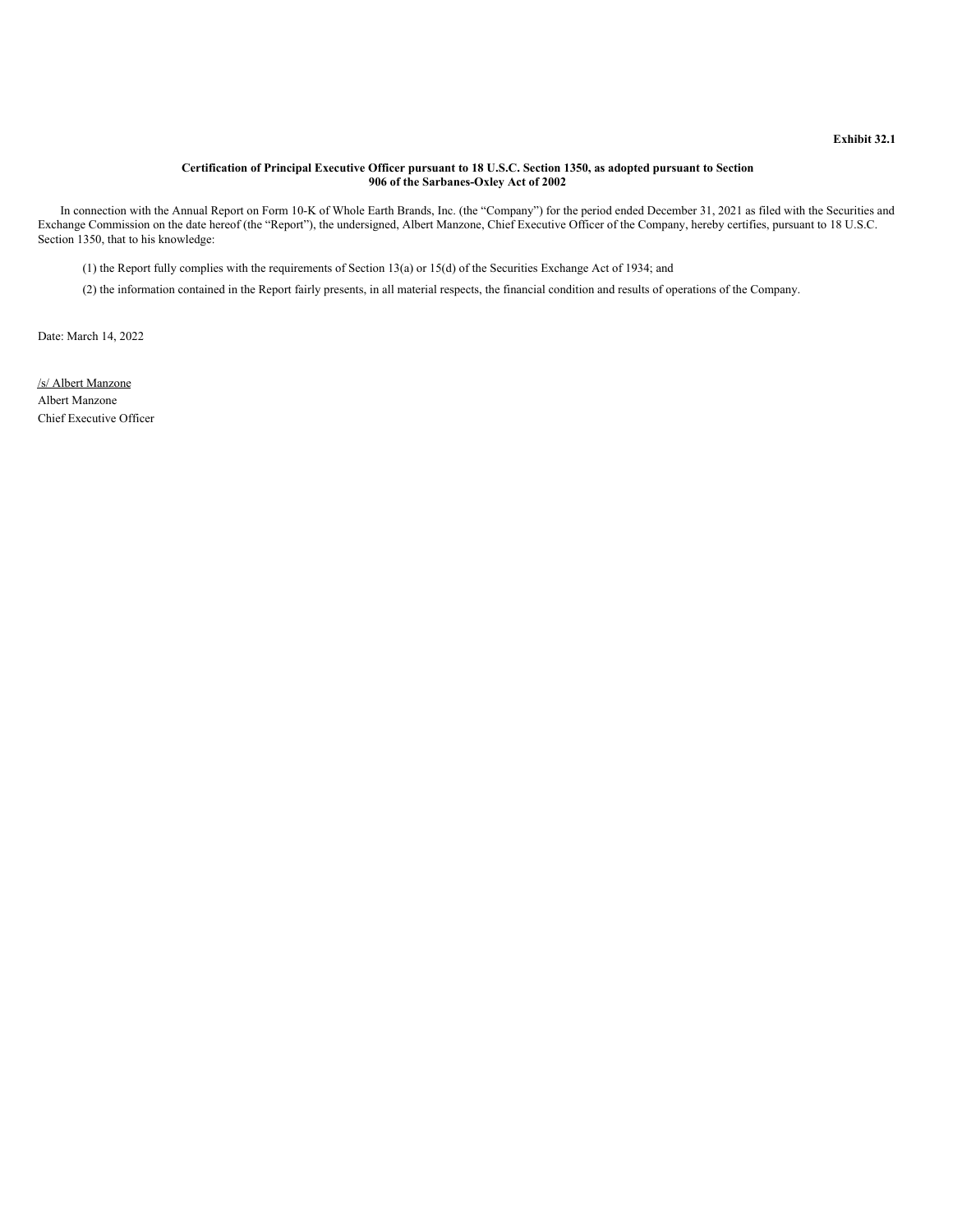**Exhibit 32.1**

**Certification of Principal Executive Officer pursuant to 18 U.S.C. Section 1350, as adopted pursuant to Section 906 of the Sarbanes-Oxley Act of 2002**

In connection with the Annual Report on Form 10-K of Whole Earth Brands, Inc. (the "Company") for the period ended December 31, 2021 as filed with the Securities and Exchange Commission on the date hereof (the "Report"), the undersigned, Albert Manzone, Chief Executive Officer of the Company, hereby certifies, pursuant to 18 U.S.C. Section 1350, that to his knowledge:

(1) the Report fully complies with the requirements of Section 13(a) or 15(d) of the Securities Exchange Act of 1934; and

(2) the information contained in the Report fairly presents, in all material respects, the financial condition and results of operations of the Company.

Date: March 14, 2022

/s/ Albert Manzone
Albert Manzone
Chief Executive Officer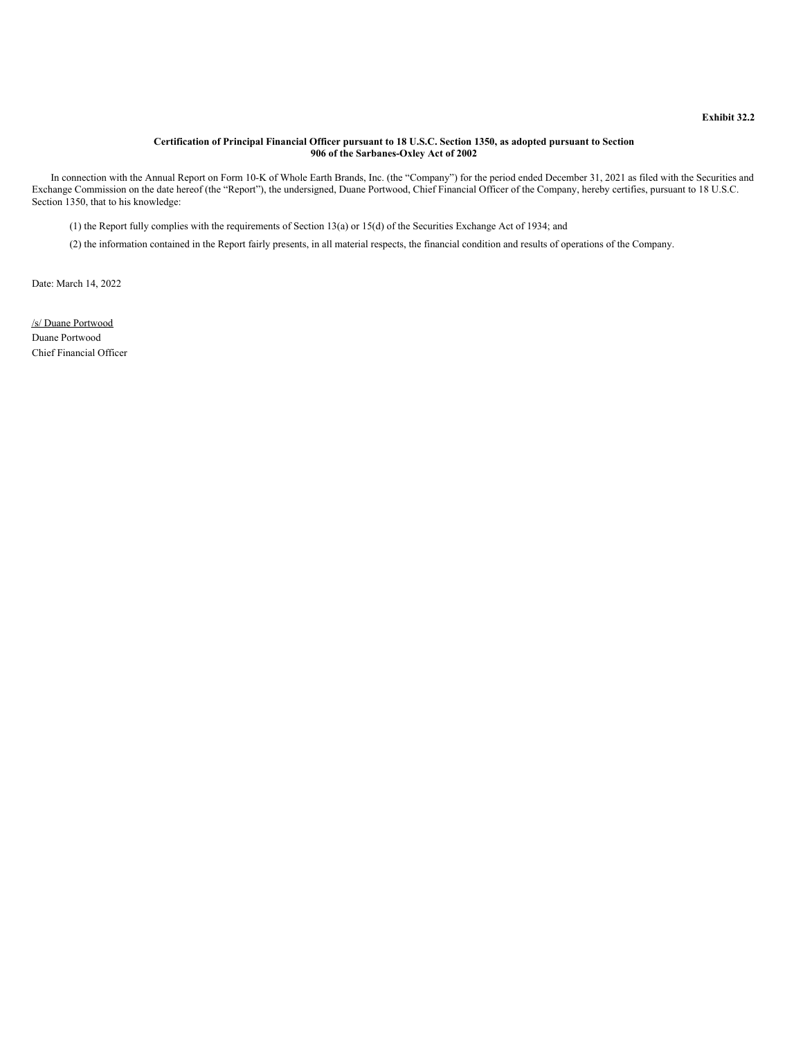**Exhibit 32.2**

**Certification of Principal Financial Officer pursuant to 18 U.S.C. Section 1350, as adopted pursuant to Section 906 of the Sarbanes-Oxley Act of 2002**

In connection with the Annual Report on Form 10-K of Whole Earth Brands, Inc. (the "Company") for the period ended December 31, 2021 as filed with the Securities and Exchange Commission on the date hereof (the "Report"), the undersigned, Duane Portwood, Chief Financial Officer of the Company, hereby certifies, pursuant to 18 U.S.C. Section 1350, that to his knowledge:

(1) the Report fully complies with the requirements of Section 13(a) or 15(d) of the Securities Exchange Act of 1934; and

(2) the information contained in the Report fairly presents, in all material respects, the financial condition and results of operations of the Company.

Date: March 14, 2022

/s/ Duane Portwood
Duane Portwood
Chief Financial Officer